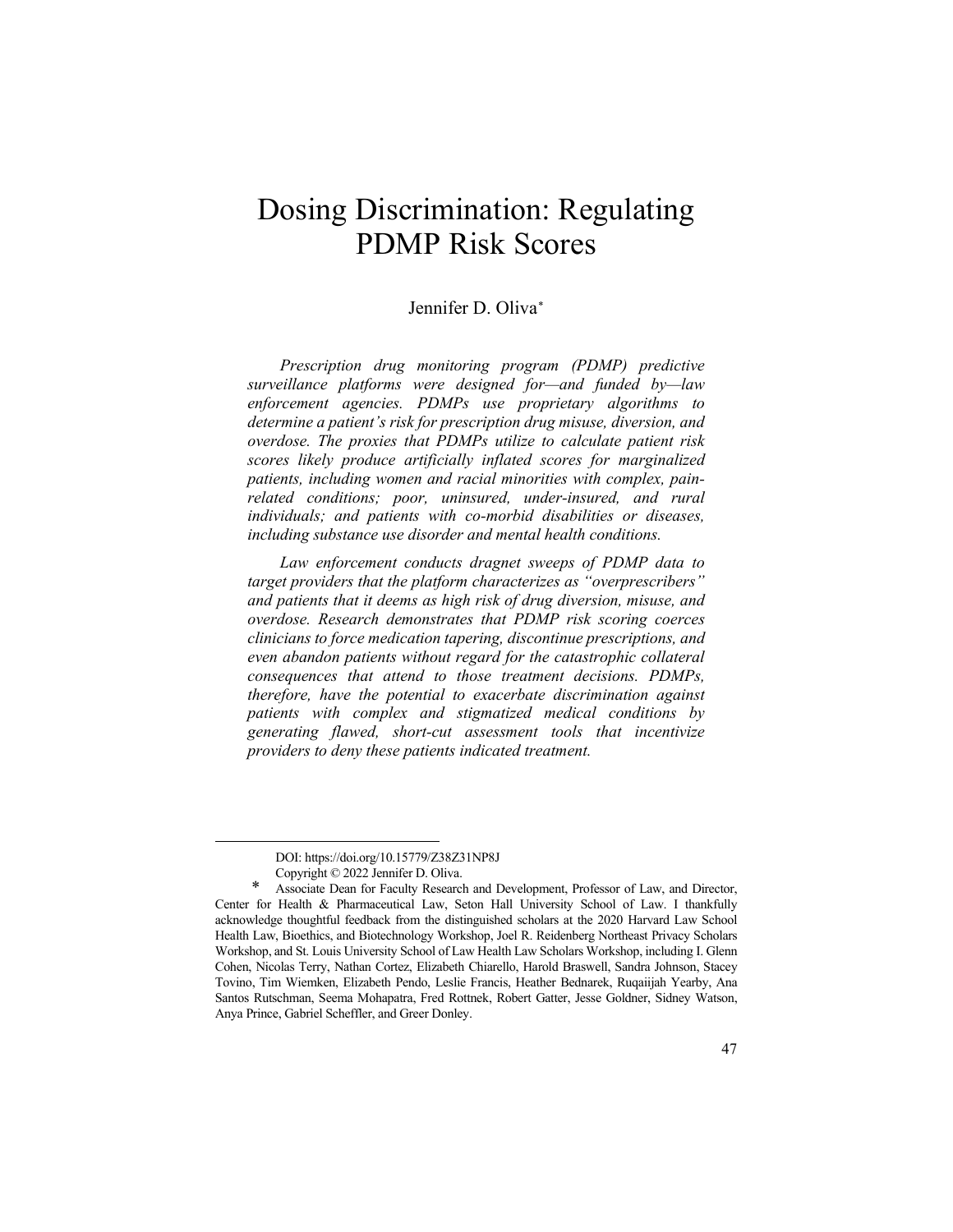# Dosing Discrimination: Regulating PDMP Risk Scores

Jennifer D. Oliva*

*Prescription drug monitoring program (PDMP) predictive surveillance platforms were designed for—and funded by—law enforcement agencies. PDMPs use proprietary algorithms to determine a patient's risk for prescription drug misuse, diversion, and overdose. The proxies that PDMPs utilize to calculate patient risk scores likely produce artificially inflated scores for marginalized patients, including women and racial minorities with complex, pain-related conditions; poor, uninsured, under-insured, and rural individuals; and patients with co-morbid disabilities or diseases, including substance use disorder and mental health conditions.*

*Law enforcement conducts dragnet sweeps of PDMP data to target providers that the platform characterizes as "overprescribers" and patients that it deems as high risk of drug diversion, misuse, and overdose. Research demonstrates that PDMP risk scoring coerces clinicians to force medication tapering, discontinue prescriptions, and even abandon patients without regard for the catastrophic collateral consequences that attend to those treatment decisions. PDMPs, therefore, have the potential to exacerbate discrimination against patients with complex and stigmatized medical conditions by generating flawed, short-cut assessment tools that incentivize providers to deny these patients indicated treatment.*

---

DOI: https://doi.org/10.15779/Z38Z31NP8J

Copyright © 2022 Jennifer D. Oliva.

\* Associate Dean for Faculty Research and Development, Professor of Law, and Director, Center for Health & Pharmaceutical Law, Seton Hall University School of Law. I thankfully acknowledge thoughtful feedback from the distinguished scholars at the 2020 Harvard Law School Health Law, Bioethics, and Biotechnology Workshop, Joel R. Reidenberg Northeast Privacy Scholars Workshop, and St. Louis University School of Law Health Law Scholars Workshop, including I. Glenn Cohen, Nicolas Terry, Nathan Cortez, Elizabeth Chiarello, Harold Braswell, Sandra Johnson, Stacey Tovino, Tim Wiemken, Elizabeth Pendo, Leslie Francis, Heather Bednarek, Ruqaiijah Yearby, Ana Santos Rutschman, Seema Mohapatra, Fred Rottnek, Robert Gatter, Jesse Goldner, Sidney Watson, Anya Prince, Gabriel Scheffler, and Greer Donley.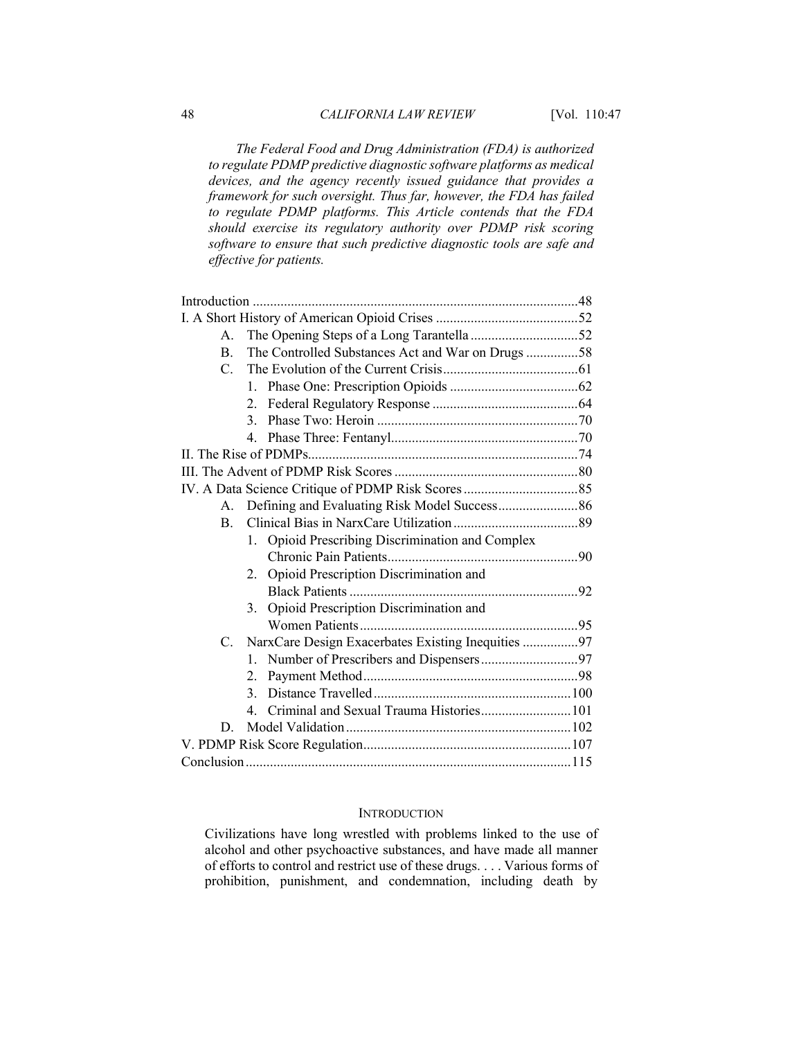*The Federal Food and Drug Administration (FDA) is authorized to regulate PDMP predictive diagnostic software platforms as medical devices, and the agency recently issued guidance that provides a framework for such oversight. Thus far, however, the FDA has failed to regulate PDMP platforms. This Article contends that the FDA should exercise its regulatory authority over PDMP risk scoring software to ensure that such predictive diagnostic tools are safe and effective for patients.*

Introduction ....................................................................48
I. A Short History of American Opioid Crises .........................52
- A. The Opening Steps of a Long Tarantella ...............................52
- B. The Controlled Substances Act and War on Drugs ...............58
- C. The Evolution of the Current Crisis.......................................61
  1. Phase One: Prescription Opioids .....................................62
  2. Federal Regulatory Response ..........................................64
  3. Phase Two: Heroin ..........................................................70
  4. Phase Three: Fentanyl......................................................70

II. The Rise of PDMPs.............................................................74
III. The Advent of PDMP Risk Scores .....................................80
IV. A Data Science Critique of PDMP Risk Scores .................85
- A. Defining and Evaluating Risk Model Success.......................86
- B. Clinical Bias in NarxCare Utilization ....................................89
  1. Opioid Prescribing Discrimination and Complex Chronic Pain Patients.......................................................90
  2. Opioid Prescription Discrimination and Black Patients ..................................................................92
  3. Opioid Prescription Discrimination and Women Patients...............................................................95
- C. NarxCare Design Exacerbates Existing Inequities ................97
  1. Number of Prescribers and Dispensers............................97
  2. Payment Method..............................................................98
  3. Distance Travelled.........................................................100
  4. Criminal and Sexual Trauma Histories..........................101
- D. Model Validation.................................................................102

V. PDMP Risk Score Regulation............................................107
Conclusion............................................................................115

## INTRODUCTION

> Civilizations have long wrestled with problems linked to the use of alcohol and other psychoactive substances, and have made all manner of efforts to control and restrict use of these drugs. . . . Various forms of prohibition, punishment, and condemnation, including death by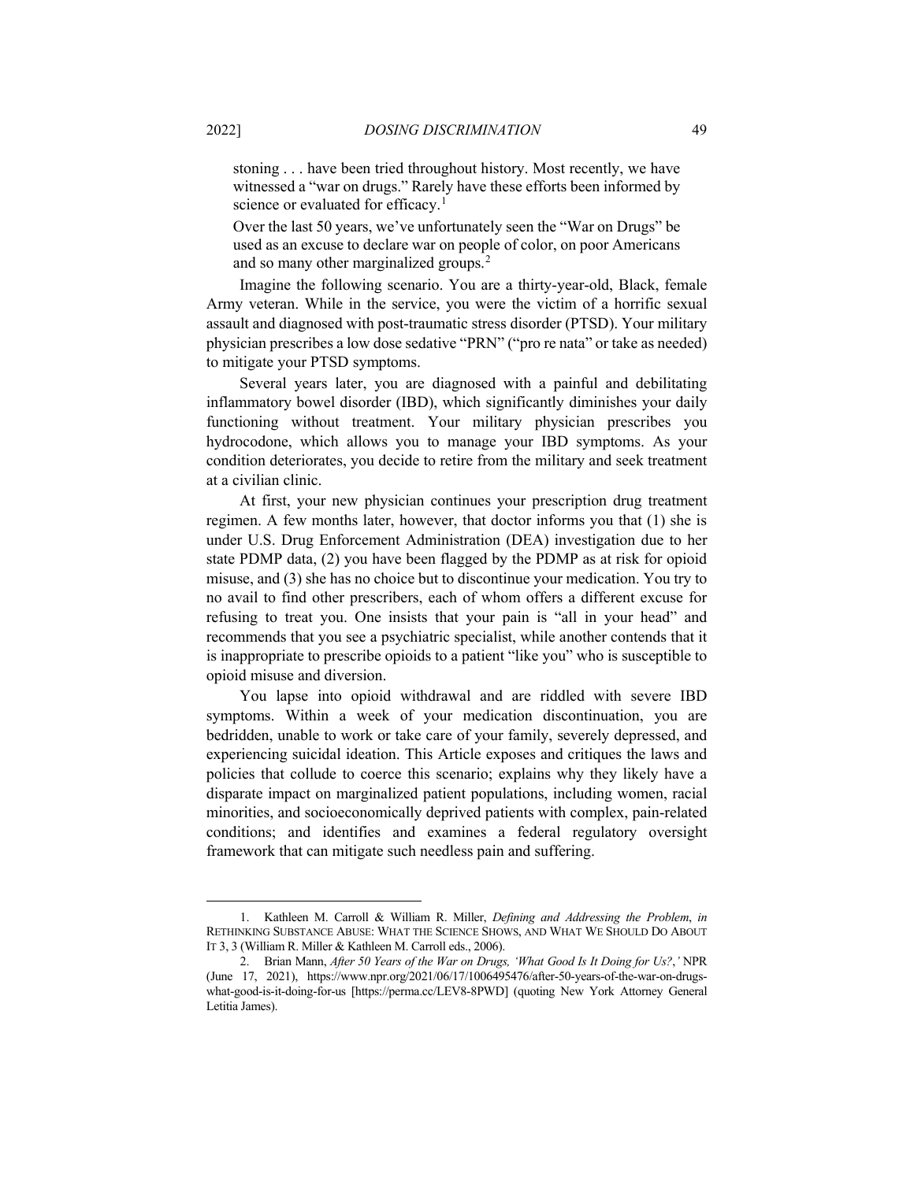> stoning . . . have been tried throughout history. Most recently, we have witnessed a "war on drugs." Rarely have these efforts been informed by science or evaluated for efficacy.[1]
>
> Over the last 50 years, we've unfortunately seen the "War on Drugs" be used as an excuse to declare war on people of color, on poor Americans and so many other marginalized groups.[2]

Imagine the following scenario. You are a thirty-year-old, Black, female Army veteran. While in the service, you were the victim of a horrific sexual assault and diagnosed with post-traumatic stress disorder (PTSD). Your military physician prescribes a low dose sedative "PRN" ("pro re nata" or take as needed) to mitigate your PTSD symptoms.

Several years later, you are diagnosed with a painful and debilitating inflammatory bowel disorder (IBD), which significantly diminishes your daily functioning without treatment. Your military physician prescribes you hydrocodone, which allows you to manage your IBD symptoms. As your condition deteriorates, you decide to retire from the military and seek treatment at a civilian clinic.

At first, your new physician continues your prescription drug treatment regimen. A few months later, however, that doctor informs you that (1) she is under U.S. Drug Enforcement Administration (DEA) investigation due to her state PDMP data, (2) you have been flagged by the PDMP as at risk for opioid misuse, and (3) she has no choice but to discontinue your medication. You try to no avail to find other prescribers, each of whom offers a different excuse for refusing to treat you. One insists that your pain is "all in your head" and recommends that you see a psychiatric specialist, while another contends that it is inappropriate to prescribe opioids to a patient "like you" who is susceptible to opioid misuse and diversion.

You lapse into opioid withdrawal and are riddled with severe IBD symptoms. Within a week of your medication discontinuation, you are bedridden, unable to work or take care of your family, severely depressed, and experiencing suicidal ideation. This Article exposes and critiques the laws and policies that collude to coerce this scenario; explains why they likely have a disparate impact on marginalized patient populations, including women, racial minorities, and socioeconomically deprived patients with complex, pain-related conditions; and identifies and examines a federal regulatory oversight framework that can mitigate such needless pain and suffering.

---

1. Kathleen M. Carroll & William R. Miller, *Defining and Addressing the Problem*, *in* RETHINKING SUBSTANCE ABUSE: WHAT THE SCIENCE SHOWS, AND WHAT WE SHOULD DO ABOUT IT 3, 3 (William R. Miller & Kathleen M. Carroll eds., 2006).

2. Brian Mann, *After 50 Years of the War on Drugs, 'What Good Is It Doing for Us?*,*'* NPR (June 17, 2021), https://www.npr.org/2021/06/17/1006495476/after-50-years-of-the-war-on-drugs-what-good-is-it-doing-for-us [https://perma.cc/LEV8-8PWD] (quoting New York Attorney General Letitia James).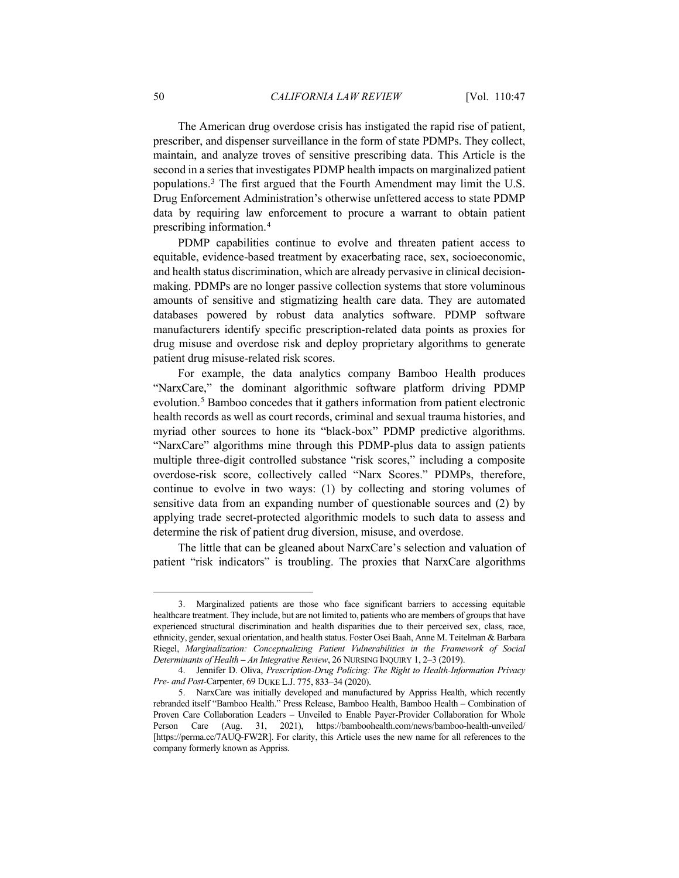The American drug overdose crisis has instigated the rapid rise of patient, prescriber, and dispenser surveillance in the form of state PDMPs. They collect, maintain, and analyze troves of sensitive prescribing data. This Article is the second in a series that investigates PDMP health impacts on marginalized patient populations.[3] The first argued that the Fourth Amendment may limit the U.S. Drug Enforcement Administration's otherwise unfettered access to state PDMP data by requiring law enforcement to procure a warrant to obtain patient prescribing information.[4]

PDMP capabilities continue to evolve and threaten patient access to equitable, evidence-based treatment by exacerbating race, sex, socioeconomic, and health status discrimination, which are already pervasive in clinical decision-making. PDMPs are no longer passive collection systems that store voluminous amounts of sensitive and stigmatizing health care data. They are automated databases powered by robust data analytics software. PDMP software manufacturers identify specific prescription-related data points as proxies for drug misuse and overdose risk and deploy proprietary algorithms to generate patient drug misuse-related risk scores.

For example, the data analytics company Bamboo Health produces "NarxCare," the dominant algorithmic software platform driving PDMP evolution.[5] Bamboo concedes that it gathers information from patient electronic health records as well as court records, criminal and sexual trauma histories, and myriad other sources to hone its "black-box" PDMP predictive algorithms. "NarxCare" algorithms mine through this PDMP-plus data to assign patients multiple three-digit controlled substance "risk scores," including a composite overdose-risk score, collectively called "Narx Scores." PDMPs, therefore, continue to evolve in two ways: (1) by collecting and storing volumes of sensitive data from an expanding number of questionable sources and (2) by applying trade secret-protected algorithmic models to such data to assess and determine the risk of patient drug diversion, misuse, and overdose.

The little that can be gleaned about NarxCare's selection and valuation of patient "risk indicators" is troubling. The proxies that NarxCare algorithms

---

3. Marginalized patients are those who face significant barriers to accessing equitable healthcare treatment. They include, but are not limited to, patients who are members of groups that have experienced structural discrimination and health disparities due to their perceived sex, class, race, ethnicity, gender, sexual orientation, and health status. Foster Osei Baah, Anne M. Teitelman & Barbara Riegel, *Marginalization: Conceptualizing Patient Vulnerabilities in the Framework of Social Determinants of Health – An Integrative Review*, 26 NURSING INQUIRY 1, 2–3 (2019).

4. Jennifer D. Oliva, *Prescription-Drug Policing: The Right to Health-Information Privacy Pre- and Post-*Carpenter, 69 DUKE L.J. 775, 833–34 (2020).

5. NarxCare was initially developed and manufactured by Appriss Health, which recently rebranded itself "Bamboo Health." Press Release, Bamboo Health, Bamboo Health – Combination of Proven Care Collaboration Leaders – Unveiled to Enable Payer-Provider Collaboration for Whole Person Care (Aug. 31, 2021), https://bamboohealth.com/news/bamboo-health-unveiled/ [https://perma.cc/7AUQ-FW2R]. For clarity, this Article uses the new name for all references to the company formerly known as Appriss.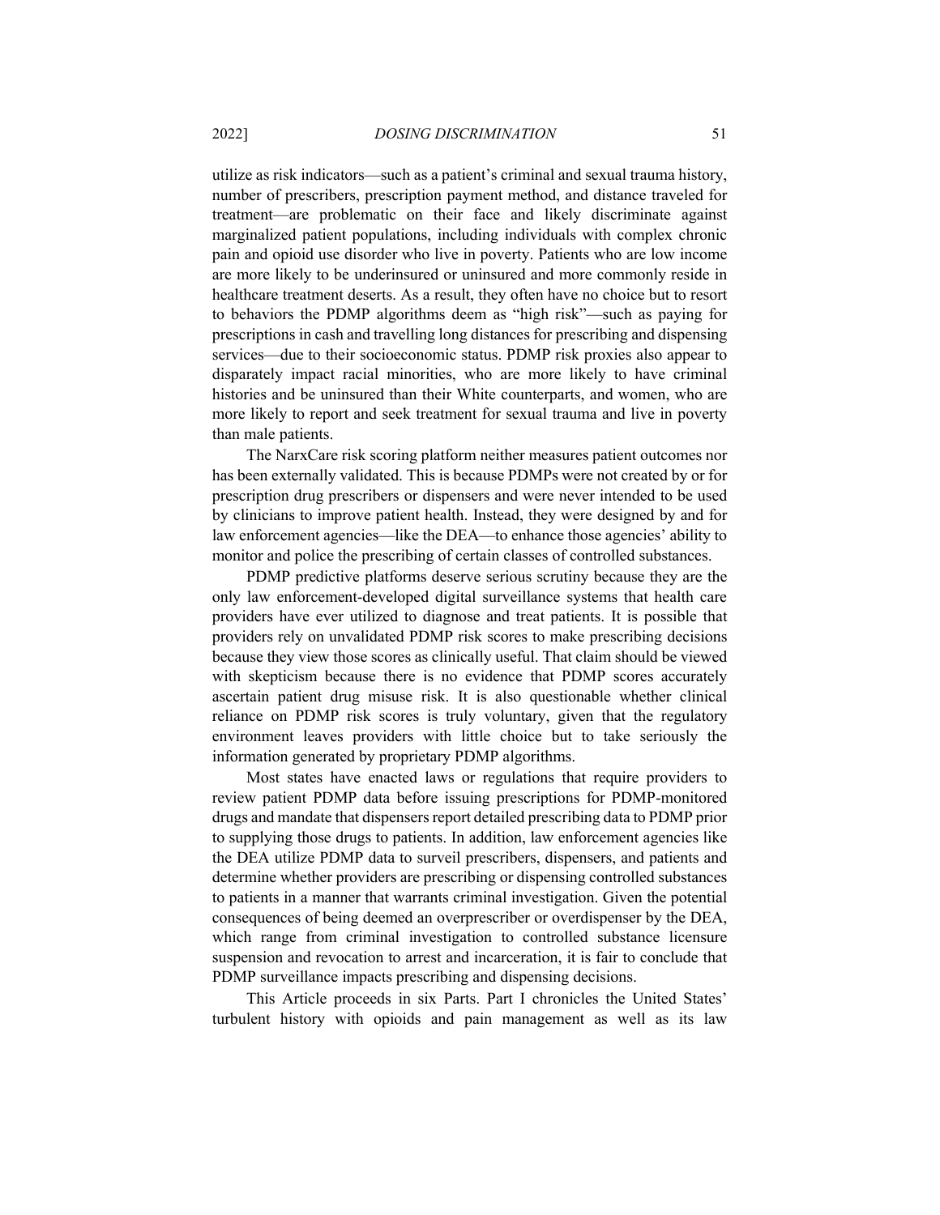utilize as risk indicators—such as a patient's criminal and sexual trauma history, number of prescribers, prescription payment method, and distance traveled for treatment—are problematic on their face and likely discriminate against marginalized patient populations, including individuals with complex chronic pain and opioid use disorder who live in poverty. Patients who are low income are more likely to be underinsured or uninsured and more commonly reside in healthcare treatment deserts. As a result, they often have no choice but to resort to behaviors the PDMP algorithms deem as "high risk"—such as paying for prescriptions in cash and travelling long distances for prescribing and dispensing services—due to their socioeconomic status. PDMP risk proxies also appear to disparately impact racial minorities, who are more likely to have criminal histories and be uninsured than their White counterparts, and women, who are more likely to report and seek treatment for sexual trauma and live in poverty than male patients.

The NarxCare risk scoring platform neither measures patient outcomes nor has been externally validated. This is because PDMPs were not created by or for prescription drug prescribers or dispensers and were never intended to be used by clinicians to improve patient health. Instead, they were designed by and for law enforcement agencies—like the DEA—to enhance those agencies' ability to monitor and police the prescribing of certain classes of controlled substances.

PDMP predictive platforms deserve serious scrutiny because they are the only law enforcement-developed digital surveillance systems that health care providers have ever utilized to diagnose and treat patients. It is possible that providers rely on unvalidated PDMP risk scores to make prescribing decisions because they view those scores as clinically useful. That claim should be viewed with skepticism because there is no evidence that PDMP scores accurately ascertain patient drug misuse risk. It is also questionable whether clinical reliance on PDMP risk scores is truly voluntary, given that the regulatory environment leaves providers with little choice but to take seriously the information generated by proprietary PDMP algorithms.

Most states have enacted laws or regulations that require providers to review patient PDMP data before issuing prescriptions for PDMP-monitored drugs and mandate that dispensers report detailed prescribing data to PDMP prior to supplying those drugs to patients. In addition, law enforcement agencies like the DEA utilize PDMP data to surveil prescribers, dispensers, and patients and determine whether providers are prescribing or dispensing controlled substances to patients in a manner that warrants criminal investigation. Given the potential consequences of being deemed an overprescriber or overdispenser by the DEA, which range from criminal investigation to controlled substance licensure suspension and revocation to arrest and incarceration, it is fair to conclude that PDMP surveillance impacts prescribing and dispensing decisions.

This Article proceeds in six Parts. Part I chronicles the United States' turbulent history with opioids and pain management as well as its law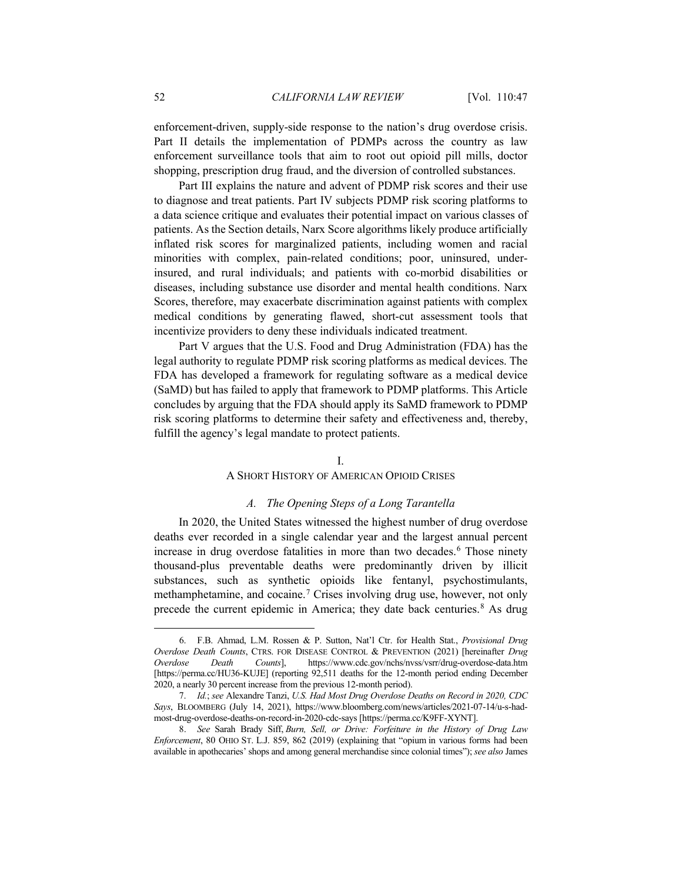enforcement-driven, supply-side response to the nation's drug overdose crisis. Part II details the implementation of PDMPs across the country as law enforcement surveillance tools that aim to root out opioid pill mills, doctor shopping, prescription drug fraud, and the diversion of controlled substances.

Part III explains the nature and advent of PDMP risk scores and their use to diagnose and treat patients. Part IV subjects PDMP risk scoring platforms to a data science critique and evaluates their potential impact on various classes of patients. As the Section details, Narx Score algorithms likely produce artificially inflated risk scores for marginalized patients, including women and racial minorities with complex, pain-related conditions; poor, uninsured, under-insured, and rural individuals; and patients with co-morbid disabilities or diseases, including substance use disorder and mental health conditions. Narx Scores, therefore, may exacerbate discrimination against patients with complex medical conditions by generating flawed, short-cut assessment tools that incentivize providers to deny these individuals indicated treatment.

Part V argues that the U.S. Food and Drug Administration (FDA) has the legal authority to regulate PDMP risk scoring platforms as medical devices. The FDA has developed a framework for regulating software as a medical device (SaMD) but has failed to apply that framework to PDMP platforms. This Article concludes by arguing that the FDA should apply its SaMD framework to PDMP risk scoring platforms to determine their safety and effectiveness and, thereby, fulfill the agency's legal mandate to protect patients.

## I.
## A Short History of American Opioid Crises

### A. *The Opening Steps of a Long Tarantella*

In 2020, the United States witnessed the highest number of drug overdose deaths ever recorded in a single calendar year and the largest annual percent increase in drug overdose fatalities in more than two decades.[6] Those ninety thousand-plus preventable deaths were predominantly driven by illicit substances, such as synthetic opioids like fentanyl, psychostimulants, methamphetamine, and cocaine.[7] Crises involving drug use, however, not only precede the current epidemic in America; they date back centuries.[8] As drug

---

6. F.B. Ahmad, L.M. Rossen & P. Sutton, Nat'l Ctr. for Health Stat., *Provisional Drug Overdose Death Counts*, CTRS. FOR DISEASE CONTROL & PREVENTION (2021) [hereinafter *Drug Overdose Death Counts*], https://www.cdc.gov/nchs/nvss/vsrr/drug-overdose-data.htm [https://perma.cc/HU36-KUJE] (reporting 92,511 deaths for the 12-month period ending December 2020, a nearly 30 percent increase from the previous 12-month period).

7. *Id.*; *see* Alexandre Tanzi, *U.S. Had Most Drug Overdose Deaths on Record in 2020, CDC Says*, BLOOMBERG (July 14, 2021), https://www.bloomberg.com/news/articles/2021-07-14/u-s-had-most-drug-overdose-deaths-on-record-in-2020-cdc-says [https://perma.cc/K9FF-XYNT].

8. *See* Sarah Brady Siff, *Burn, Sell, or Drive: Forfeiture in the History of Drug Law Enforcement*, 80 OHIO ST. L.J. 859, 862 (2019) (explaining that "opium in various forms had been available in apothecaries' shops and among general merchandise since colonial times"); *see also* James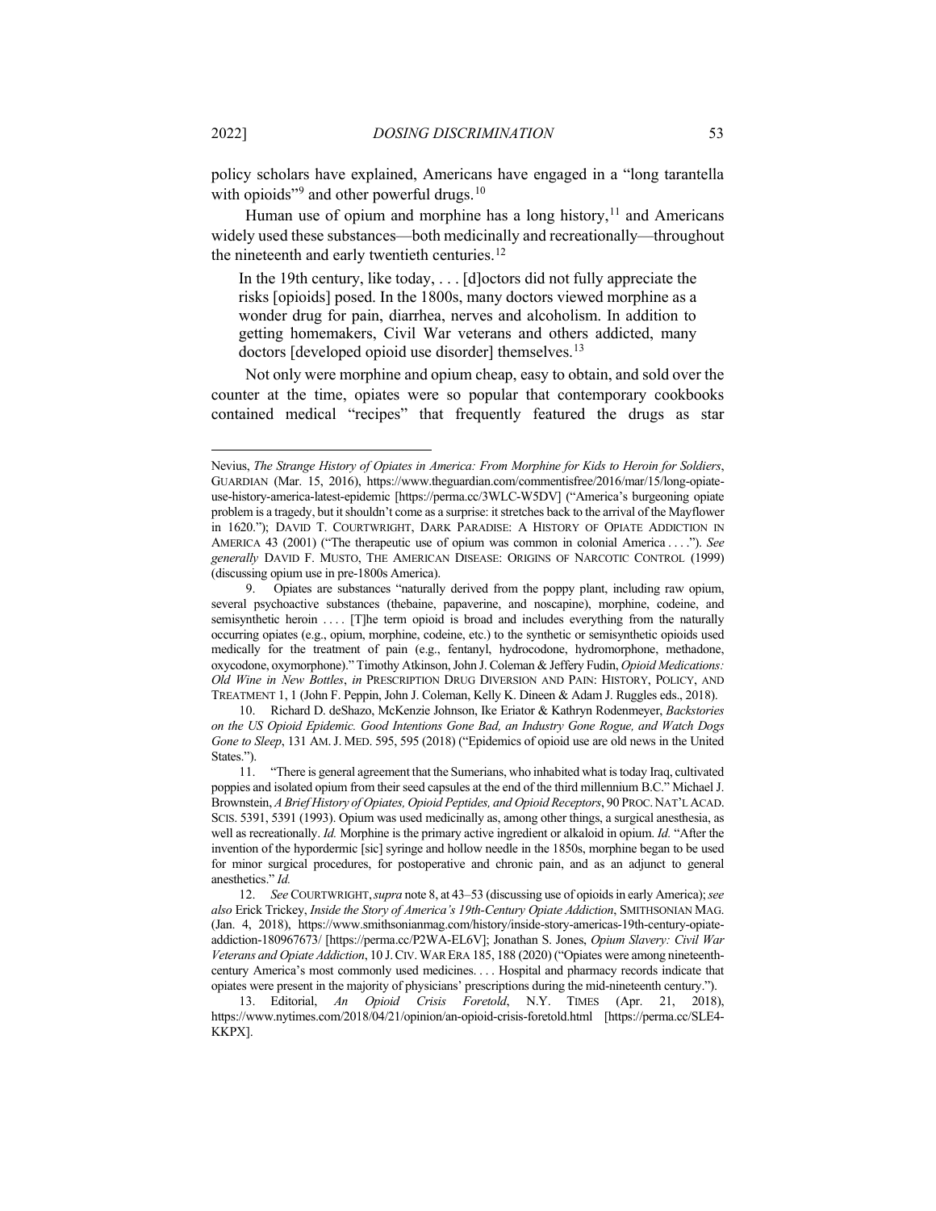policy scholars have explained, Americans have engaged in a "long tarantella with opioids"[9] and other powerful drugs.[10]

Human use of opium and morphine has a long history,[11] and Americans widely used these substances—both medicinally and recreationally—throughout the nineteenth and early twentieth centuries.[12]

> In the 19th century, like today, . . . [d]octors did not fully appreciate the risks [opioids] posed. In the 1800s, many doctors viewed morphine as a wonder drug for pain, diarrhea, nerves and alcoholism. In addition to getting homemakers, Civil War veterans and others addicted, many doctors [developed opioid use disorder] themselves.[13]

Not only were morphine and opium cheap, easy to obtain, and sold over the counter at the time, opiates were so popular that contemporary cookbooks contained medical "recipes" that frequently featured the drugs as star

---

Nevius, *The Strange History of Opiates in America: From Morphine for Kids to Heroin for Soldiers*, GUARDIAN (Mar. 15, 2016), https://www.theguardian.com/commentisfree/2016/mar/15/long-opiate-use-history-america-latest-epidemic [https://perma.cc/3WLC-W5DV] ("America's burgeoning opiate problem is a tragedy, but it shouldn't come as a surprise: it stretches back to the arrival of the Mayflower in 1620."); DAVID T. COURTWRIGHT, DARK PARADISE: A HISTORY OF OPIATE ADDICTION IN AMERICA 43 (2001) ("The therapeutic use of opium was common in colonial America . . . ."). *See generally* DAVID F. MUSTO, THE AMERICAN DISEASE: ORIGINS OF NARCOTIC CONTROL (1999) (discussing opium use in pre-1800s America).

9. Opiates are substances "naturally derived from the poppy plant, including raw opium, several psychoactive substances (thebaine, papaverine, and noscapine), morphine, codeine, and semisynthetic heroin . . . . [T]he term opioid is broad and includes everything from the naturally occurring opiates (e.g., opium, morphine, codeine, etc.) to the synthetic or semisynthetic opioids used medically for the treatment of pain (e.g., fentanyl, hydrocodone, hydromorphone, methadone, oxycodone, oxymorphone)." Timothy Atkinson, John J. Coleman & Jeffery Fudin, *Opioid Medications: Old Wine in New Bottles*, *in* PRESCRIPTION DRUG DIVERSION AND PAIN: HISTORY, POLICY, AND TREATMENT 1, 1 (John F. Peppin, John J. Coleman, Kelly K. Dineen & Adam J. Ruggles eds., 2018).

10. Richard D. deShazo, McKenzie Johnson, Ike Eriator & Kathryn Rodenmeyer, *Backstories on the US Opioid Epidemic. Good Intentions Gone Bad, an Industry Gone Rogue, and Watch Dogs Gone to Sleep*, 131 AM. J. MED. 595, 595 (2018) ("Epidemics of opioid use are old news in the United States.").

11. "There is general agreement that the Sumerians, who inhabited what is today Iraq, cultivated poppies and isolated opium from their seed capsules at the end of the third millennium B.C." Michael J. Brownstein, *A Brief History of Opiates, Opioid Peptides, and Opioid Receptors*, 90 PROC. NAT'L ACAD. SCIS. 5391, 5391 (1993). Opium was used medicinally as, among other things, a surgical anesthesia, as well as recreationally. *Id.* Morphine is the primary active ingredient or alkaloid in opium. *Id.* "After the invention of the hyopdermic [sic] syringe and hollow needle in the 1850s, morphine began to be used for minor surgical procedures, for postoperative and chronic pain, and as an adjunct to general anesthetics." *Id.*

12. *See* COURTWRIGHT, *supra* note 8, at 43–53 (discussing use of opioids in early America); *see also* Erick Trickey, *Inside the Story of America's 19th-Century Opiate Addiction*, SMITHSONIAN MAG. (Jan. 4, 2018), https://www.smithsonianmag.com/history/inside-story-americas-19th-century-opiate-addiction-180967673/ [https://perma.cc/P2WA-EL6V]; Jonathan S. Jones, *Opium Slavery: Civil War Veterans and Opiate Addiction*, 10 J. CIV. WAR ERA 185, 188 (2020) ("Opiates were among nineteenth-century America's most commonly used medicines. . . . Hospital and pharmacy records indicate that opiates were present in the majority of physicians' prescriptions during the mid-nineteenth century.").

13. Editorial, *An Opioid Crisis Foretold*, N.Y. TIMES (Apr. 21, 2018), https://www.nytimes.com/2018/04/21/opinion/an-opioid-crisis-foretold.html [https://perma.cc/SLE4-KKPX].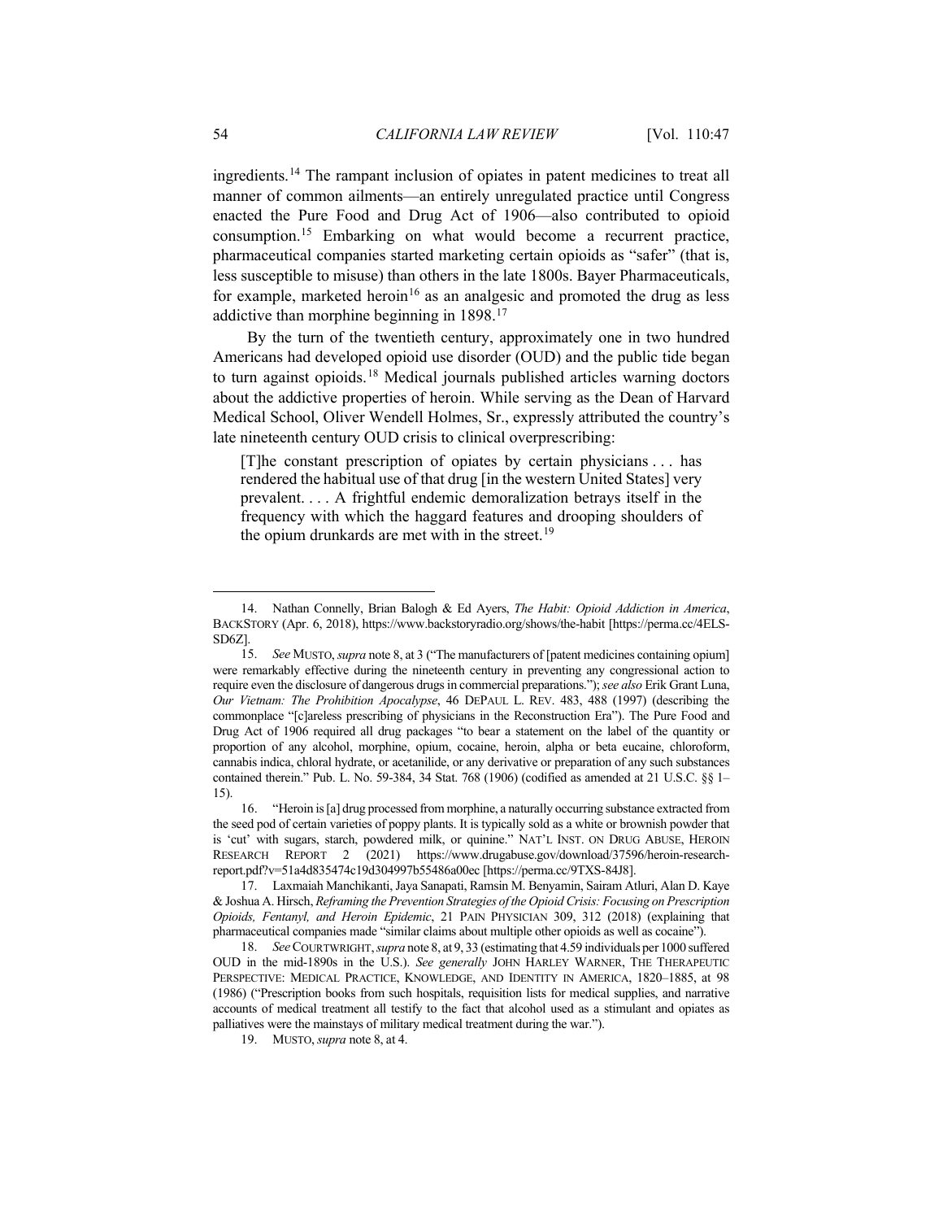ingredients.[14] The rampant inclusion of opiates in patent medicines to treat all manner of common ailments—an entirely unregulated practice until Congress enacted the Pure Food and Drug Act of 1906—also contributed to opioid consumption.[15] Embarking on what would become a recurrent practice, pharmaceutical companies started marketing certain opioids as "safer" (that is, less susceptible to misuse) than others in the late 1800s. Bayer Pharmaceuticals, for example, marketed heroin[16] as an analgesic and promoted the drug as less addictive than morphine beginning in 1898.[17]

By the turn of the twentieth century, approximately one in two hundred Americans had developed opioid use disorder (OUD) and the public tide began to turn against opioids.[18] Medical journals published articles warning doctors about the addictive properties of heroin. While serving as the Dean of Harvard Medical School, Oliver Wendell Holmes, Sr., expressly attributed the country's late nineteenth century OUD crisis to clinical overprescribing:

> [T]he constant prescription of opiates by certain physicians . . . has rendered the habitual use of that drug [in the western United States] very prevalent. . . . A frightful endemic demoralization betrays itself in the frequency with which the haggard features and drooping shoulders of the opium drunkards are met with in the street.[19]

---

14. Nathan Connelly, Brian Balogh & Ed Ayers, *The Habit: Opioid Addiction in America*, BACKSTORY (Apr. 6, 2018), https://www.backstoryradio.org/shows/the-habit [https://perma.cc/4ELS-SD6Z].

15. *See* MUSTO, *supra* note 8, at 3 ("The manufacturers of [patent medicines containing opium] were remarkably effective during the nineteenth century in preventing any congressional action to require even the disclosure of dangerous drugs in commercial preparations."); *see also* Erik Grant Luna, *Our Vietnam: The Prohibition Apocalypse*, 46 DEPAUL L. REV. 483, 488 (1997) (describing the commonplace "[c]areless prescribing of physicians in the Reconstruction Era"). The Pure Food and Drug Act of 1906 required all drug packages "to bear a statement on the label of the quantity or proportion of any alcohol, morphine, opium, cocaine, heroin, alpha or beta eucaine, chloroform, cannabis indica, chloral hydrate, or acetanilide, or any derivative or preparation of any such substances contained therein." Pub. L. No. 59-384, 34 Stat. 768 (1906) (codified as amended at 21 U.S.C. §§ 1–15).

16. "Heroin is [a] drug processed from morphine, a naturally occurring substance extracted from the seed pod of certain varieties of poppy plants. It is typically sold as a white or brownish powder that is 'cut' with sugars, starch, powdered milk, or quinine." NAT'L INST. ON DRUG ABUSE, HEROIN RESEARCH REPORT 2 (2021) https://www.drugabuse.gov/download/37596/heroin-research-report.pdf?v=51a4d835474c19d304997b55486a00ec [https://perma.cc/9TXS-84J8].

17. Laxmaiah Manchikanti, Jaya Sanapati, Ramsin M. Benyamin, Sairam Atluri, Alan D. Kaye & Joshua A. Hirsch, *Reframing the Prevention Strategies of the Opioid Crisis: Focusing on Prescription Opioids, Fentanyl, and Heroin Epidemic*, 21 PAIN PHYSICIAN 309, 312 (2018) (explaining that pharmaceutical companies made "similar claims about multiple other opioids as well as cocaine").

18. *See* COURTWRIGHT, *supra* note 8, at 9, 33 (estimating that 4.59 individuals per 1000 suffered OUD in the mid-1890s in the U.S.). *See generally* JOHN HARLEY WARNER, THE THERAPEUTIC PERSPECTIVE: MEDICAL PRACTICE, KNOWLEDGE, AND IDENTITY IN AMERICA, 1820–1885, at 98 (1986) ("Prescription books from such hospitals, requisition lists for medical supplies, and narrative accounts of medical treatment all testify to the fact that alcohol used as a stimulant and opiates as palliatives were the mainstays of military medical treatment during the war.").

19. MUSTO, *supra* note 8, at 4.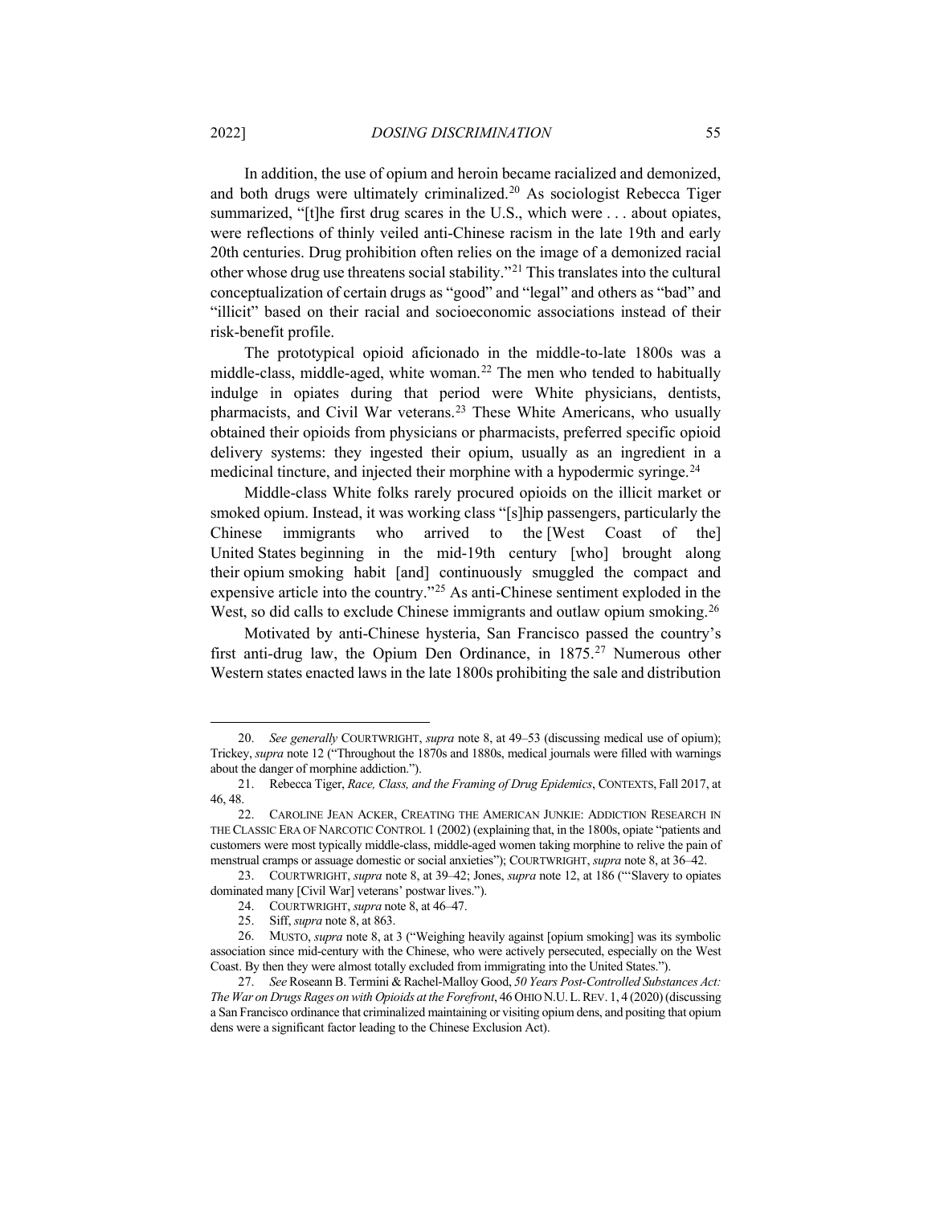In addition, the use of opium and heroin became racialized and demonized, and both drugs were ultimately criminalized.[20] As sociologist Rebecca Tiger summarized, "[t]he first drug scares in the U.S., which were . . . about opiates, were reflections of thinly veiled anti-Chinese racism in the late 19th and early 20th centuries. Drug prohibition often relies on the image of a demonized racial other whose drug use threatens social stability."[21] This translates into the cultural conceptualization of certain drugs as "good" and "legal" and others as "bad" and "illicit" based on their racial and socioeconomic associations instead of their risk-benefit profile.

The prototypical opioid aficionado in the middle-to-late 1800s was a middle-class, middle-aged, white woman.[22] The men who tended to habitually indulge in opiates during that period were White physicians, dentists, pharmacists, and Civil War veterans.[23] These White Americans, who usually obtained their opioids from physicians or pharmacists, preferred specific opioid delivery systems: they ingested their opium, usually as an ingredient in a medicinal tincture, and injected their morphine with a hypodermic syringe.[24]

Middle-class White folks rarely procured opioids on the illicit market or smoked opium. Instead, it was working class "[s]hip passengers, particularly the Chinese immigrants who arrived to the [West Coast of the] United States beginning in the mid-19th century [who] brought along their opium smoking habit [and] continuously smuggled the compact and expensive article into the country."[25] As anti-Chinese sentiment exploded in the West, so did calls to exclude Chinese immigrants and outlaw opium smoking.[26]

Motivated by anti-Chinese hysteria, San Francisco passed the country's first anti-drug law, the Opium Den Ordinance, in 1875.[27] Numerous other Western states enacted laws in the late 1800s prohibiting the sale and distribution

---

20. *See generally* COURTWRIGHT, *supra* note 8, at 49–53 (discussing medical use of opium); Trickey, *supra* note 12 ("Throughout the 1870s and 1880s, medical journals were filled with warnings about the danger of morphine addiction.").

21. Rebecca Tiger, *Race, Class, and the Framing of Drug Epidemics*, CONTEXTS, Fall 2017, at 46, 48.

22. CAROLINE JEAN ACKER, CREATING THE AMERICAN JUNKIE: ADDICTION RESEARCH IN THE CLASSIC ERA OF NARCOTIC CONTROL 1 (2002) (explaining that, in the 1800s, opiate "patients and customers were most typically middle-class, middle-aged women taking morphine to relive the pain of menstrual cramps or assuage domestic or social anxieties"); COURTWRIGHT, *supra* note 8, at 36–42.

23. COURTWRIGHT, *supra* note 8, at 39–42; Jones, *supra* note 12, at 186 ("'Slavery to opiates dominated many [Civil War] veterans' postwar lives.").

24. COURTWRIGHT, *supra* note 8, at 46–47.

25. Siff, *supra* note 8, at 863.

26. MUSTO, *supra* note 8, at 3 ("Weighing heavily against [opium smoking] was its symbolic association since mid-century with the Chinese, who were actively persecuted, especially on the West Coast. By then they were almost totally excluded from immigrating into the United States.").

27. *See* Roseann B. Termini & Rachel-Malloy Good, *50 Years Post-Controlled Substances Act: The War on Drugs Rages on with Opioids at the Forefront*, 46 OHIO N.U. L. REV. 1, 4 (2020) (discussing a San Francisco ordinance that criminalized maintaining or visiting opium dens, and positing that opium dens were a significant factor leading to the Chinese Exclusion Act).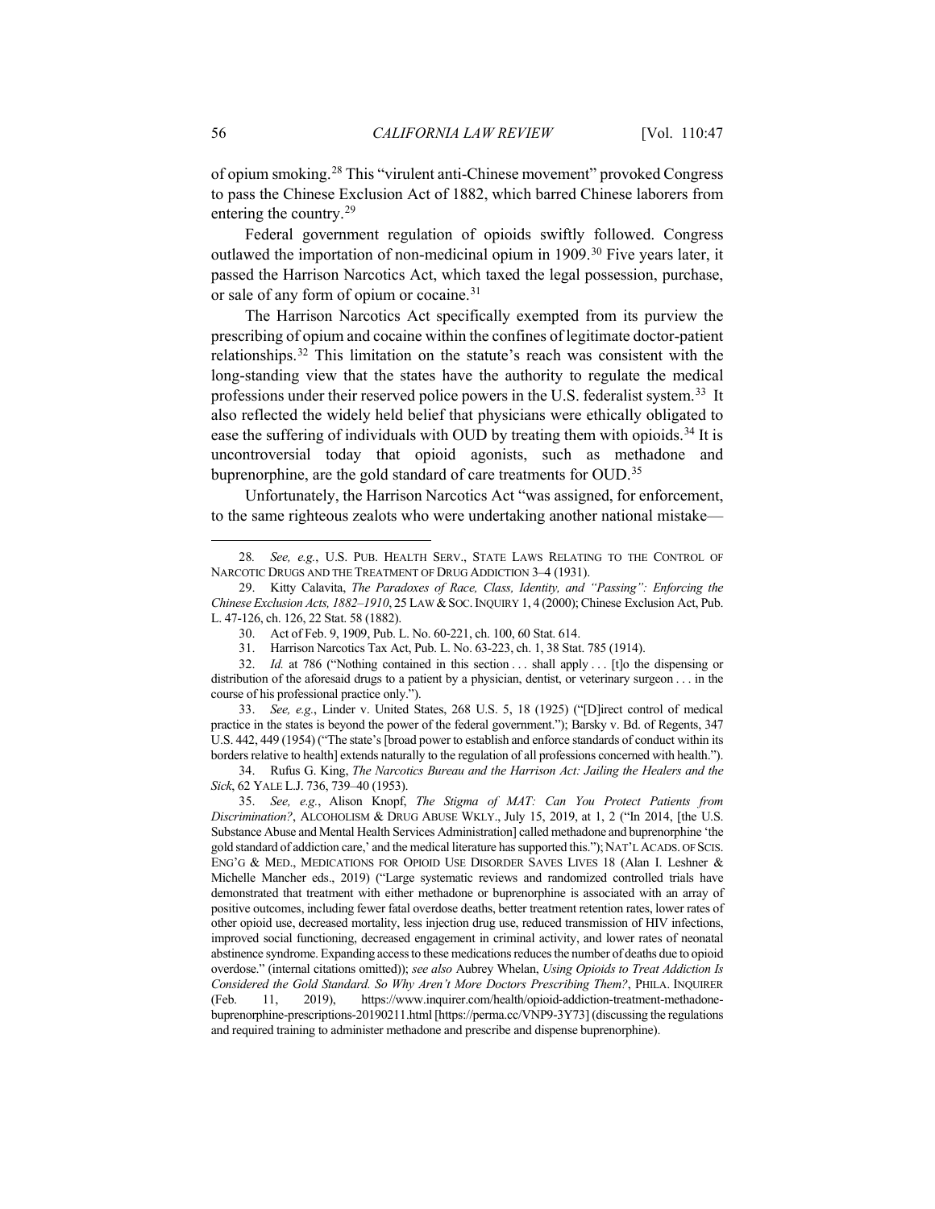of opium smoking.[28] This "virulent anti-Chinese movement" provoked Congress to pass the Chinese Exclusion Act of 1882, which barred Chinese laborers from entering the country.[29]

Federal government regulation of opioids swiftly followed. Congress outlawed the importation of non-medicinal opium in 1909.[30] Five years later, it passed the Harrison Narcotics Act, which taxed the legal possession, purchase, or sale of any form of opium or cocaine.[31]

The Harrison Narcotics Act specifically exempted from its purview the prescribing of opium and cocaine within the confines of legitimate doctor-patient relationships.[32] This limitation on the statute's reach was consistent with the long-standing view that the states have the authority to regulate the medical professions under their reserved police powers in the U.S. federalist system.[33] It also reflected the widely held belief that physicians were ethically obligated to ease the suffering of individuals with OUD by treating them with opioids.[34] It is uncontroversial today that opioid agonists, such as methadone and buprenorphine, are the gold standard of care treatments for OUD.[35]

Unfortunately, the Harrison Narcotics Act "was assigned, for enforcement, to the same righteous zealots who were undertaking another national mistake—

---

28. *See, e.g.*, U.S. PUB. HEALTH SERV., STATE LAWS RELATING TO THE CONTROL OF NARCOTIC DRUGS AND THE TREATMENT OF DRUG ADDICTION 3–4 (1931).

29. Kitty Calavita, *The Paradoxes of Race, Class, Identity, and "Passing": Enforcing the Chinese Exclusion Acts, 1882–1910*, 25 LAW & SOC. INQUIRY 1, 4 (2000); Chinese Exclusion Act, Pub. L. 47-126, ch. 126, 22 Stat. 58 (1882).

30. Act of Feb. 9, 1909, Pub. L. No. 60-221, ch. 100, 60 Stat. 614.

31. Harrison Narcotics Tax Act, Pub. L. No. 63-223, ch. 1, 38 Stat. 785 (1914).

32. *Id.* at 786 ("Nothing contained in this section . . . shall apply . . . [t]o the dispensing or distribution of the aforesaid drugs to a patient by a physician, dentist, or veterinary surgeon . . . in the course of his professional practice only.").

33. *See, e.g.*, Linder v. United States, 268 U.S. 5, 18 (1925) ("[D]irect control of medical practice in the states is beyond the power of the federal government."); Barsky v. Bd. of Regents, 347 U.S. 442, 449 (1954) ("The state's [broad power to establish and enforce standards of conduct within its borders relative to health] extends naturally to the regulation of all professions concerned with health.").

34. Rufus G. King, *The Narcotics Bureau and the Harrison Act: Jailing the Healers and the Sick*, 62 YALE L.J. 736, 739–40 (1953).

35. *See, e.g.*, Alison Knopf, *The Stigma of MAT: Can You Protect Patients from Discrimination?*, ALCOHOLISM & DRUG ABUSE WKLY., July 15, 2019, at 1, 2 ("In 2014, [the U.S. Substance Abuse and Mental Health Services Administration] called methadone and buprenorphine 'the gold standard of addiction care,' and the medical literature has supported this."); NAT'L ACADS. OF SCIS. ENG'G & MED., MEDICATIONS FOR OPIOID USE DISORDER SAVES LIVES 18 (Alan I. Leshner & Michelle Mancher eds., 2019) ("Large systematic reviews and randomized controlled trials have demonstrated that treatment with either methadone or buprenorphine is associated with an array of positive outcomes, including fewer fatal overdose deaths, better treatment retention rates, lower rates of other opioid use, decreased mortality, less injection drug use, reduced transmission of HIV infections, improved social functioning, decreased engagement in criminal activity, and lower rates of neonatal abstinence syndrome. Expanding access to these medications reduces the number of deaths due to opioid overdose." (internal citations omitted)); *see also* Aubrey Whelan, *Using Opioids to Treat Addiction Is Considered the Gold Standard. So Why Aren't More Doctors Prescribing Them?*, PHILA. INQUIRER (Feb. 11, 2019), https://www.inquirer.com/health/opioid-addiction-treatment-methadone-buprenorphine-prescriptions-20190211.html [https://perma.cc/VNP9-3Y73] (discussing the regulations and required training to administer methadone and prescribe and dispense buprenorphine).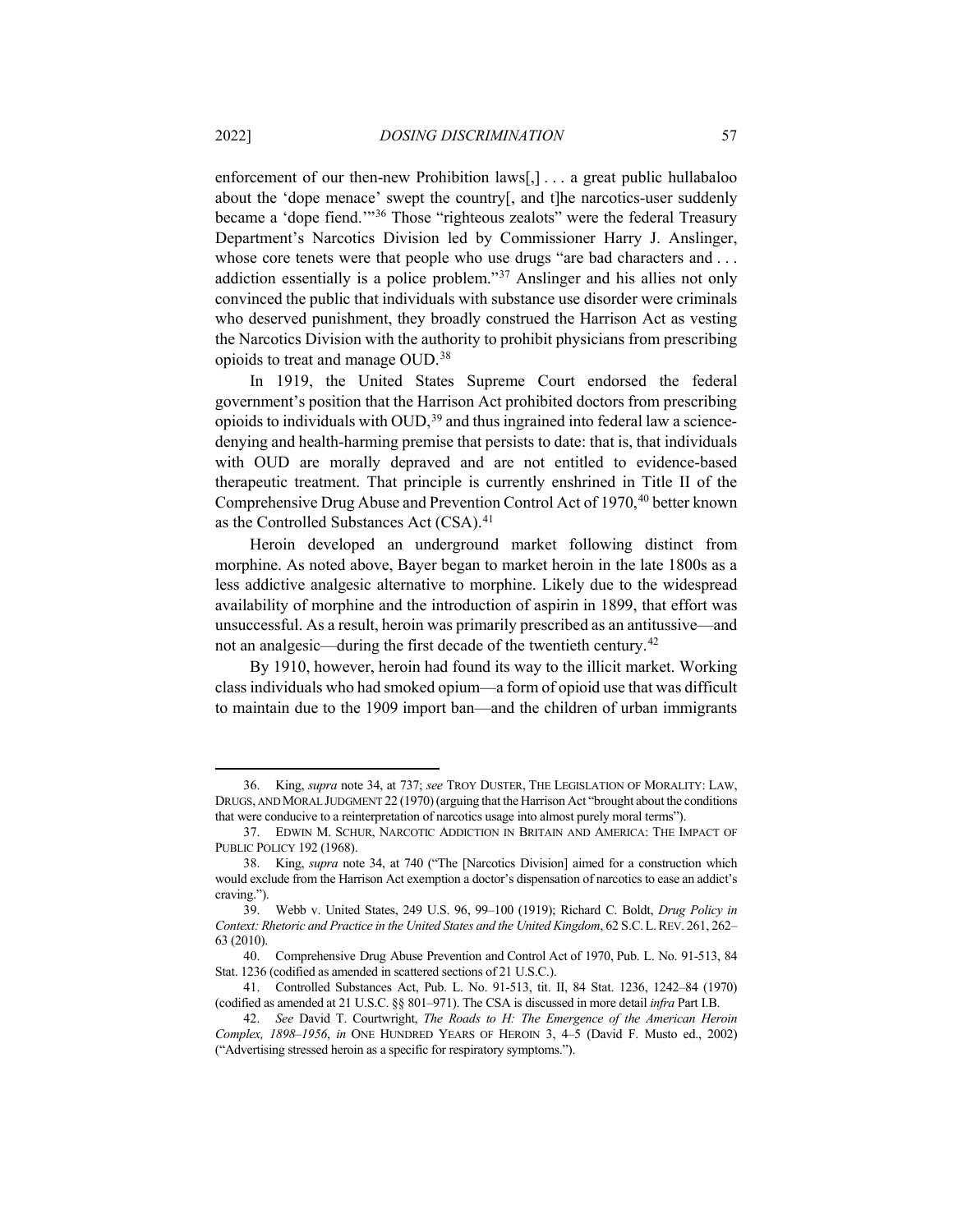enforcement of our then-new Prohibition laws[,] . . . a great public hullabaloo about the 'dope menace' swept the country[, and t]he narcotics-user suddenly became a 'dope fiend.'"[36] Those "righteous zealots" were the federal Treasury Department's Narcotics Division led by Commissioner Harry J. Anslinger, whose core tenets were that people who use drugs "are bad characters and . . . addiction essentially is a police problem."[37] Anslinger and his allies not only convinced the public that individuals with substance use disorder were criminals who deserved punishment, they broadly construed the Harrison Act as vesting the Narcotics Division with the authority to prohibit physicians from prescribing opioids to treat and manage OUD.[38]

In 1919, the United States Supreme Court endorsed the federal government's position that the Harrison Act prohibited doctors from prescribing opioids to individuals with OUD,[39] and thus ingrained into federal law a science-denying and health-harming premise that persists to date: that is, that individuals with OUD are morally depraved and are not entitled to evidence-based therapeutic treatment. That principle is currently enshrined in Title II of the Comprehensive Drug Abuse and Prevention Control Act of 1970,[40] better known as the Controlled Substances Act (CSA).[41]

Heroin developed an underground market following distinct from morphine. As noted above, Bayer began to market heroin in the late 1800s as a less addictive analgesic alternative to morphine. Likely due to the widespread availability of morphine and the introduction of aspirin in 1899, that effort was unsuccessful. As a result, heroin was primarily prescribed as an antitussive—and not an analgesic—during the first decade of the twentieth century.[42]

By 1910, however, heroin had found its way to the illicit market. Working class individuals who had smoked opium—a form of opioid use that was difficult to maintain due to the 1909 import ban—and the children of urban immigrants

---

36. King, *supra* note 34, at 737; *see* TROY DUSTER, THE LEGISLATION OF MORALITY: LAW, DRUGS, AND MORAL JUDGMENT 22 (1970) (arguing that the Harrison Act "brought about the conditions that were conducive to a reinterpretation of narcotics usage into almost purely moral terms").

37. EDWIN M. SCHUR, NARCOTIC ADDICTION IN BRITAIN AND AMERICA: THE IMPACT OF PUBLIC POLICY 192 (1968).

38. King, *supra* note 34, at 740 ("The [Narcotics Division] aimed for a construction which would exclude from the Harrison Act exemption a doctor's dispensation of narcotics to ease an addict's craving.").

39. Webb v. United States, 249 U.S. 96, 99–100 (1919); Richard C. Boldt, *Drug Policy in Context: Rhetoric and Practice in the United States and the United Kingdom*, 62 S.C. L. REV. 261, 262–63 (2010).

40. Comprehensive Drug Abuse Prevention and Control Act of 1970, Pub. L. No. 91-513, 84 Stat. 1236 (codified as amended in scattered sections of 21 U.S.C.).

41. Controlled Substances Act, Pub. L. No. 91-513, tit. II, 84 Stat. 1236, 1242–84 (1970) (codified as amended at 21 U.S.C. §§ 801–971). The CSA is discussed in more detail *infra* Part I.B.

42. *See* David T. Courtwright, *The Roads to H: The Emergence of the American Heroin Complex, 1898–1956*, *in* ONE HUNDRED YEARS OF HEROIN 3, 4–5 (David F. Musto ed., 2002) ("Advertising stressed heroin as a specific for respiratory symptoms.").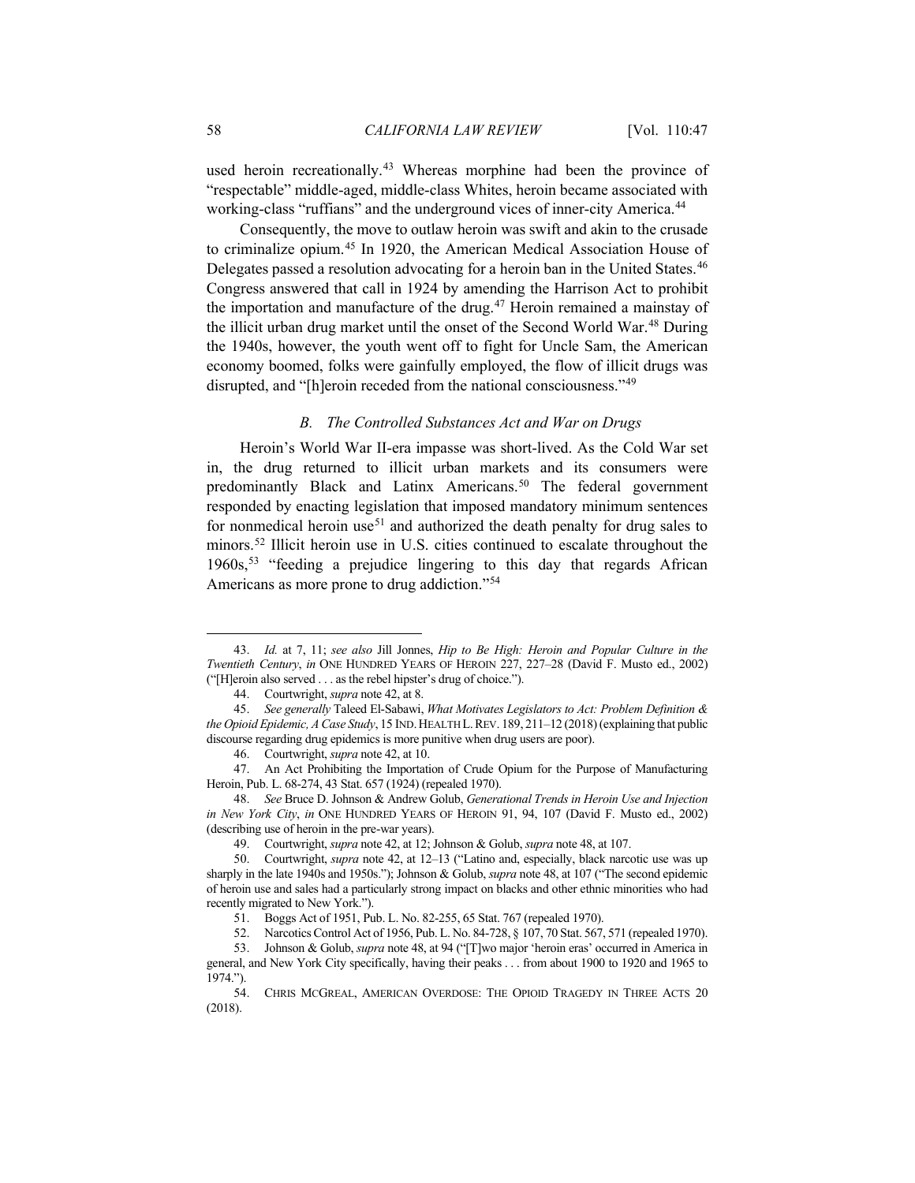used heroin recreationally.[43] Whereas morphine had been the province of "respectable" middle-aged, middle-class Whites, heroin became associated with working-class "ruffians" and the underground vices of inner-city America.[44]

Consequently, the move to outlaw heroin was swift and akin to the crusade to criminalize opium.[45] In 1920, the American Medical Association House of Delegates passed a resolution advocating for a heroin ban in the United States.[46] Congress answered that call in 1924 by amending the Harrison Act to prohibit the importation and manufacture of the drug.[47] Heroin remained a mainstay of the illicit urban drug market until the onset of the Second World War.[48] During the 1940s, however, the youth went off to fight for Uncle Sam, the American economy boomed, folks were gainfully employed, the flow of illicit drugs was disrupted, and "[h]eroin receded from the national consciousness."[49]

### *B. The Controlled Substances Act and War on Drugs*

Heroin's World War II-era impasse was short-lived. As the Cold War set in, the drug returned to illicit urban markets and its consumers were predominantly Black and Latinx Americans.[50] The federal government responded by enacting legislation that imposed mandatory minimum sentences for nonmedical heroin use[51] and authorized the death penalty for drug sales to minors.[52] Illicit heroin use in U.S. cities continued to escalate throughout the 1960s,[53] "feeding a prejudice lingering to this day that regards African Americans as more prone to drug addiction."[54]

---

43. *Id.* at 7, 11; *see also* Jill Jonnes, *Hip to Be High: Heroin and Popular Culture in the Twentieth Century*, *in* ONE HUNDRED YEARS OF HEROIN 227, 227–28 (David F. Musto ed., 2002) ("[H]eroin also served . . . as the rebel hipster's drug of choice.").

44. Courtwright, *supra* note 42, at 8.

45. *See generally* Taleed El-Sabawi, *What Motivates Legislators to Act: Problem Definition & the Opioid Epidemic, A Case Study*, 15 IND. HEALTH L. REV. 189, 211–12 (2018) (explaining that public discourse regarding drug epidemics is more punitive when drug users are poor).

46. Courtwright, *supra* note 42, at 10.

47. An Act Prohibiting the Importation of Crude Opium for the Purpose of Manufacturing Heroin, Pub. L. 68-274, 43 Stat. 657 (1924) (repealed 1970).

48. *See* Bruce D. Johnson & Andrew Golub, *Generational Trends in Heroin Use and Injection in New York City*, *in* ONE HUNDRED YEARS OF HEROIN 91, 94, 107 (David F. Musto ed., 2002) (describing use of heroin in the pre-war years).

49. Courtwright, *supra* note 42, at 12; Johnson & Golub, *supra* note 48, at 107.

50. Courtwright, *supra* note 42, at 12–13 ("Latino and, especially, black narcotic use was up sharply in the late 1940s and 1950s."); Johnson & Golub, *supra* note 48, at 107 ("The second epidemic of heroin use and sales had a particularly strong impact on blacks and other ethnic minorities who had recently migrated to New York.").

51. Boggs Act of 1951, Pub. L. No. 82-255, 65 Stat. 767 (repealed 1970).

52. Narcotics Control Act of 1956, Pub. L. No. 84-728, § 107, 70 Stat. 567, 571 (repealed 1970).

53. Johnson & Golub, *supra* note 48, at 94 ("[T]wo major 'heroin eras' occurred in America in general, and New York City specifically, having their peaks . . . from about 1900 to 1920 and 1965 to 1974.").

54. CHRIS MCGREAL, AMERICAN OVERDOSE: THE OPIOID TRAGEDY IN THREE ACTS 20 (2018).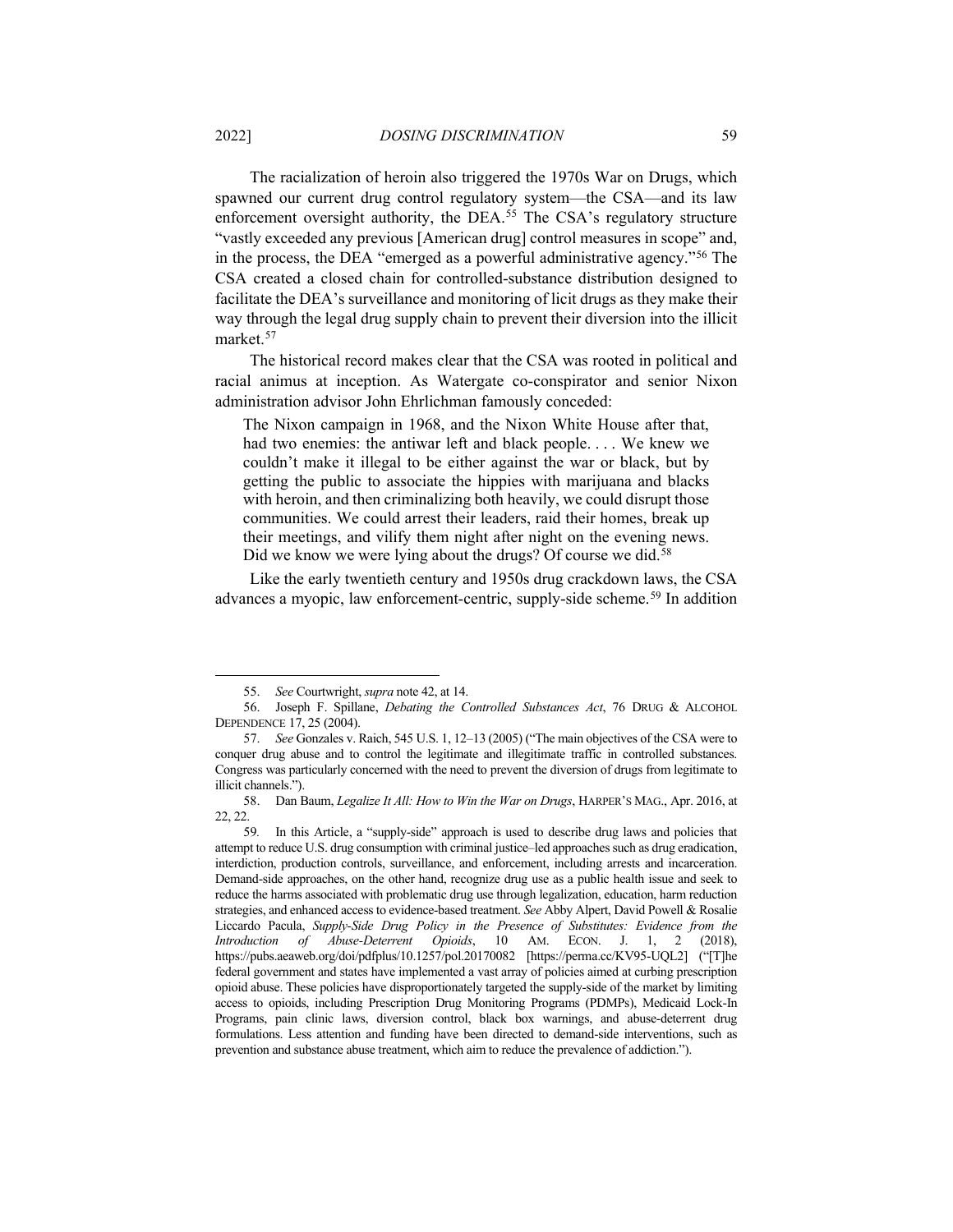The racialization of heroin also triggered the 1970s War on Drugs, which spawned our current drug control regulatory system—the CSA—and its law enforcement oversight authority, the DEA.[55] The CSA's regulatory structure "vastly exceeded any previous [American drug] control measures in scope" and, in the process, the DEA "emerged as a powerful administrative agency."[56] The CSA created a closed chain for controlled-substance distribution designed to facilitate the DEA's surveillance and monitoring of licit drugs as they make their way through the legal drug supply chain to prevent their diversion into the illicit market.[57]

The historical record makes clear that the CSA was rooted in political and racial animus at inception. As Watergate co-conspirator and senior Nixon administration advisor John Ehrlichman famously conceded:

> The Nixon campaign in 1968, and the Nixon White House after that, had two enemies: the antiwar left and black people. . . . We knew we couldn't make it illegal to be either against the war or black, but by getting the public to associate the hippies with marijuana and blacks with heroin, and then criminalizing both heavily, we could disrupt those communities. We could arrest their leaders, raid their homes, break up their meetings, and vilify them night after night on the evening news. Did we know we were lying about the drugs? Of course we did.[58]

Like the early twentieth century and 1950s drug crackdown laws, the CSA advances a myopic, law enforcement-centric, supply-side scheme.[59] In addition

---

55. *See* Courtwright, *supra* note 42, at 14.

56. Joseph F. Spillane, *Debating the Controlled Substances Act*, 76 DRUG & ALCOHOL DEPENDENCE 17, 25 (2004).

57. *See* Gonzales v. Raich, 545 U.S. 1, 12–13 (2005) ("The main objectives of the CSA were to conquer drug abuse and to control the legitimate and illegitimate traffic in controlled substances. Congress was particularly concerned with the need to prevent the diversion of drugs from legitimate to illicit channels.").

58. Dan Baum, *Legalize It All: How to Win the War on Drugs*, HARPER'S MAG., Apr. 2016, at 22, 22.

59. In this Article, a "supply-side" approach is used to describe drug laws and policies that attempt to reduce U.S. drug consumption with criminal justice–led approaches such as drug eradication, interdiction, production controls, surveillance, and enforcement, including arrests and incarceration. Demand-side approaches, on the other hand, recognize drug use as a public health issue and seek to reduce the harms associated with problematic drug use through legalization, education, harm reduction strategies, and enhanced access to evidence-based treatment. *See* Abby Alpert, David Powell & Rosalie Liccardo Pacula, *Supply-Side Drug Policy in the Presence of Substitutes: Evidence from the Introduction of Abuse-Deterrent Opioids*, 10 AM. ECON. J. 1, 2 (2018), https://pubs.aeaweb.org/doi/pdfplus/10.1257/pol.20170082 [https://perma.cc/KV95-UQL2] ("[T]he federal government and states have implemented a vast array of policies aimed at curbing prescription opioid abuse. These policies have disproportionately targeted the supply-side of the market by limiting access to opioids, including Prescription Drug Monitoring Programs (PDMPs), Medicaid Lock-In Programs, pain clinic laws, diversion control, black box warnings, and abuse-deterrent drug formulations. Less attention and funding have been directed to demand-side interventions, such as prevention and substance abuse treatment, which aim to reduce the prevalence of addiction.").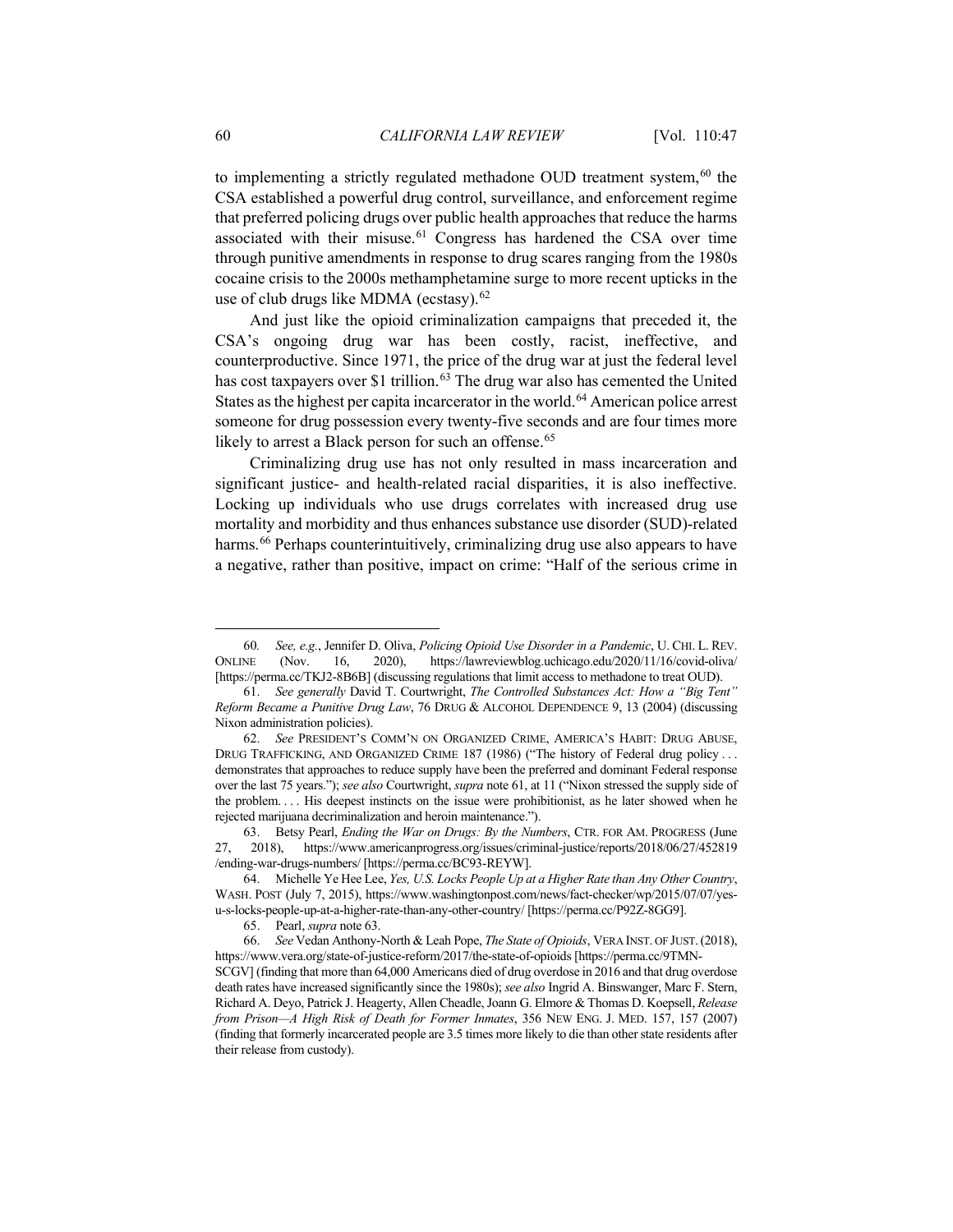to implementing a strictly regulated methadone OUD treatment system,[60] the CSA established a powerful drug control, surveillance, and enforcement regime that preferred policing drugs over public health approaches that reduce the harms associated with their misuse.[61] Congress has hardened the CSA over time through punitive amendments in response to drug scares ranging from the 1980s cocaine crisis to the 2000s methamphetamine surge to more recent upticks in the use of club drugs like MDMA (ecstasy).[62]

And just like the opioid criminalization campaigns that preceded it, the CSA's ongoing drug war has been costly, racist, ineffective, and counterproductive. Since 1971, the price of the drug war at just the federal level has cost taxpayers over $1 trillion.[63] The drug war also has cemented the United States as the highest per capita incarcerator in the world.[64] American police arrest someone for drug possession every twenty-five seconds and are four times more likely to arrest a Black person for such an offense.[65]

Criminalizing drug use has not only resulted in mass incarceration and significant justice- and health-related racial disparities, it is also ineffective. Locking up individuals who use drugs correlates with increased drug use mortality and morbidity and thus enhances substance use disorder (SUD)-related harms.[66] Perhaps counterintuitively, criminalizing drug use also appears to have a negative, rather than positive, impact on crime: "Half of the serious crime in

---

60. *See, e.g.*, Jennifer D. Oliva, *Policing Opioid Use Disorder in a Pandemic*, U. CHI. L. REV. ONLINE (Nov. 16, 2020), https://lawreviewblog.uchicago.edu/2020/11/16/covid-oliva/ [https://perma.cc/TKJ2-8B6B] (discussing regulations that limit access to methadone to treat OUD).

61. *See generally* David T. Courtwright, *The Controlled Substances Act: How a "Big Tent" Reform Became a Punitive Drug Law*, 76 DRUG & ALCOHOL DEPENDENCE 9, 13 (2004) (discussing Nixon administration policies).

62. *See* PRESIDENT'S COMM'N ON ORGANIZED CRIME, AMERICA'S HABIT: DRUG ABUSE, DRUG TRAFFICKING, AND ORGANIZED CRIME 187 (1986) ("The history of Federal drug policy . . . demonstrates that approaches to reduce supply have been the preferred and dominant Federal response over the last 75 years."); *see also* Courtwright, *supra* note 61, at 11 ("Nixon stressed the supply side of the problem. . . . His deepest instincts on the issue were prohibitionist, as he later showed when he rejected marijuana decriminalization and heroin maintenance.").

63. Betsy Pearl, *Ending the War on Drugs: By the Numbers*, CTR. FOR AM. PROGRESS (June 27, 2018), https://www.americanprogress.org/issues/criminal-justice/reports/2018/06/27/452819/ending-war-drugs-numbers/ [https://perma.cc/BC93-REYW].

64. Michelle Ye Hee Lee, *Yes, U.S. Locks People Up at a Higher Rate than Any Other Country*, WASH. POST (July 7, 2015), https://www.washingtonpost.com/news/fact-checker/wp/2015/07/07/yes-u-s-locks-people-up-at-a-higher-rate-than-any-other-country/ [https://perma.cc/P92Z-8GG9].

65. Pearl, *supra* note 63.

66. *See* Vedan Anthony-North & Leah Pope, *The State of Opioids*, VERA INST. OF JUST. (2018), https://www.vera.org/state-of-justice-reform/2017/the-state-of-opioids [https://perma.cc/9TMN-SCGV] (finding that more than 64,000 Americans died of drug overdose in 2016 and that drug overdose death rates have increased significantly since the 1980s); *see also* Ingrid A. Binswanger, Marc F. Stern, Richard A. Deyo, Patrick J. Heagerty, Allen Cheadle, Joann G. Elmore & Thomas D. Koepsell, *Release from Prison—A High Risk of Death for Former Inmates*, 356 NEW ENG. J. MED. 157, 157 (2007) (finding that formerly incarcerated people are 3.5 times more likely to die than other state residents after their release from custody).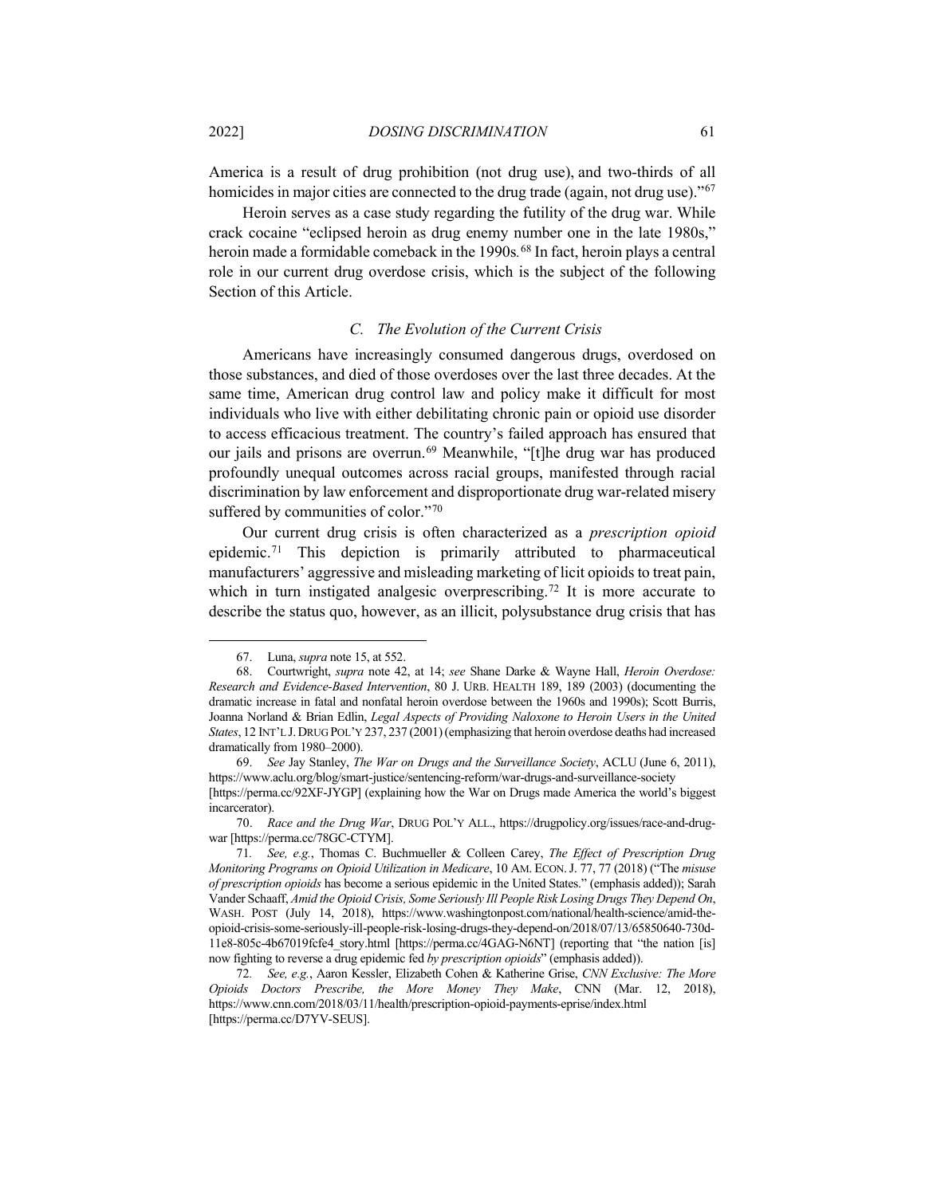America is a result of drug prohibition (not drug use), and two-thirds of all homicides in major cities are connected to the drug trade (again, not drug use)."[67]

Heroin serves as a case study regarding the futility of the drug war. While crack cocaine "eclipsed heroin as drug enemy number one in the late 1980s," heroin made a formidable comeback in the 1990s.[68] In fact, heroin plays a central role in our current drug overdose crisis, which is the subject of the following Section of this Article.

### C. The Evolution of the Current Crisis

Americans have increasingly consumed dangerous drugs, overdosed on those substances, and died of those overdoses over the last three decades. At the same time, American drug control law and policy make it difficult for most individuals who live with either debilitating chronic pain or opioid use disorder to access efficacious treatment. The country's failed approach has ensured that our jails and prisons are overrun.[69] Meanwhile, "[t]he drug war has produced profoundly unequal outcomes across racial groups, manifested through racial discrimination by law enforcement and disproportionate drug war-related misery suffered by communities of color."[70]

Our current drug crisis is often characterized as a *prescription opioid* epidemic.[71] This depiction is primarily attributed to pharmaceutical manufacturers' aggressive and misleading marketing of licit opioids to treat pain, which in turn instigated analgesic overprescribing.[72] It is more accurate to describe the status quo, however, as an illicit, polysubstance drug crisis that has

---

67. Luna, *supra* note 15, at 552.

68. Courtwright, *supra* note 42, at 14; *see* Shane Darke & Wayne Hall, *Heroin Overdose: Research and Evidence-Based Intervention*, 80 J. URB. HEALTH 189, 189 (2003) (documenting the dramatic increase in fatal and nonfatal heroin overdose between the 1960s and 1990s); Scott Burris, Joanna Norland & Brian Edlin, *Legal Aspects of Providing Naloxone to Heroin Users in the United States*, 12 INT'L J. DRUG POL'Y 237, 237 (2001) (emphasizing that heroin overdose deaths had increased dramatically from 1980–2000).

69. *See* Jay Stanley, *The War on Drugs and the Surveillance Society*, ACLU (June 6, 2011), https://www.aclu.org/blog/smart-justice/sentencing-reform/war-drugs-and-surveillance-society [https://perma.cc/92XF-JYGP] (explaining how the War on Drugs made America the world's biggest incarcerator).

70. *Race and the Drug War*, DRUG POL'Y ALL., https://drugpolicy.org/issues/race-and-drug-war [https://perma.cc/78GC-CTYM].

71. *See, e.g.*, Thomas C. Buchmueller & Colleen Carey, *The Effect of Prescription Drug Monitoring Programs on Opioid Utilization in Medicare*, 10 AM. ECON. J. 77, 77 (2018) ("The *misuse of prescription opioids* has become a serious epidemic in the United States." (emphasis added)); Sarah Vander Schaaff, *Amid the Opioid Crisis, Some Seriously Ill People Risk Losing Drugs They Depend On*, WASH. POST (July 14, 2018), https://www.washingtonpost.com/national/health-science/amid-the-opioid-crisis-some-seriously-ill-people-risk-losing-drugs-they-depend-on/2018/07/13/65850640-730d-11e8-805c-4b67019fcfe4_story.html [https://perma.cc/4GAG-N6NT] (reporting that "the nation [is] now fighting to reverse a drug epidemic fed *by prescription opioids*" (emphasis added)).

72. *See, e.g.*, Aaron Kessler, Elizabeth Cohen & Katherine Grise, *CNN Exclusive: The More Opioids Doctors Prescribe, the More Money They Make*, CNN (Mar. 12, 2018), https://www.cnn.com/2018/03/11/health/prescription-opioid-payments-eprise/index.html [https://perma.cc/D7YV-SEUS].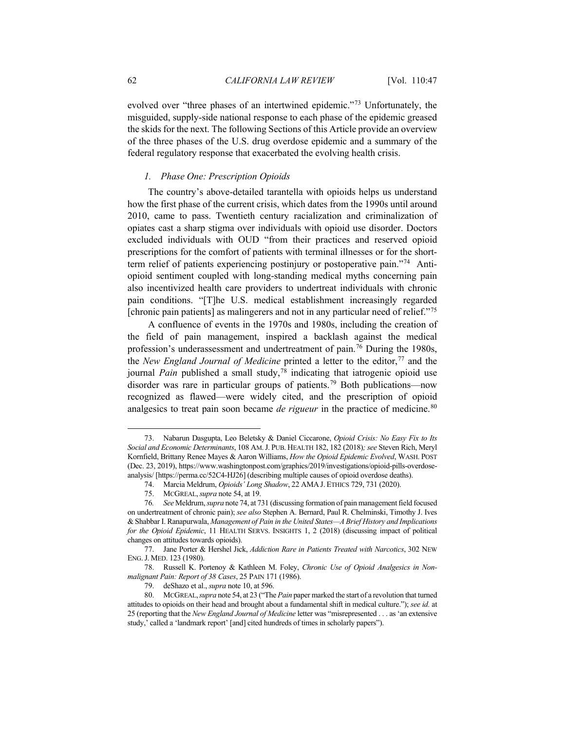evolved over "three phases of an intertwined epidemic."[73] Unfortunately, the misguided, supply-side national response to each phase of the epidemic greased the skids for the next. The following Sections of this Article provide an overview of the three phases of the U.S. drug overdose epidemic and a summary of the federal regulatory response that exacerbated the evolving health crisis.

### *1. Phase One: Prescription Opioids*

The country's above-detailed tarantella with opioids helps us understand how the first phase of the current crisis, which dates from the 1990s until around 2010, came to pass. Twentieth century racialization and criminalization of opiates cast a sharp stigma over individuals with opioid use disorder. Doctors excluded individuals with OUD "from their practices and reserved opioid prescriptions for the comfort of patients with terminal illnesses or for the short-term relief of patients experiencing postinjury or postoperative pain."[74] Anti-opioid sentiment coupled with long-standing medical myths concerning pain also incentivized health care providers to undertreat individuals with chronic pain conditions. "[T]he U.S. medical establishment increasingly regarded [chronic pain patients] as malingerers and not in any particular need of relief."[75]

A confluence of events in the 1970s and 1980s, including the creation of the field of pain management, inspired a backlash against the medical profession's underassessment and undertreatment of pain.[76] During the 1980s, the *New England Journal of Medicine* printed a letter to the editor,[77] and the journal *Pain* published a small study,[78] indicating that iatrogenic opioid use disorder was rare in particular groups of patients.[79] Both publications—now recognized as flawed—were widely cited, and the prescription of opioid analgesics to treat pain soon became *de rigueur* in the practice of medicine.[80]

---

73. Nabarun Dasgupta, Leo Beletsky & Daniel Ciccarone, *Opioid Crisis: No Easy Fix to Its Social and Economic Determinants*, 108 AM. J. PUB. HEALTH 182, 182 (2018)*; see* Steven Rich, Meryl Kornfield, Brittany Renee Mayes & Aaron Williams, *How the Opioid Epidemic Evolved*, WASH. POST (Dec. 23, 2019), https://www.washingtonpost.com/graphics/2019/investigations/opioid-pills-overdose-analysis/ [https://perma.cc/52C4-HJ26] (describing multiple causes of opioid overdose deaths).

74. Marcia Meldrum, *Opioids' Long Shadow*, 22 AMA J. ETHICS 729, 731 (2020).

75. MCGREAL, *supra* note 54, at 19.

76. *See* Meldrum, *supra* note 74, at 731 (discussing formation of pain management field focused on undertreatment of chronic pain); *see also* Stephen A. Bernard, Paul R. Chelminski, Timothy J. Ives & Shabbar I. Ranapurwala, *Management of Pain in the United States—A Brief History and Implications for the Opioid Epidemic*, 11 HEALTH SERVS. INSIGHTS 1, 2 (2018) (discussing impact of political changes on attitudes towards opioids).

77. Jane Porter & Hershel Jick, *Addiction Rare in Patients Treated with Narcotics*, 302 NEW ENG. J. MED. 123 (1980).

78. Russell K. Portenoy & Kathleen M. Foley, *Chronic Use of Opioid Analgesics in Non-malignant Pain: Report of 38 Cases*, 25 PAIN 171 (1986).

79. deShazo et al., *supra* note 10, at 596.

80. MCGREAL, *supra* note 54, at 23 ("The *Pain* paper marked the start of a revolution that turned attitudes to opioids on their head and brought about a fundamental shift in medical culture."); *see id.* at 25 (reporting that the *New England Journal of Medicine* letter was "misrepresented . . . as 'an extensive study,' called a 'landmark report' [and] cited hundreds of times in scholarly papers").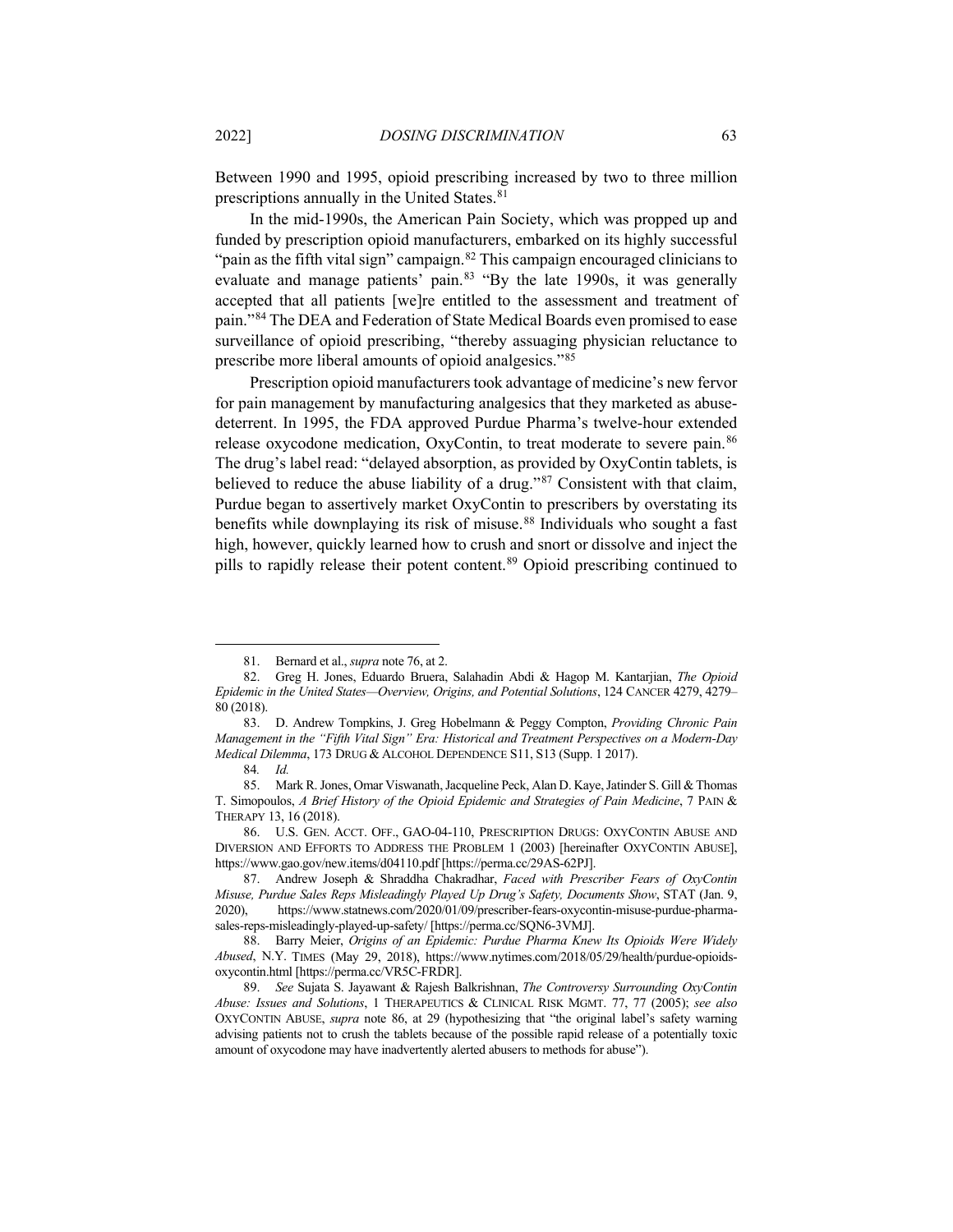Between 1990 and 1995, opioid prescribing increased by two to three million prescriptions annually in the United States.[81]

In the mid-1990s, the American Pain Society, which was propped up and funded by prescription opioid manufacturers, embarked on its highly successful "pain as the fifth vital sign" campaign.[82] This campaign encouraged clinicians to evaluate and manage patients' pain.[83] "By the late 1990s, it was generally accepted that all patients [we]re entitled to the assessment and treatment of pain."[84] The DEA and Federation of State Medical Boards even promised to ease surveillance of opioid prescribing, "thereby assuaging physician reluctance to prescribe more liberal amounts of opioid analgesics."[85]

Prescription opioid manufacturers took advantage of medicine's new fervor for pain management by manufacturing analgesics that they marketed as abuse-deterrent. In 1995, the FDA approved Purdue Pharma's twelve-hour extended release oxycodone medication, OxyContin, to treat moderate to severe pain.[86] The drug's label read: "delayed absorption, as provided by OxyContin tablets, is believed to reduce the abuse liability of a drug."[87] Consistent with that claim, Purdue began to assertively market OxyContin to prescribers by overstating its benefits while downplaying its risk of misuse.[88] Individuals who sought a fast high, however, quickly learned how to crush and snort or dissolve and inject the pills to rapidly release their potent content.[89] Opioid prescribing continued to

---

81. Bernard et al., *supra* note 76, at 2.

82. Greg H. Jones, Eduardo Bruera, Salahadin Abdi & Hagop M. Kantarjian, *The Opioid Epidemic in the United States—Overview, Origins, and Potential Solutions*, 124 CANCER 4279, 4279–80 (2018).

83. D. Andrew Tompkins, J. Greg Hobelmann & Peggy Compton, *Providing Chronic Pain Management in the "Fifth Vital Sign" Era: Historical and Treatment Perspectives on a Modern-Day Medical Dilemma*, 173 DRUG & ALCOHOL DEPENDENCE S11, S13 (Supp. 1 2017).

84. *Id.*

85. Mark R. Jones, Omar Viswanath, Jacqueline Peck, Alan D. Kaye, Jatinder S. Gill & Thomas T. Simopoulos, *A Brief History of the Opioid Epidemic and Strategies of Pain Medicine*, 7 PAIN & THERAPY 13, 16 (2018).

86. U.S. GEN. ACCT. OFF., GAO-04-110, PRESCRIPTION DRUGS: OXYCONTIN ABUSE AND DIVERSION AND EFFORTS TO ADDRESS THE PROBLEM 1 (2003) [hereinafter OXYCONTIN ABUSE], https://www.gao.gov/new.items/d04110.pdf [https://perma.cc/29AS-62PJ].

87. Andrew Joseph & Shraddha Chakradhar, *Faced with Prescriber Fears of OxyContin Misuse, Purdue Sales Reps Misleadingly Played Up Drug's Safety, Documents Show*, STAT (Jan. 9, 2020), https://www.statnews.com/2020/01/09/prescriber-fears-oxycontin-misuse-purdue-pharma-sales-reps-misleadingly-played-up-safety/ [https://perma.cc/SQN6-3VMJ].

88. Barry Meier, *Origins of an Epidemic: Purdue Pharma Knew Its Opioids Were Widely Abused*, N.Y. TIMES (May 29, 2018), https://www.nytimes.com/2018/05/29/health/purdue-opioids-oxycontin.html [https://perma.cc/VR5C-FRDR].

89. *See* Sujata S. Jayawant & Rajesh Balkrishnan, *The Controversy Surrounding OxyContin Abuse: Issues and Solutions*, 1 THERAPEUTICS & CLINICAL RISK MGMT. 77, 77 (2005); *see also* OXYCONTIN ABUSE, *supra* note 86, at 29 (hypothesizing that "the original label's safety warning advising patients not to crush the tablets because of the possible rapid release of a potentially toxic amount of oxycodone may have inadvertently alerted abusers to methods for abuse").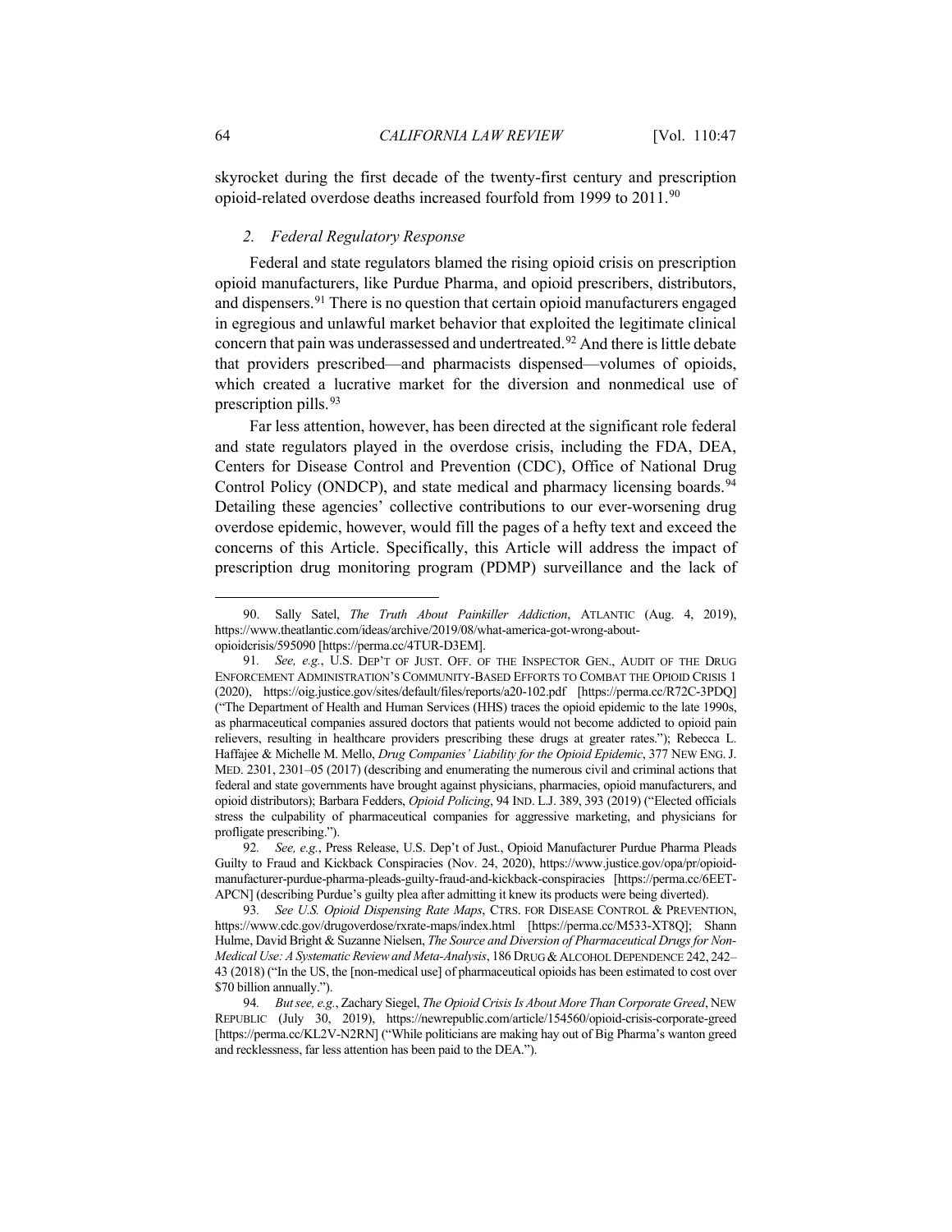skyrocket during the first decade of the twenty-first century and prescription opioid-related overdose deaths increased fourfold from 1999 to 2011.[90]

### *2. Federal Regulatory Response*

Federal and state regulators blamed the rising opioid crisis on prescription opioid manufacturers, like Purdue Pharma, and opioid prescribers, distributors, and dispensers.[91] There is no question that certain opioid manufacturers engaged in egregious and unlawful market behavior that exploited the legitimate clinical concern that pain was underassessed and undertreated.[92] And there is little debate that providers prescribed—and pharmacists dispensed—volumes of opioids, which created a lucrative market for the diversion and nonmedical use of prescription pills.[93]

Far less attention, however, has been directed at the significant role federal and state regulators played in the overdose crisis, including the FDA, DEA, Centers for Disease Control and Prevention (CDC), Office of National Drug Control Policy (ONDCP), and state medical and pharmacy licensing boards.[94] Detailing these agencies' collective contributions to our ever-worsening drug overdose epidemic, however, would fill the pages of a hefty text and exceed the concerns of this Article. Specifically, this Article will address the impact of prescription drug monitoring program (PDMP) surveillance and the lack of

---

90. Sally Satel, *The Truth About Painkiller Addiction*, ATLANTIC (Aug. 4, 2019), https://www.theatlantic.com/ideas/archive/2019/08/what-america-got-wrong-about-opioidcrisis/595090 [https://perma.cc/4TUR-D3EM].

91. *See, e.g.*, U.S. DEP'T OF JUST. OFF. OF THE INSPECTOR GEN., AUDIT OF THE DRUG ENFORCEMENT ADMINISTRATION'S COMMUNITY-BASED EFFORTS TO COMBAT THE OPIOID CRISIS 1 (2020), https://oig.justice.gov/sites/default/files/reports/a20-102.pdf [https://perma.cc/R72C-3PDQ] ("The Department of Health and Human Services (HHS) traces the opioid epidemic to the late 1990s, as pharmaceutical companies assured doctors that patients would not become addicted to opioid pain relievers, resulting in healthcare providers prescribing these drugs at greater rates."); Rebecca L. Haffajee & Michelle M. Mello, *Drug Companies' Liability for the Opioid Epidemic*, 377 NEW ENG. J. MED. 2301, 2301–05 (2017) (describing and enumerating the numerous civil and criminal actions that federal and state governments have brought against physicians, pharmacies, opioid manufacturers, and opioid distributors); Barbara Fedders, *Opioid Policing*, 94 IND. L.J. 389, 393 (2019) ("Elected officials stress the culpability of pharmaceutical companies for aggressive marketing, and physicians for profligate prescribing.").

92. *See, e.g.*, Press Release, U.S. Dep't of Just., Opioid Manufacturer Purdue Pharma Pleads Guilty to Fraud and Kickback Conspiracies (Nov. 24, 2020), https://www.justice.gov/opa/pr/opioid-manufacturer-purdue-pharma-pleads-guilty-fraud-and-kickback-conspiracies [https://perma.cc/6EET-APCN] (describing Purdue's guilty plea after admitting it knew its products were being diverted).

93. *See U.S. Opioid Dispensing Rate Maps*, CTRS. FOR DISEASE CONTROL & PREVENTION, https://www.cdc.gov/drugoverdose/rxrate-maps/index.html [https://perma.cc/M533-XT8Q]; Shann Hulme, David Bright & Suzanne Nielsen, *The Source and Diversion of Pharmaceutical Drugs for Non-Medical Use: A Systematic Review and Meta-Analysis*, 186 DRUG & ALCOHOL DEPENDENCE 242, 242–43 (2018) ("In the US, the [non-medical use] of pharmaceutical opioids has been estimated to cost over $70 billion annually.").

94. *But see, e.g.*, Zachary Siegel, *The Opioid Crisis Is About More Than Corporate Greed*, NEW REPUBLIC (July 30, 2019), https://newrepublic.com/article/154560/opioid-crisis-corporate-greed [https://perma.cc/KL2V-N2RN] ("While politicians are making hay out of Big Pharma's wanton greed and recklessness, far less attention has been paid to the DEA.").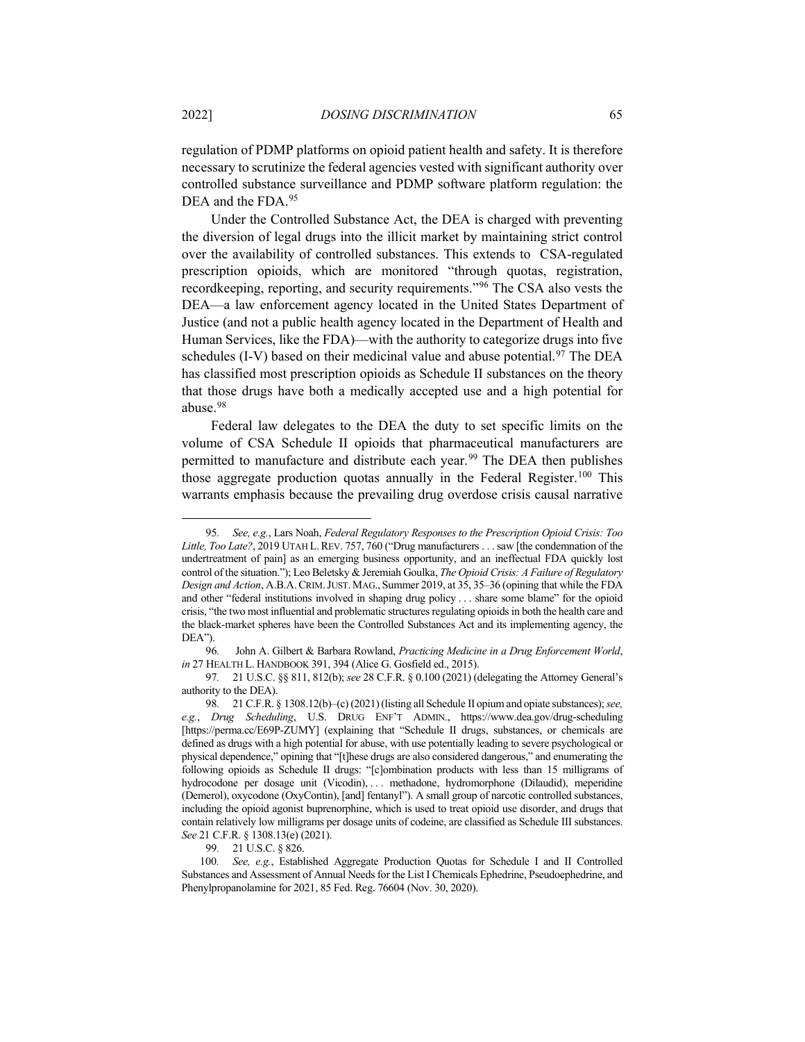regulation of PDMP platforms on opioid patient health and safety. It is therefore necessary to scrutinize the federal agencies vested with significant authority over controlled substance surveillance and PDMP software platform regulation: the DEA and the FDA.[95]

Under the Controlled Substance Act, the DEA is charged with preventing the diversion of legal drugs into the illicit market by maintaining strict control over the availability of controlled substances. This extends to CSA-regulated prescription opioids, which are monitored "through quotas, registration, recordkeeping, reporting, and security requirements."[96] The CSA also vests the DEA—a law enforcement agency located in the United States Department of Justice (and not a public health agency located in the Department of Health and Human Services, like the FDA)—with the authority to categorize drugs into five schedules (I-V) based on their medicinal value and abuse potential.[97] The DEA has classified most prescription opioids as Schedule II substances on the theory that those drugs have both a medically accepted use and a high potential for abuse.[98]

Federal law delegates to the DEA the duty to set specific limits on the volume of CSA Schedule II opioids that pharmaceutical manufacturers are permitted to manufacture and distribute each year.[99] The DEA then publishes those aggregate production quotas annually in the Federal Register.[100] This warrants emphasis because the prevailing drug overdose crisis causal narrative

---

95. *See, e.g.*, Lars Noah, *Federal Regulatory Responses to the Prescription Opioid Crisis: Too Little, Too Late?*, 2019 UTAH L. REV. 757, 760 ("Drug manufacturers . . . saw [the condemnation of the undertreatment of pain] as an emerging business opportunity, and an ineffectual FDA quickly lost control of the situation."); Leo Beletsky & Jeremiah Goulka, *The Opioid Crisis: A Failure of Regulatory Design and Action*, A.B.A. CRIM. JUST. MAG., Summer 2019, at 35, 35–36 (opining that while the FDA and other "federal institutions involved in shaping drug policy . . . share some blame" for the opioid crisis, "the two most influential and problematic structures regulating opioids in both the health care and the black-market spheres have been the Controlled Substances Act and its implementing agency, the DEA").

96. John A. Gilbert & Barbara Rowland, *Practicing Medicine in a Drug Enforcement World*, *in* 27 HEALTH L. HANDBOOK 391, 394 (Alice G. Gosfield ed., 2015).

97. 21 U.S.C. §§ 811, 812(b); *see* 28 C.F.R. § 0.100 (2021) (delegating the Attorney General's authority to the DEA).

98. 21 C.F.R. § 1308.12(b)–(c) (2021) (listing all Schedule II opium and opiate substances); *see, e.g.*, *Drug Scheduling*, U.S. DRUG ENF'T ADMIN., https://www.dea.gov/drug-scheduling [https://perma.cc/E69P-ZUMY] (explaining that "Schedule II drugs, substances, or chemicals are defined as drugs with a high potential for abuse, with use potentially leading to severe psychological or physical dependence," opining that "[t]hese drugs are also considered dangerous," and enumerating the following opioids as Schedule II drugs: "[c]ombination products with less than 15 milligrams of hydrocodone per dosage unit (Vicodin), . . . methadone, hydromorphone (Dilaudid), meperidine (Demerol), oxycodone (OxyContin), [and] fentanyl"). A small group of narcotic controlled substances, including the opioid agonist buprenorphine, which is used to treat opioid use disorder, and drugs that contain relatively low milligrams per dosage units of codeine, are classified as Schedule III substances. *See* 21 C.F.R. § 1308.13(e) (2021).

99. 21 U.S.C. § 826.

100. *See, e.g.*, Established Aggregate Production Quotas for Schedule I and II Controlled Substances and Assessment of Annual Needs for the List I Chemicals Ephedrine, Pseudoephedrine, and Phenylpropanolamine for 2021, 85 Fed. Reg. 76604 (Nov. 30, 2020).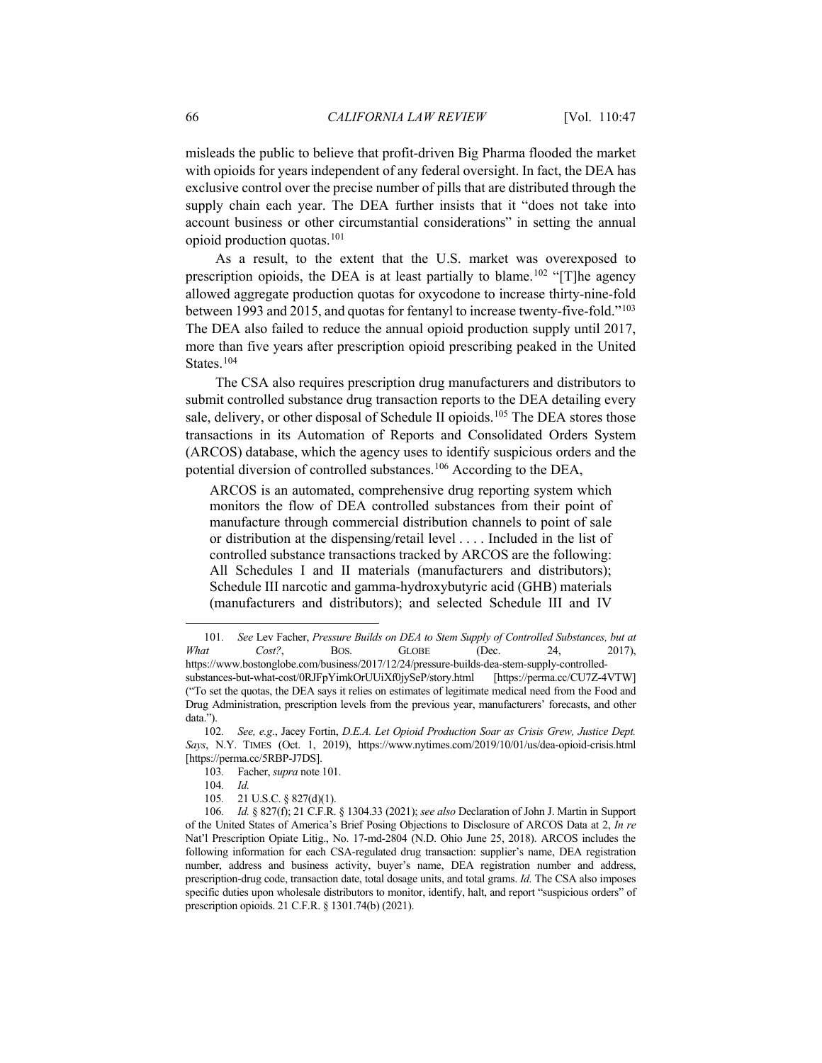misleads the public to believe that profit-driven Big Pharma flooded the market with opioids for years independent of any federal oversight. In fact, the DEA has exclusive control over the precise number of pills that are distributed through the supply chain each year. The DEA further insists that it "does not take into account business or other circumstantial considerations" in setting the annual opioid production quotas.[101]

As a result, to the extent that the U.S. market was overexposed to prescription opioids, the DEA is at least partially to blame.[102] "[T]he agency allowed aggregate production quotas for oxycodone to increase thirty-nine-fold between 1993 and 2015, and quotas for fentanyl to increase twenty-five-fold."[103] The DEA also failed to reduce the annual opioid production supply until 2017, more than five years after prescription opioid prescribing peaked in the United States.[104]

The CSA also requires prescription drug manufacturers and distributors to submit controlled substance drug transaction reports to the DEA detailing every sale, delivery, or other disposal of Schedule II opioids.[105] The DEA stores those transactions in its Automation of Reports and Consolidated Orders System (ARCOS) database, which the agency uses to identify suspicious orders and the potential diversion of controlled substances.[106] According to the DEA,

> ARCOS is an automated, comprehensive drug reporting system which monitors the flow of DEA controlled substances from their point of manufacture through commercial distribution channels to point of sale or distribution at the dispensing/retail level . . . . Included in the list of controlled substance transactions tracked by ARCOS are the following: All Schedules I and II materials (manufacturers and distributors); Schedule III narcotic and gamma-hydroxybutyric acid (GHB) materials (manufacturers and distributors); and selected Schedule III and IV

---

101. *See* Lev Facher, *Pressure Builds on DEA to Stem Supply of Controlled Substances, but at What Cost?*, BOS. GLOBE (Dec. 24, 2017), https://www.bostonglobe.com/business/2017/12/24/pressure-builds-dea-stem-supply-controlled-substances-but-what-cost/0RJFpYimkOrUUiXf0jySeP/story.html [https://perma.cc/CU7Z-4VTW] ("To set the quotas, the DEA says it relies on estimates of legitimate medical need from the Food and Drug Administration, prescription levels from the previous year, manufacturers' forecasts, and other data.").

102. *See, e.g.*, Jacey Fortin, *D.E.A. Let Opioid Production Soar as Crisis Grew, Justice Dept. Says*, N.Y. TIMES (Oct. 1, 2019), https://www.nytimes.com/2019/10/01/us/dea-opioid-crisis.html [https://perma.cc/5RBP-J7DS].

103. Facher, *supra* note 101.

104. *Id.*

105. 21 U.S.C. § 827(d)(1).

106. *Id.* § 827(f); 21 C.F.R. § 1304.33 (2021); *see also* Declaration of John J. Martin in Support of the United States of America's Brief Posing Objections to Disclosure of ARCOS Data at 2, *In re* Nat'l Prescription Opiate Litig., No. 17-md-2804 (N.D. Ohio June 25, 2018). ARCOS includes the following information for each CSA-regulated drug transaction: supplier's name, DEA registration number, address and business activity, buyer's name, DEA registration number and address, prescription-drug code, transaction date, total dosage units, and total grams. *Id.* The CSA also imposes specific duties upon wholesale distributors to monitor, identify, halt, and report "suspicious orders" of prescription opioids. 21 C.F.R. § 1301.74(b) (2021).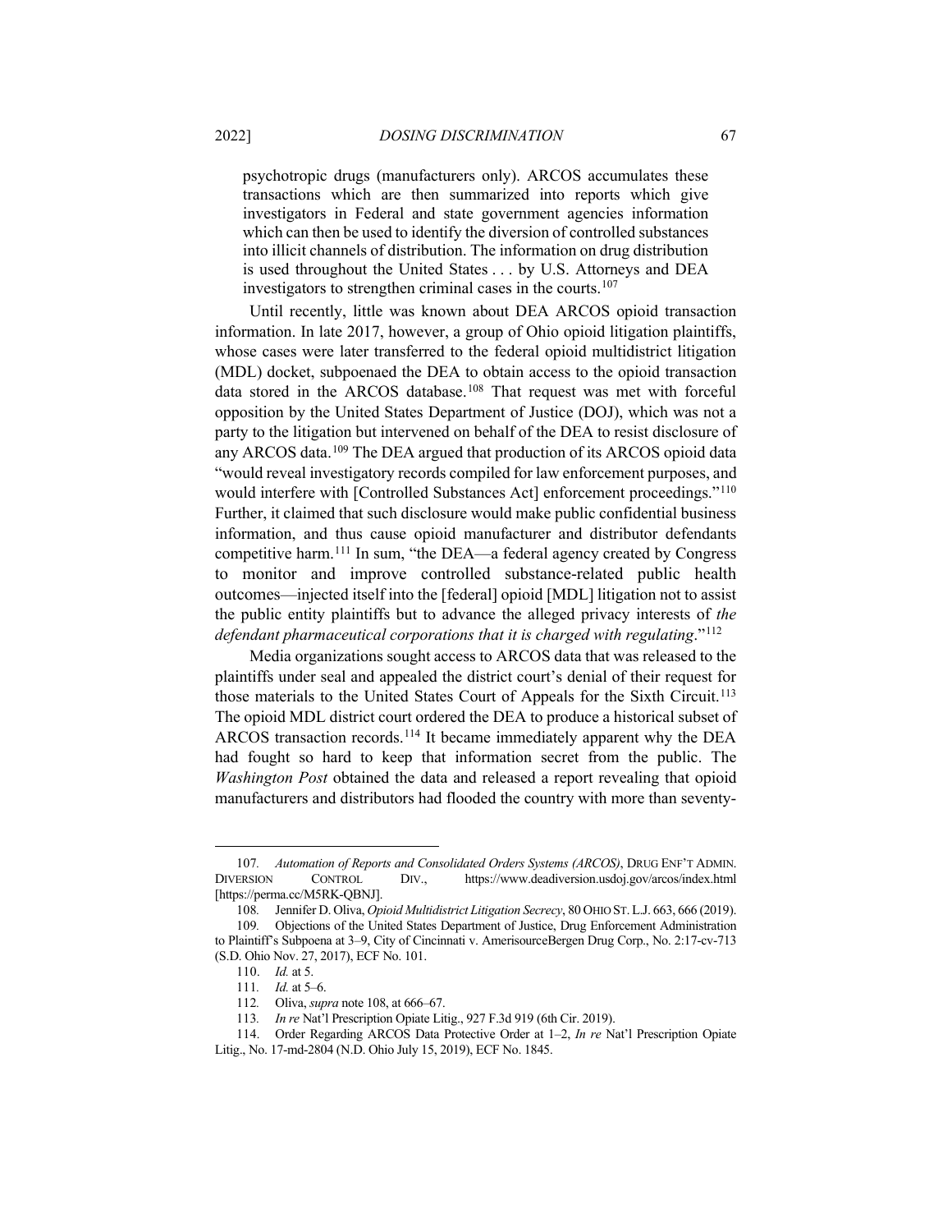> psychotropic drugs (manufacturers only). ARCOS accumulates these transactions which are then summarized into reports which give investigators in Federal and state government agencies information which can then be used to identify the diversion of controlled substances into illicit channels of distribution. The information on drug distribution is used throughout the United States . . . by U.S. Attorneys and DEA investigators to strengthen criminal cases in the courts.[107]

Until recently, little was known about DEA ARCOS opioid transaction information. In late 2017, however, a group of Ohio opioid litigation plaintiffs, whose cases were later transferred to the federal opioid multidistrict litigation (MDL) docket, subpoenaed the DEA to obtain access to the opioid transaction data stored in the ARCOS database.[108] That request was met with forceful opposition by the United States Department of Justice (DOJ), which was not a party to the litigation but intervened on behalf of the DEA to resist disclosure of any ARCOS data.[109] The DEA argued that production of its ARCOS opioid data "would reveal investigatory records compiled for law enforcement purposes, and would interfere with [Controlled Substances Act] enforcement proceedings."[110] Further, it claimed that such disclosure would make public confidential business information, and thus cause opioid manufacturer and distributor defendants competitive harm.[111] In sum, "the DEA—a federal agency created by Congress to monitor and improve controlled substance-related public health outcomes—injected itself into the [federal] opioid [MDL] litigation not to assist the public entity plaintiffs but to advance the alleged privacy interests of *the defendant pharmaceutical corporations that it is charged with regulating*."[112]

Media organizations sought access to ARCOS data that was released to the plaintiffs under seal and appealed the district court's denial of their request for those materials to the United States Court of Appeals for the Sixth Circuit.[113] The opioid MDL district court ordered the DEA to produce a historical subset of ARCOS transaction records.[114] It became immediately apparent why the DEA had fought so hard to keep that information secret from the public. The *Washington Post* obtained the data and released a report revealing that opioid manufacturers and distributors had flooded the country with more than seventy-

---

107. *Automation of Reports and Consolidated Orders Systems (ARCOS)*, DRUG ENF'T ADMIN. DIVERSION CONTROL DIV., https://www.deadiversion.usdoj.gov/arcos/index.html [https://perma.cc/M5RK-QBNJ].

108. Jennifer D. Oliva, *Opioid Multidistrict Litigation Secrecy*, 80 OHIO ST. L.J. 663, 666 (2019).

109. Objections of the United States Department of Justice, Drug Enforcement Administration to Plaintiff's Subpoena at 3–9, City of Cincinnati v. AmerisourceBergen Drug Corp., No. 2:17-cv-713 (S.D. Ohio Nov. 27, 2017), ECF No. 101.

110. *Id.* at 5.

111. *Id.* at 5–6.

112. Oliva, *supra* note 108, at 666–67.

113. *In re* Nat'l Prescription Opiate Litig., 927 F.3d 919 (6th Cir. 2019).

114. Order Regarding ARCOS Data Protective Order at 1–2, *In re* Nat'l Prescription Opiate Litig., No. 17-md-2804 (N.D. Ohio July 15, 2019), ECF No. 1845.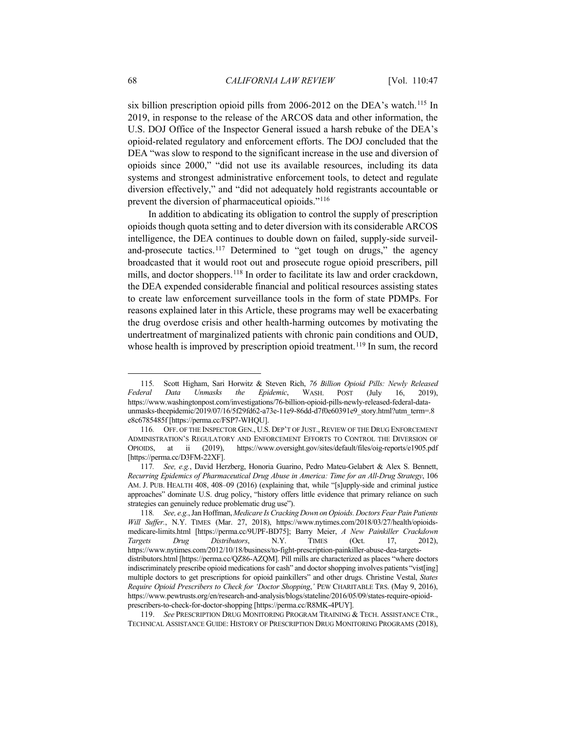six billion prescription opioid pills from 2006-2012 on the DEA's watch.[115] In 2019, in response to the release of the ARCOS data and other information, the U.S. DOJ Office of the Inspector General issued a harsh rebuke of the DEA's opioid-related regulatory and enforcement efforts. The DOJ concluded that the DEA "was slow to respond to the significant increase in the use and diversion of opioids since 2000," "did not use its available resources, including its data systems and strongest administrative enforcement tools, to detect and regulate diversion effectively," and "did not adequately hold registrants accountable or prevent the diversion of pharmaceutical opioids."[116]

In addition to abdicating its obligation to control the supply of prescription opioids though quota setting and to deter diversion with its considerable ARCOS intelligence, the DEA continues to double down on failed, supply-side surveil-and-prosecute tactics.[117] Determined to "get tough on drugs," the agency broadcasted that it would root out and prosecute rogue opioid prescribers, pill mills, and doctor shoppers.[118] In order to facilitate its law and order crackdown, the DEA expended considerable financial and political resources assisting states to create law enforcement surveillance tools in the form of state PDMPs. For reasons explained later in this Article, these programs may well be exacerbating the drug overdose crisis and other health-harming outcomes by motivating the undertreatment of marginalized patients with chronic pain conditions and OUD, whose health is improved by prescription opioid treatment.[119] In sum, the record

---

115. Scott Higham, Sari Horwitz & Steven Rich, *76 Billion Opioid Pills: Newly Released Federal Data Unmasks the Epidemic*, WASH. POST (July 16, 2019), https://www.washingtonpost.com/investigations/76-billion-opioid-pills-newly-released-federal-data-unmasks-theepidemic/2019/07/16/5f29fd62-a73e-11e9-86dd-d7f0e60391e9_story.html?utm_term=.8e8c6785485f [https://perma.cc/FSP7-WHQU].

116. OFF. OF THE INSPECTOR GEN., U.S. DEP'T OF JUST., REVIEW OF THE DRUG ENFORCEMENT ADMINISTRATION'S REGULATORY AND ENFORCEMENT EFFORTS TO CONTROL THE DIVERSION OF OPIOIDS, at ii (2019), https://www.oversight.gov/sites/default/files/oig-reports/e1905.pdf [https://perma.cc/D3FM-22XF].

117. *See, e.g.*, David Herzberg, Honoria Guarino, Pedro Mateu-Gelabert & Alex S. Bennett, *Recurring Epidemics of Pharmaceutical Drug Abuse in America: Time for an All-Drug Strategy*, 106 AM. J. PUB. HEALTH 408, 408–09 (2016) (explaining that, while "[s]upply-side and criminal justice approaches" dominate U.S. drug policy, "history offers little evidence that primary reliance on such strategies can genuinely reduce problematic drug use").

118. *See, e.g.*, Jan Hoffman, *Medicare Is Cracking Down on Opioids. Doctors Fear Pain Patients Will Suffer.*, N.Y. TIMES (Mar. 27, 2018), https://www.nytimes.com/2018/03/27/health/opioids-medicare-limits.html [https://perma.cc/9UPF-BD75]; Barry Meier, *A New Painkiller Crackdown Targets Drug Distributors*, N.Y. TIMES (Oct. 17, 2012), https://www.nytimes.com/2012/10/18/business/to-fight-prescription-painkiller-abuse-dea-targets-distributors.html [https://perma.cc/QZ86-AZQM]. Pill mills are characterized as places "where doctors indiscriminately prescribe opioid medications for cash" and doctor shopping involves patients "vist[ing] multiple doctors to get prescriptions for opioid painkillers" and other drugs. Christine Vestal, *States Require Opioid Prescribers to Check for 'Doctor Shopping*,*'* PEW CHARITABLE TRS. (May 9, 2016), https://www.pewtrusts.org/en/research-and-analysis/blogs/stateline/2016/05/09/states-require-opioid-prescribers-to-check-for-doctor-shopping [https://perma.cc/R8MK-4PUY].

119. *See* PRESCRIPTION DRUG MONITORING PROGRAM TRAINING & TECH. ASSISTANCE CTR., TECHNICAL ASSISTANCE GUIDE: HISTORY OF PRESCRIPTION DRUG MONITORING PROGRAMS (2018),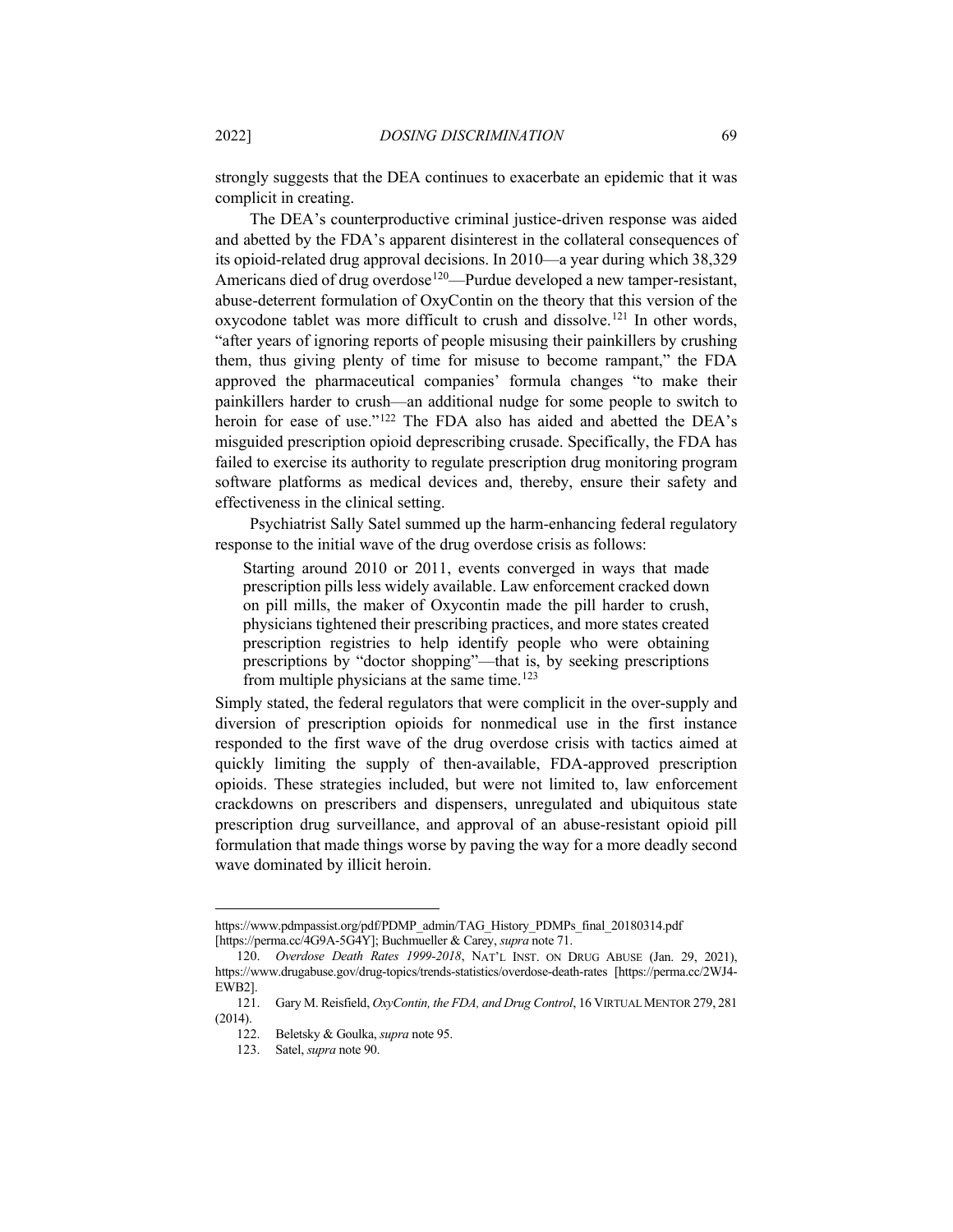strongly suggests that the DEA continues to exacerbate an epidemic that it was complicit in creating.

The DEA's counterproductive criminal justice-driven response was aided and abetted by the FDA's apparent disinterest in the collateral consequences of its opioid-related drug approval decisions. In 2010—a year during which 38,329 Americans died of drug overdose[120]—Purdue developed a new tamper-resistant, abuse-deterrent formulation of OxyContin on the theory that this version of the oxycodone tablet was more difficult to crush and dissolve.[121] In other words, "after years of ignoring reports of people misusing their painkillers by crushing them, thus giving plenty of time for misuse to become rampant," the FDA approved the pharmaceutical companies' formula changes "to make their painkillers harder to crush—an additional nudge for some people to switch to heroin for ease of use."[122] The FDA also has aided and abetted the DEA's misguided prescription opioid deprescribing crusade. Specifically, the FDA has failed to exercise its authority to regulate prescription drug monitoring program software platforms as medical devices and, thereby, ensure their safety and effectiveness in the clinical setting.

Psychiatrist Sally Satel summed up the harm-enhancing federal regulatory response to the initial wave of the drug overdose crisis as follows:

> Starting around 2010 or 2011, events converged in ways that made prescription pills less widely available. Law enforcement cracked down on pill mills, the maker of Oxycontin made the pill harder to crush, physicians tightened their prescribing practices, and more states created prescription registries to help identify people who were obtaining prescriptions by "doctor shopping"—that is, by seeking prescriptions from multiple physicians at the same time.[123]

Simply stated, the federal regulators that were complicit in the over-supply and diversion of prescription opioids for nonmedical use in the first instance responded to the first wave of the drug overdose crisis with tactics aimed at quickly limiting the supply of then-available, FDA-approved prescription opioids. These strategies included, but were not limited to, law enforcement crackdowns on prescribers and dispensers, unregulated and ubiquitous state prescription drug surveillance, and approval of an abuse-resistant opioid pill formulation that made things worse by paving the way for a more deadly second wave dominated by illicit heroin.

---

https://www.pdmpassist.org/pdf/PDMP_admin/TAG_History_PDMPs_final_20180314.pdf [https://perma.cc/4G9A-5G4Y]; Buchmueller & Carey, *supra* note 71.

120. *Overdose Death Rates 1999-2018*, NAT'L INST. ON DRUG ABUSE (Jan. 29, 2021), https://www.drugabuse.gov/drug-topics/trends-statistics/overdose-death-rates [https://perma.cc/2WJ4-EWB2].

121. Gary M. Reisfield, *OxyContin, the FDA, and Drug Control*, 16 VIRTUAL MENTOR 279, 281 (2014).

122. Beletsky & Goulka, *supra* note 95.

123. Satel, *supra* note 90.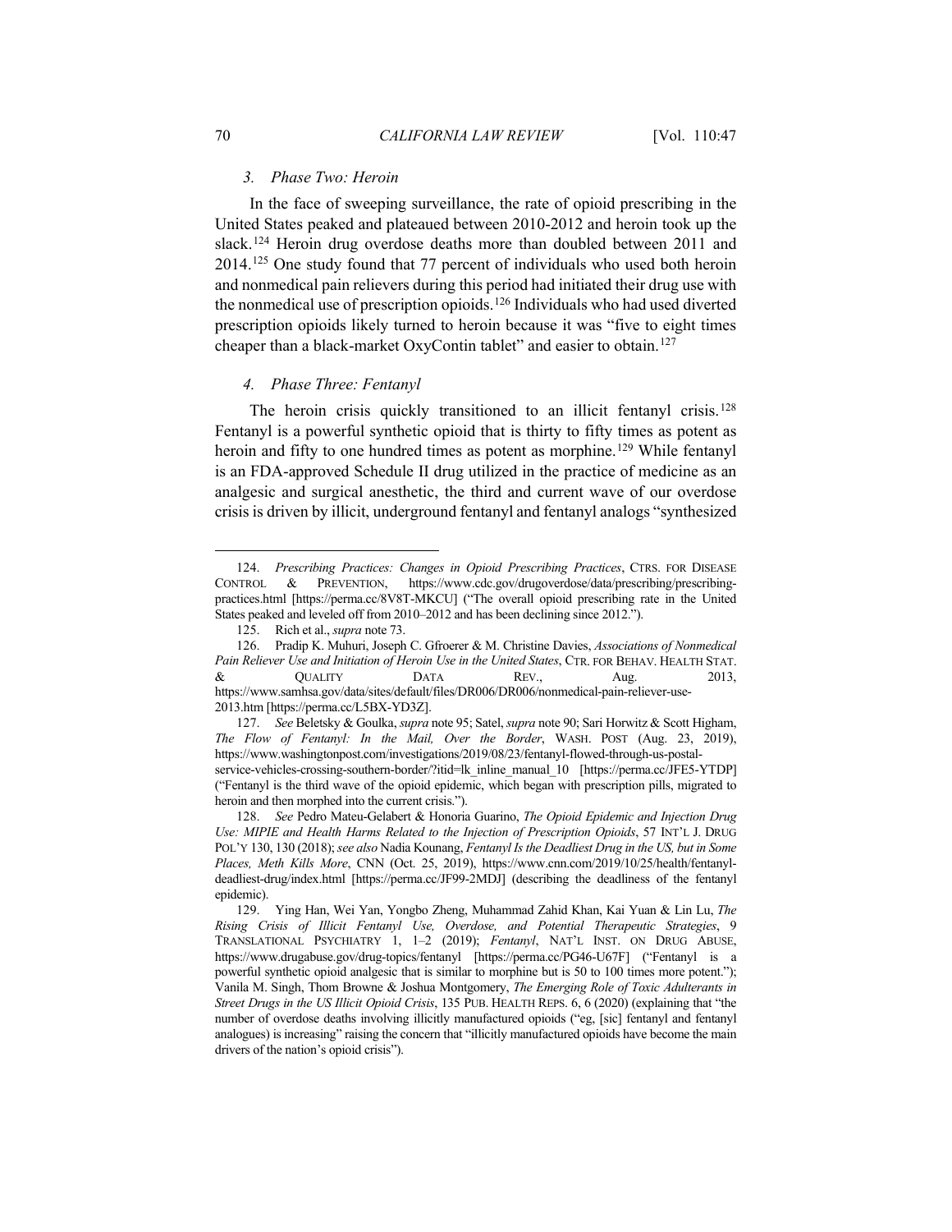### *3. Phase Two: Heroin*

In the face of sweeping surveillance, the rate of opioid prescribing in the United States peaked and plateaued between 2010-2012 and heroin took up the slack.[124] Heroin drug overdose deaths more than doubled between 2011 and 2014.[125] One study found that 77 percent of individuals who used both heroin and nonmedical pain relievers during this period had initiated their drug use with the nonmedical use of prescription opioids.[126] Individuals who had used diverted prescription opioids likely turned to heroin because it was "five to eight times cheaper than a black-market OxyContin tablet" and easier to obtain.[127]

### *4. Phase Three: Fentanyl*

The heroin crisis quickly transitioned to an illicit fentanyl crisis.[128] Fentanyl is a powerful synthetic opioid that is thirty to fifty times as potent as heroin and fifty to one hundred times as potent as morphine.[129] While fentanyl is an FDA-approved Schedule II drug utilized in the practice of medicine as an analgesic and surgical anesthetic, the third and current wave of our overdose crisis is driven by illicit, underground fentanyl and fentanyl analogs "synthesized

---

124. *Prescribing Practices: Changes in Opioid Prescribing Practices*, CTRS. FOR DISEASE CONTROL & PREVENTION, https://www.cdc.gov/drugoverdose/data/prescribing/prescribing-practices.html [https://perma.cc/8V8T-MKCU] ("The overall opioid prescribing rate in the United States peaked and leveled off from 2010–2012 and has been declining since 2012.").

125. Rich et al., *supra* note 73.

126. Pradip K. Muhuri, Joseph C. Gfroerer & M. Christine Davies, *Associations of Nonmedical Pain Reliever Use and Initiation of Heroin Use in the United States*, CTR. FOR BEHAV. HEALTH STAT. & QUALITY DATA REV., Aug. 2013, https://www.samhsa.gov/data/sites/default/files/DR006/DR006/nonmedical-pain-reliever-use-2013.htm [https://perma.cc/L5BX-YD3Z].

127. *See* Beletsky & Goulka, *supra* note 95; Satel, *supra* note 90; Sari Horwitz & Scott Higham, *The Flow of Fentanyl: In the Mail, Over the Border*, WASH. POST (Aug. 23, 2019), https://www.washingtonpost.com/investigations/2019/08/23/fentanyl-flowed-through-us-postal-service-vehicles-crossing-southern-border/?itid=lk_inline_manual_10 [https://perma.cc/JFE5-YTDP] ("Fentanyl is the third wave of the opioid epidemic, which began with prescription pills, migrated to heroin and then morphed into the current crisis.").

128. *See* Pedro Mateu-Gelabert & Honoria Guarino, *The Opioid Epidemic and Injection Drug Use: MIPIE and Health Harms Related to the Injection of Prescription Opioids*, 57 INT'L J. DRUG POL'Y 130, 130 (2018); *see also* Nadia Kounang, *Fentanyl Is the Deadliest Drug in the US, but in Some Places, Meth Kills More*, CNN (Oct. 25, 2019), https://www.cnn.com/2019/10/25/health/fentanyl-deadliest-drug/index.html [https://perma.cc/JF99-2MDJ] (describing the deadliness of the fentanyl epidemic).

129. Ying Han, Wei Yan, Yongbo Zheng, Muhammad Zahid Khan, Kai Yuan & Lin Lu, *The Rising Crisis of Illicit Fentanyl Use, Overdose, and Potential Therapeutic Strategies*, 9 TRANSLATIONAL PSYCHIATRY 1, 1–2 (2019); *Fentanyl*, NAT'L INST. ON DRUG ABUSE, https://www.drugabuse.gov/drug-topics/fentanyl [https://perma.cc/PG46-U67F] ("Fentanyl is a powerful synthetic opioid analgesic that is similar to morphine but is 50 to 100 times more potent."); Vanila M. Singh, Thom Browne & Joshua Montgomery, *The Emerging Role of Toxic Adulterants in Street Drugs in the US Illicit Opioid Crisis*, 135 PUB. HEALTH REPS. 6, 6 (2020) (explaining that "the number of overdose deaths involving illicitly manufactured opioids ("eg, [sic] fentanyl and fentanyl analogues) is increasing" raising the concern that "illicitly manufactured opioids have become the main drivers of the nation's opioid crisis").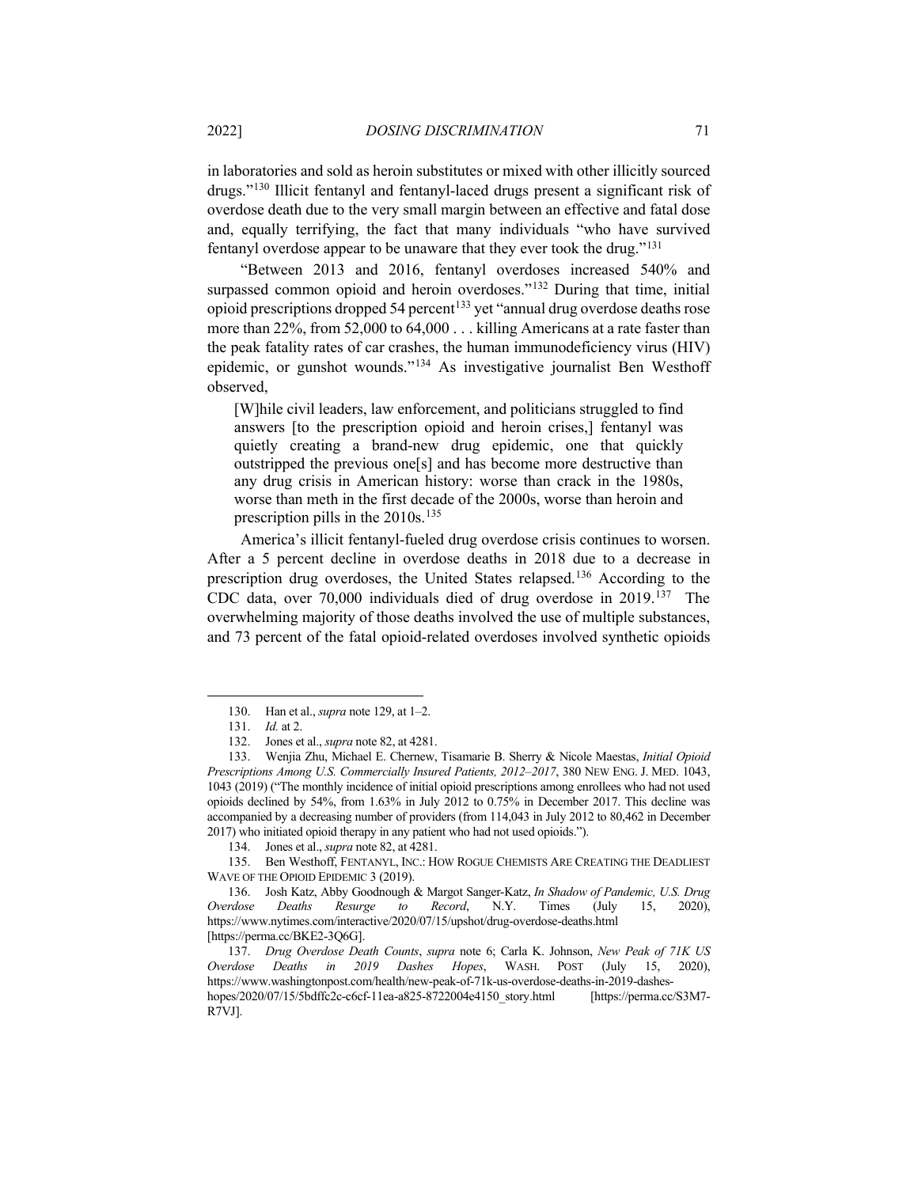in laboratories and sold as heroin substitutes or mixed with other illicitly sourced drugs."[130] Illicit fentanyl and fentanyl-laced drugs present a significant risk of overdose death due to the very small margin between an effective and fatal dose and, equally terrifying, the fact that many individuals "who have survived fentanyl overdose appear to be unaware that they ever took the drug."[131]

"Between 2013 and 2016, fentanyl overdoses increased 540% and surpassed common opioid and heroin overdoses."[132] During that time, initial opioid prescriptions dropped 54 percent[133] yet "annual drug overdose deaths rose more than 22%, from 52,000 to 64,000 . . . killing Americans at a rate faster than the peak fatality rates of car crashes, the human immunodeficiency virus (HIV) epidemic, or gunshot wounds."[134] As investigative journalist Ben Westhoff observed,

> [W]hile civil leaders, law enforcement, and politicians struggled to find answers [to the prescription opioid and heroin crises,] fentanyl was quietly creating a brand-new drug epidemic, one that quickly outstripped the previous one[s] and has become more destructive than any drug crisis in American history: worse than crack in the 1980s, worse than meth in the first decade of the 2000s, worse than heroin and prescription pills in the 2010s.[135]

America's illicit fentanyl-fueled drug overdose crisis continues to worsen. After a 5 percent decline in overdose deaths in 2018 due to a decrease in prescription drug overdoses, the United States relapsed.[136] According to the CDC data, over 70,000 individuals died of drug overdose in 2019.[137] The overwhelming majority of those deaths involved the use of multiple substances, and 73 percent of the fatal opioid-related overdoses involved synthetic opioids

---

130. Han et al., *supra* note 129, at 1–2.

131. *Id.* at 2.

132. Jones et al., *supra* note 82, at 4281.

133. Wenjia Zhu, Michael E. Chernew, Tisamarie B. Sherry & Nicole Maestas, *Initial Opioid Prescriptions Among U.S. Commercially Insured Patients, 2012–2017*, 380 NEW ENG. J. MED. 1043, 1043 (2019) ("The monthly incidence of initial opioid prescriptions among enrollees who had not used opioids declined by 54%, from 1.63% in July 2012 to 0.75% in December 2017. This decline was accompanied by a decreasing number of providers (from 114,043 in July 2012 to 80,462 in December 2017) who initiated opioid therapy in any patient who had not used opioids.").

134. Jones et al., *supra* note 82, at 4281.

135. Ben Westhoff, FENTANYL, INC.: HOW ROGUE CHEMISTS ARE CREATING THE DEADLIEST WAVE OF THE OPIOID EPIDEMIC 3 (2019).

136. Josh Katz, Abby Goodnough & Margot Sanger-Katz, *In Shadow of Pandemic, U.S. Drug Overdose Deaths Resurge to Record*, N.Y. Times (July 15, 2020), https://www.nytimes.com/interactive/2020/07/15/upshot/drug-overdose-deaths.html [https://perma.cc/BKE2-3Q6G].

137. *Drug Overdose Death Counts*, *supra* note 6; Carla K. Johnson, *New Peak of 71K US Overdose Deaths in 2019 Dashes Hopes*, WASH. POST (July 15, 2020), https://www.washingtonpost.com/health/new-peak-of-71k-us-overdose-deaths-in-2019-dashes-hopes/2020/07/15/5bdffc2c-c6cf-11ea-a825-8722004e4150_story.html [https://perma.cc/S3M7-R7VJ].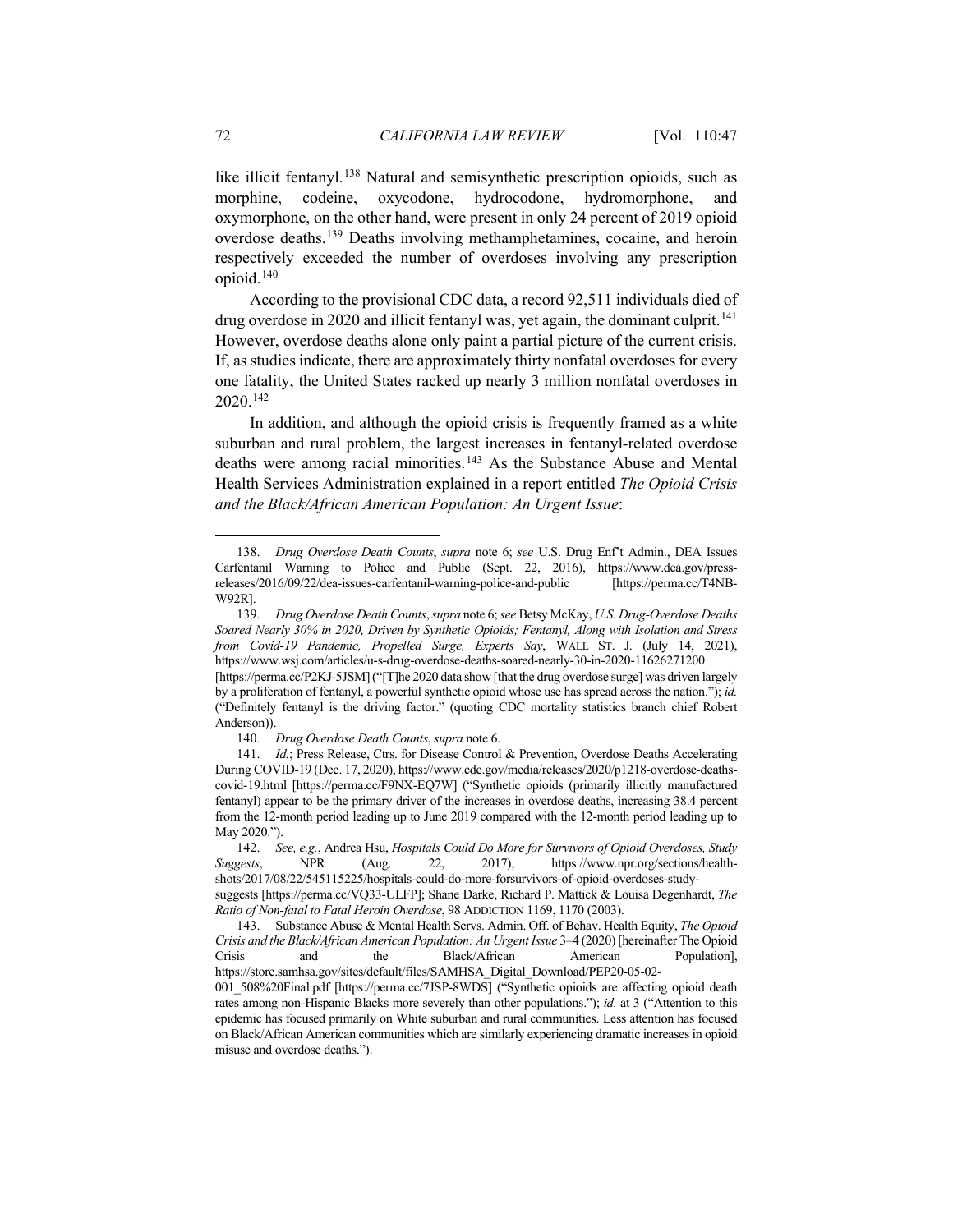like illicit fentanyl.[138] Natural and semisynthetic prescription opioids, such as morphine, codeine, oxycodone, hydrocodone, hydromorphone, and oxymorphone, on the other hand, were present in only 24 percent of 2019 opioid overdose deaths.[139] Deaths involving methamphetamines, cocaine, and heroin respectively exceeded the number of overdoses involving any prescription opioid.[140]

According to the provisional CDC data, a record 92,511 individuals died of drug overdose in 2020 and illicit fentanyl was, yet again, the dominant culprit.[141] However, overdose deaths alone only paint a partial picture of the current crisis. If, as studies indicate, there are approximately thirty nonfatal overdoses for every one fatality, the United States racked up nearly 3 million nonfatal overdoses in 2020.[142]

In addition, and although the opioid crisis is frequently framed as a white suburban and rural problem, the largest increases in fentanyl-related overdose deaths were among racial minorities.[143] As the Substance Abuse and Mental Health Services Administration explained in a report entitled *The Opioid Crisis and the Black/African American Population: An Urgent Issue*:

---

138. *Drug Overdose Death Counts*, *supra* note 6; *see* U.S. Drug Enf't Admin., DEA Issues Carfentanil Warning to Police and Public (Sept. 22, 2016), https://www.dea.gov/press-releases/2016/09/22/dea-issues-carfentanil-warning-police-and-public [https://perma.cc/T4NB-W92R].

139. *Drug Overdose Death Counts*, *supra* note 6; *see* Betsy McKay, *U.S. Drug-Overdose Deaths Soared Nearly 30% in 2020, Driven by Synthetic Opioids; Fentanyl, Along with Isolation and Stress from Covid-19 Pandemic, Propelled Surge, Experts Say*, WALL ST. J. (July 14, 2021), https://www.wsj.com/articles/u-s-drug-overdose-deaths-soared-nearly-30-in-2020-11626271200 [https://perma.cc/P2KJ-5JSM] ("[T]he 2020 data show [that the drug overdose surge] was driven largely by a proliferation of fentanyl, a powerful synthetic opioid whose use has spread across the nation."); *id.* ("Definitely fentanyl is the driving factor." (quoting CDC mortality statistics branch chief Robert Anderson)).

140. *Drug Overdose Death Counts*, *supra* note 6.

141. *Id.*; Press Release, Ctrs. for Disease Control & Prevention, Overdose Deaths Accelerating During COVID-19 (Dec. 17, 2020), https://www.cdc.gov/media/releases/2020/p1218-overdose-deaths-covid-19.html [https://perma.cc/F9NX-EQ7W] ("Synthetic opioids (primarily illicitly manufactured fentanyl) appear to be the primary driver of the increases in overdose deaths, increasing 38.4 percent from the 12-month period leading up to June 2019 compared with the 12-month period leading up to May 2020.").

142. *See, e.g.*, Andrea Hsu, *Hospitals Could Do More for Survivors of Opioid Overdoses, Study Suggests*, NPR (Aug. 22, 2017), https://www.npr.org/sections/health-shots/2017/08/22/545115225/hospitals-could-do-more-forsurvivors-of-opioid-overdoses-study-suggests [https://perma.cc/VQ33-ULFP]; Shane Darke, Richard P. Mattick & Louisa Degenhardt, *The Ratio of Non-fatal to Fatal Heroin Overdose*, 98 ADDICTION 1169, 1170 (2003).

143. Substance Abuse & Mental Health Servs. Admin. Off. of Behav. Health Equity, *The Opioid Crisis and the Black/African American Population: An Urgent Issue* 3–4 (2020) [hereinafter The Opioid Crisis and the Black/African American Population], https://store.samhsa.gov/sites/default/files/SAMHSA_Digital_Download/PEP20-05-02-001_508%20Final.pdf [https://perma.cc/7JSP-8WDS] ("Synthetic opioids are affecting opioid death rates among non-Hispanic Blacks more severely than other populations."); *id.* at 3 ("Attention to this epidemic has focused primarily on White suburban and rural communities. Less attention has focused on Black/African American communities which are similarly experiencing dramatic increases in opioid misuse and overdose deaths.").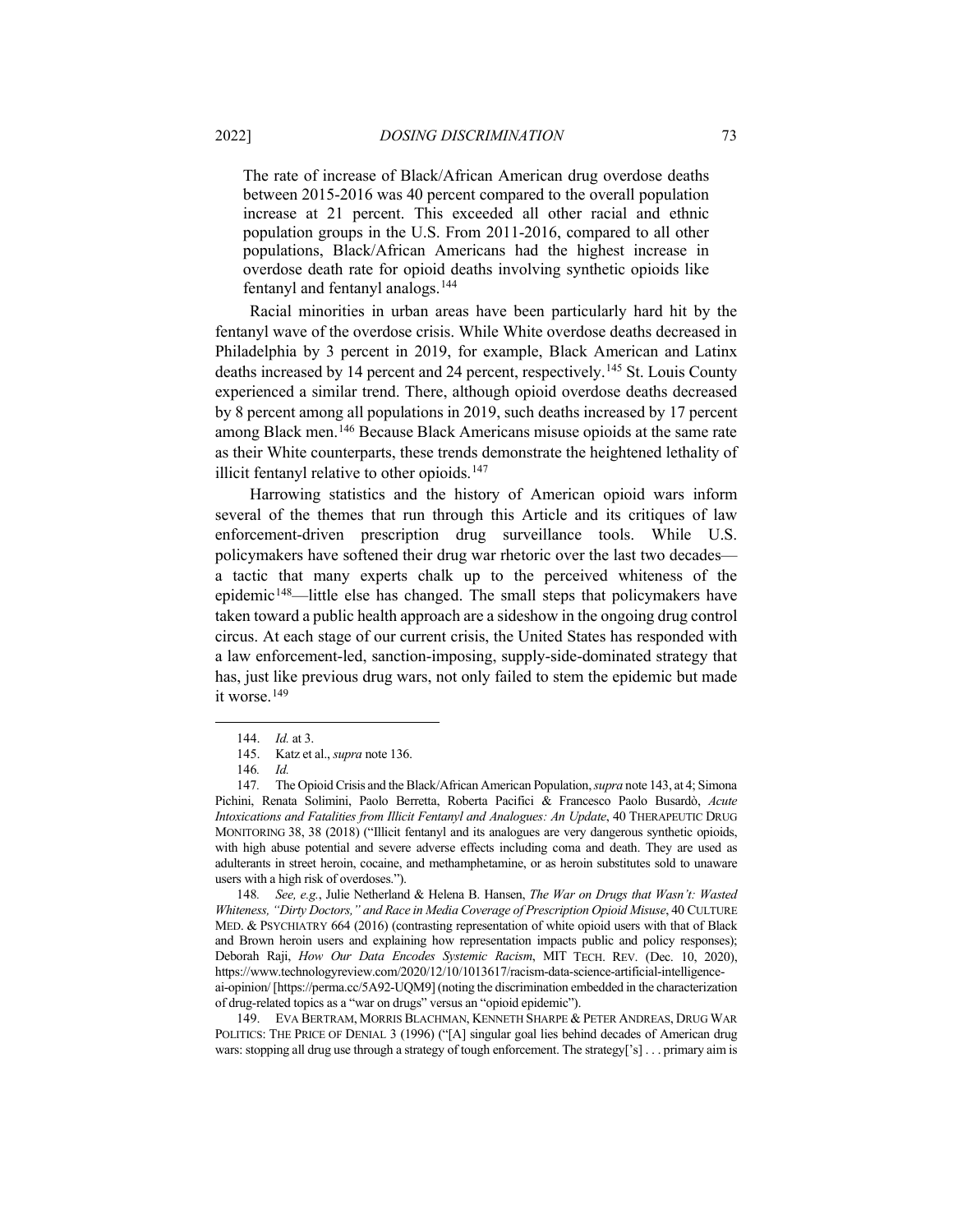> The rate of increase of Black/African American drug overdose deaths between 2015-2016 was 40 percent compared to the overall population increase at 21 percent. This exceeded all other racial and ethnic population groups in the U.S. From 2011-2016, compared to all other populations, Black/African Americans had the highest increase in overdose death rate for opioid deaths involving synthetic opioids like fentanyl and fentanyl analogs.[144]

Racial minorities in urban areas have been particularly hard hit by the fentanyl wave of the overdose crisis. While White overdose deaths decreased in Philadelphia by 3 percent in 2019, for example, Black American and Latinx deaths increased by 14 percent and 24 percent, respectively.[145] St. Louis County experienced a similar trend. There, although opioid overdose deaths decreased by 8 percent among all populations in 2019, such deaths increased by 17 percent among Black men.[146] Because Black Americans misuse opioids at the same rate as their White counterparts, these trends demonstrate the heightened lethality of illicit fentanyl relative to other opioids.[147]

Harrowing statistics and the history of American opioid wars inform several of the themes that run through this Article and its critiques of law enforcement-driven prescription drug surveillance tools. While U.S. policymakers have softened their drug war rhetoric over the last two decades—a tactic that many experts chalk up to the perceived whiteness of the epidemic[148]—little else has changed. The small steps that policymakers have taken toward a public health approach are a sideshow in the ongoing drug control circus. At each stage of our current crisis, the United States has responded with a law enforcement-led, sanction-imposing, supply-side-dominated strategy that has, just like previous drug wars, not only failed to stem the epidemic but made it worse.[149]

---

144. *Id.* at 3.

145. Katz et al., *supra* note 136.

146. *Id.*

147. The Opioid Crisis and the Black/African American Population, *supra* note 143, at 4; Simona Pichini, Renata Solimini, Paolo Berretta, Roberta Pacifici & Francesco Paolo Busardò, *Acute Intoxications and Fatalities from Illicit Fentanyl and Analogues: An Update*, 40 THERAPEUTIC DRUG MONITORING 38, 38 (2018) ("Illicit fentanyl and its analogues are very dangerous synthetic opioids, with high abuse potential and severe adverse effects including coma and death. They are used as adulterants in street heroin, cocaine, and methamphetamine, or as heroin substitutes sold to unaware users with a high risk of overdoses.").

148. *See, e.g.*, Julie Netherland & Helena B. Hansen, *The War on Drugs that Wasn't: Wasted Whiteness, "Dirty Doctors," and Race in Media Coverage of Prescription Opioid Misuse*, 40 CULTURE MED. & PSYCHIATRY 664 (2016) (contrasting representation of white opioid users with that of Black and Brown heroin users and explaining how representation impacts public and policy responses); Deborah Raji, *How Our Data Encodes Systemic Racism*, MIT TECH. REV. (Dec. 10, 2020), https://www.technologyreview.com/2020/12/10/1013617/racism-data-science-artificial-intelligence-ai-opinion/ [https://perma.cc/5A92-UQM9] (noting the discrimination embedded in the characterization of drug-related topics as a "war on drugs" versus an "opioid epidemic").

149. EVA BERTRAM, MORRIS BLACHMAN, KENNETH SHARPE & PETER ANDREAS, DRUG WAR POLITICS: THE PRICE OF DENIAL 3 (1996) ("[A] singular goal lies behind decades of American drug wars: stopping all drug use through a strategy of tough enforcement. The strategy['s] . . . primary aim is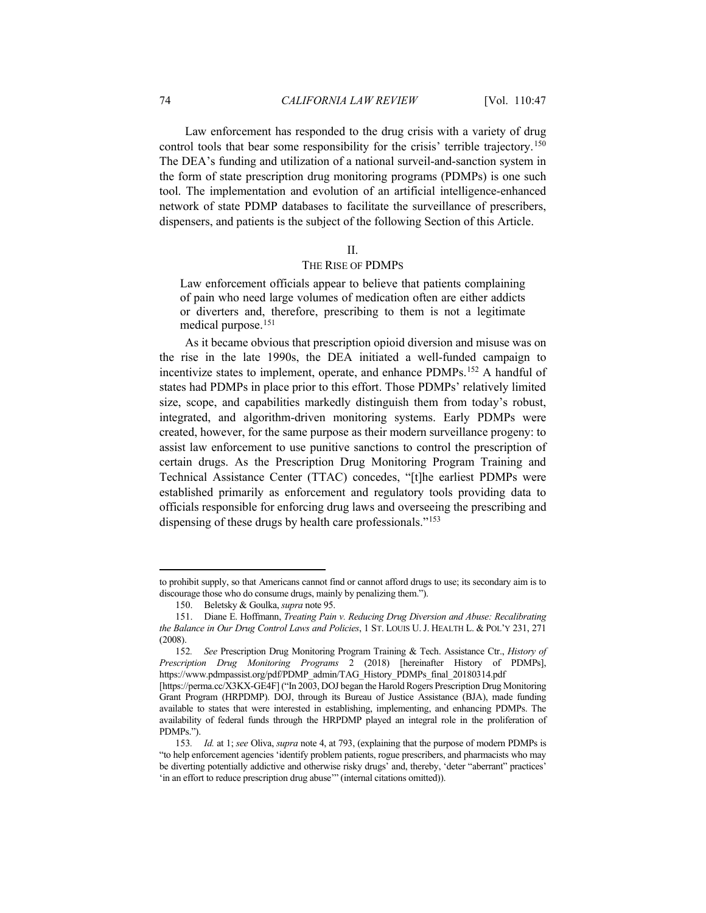Law enforcement has responded to the drug crisis with a variety of drug control tools that bear some responsibility for the crisis' terrible trajectory.[150] The DEA's funding and utilization of a national surveil-and-sanction system in the form of state prescription drug monitoring programs (PDMPs) is one such tool. The implementation and evolution of an artificial intelligence-enhanced network of state PDMP databases to facilitate the surveillance of prescribers, dispensers, and patients is the subject of the following Section of this Article.

## II.
## THE RISE OF PDMPS

> Law enforcement officials appear to believe that patients complaining of pain who need large volumes of medication often are either addicts or diverters and, therefore, prescribing to them is not a legitimate medical purpose.[151]

As it became obvious that prescription opioid diversion and misuse was on the rise in the late 1990s, the DEA initiated a well-funded campaign to incentivize states to implement, operate, and enhance PDMPs.[152] A handful of states had PDMPs in place prior to this effort. Those PDMPs' relatively limited size, scope, and capabilities markedly distinguish them from today's robust, integrated, and algorithm-driven monitoring systems. Early PDMPs were created, however, for the same purpose as their modern surveillance progeny: to assist law enforcement to use punitive sanctions to control the prescription of certain drugs. As the Prescription Drug Monitoring Program Training and Technical Assistance Center (TTAC) concedes, "[t]he earliest PDMPs were established primarily as enforcement and regulatory tools providing data to officials responsible for enforcing drug laws and overseeing the prescribing and dispensing of these drugs by health care professionals."[153]

---

to prohibit supply, so that Americans cannot find or cannot afford drugs to use; its secondary aim is to discourage those who do consume drugs, mainly by penalizing them.").

150. Beletsky & Goulka, *supra* note 95.

151. Diane E. Hoffmann, *Treating Pain v. Reducing Drug Diversion and Abuse: Recalibrating the Balance in Our Drug Control Laws and Policies*, 1 ST. LOUIS U. J. HEALTH L. & POL'Y 231, 271 (2008).

152. *See* Prescription Drug Monitoring Program Training & Tech. Assistance Ctr., *History of Prescription Drug Monitoring Programs* 2 (2018) [hereinafter History of PDMPs], https://www.pdmpassist.org/pdf/PDMP_admin/TAG_History_PDMPs_final_20180314.pdf [https://perma.cc/X3KX-GE4F] ("In 2003, DOJ began the Harold Rogers Prescription Drug Monitoring Grant Program (HRPDMP). DOJ, through its Bureau of Justice Assistance (BJA), made funding available to states that were interested in establishing, implementing, and enhancing PDMPs. The availability of federal funds through the HRPDMP played an integral role in the proliferation of PDMPs.").

153. *Id.* at 1; *see* Oliva, *supra* note 4, at 793, (explaining that the purpose of modern PDMPs is "to help enforcement agencies 'identify problem patients, rogue prescribers, and pharmacists who may be diverting potentially addictive and otherwise risky drugs' and, thereby, 'deter "aberrant" practices' 'in an effort to reduce prescription drug abuse'" (internal citations omitted)).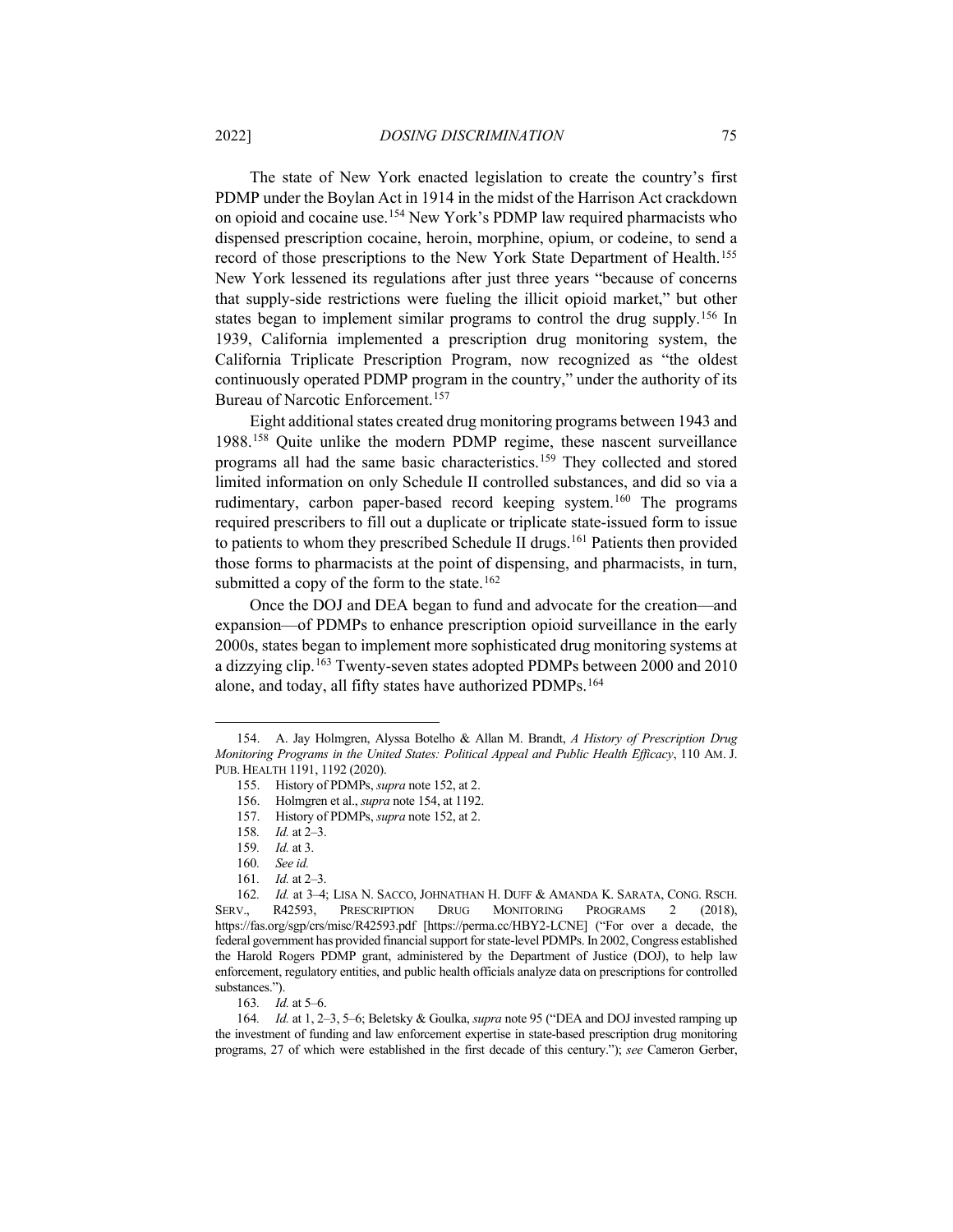The state of New York enacted legislation to create the country's first PDMP under the Boylan Act in 1914 in the midst of the Harrison Act crackdown on opioid and cocaine use.[154] New York's PDMP law required pharmacists who dispensed prescription cocaine, heroin, morphine, opium, or codeine, to send a record of those prescriptions to the New York State Department of Health.[155] New York lessened its regulations after just three years "because of concerns that supply-side restrictions were fueling the illicit opioid market," but other states began to implement similar programs to control the drug supply.[156] In 1939, California implemented a prescription drug monitoring system, the California Triplicate Prescription Program, now recognized as "the oldest continuously operated PDMP program in the country," under the authority of its Bureau of Narcotic Enforcement.[157]

Eight additional states created drug monitoring programs between 1943 and 1988.[158] Quite unlike the modern PDMP regime, these nascent surveillance programs all had the same basic characteristics.[159] They collected and stored limited information on only Schedule II controlled substances, and did so via a rudimentary, carbon paper-based record keeping system.[160] The programs required prescribers to fill out a duplicate or triplicate state-issued form to issue to patients to whom they prescribed Schedule II drugs.[161] Patients then provided those forms to pharmacists at the point of dispensing, and pharmacists, in turn, submitted a copy of the form to the state.[162]

Once the DOJ and DEA began to fund and advocate for the creation—and expansion—of PDMPs to enhance prescription opioid surveillance in the early 2000s, states began to implement more sophisticated drug monitoring systems at a dizzying clip.[163] Twenty-seven states adopted PDMPs between 2000 and 2010 alone, and today, all fifty states have authorized PDMPs.[164]

---

154. A. Jay Holmgren, Alyssa Botelho & Allan M. Brandt, *A History of Prescription Drug Monitoring Programs in the United States: Political Appeal and Public Health Efficacy*, 110 AM. J. PUB. HEALTH 1191, 1192 (2020).

155. History of PDMPs, *supra* note 152, at 2.

156. Holmgren et al., *supra* note 154, at 1192.

157. History of PDMPs, *supra* note 152, at 2.

158. *Id.* at 2–3.

159. *Id.* at 3.

160. *See id.*

161. *Id.* at 2–3.

162. *Id.* at 3–4; LISA N. SACCO, JOHNATHAN H. DUFF & AMANDA K. SARATA, CONG. RSCH. SERV., R42593, PRESCRIPTION DRUG MONITORING PROGRAMS 2 (2018), https://fas.org/sgp/crs/misc/R42593.pdf [https://perma.cc/HBY2-LCNE] ("For over a decade, the federal government has provided financial support for state-level PDMPs. In 2002, Congress established the Harold Rogers PDMP grant, administered by the Department of Justice (DOJ), to help law enforcement, regulatory entities, and public health officials analyze data on prescriptions for controlled substances.").

163. *Id.* at 5–6.

164. *Id.* at 1, 2–3, 5–6; Beletsky & Goulka, *supra* note 95 ("DEA and DOJ invested ramping up the investment of funding and law enforcement expertise in state-based prescription drug monitoring programs, 27 of which were established in the first decade of this century."); *see* Cameron Gerber,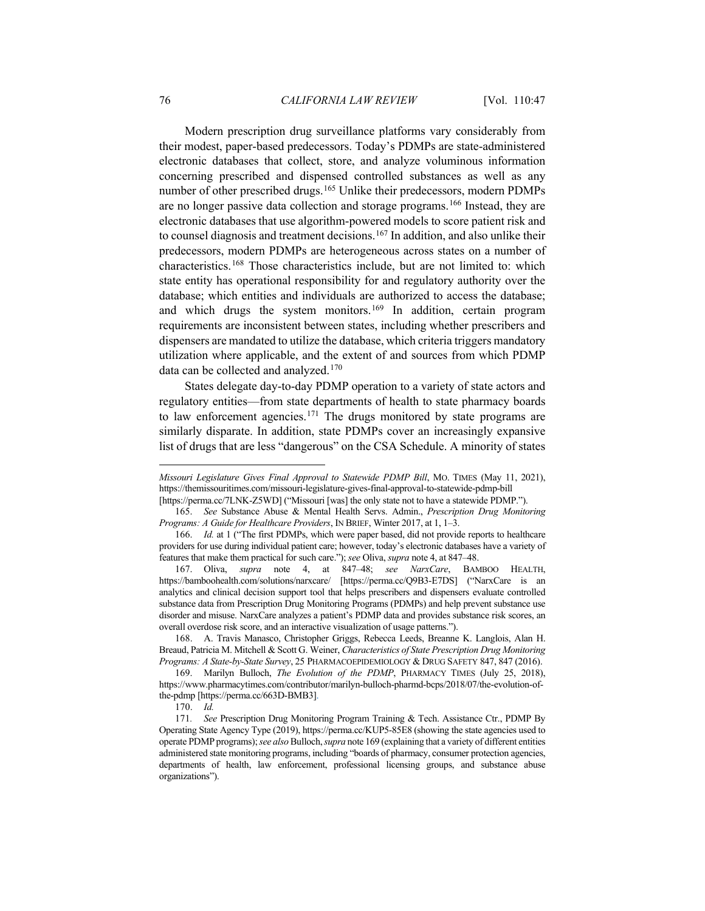Modern prescription drug surveillance platforms vary considerably from their modest, paper-based predecessors. Today's PDMPs are state-administered electronic databases that collect, store, and analyze voluminous information concerning prescribed and dispensed controlled substances as well as any number of other prescribed drugs.[165] Unlike their predecessors, modern PDMPs are no longer passive data collection and storage programs.[166] Instead, they are electronic databases that use algorithm-powered models to score patient risk and to counsel diagnosis and treatment decisions.[167] In addition, and also unlike their predecessors, modern PDMPs are heterogeneous across states on a number of characteristics.[168] Those characteristics include, but are not limited to: which state entity has operational responsibility for and regulatory authority over the database; which entities and individuals are authorized to access the database; and which drugs the system monitors.[169] In addition, certain program requirements are inconsistent between states, including whether prescribers and dispensers are mandated to utilize the database, which criteria triggers mandatory utilization where applicable, and the extent of and sources from which PDMP data can be collected and analyzed.[170]

States delegate day-to-day PDMP operation to a variety of state actors and regulatory entities—from state departments of health to state pharmacy boards to law enforcement agencies.[171] The drugs monitored by state programs are similarly disparate. In addition, state PDMPs cover an increasingly expansive list of drugs that are less "dangerous" on the CSA Schedule. A minority of states

---

*Missouri Legislature Gives Final Approval to Statewide PDMP Bill*, MO. TIMES (May 11, 2021), https://themissouritimes.com/missouri-legislature-gives-final-approval-to-statewide-pdmp-bill [https://perma.cc/7LNK-Z5WD] ("Missouri [was] the only state not to have a statewide PDMP.").

165. *See* Substance Abuse & Mental Health Servs. Admin., *Prescription Drug Monitoring Programs: A Guide for Healthcare Providers*, IN BRIEF, Winter 2017, at 1, 1–3.

166. *Id.* at 1 ("The first PDMPs, which were paper based, did not provide reports to healthcare providers for use during individual patient care; however, today's electronic databases have a variety of features that make them practical for such care."); *see* Oliva, *supra* note 4, at 847–48.

167. Oliva, *supra* note 4, at 847–48; *see NarxCare*, BAMBOO HEALTH, https://bamboohealth.com/solutions/narxcare/ [https://perma.cc/Q9B3-E7DS] ("NarxCare is an analytics and clinical decision support tool that helps prescribers and dispensers evaluate controlled substance data from Prescription Drug Monitoring Programs (PDMPs) and help prevent substance use disorder and misuse. NarxCare analyzes a patient's PDMP data and provides substance risk scores, an overall overdose risk score, and an interactive visualization of usage patterns.").

168. A. Travis Manasco, Christopher Griggs, Rebecca Leeds, Breanne K. Langlois, Alan H. Breaud, Patricia M. Mitchell & Scott G. Weiner, *Characteristics of State Prescription Drug Monitoring Programs: A State-by-State Survey*, 25 PHARMACOEPIDEMIOLOGY & DRUG SAFETY 847, 847 (2016).

169. Marilyn Bulloch, *The Evolution of the PDMP*, PHARMACY TIMES (July 25, 2018), https://www.pharmacytimes.com/contributor/marilyn-bulloch-pharmd-bcps/2018/07/the-evolution-of-the-pdmp [https://perma.cc/663D-BMB3].

170. *Id.*

171. *See* Prescription Drug Monitoring Program Training & Tech. Assistance Ctr., PDMP By Operating State Agency Type (2019), https://perma.cc/KUP5-85E8 (showing the state agencies used to operate PDMP programs); *see also* Bulloch, *supra* note 169 (explaining that a variety of different entities administered state monitoring programs, including "boards of pharmacy, consumer protection agencies, departments of health, law enforcement, professional licensing groups, and substance abuse organizations").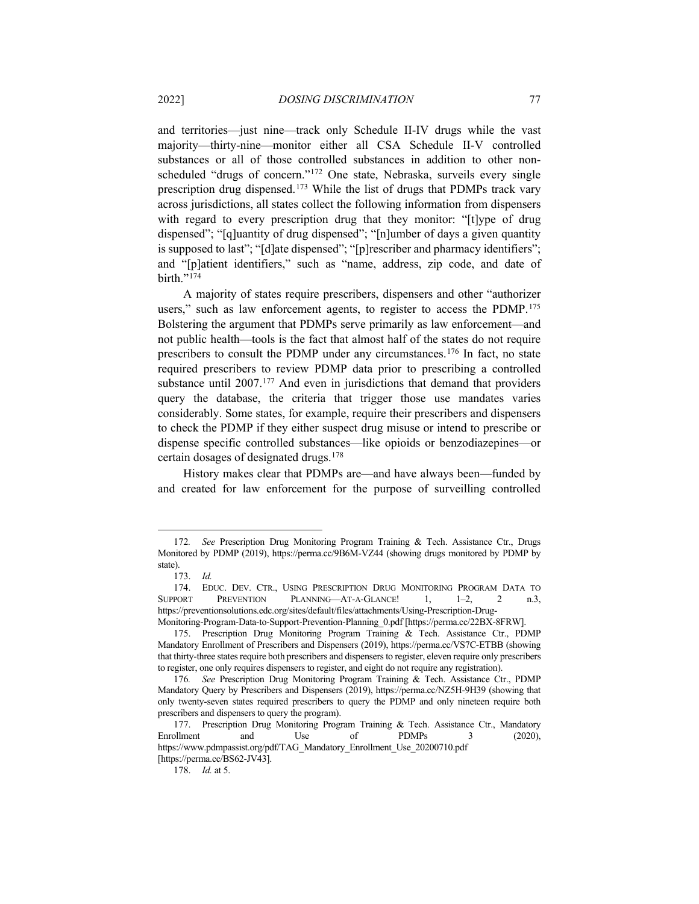and territories—just nine—track only Schedule II-IV drugs while the vast majority—thirty-nine—monitor either all CSA Schedule II-V controlled substances or all of those controlled substances in addition to other non-scheduled "drugs of concern."[172] One state, Nebraska, surveils every single prescription drug dispensed.[173] While the list of drugs that PDMPs track vary across jurisdictions, all states collect the following information from dispensers with regard to every prescription drug that they monitor: "[t]ype of drug dispensed"; "[q]uantity of drug dispensed"; "[n]umber of days a given quantity is supposed to last"; "[d]ate dispensed"; "[p]rescriber and pharmacy identifiers"; and "[p]atient identifiers," such as "name, address, zip code, and date of birth."[174]

A majority of states require prescribers, dispensers and other "authorizer users," such as law enforcement agents, to register to access the PDMP.[175] Bolstering the argument that PDMPs serve primarily as law enforcement—and not public health—tools is the fact that almost half of the states do not require prescribers to consult the PDMP under any circumstances.[176] In fact, no state required prescribers to review PDMP data prior to prescribing a controlled substance until 2007.[177] And even in jurisdictions that demand that providers query the database, the criteria that trigger those use mandates varies considerably. Some states, for example, require their prescribers and dispensers to check the PDMP if they either suspect drug misuse or intend to prescribe or dispense specific controlled substances—like opioids or benzodiazepines—or certain dosages of designated drugs.[178]

History makes clear that PDMPs are—and have always been—funded by and created for law enforcement for the purpose of surveilling controlled

---

172. *See* Prescription Drug Monitoring Program Training & Tech. Assistance Ctr., Drugs Monitored by PDMP (2019), https://perma.cc/9B6M-VZ44 (showing drugs monitored by PDMP by state).

173. *Id.*

174. EDUC. DEV. CTR., USING PRESCRIPTION DRUG MONITORING PROGRAM DATA TO SUPPORT PREVENTION PLANNING—AT-A-GLANCE! 1, 1–2, 2 n.3, https://preventionsolutions.edc.org/sites/default/files/attachments/Using-Prescription-Drug-Monitoring-Program-Data-to-Support-Prevention-Planning_0.pdf [https://perma.cc/22BX-8FRW].

175. Prescription Drug Monitoring Program Training & Tech. Assistance Ctr., PDMP Mandatory Enrollment of Prescribers and Dispensers (2019), https://perma.cc/VS7C-ETBB (showing that thirty-three states require both prescribers and dispensers to register, eleven require only prescribers to register, one only requires dispensers to register, and eight do not require any registration).

176. *See* Prescription Drug Monitoring Program Training & Tech. Assistance Ctr., PDMP Mandatory Query by Prescribers and Dispensers (2019), https://perma.cc/NZ5H-9H39 (showing that only twenty-seven states required prescribers to query the PDMP and only nineteen require both prescribers and dispensers to query the program).

177. Prescription Drug Monitoring Program Training & Tech. Assistance Ctr., Mandatory Enrollment and Use of PDMPs 3 (2020), https://www.pdmpassist.org/pdf/TAG_Mandatory_Enrollment_Use_20200710.pdf [https://perma.cc/BS62-JV43].

178. *Id.* at 5.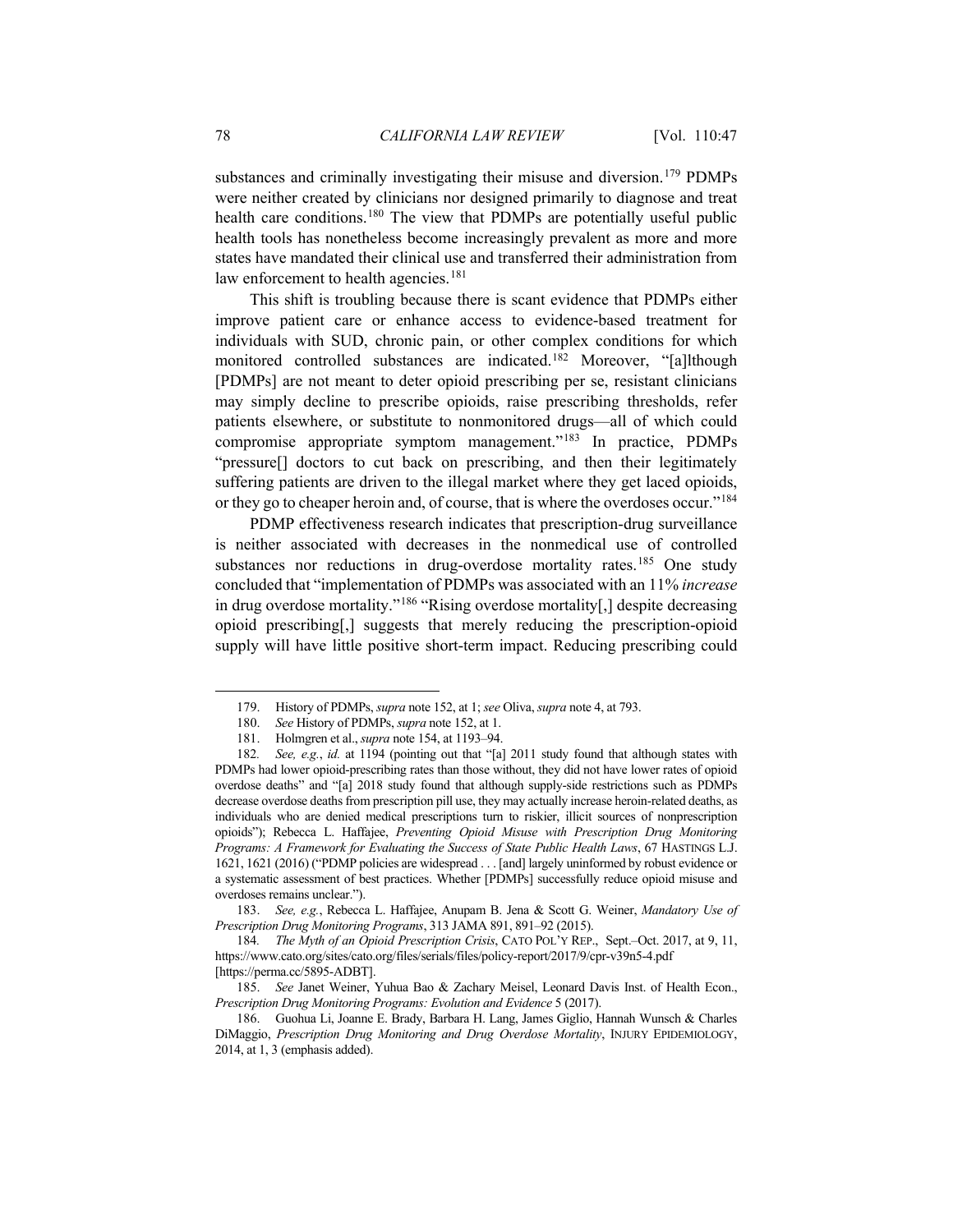substances and criminally investigating their misuse and diversion.[179] PDMPs were neither created by clinicians nor designed primarily to diagnose and treat health care conditions.[180] The view that PDMPs are potentially useful public health tools has nonetheless become increasingly prevalent as more and more states have mandated their clinical use and transferred their administration from law enforcement to health agencies.[181]

This shift is troubling because there is scant evidence that PDMPs either improve patient care or enhance access to evidence-based treatment for individuals with SUD, chronic pain, or other complex conditions for which monitored controlled substances are indicated.[182] Moreover, "[a]lthough [PDMPs] are not meant to deter opioid prescribing per se, resistant clinicians may simply decline to prescribe opioids, raise prescribing thresholds, refer patients elsewhere, or substitute to nonmonitored drugs—all of which could compromise appropriate symptom management."[183] In practice, PDMPs "pressure[] doctors to cut back on prescribing, and then their legitimately suffering patients are driven to the illegal market where they get laced opioids, or they go to cheaper heroin and, of course, that is where the overdoses occur."[184]

PDMP effectiveness research indicates that prescription-drug surveillance is neither associated with decreases in the nonmedical use of controlled substances nor reductions in drug-overdose mortality rates.[185] One study concluded that "implementation of PDMPs was associated with an 11% *increase* in drug overdose mortality."[186] "Rising overdose mortality[,] despite decreasing opioid prescribing[,] suggests that merely reducing the prescription-opioid supply will have little positive short-term impact. Reducing prescribing could

---

179. History of PDMPs, *supra* note 152, at 1; *see* Oliva, *supra* note 4, at 793.

180. *See* History of PDMPs, *supra* note 152, at 1.

181. Holmgren et al., *supra* note 154, at 1193–94.

182. *See, e.g.*, *id.* at 1194 (pointing out that "[a] 2011 study found that although states with PDMPs had lower opioid-prescribing rates than those without, they did not have lower rates of opioid overdose deaths" and "[a] 2018 study found that although supply-side restrictions such as PDMPs decrease overdose deaths from prescription pill use, they may actually increase heroin-related deaths, as individuals who are denied medical prescriptions turn to riskier, illicit sources of nonprescription opioids"); Rebecca L. Haffajee, *Preventing Opioid Misuse with Prescription Drug Monitoring Programs: A Framework for Evaluating the Success of State Public Health Laws*, 67 HASTINGS L.J. 1621, 1621 (2016) ("PDMP policies are widespread . . . [and] largely uninformed by robust evidence or a systematic assessment of best practices. Whether [PDMPs] successfully reduce opioid misuse and overdoses remains unclear.").

183. *See, e.g.*, Rebecca L. Haffajee, Anupam B. Jena & Scott G. Weiner, *Mandatory Use of Prescription Drug Monitoring Programs*, 313 JAMA 891, 891–92 (2015).

184. *The Myth of an Opioid Prescription Crisis*, CATO POL'Y REP., Sept.–Oct. 2017, at 9, 11, https://www.cato.org/sites/cato.org/files/serials/files/policy-report/2017/9/cpr-v39n5-4.pdf [https://perma.cc/5895-ADBT].

185. *See* Janet Weiner, Yuhua Bao & Zachary Meisel, Leonard Davis Inst. of Health Econ., *Prescription Drug Monitoring Programs: Evolution and Evidence* 5 (2017).

186. Guohua Li, Joanne E. Brady, Barbara H. Lang, James Giglio, Hannah Wunsch & Charles DiMaggio, *Prescription Drug Monitoring and Drug Overdose Mortality*, INJURY EPIDEMIOLOGY, 2014, at 1, 3 (emphasis added).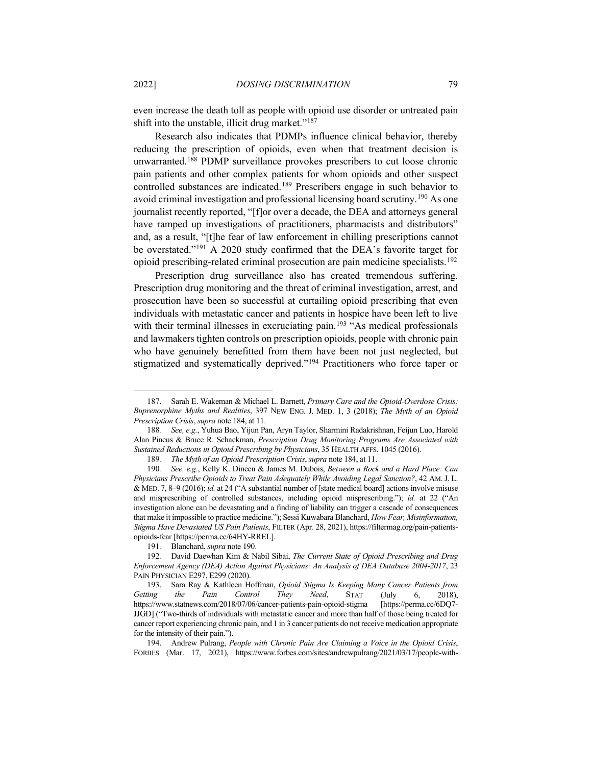even increase the death toll as people with opioid use disorder or untreated pain shift into the unstable, illicit drug market."[187]

Research also indicates that PDMPs influence clinical behavior, thereby reducing the prescription of opioids, even when that treatment decision is unwarranted.[188] PDMP surveillance provokes prescribers to cut loose chronic pain patients and other complex patients for whom opioids and other suspect controlled substances are indicated.[189] Prescribers engage in such behavior to avoid criminal investigation and professional licensing board scrutiny.[190] As one journalist recently reported, "[f]or over a decade, the DEA and attorneys general have ramped up investigations of practitioners, pharmacists and distributors" and, as a result, "[t]he fear of law enforcement in chilling prescriptions cannot be overstated."[191] A 2020 study confirmed that the DEA's favorite target for opioid prescribing-related criminal prosecution are pain medicine specialists.[192]

Prescription drug surveillance also has created tremendous suffering. Prescription drug monitoring and the threat of criminal investigation, arrest, and prosecution have been so successful at curtailing opioid prescribing that even individuals with metastatic cancer and patients in hospice have been left to live with their terminal illnesses in excruciating pain.[193] "As medical professionals and lawmakers tighten controls on prescription opioids, people with chronic pain who have genuinely benefitted from them have been not just neglected, but stigmatized and systematically deprived."[194] Practitioners who force taper or

---

187. Sarah E. Wakeman & Michael L. Barnett, *Primary Care and the Opioid-Overdose Crisis: Buprenorphine Myths and Realities*, 397 NEW ENG. J. MED. 1, 3 (2018); *The Myth of an Opioid Prescription Crisis*, *supra* note 184, at 11.

188. *See, e.g.*, Yuhua Bao, Yijun Pan, Aryn Taylor, Sharmini Radakrishnan, Feijun Luo, Harold Alan Pincus & Bruce R. Schackman, *Prescription Drug Monitoring Programs Are Associated with Sustained Reductions in Opioid Prescribing by Physicians*, 35 HEALTH AFFS. 1045 (2016).

189. *The Myth of an Opioid Prescription Crisis*, *supra* note 184, at 11.

190. *See, e.g.*, Kelly K. Dineen & James M. Dubois, *Between a Rock and a Hard Place: Can Physicians Prescribe Opioids to Treat Pain Adequately While Avoiding Legal Sanction?*, 42 AM. J. L. & MED. 7, 8–9 (2016); *id.* at 24 ("A substantial number of [state medical board] actions involve misuse and misprescribing of controlled substances, including opioid misprescribing."); *id.* at 22 ("An investigation alone can be devastating and a finding of liability can trigger a cascade of consequences that make it impossible to practice medicine."); Sessi Kuwabara Blanchard, *How Fear, Misinformation, Stigma Have Devastated US Pain Patients*, FILTER (Apr. 28, 2021), https://filtermag.org/pain-patients-opioids-fear [https://perma.cc/64HY-RREL].

191. Blanchard, *supra* note 190.

192. David Daewhan Kim & Nabil Sibai, *The Current State of Opioid Prescribing and Drug Enforcement Agency (DEA) Action Against Physicians: An Analysis of DEA Database 2004-2017*, 23 PAIN PHYSICIAN E297, E299 (2020).

193. Sara Ray & Kathleen Hoffman, *Opioid Stigma Is Keeping Many Cancer Patients from Getting the Pain Control They Need*, STAT (July 6, 2018), https://www.statnews.com/2018/07/06/cancer-patients-pain-opioid-stigma [https://perma.cc/6DQ7-JJGD] ("Two-thirds of individuals with metastatic cancer and more than half of those being treated for cancer report experiencing chronic pain, and 1 in 3 cancer patients do not receive medication appropriate for the intensity of their pain.").

194. Andrew Pulrang, *People with Chronic Pain Are Claiming a Voice in the Opioid Crisis*, FORBES (Mar. 17, 2021), https://www.forbes.com/sites/andrewpulrang/2021/03/17/people-with-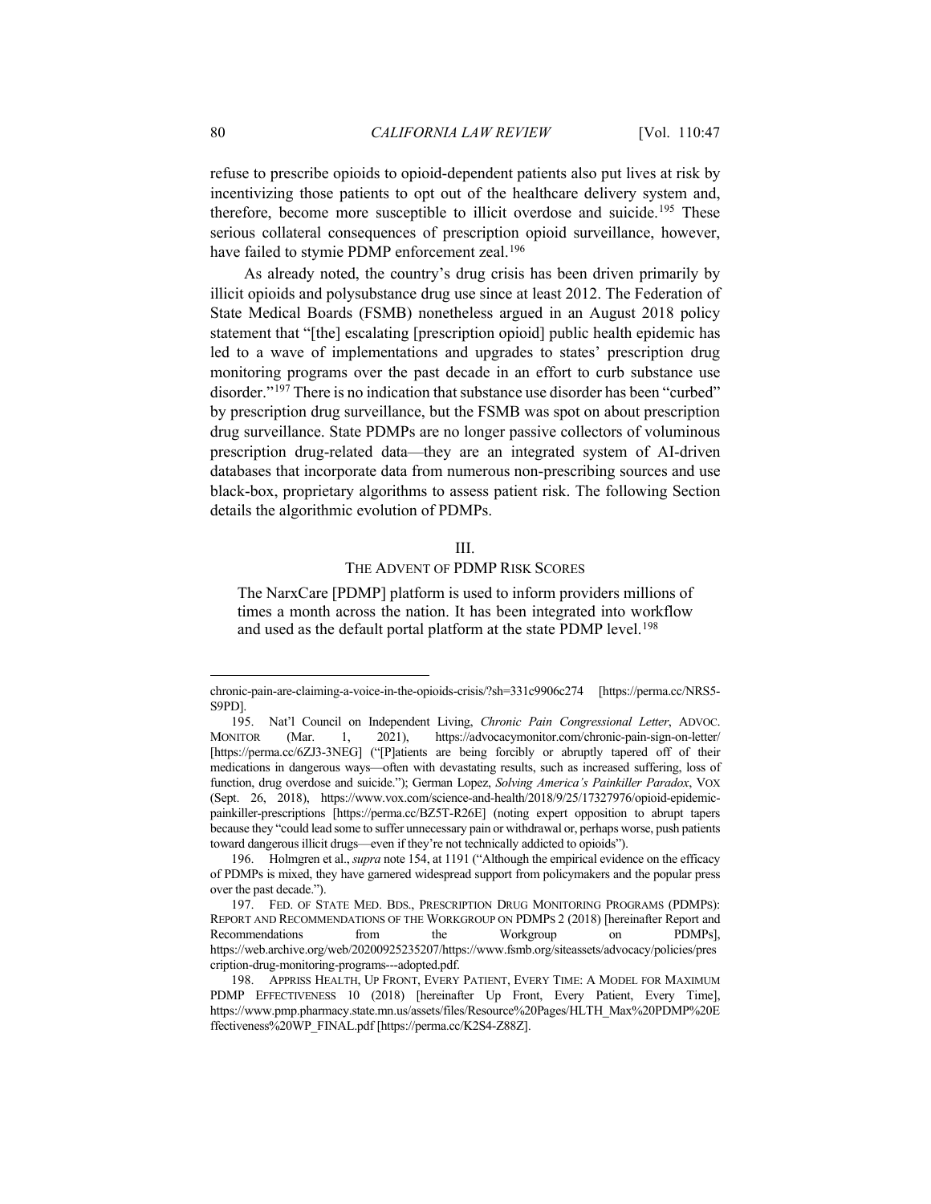refuse to prescribe opioids to opioid-dependent patients also put lives at risk by incentivizing those patients to opt out of the healthcare delivery system and, therefore, become more susceptible to illicit overdose and suicide.[195] These serious collateral consequences of prescription opioid surveillance, however, have failed to stymie PDMP enforcement zeal.[196]

As already noted, the country's drug crisis has been driven primarily by illicit opioids and polysubstance drug use since at least 2012. The Federation of State Medical Boards (FSMB) nonetheless argued in an August 2018 policy statement that "[the] escalating [prescription opioid] public health epidemic has led to a wave of implementations and upgrades to states' prescription drug monitoring programs over the past decade in an effort to curb substance use disorder."[197] There is no indication that substance use disorder has been "curbed" by prescription drug surveillance, but the FSMB was spot on about prescription drug surveillance. State PDMPs are no longer passive collectors of voluminous prescription drug-related data—they are an integrated system of AI-driven databases that incorporate data from numerous non-prescribing sources and use black-box, proprietary algorithms to assess patient risk. The following Section details the algorithmic evolution of PDMPs.

## III.
## THE ADVENT OF PDMP RISK SCORES

> The NarxCare [PDMP] platform is used to inform providers millions of times a month across the nation. It has been integrated into workflow and used as the default portal platform at the state PDMP level.[198]

---

chronic-pain-are-claiming-a-voice-in-the-opioids-crisis/?sh=331c9906c274 [https://perma.cc/NRS5-S9PD].

195. Nat'l Council on Independent Living, *Chronic Pain Congressional Letter*, ADVOC. MONITOR (Mar. 1, 2021), https://advocacymonitor.com/chronic-pain-sign-on-letter/ [https://perma.cc/6ZJ3-3NEG] ("[P]atients are being forcibly or abruptly tapered off of their medications in dangerous ways—often with devastating results, such as increased suffering, loss of function, drug overdose and suicide."); German Lopez, *Solving America's Painkiller Paradox*, VOX (Sept. 26, 2018), https://www.vox.com/science-and-health/2018/9/25/17327976/opioid-epidemic-painkiller-prescriptions [https://perma.cc/BZ5T-R26E] (noting expert opposition to abrupt tapers because they "could lead some to suffer unnecessary pain or withdrawal or, perhaps worse, push patients toward dangerous illicit drugs—even if they're not technically addicted to opioids").

196. Holmgren et al., *supra* note 154, at 1191 ("Although the empirical evidence on the efficacy of PDMPs is mixed, they have garnered widespread support from policymakers and the popular press over the past decade.").

197. FED. OF STATE MED. BDS., PRESCRIPTION DRUG MONITORING PROGRAMS (PDMPS): REPORT AND RECOMMENDATIONS OF THE WORKGROUP ON PDMPS 2 (2018) [hereinafter Report and Recommendations from the Workgroup on PDMPs], https://web.archive.org/web/20200925235207/https://www.fsmb.org/siteassets/advocacy/policies/prescription-drug-monitoring-programs---adopted.pdf.

198. APPRISS HEALTH, UP FRONT, EVERY PATIENT, EVERY TIME: A MODEL FOR MAXIMUM PDMP EFFECTIVENESS 10 (2018) [hereinafter Up Front, Every Patient, Every Time], https://www.pmp.pharmacy.state.mn.us/assets/files/Resource%20Pages/HLTH_Max%20PDMP%20Effectiveness%20WP_FINAL.pdf [https://perma.cc/K2S4-Z88Z].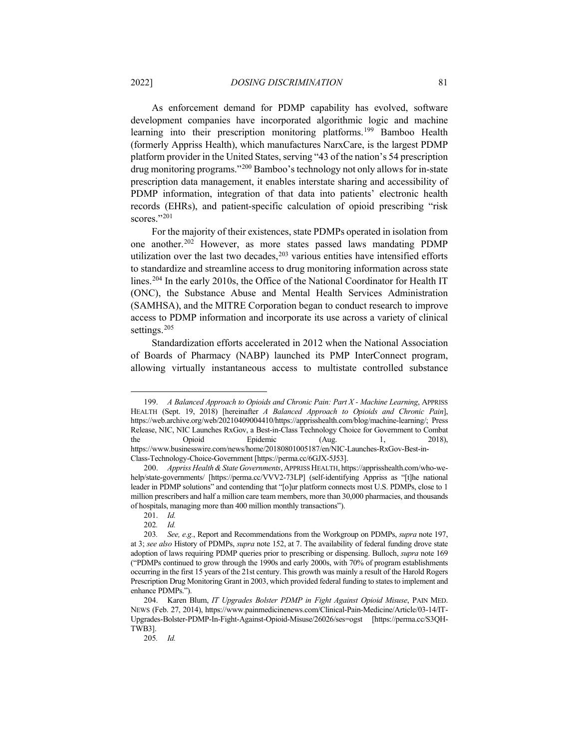As enforcement demand for PDMP capability has evolved, software development companies have incorporated algorithmic logic and machine learning into their prescription monitoring platforms.[199] Bamboo Health (formerly Appriss Health), which manufactures NarxCare, is the largest PDMP platform provider in the United States, serving "43 of the nation's 54 prescription drug monitoring programs."[200] Bamboo's technology not only allows for in-state prescription data management, it enables interstate sharing and accessibility of PDMP information, integration of that data into patients' electronic health records (EHRs), and patient-specific calculation of opioid prescribing "risk scores."[201]

For the majority of their existences, state PDMPs operated in isolation from one another.[202] However, as more states passed laws mandating PDMP utilization over the last two decades,[203] various entities have intensified efforts to standardize and streamline access to drug monitoring information across state lines.[204] In the early 2010s, the Office of the National Coordinator for Health IT (ONC), the Substance Abuse and Mental Health Services Administration (SAMHSA), and the MITRE Corporation began to conduct research to improve access to PDMP information and incorporate its use across a variety of clinical settings.[205]

Standardization efforts accelerated in 2012 when the National Association of Boards of Pharmacy (NABP) launched its PMP InterConnect program, allowing virtually instantaneous access to multistate controlled substance

---

199. *A Balanced Approach to Opioids and Chronic Pain: Part X - Machine Learning*, APPRISS HEALTH (Sept. 19, 2018) [hereinafter *A Balanced Approach to Opioids and Chronic Pain*], https://web.archive.org/web/20210409004410/https://apprisshealth.com/blog/machine-learning/; Press Release, NIC, NIC Launches RxGov, a Best-in-Class Technology Choice for Government to Combat the Opioid Epidemic (Aug. 1, 2018), https://www.businesswire.com/news/home/20180801005187/en/NIC-Launches-RxGov-Best-in-Class-Technology-Choice-Government [https://perma.cc/6GJX-5J53].

200. *Appriss Health & State Governments*, APPRISS HEALTH, https://apprisshealth.com/who-we-help/state-governments/ [https://perma.cc/VVV2-73LP] (self-identifying Appriss as "[t]he national leader in PDMP solutions" and contending that "[o]ur platform connects most U.S. PDMPs, close to 1 million prescribers and half a million care team members, more than 30,000 pharmacies, and thousands of hospitals, managing more than 400 million monthly transactions").

201. *Id.*

202. *Id.*

203. *See, e.g.*, Report and Recommendations from the Workgroup on PDMPs, *supra* note 197, at 3; *see also* History of PDMPs, *supra* note 152, at 7. The availability of federal funding drove state adoption of laws requiring PDMP queries prior to prescribing or dispensing. Bulloch, *supra* note 169 ("PDMPs continued to grow through the 1990s and early 2000s, with 70% of program establishments occurring in the first 15 years of the 21st century. This growth was mainly a result of the Harold Rogers Prescription Drug Monitoring Grant in 2003, which provided federal funding to states to implement and enhance PDMPs.").

204. Karen Blum, *IT Upgrades Bolster PDMP in Fight Against Opioid Misuse*, PAIN MED. NEWS (Feb. 27, 2014), https://www.painmedicinenews.com/Clinical-Pain-Medicine/Article/03-14/IT-Upgrades-Bolster-PDMP-In-Fight-Against-Opioid-Misuse/26026/ses=ogst [https://perma.cc/S3QH-TWB3].

205. *Id.*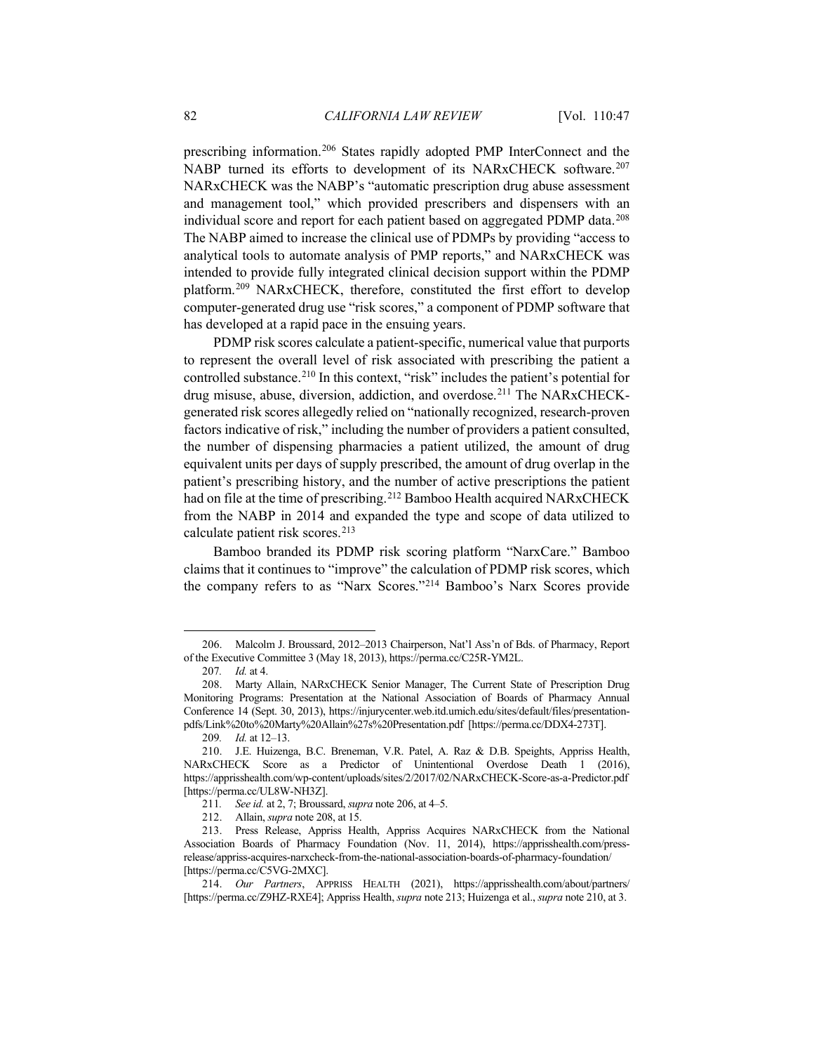prescribing information.[206] States rapidly adopted PMP InterConnect and the NABP turned its efforts to development of its NARxCHECK software.[207] NARxCHECK was the NABP's "automatic prescription drug abuse assessment and management tool," which provided prescribers and dispensers with an individual score and report for each patient based on aggregated PDMP data.[208] The NABP aimed to increase the clinical use of PDMPs by providing "access to analytical tools to automate analysis of PMP reports," and NARxCHECK was intended to provide fully integrated clinical decision support within the PDMP platform.[209] NARxCHECK, therefore, constituted the first effort to develop computer-generated drug use "risk scores," a component of PDMP software that has developed at a rapid pace in the ensuing years.

PDMP risk scores calculate a patient-specific, numerical value that purports to represent the overall level of risk associated with prescribing the patient a controlled substance.[210] In this context, "risk" includes the patient's potential for drug misuse, abuse, diversion, addiction, and overdose.[211] The NARxCHECK-generated risk scores allegedly relied on "nationally recognized, research-proven factors indicative of risk," including the number of providers a patient consulted, the number of dispensing pharmacies a patient utilized, the amount of drug equivalent units per days of supply prescribed, the amount of drug overlap in the patient's prescribing history, and the number of active prescriptions the patient had on file at the time of prescribing.[212] Bamboo Health acquired NARxCHECK from the NABP in 2014 and expanded the type and scope of data utilized to calculate patient risk scores.[213]

Bamboo branded its PDMP risk scoring platform "NarxCare." Bamboo claims that it continues to "improve" the calculation of PDMP risk scores, which the company refers to as "Narx Scores."[214] Bamboo's Narx Scores provide

---

206. Malcolm J. Broussard, 2012–2013 Chairperson, Nat'l Ass'n of Bds. of Pharmacy, Report of the Executive Committee 3 (May 18, 2013), https://perma.cc/C25R-YM2L.

207. *Id.* at 4.

208. Marty Allain, NARxCHECK Senior Manager, The Current State of Prescription Drug Monitoring Programs: Presentation at the National Association of Boards of Pharmacy Annual Conference 14 (Sept. 30, 2013), https://injurycenter.web.itd.umich.edu/sites/default/files/presentation-pdfs/Link%20to%20Marty%20Allain%27s%20Presentation.pdf [https://perma.cc/DDX4-273T].

209. *Id.* at 12–13.

210. J.E. Huizenga, B.C. Breneman, V.R. Patel, A. Raz & D.B. Speights, Appriss Health, NARxCHECK Score as a Predictor of Unintentional Overdose Death 1 (2016), https://apprisshealth.com/wp-content/uploads/sites/2/2017/02/NARxCHECK-Score-as-a-Predictor.pdf [https://perma.cc/UL8W-NH3Z].

211. *See id.* at 2, 7; Broussard, *supra* note 206, at 4–5.

212. Allain, *supra* note 208, at 15.

213. Press Release, Appriss Health, Appriss Acquires NARxCHECK from the National Association Boards of Pharmacy Foundation (Nov. 11, 2014), https://apprisshealth.com/press-release/appriss-acquires-narxcheck-from-the-national-association-boards-of-pharmacy-foundation/ [https://perma.cc/C5VG-2MXC].

214. *Our Partners*, APPRISS HEALTH (2021), https://apprisshealth.com/about/partners/ [https://perma.cc/Z9HZ-RXE4]; Appriss Health, *supra* note 213; Huizenga et al., *supra* note 210, at 3.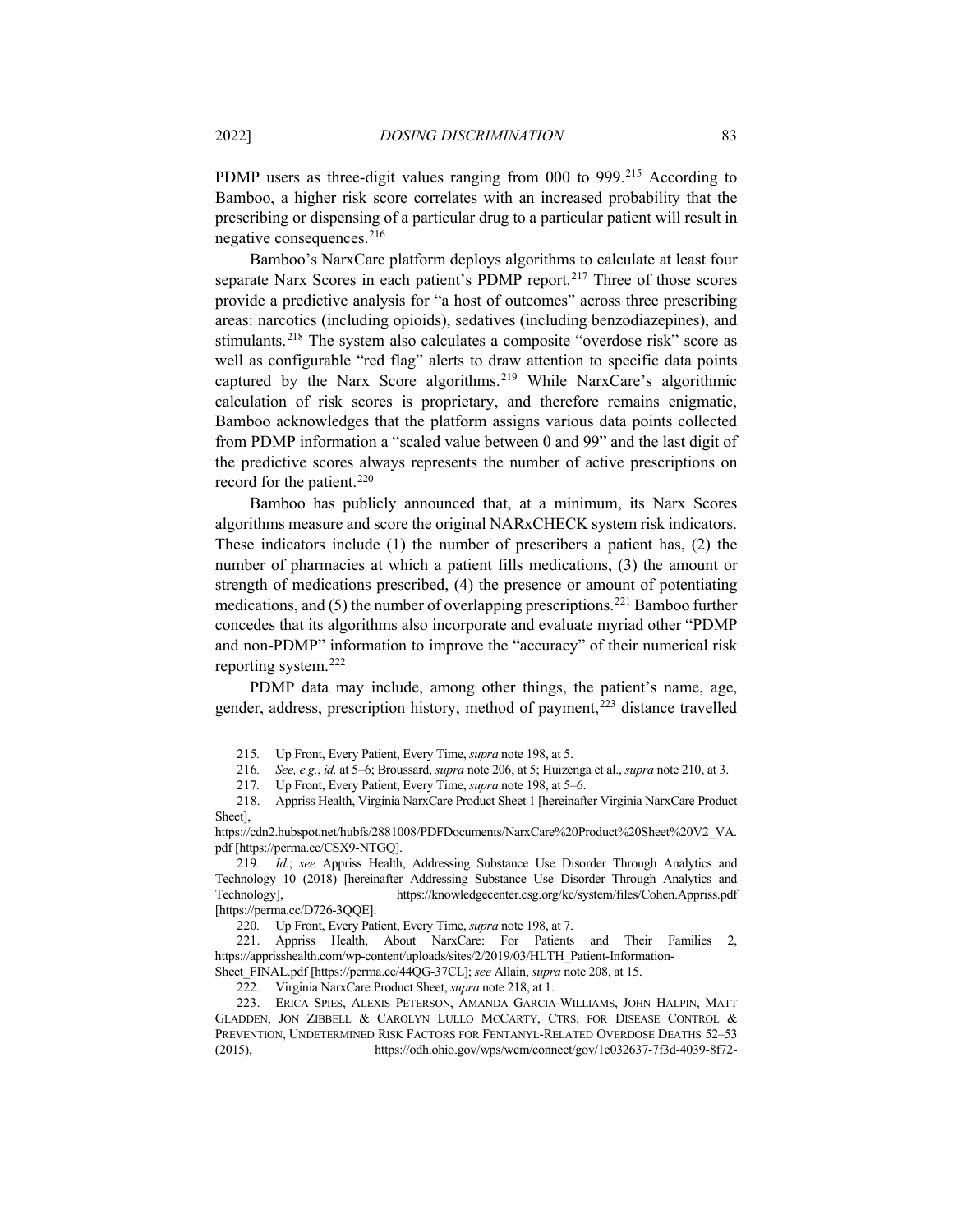PDMP users as three-digit values ranging from 000 to 999.[215] According to Bamboo, a higher risk score correlates with an increased probability that the prescribing or dispensing of a particular drug to a particular patient will result in negative consequences.[216]

Bamboo's NarxCare platform deploys algorithms to calculate at least four separate Narx Scores in each patient's PDMP report.[217] Three of those scores provide a predictive analysis for "a host of outcomes" across three prescribing areas: narcotics (including opioids), sedatives (including benzodiazepines), and stimulants.[218] The system also calculates a composite "overdose risk" score as well as configurable "red flag" alerts to draw attention to specific data points captured by the Narx Score algorithms.[219] While NarxCare's algorithmic calculation of risk scores is proprietary, and therefore remains enigmatic, Bamboo acknowledges that the platform assigns various data points collected from PDMP information a "scaled value between 0 and 99" and the last digit of the predictive scores always represents the number of active prescriptions on record for the patient.[220]

Bamboo has publicly announced that, at a minimum, its Narx Scores algorithms measure and score the original NARxCHECK system risk indicators. These indicators include (1) the number of prescribers a patient has, (2) the number of pharmacies at which a patient fills medications, (3) the amount or strength of medications prescribed, (4) the presence or amount of potentiating medications, and (5) the number of overlapping prescriptions.[221] Bamboo further concedes that its algorithms also incorporate and evaluate myriad other "PDMP and non-PDMP" information to improve the "accuracy" of their numerical risk reporting system.[222]

PDMP data may include, among other things, the patient's name, age, gender, address, prescription history, method of payment,[223] distance travelled

---

215. Up Front, Every Patient, Every Time, *supra* note 198, at 5.

216. *See, e.g.*, *id.* at 5–6; Broussard, *supra* note 206, at 5; Huizenga et al., *supra* note 210, at 3.

217. Up Front, Every Patient, Every Time, *supra* note 198, at 5–6.

218. Appriss Health, Virginia NarxCare Product Sheet 1 [hereinafter Virginia NarxCare Product Sheet], https://cdn2.hubspot.net/hubfs/2881008/PDFDocuments/NarxCare%20Product%20Sheet%20V2_VA.pdf [https://perma.cc/CSX9-NTGQ].

219. *Id.*; *see* Appriss Health, Addressing Substance Use Disorder Through Analytics and Technology 10 (2018) [hereinafter Addressing Substance Use Disorder Through Analytics and Technology], https://knowledgecenter.csg.org/kc/system/files/Cohen.Appriss.pdf [https://perma.cc/D726-3QQE].

220. Up Front, Every Patient, Every Time, *supra* note 198, at 7.

221. Appriss Health, About NarxCare: For Patients and Their Families 2, https://apprisshealth.com/wp-content/uploads/sites/2/2019/03/HLTH_Patient-Information-Sheet_FINAL.pdf [https://perma.cc/44QG-37CL]; *see* Allain, *supra* note 208, at 15.

222. Virginia NarxCare Product Sheet, *supra* note 218, at 1.

223. ERICA SPIES, ALEXIS PETERSON, AMANDA GARCIA-WILLIAMS, JOHN HALPIN, MATT GLADDEN, JON ZIBBELL & CAROLYN LULLO MCCARTY, CTRS. FOR DISEASE CONTROL & PREVENTION, UNDETERMINED RISK FACTORS FOR FENTANYL-RELATED OVERDOSE DEATHS 52–53 (2015), https://odh.ohio.gov/wps/wcm/connect/gov/1e032637-7f3d-4039-8f72-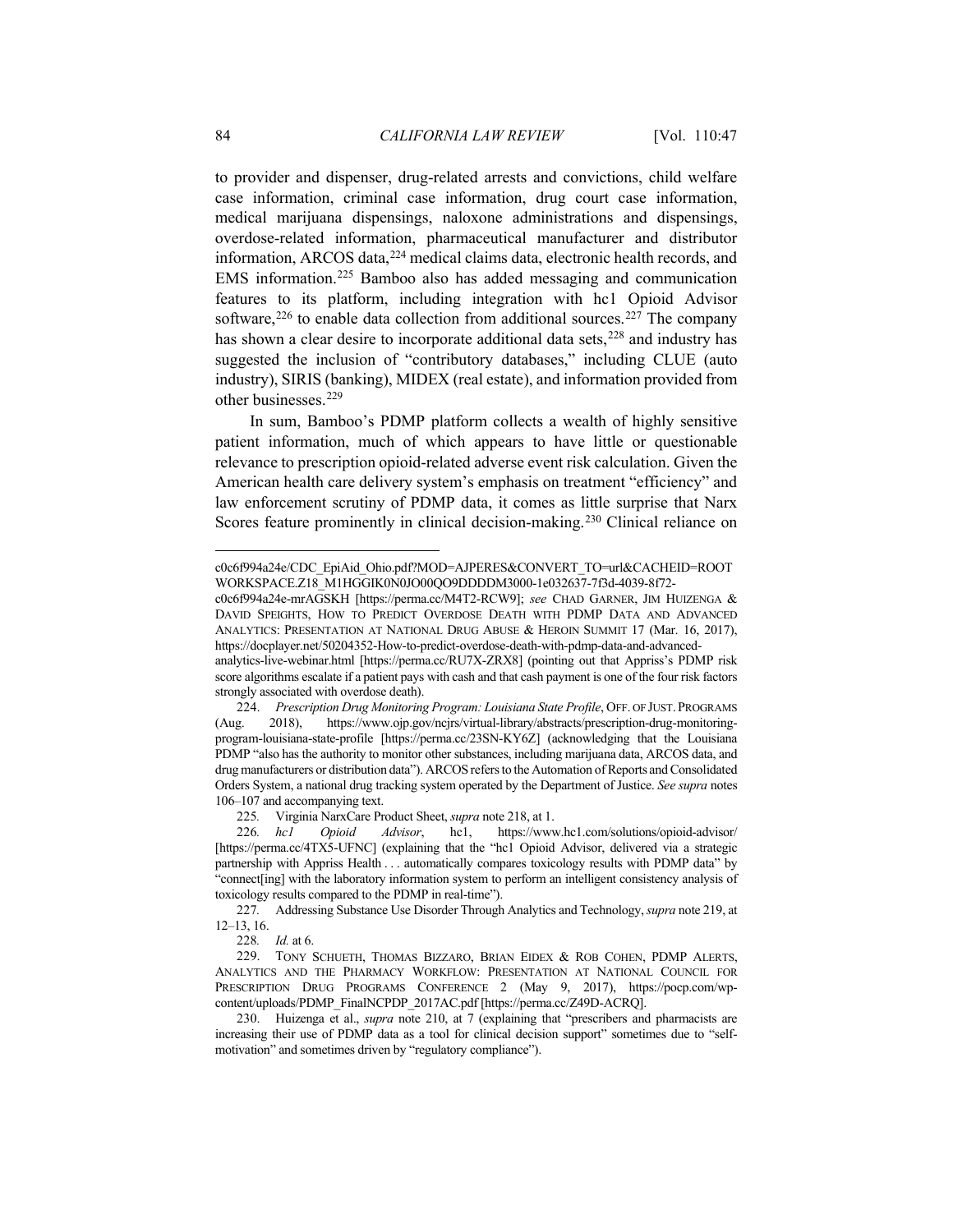to provider and dispenser, drug-related arrests and convictions, child welfare case information, criminal case information, drug court case information, medical marijuana dispensings, naloxone administrations and dispensings, overdose-related information, pharmaceutical manufacturer and distributor information, ARCOS data,[224] medical claims data, electronic health records, and EMS information.[225] Bamboo also has added messaging and communication features to its platform, including integration with hc1 Opioid Advisor software,[226] to enable data collection from additional sources.[227] The company has shown a clear desire to incorporate additional data sets,[228] and industry has suggested the inclusion of "contributory databases," including CLUE (auto industry), SIRIS (banking), MIDEX (real estate), and information provided from other businesses.[229]

In sum, Bamboo's PDMP platform collects a wealth of highly sensitive patient information, much of which appears to have little or questionable relevance to prescription opioid-related adverse event risk calculation. Given the American health care delivery system's emphasis on treatment "efficiency" and law enforcement scrutiny of PDMP data, it comes as little surprise that Narx Scores feature prominently in clinical decision-making.[230] Clinical reliance on

---

c0c6f994a24e/CDC_EpiAid_Ohio.pdf?MOD=AJPERES&CONVERT_TO=url&CACHEID=ROOTWORKSPACE.Z18_M1HGGIK0N0JO00QO9DDDDM3000-1e032637-7f3d-4039-8f72-c0c6f994a24e-mrAGSKH [https://perma.cc/M4T2-RCW9]; *see* CHAD GARNER, JIM HUIZENGA & DAVID SPEIGHTS, HOW TO PREDICT OVERDOSE DEATH WITH PDMP DATA AND ADVANCED ANALYTICS: PRESENTATION AT NATIONAL DRUG ABUSE & HEROIN SUMMIT 17 (Mar. 16, 2017), https://docplayer.net/50204352-How-to-predict-overdose-death-with-pdmp-data-and-advanced-analytics-live-webinar.html [https://perma.cc/RU7X-ZRX8] (pointing out that Appriss's PDMP risk score algorithms escalate if a patient pays with cash and that cash payment is one of the four risk factors strongly associated with overdose death).

224. *Prescription Drug Monitoring Program: Louisiana State Profile*, OFF. OF JUST. PROGRAMS (Aug. 2018), https://www.ojp.gov/ncjrs/virtual-library/abstracts/prescription-drug-monitoring-program-louisiana-state-profile [https://perma.cc/23SN-KY6Z] (acknowledging that the Louisiana PDMP "also has the authority to monitor other substances, including marijuana data, ARCOS data, and drug manufacturers or distribution data"). ARCOS refers to the Automation of Reports and Consolidated Orders System, a national drug tracking system operated by the Department of Justice. *See supra* notes 106–107 and accompanying text.

225. Virginia NarxCare Product Sheet, *supra* note 218, at 1.

226. *hc1 Opioid Advisor*, hc1, https://www.hc1.com/solutions/opioid-advisor/ [https://perma.cc/4TX5-UFNC] (explaining that the "hc1 Opioid Advisor, delivered via a strategic partnership with Appriss Health . . . automatically compares toxicology results with PDMP data" by "connect[ing] with the laboratory information system to perform an intelligent consistency analysis of toxicology results compared to the PDMP in real-time").

227. Addressing Substance Use Disorder Through Analytics and Technology, *supra* note 219, at 12–13, 16.

228. *Id.* at 6.

229. TONY SCHUETH, THOMAS BIZZARO, BRIAN EIDEX & ROB COHEN, PDMP ALERTS, ANALYTICS AND THE PHARMACY WORKFLOW: PRESENTATION AT NATIONAL COUNCIL FOR PRESCRIPTION DRUG PROGRAMS CONFERENCE 2 (May 9, 2017), https://pocp.com/wp-content/uploads/PDMP_FinalNCPDP_2017AC.pdf [https://perma.cc/Z49D-ACRQ].

230. Huizenga et al., *supra* note 210, at 7 (explaining that "prescribers and pharmacists are increasing their use of PDMP data as a tool for clinical decision support" sometimes due to "self-motivation" and sometimes driven by "regulatory compliance").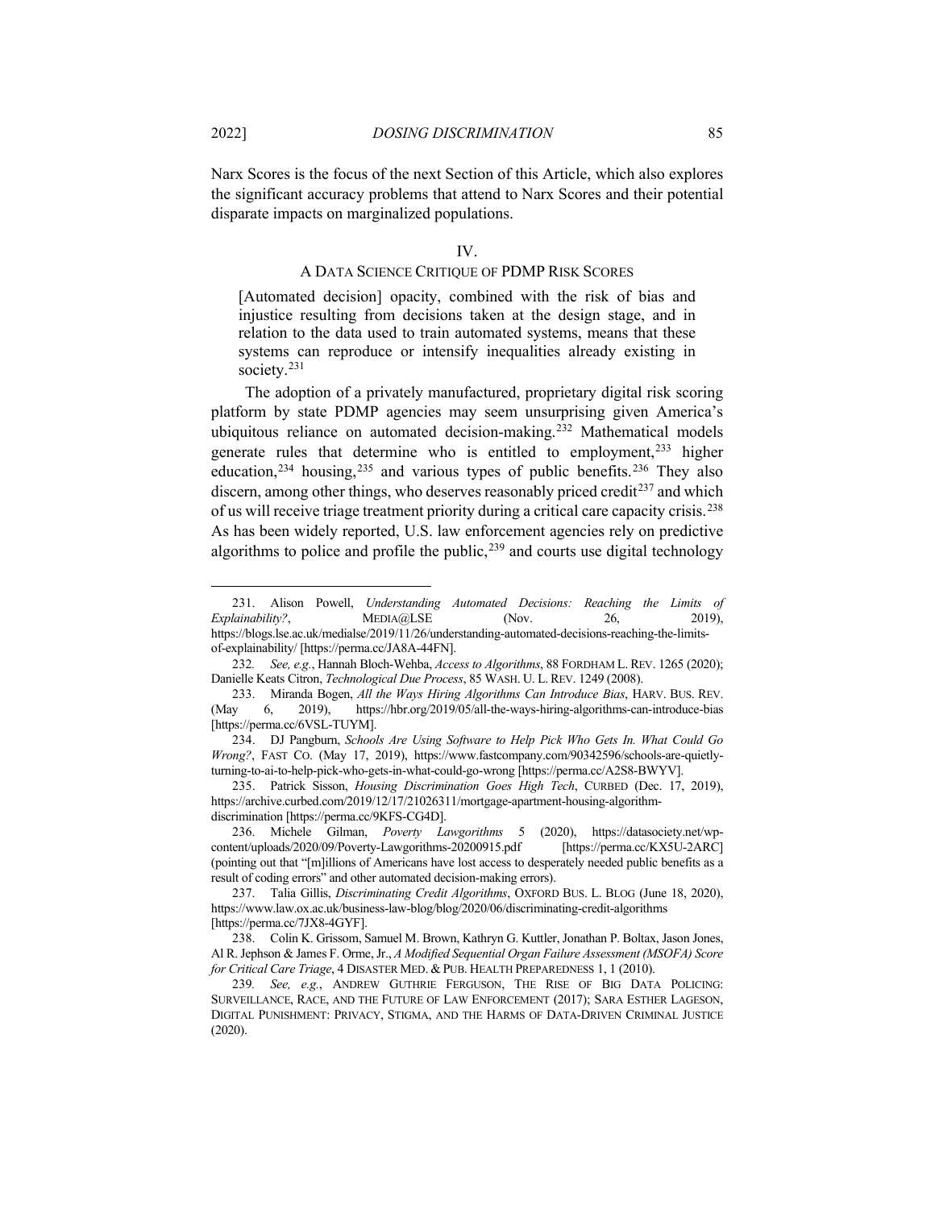Narx Scores is the focus of the next Section of this Article, which also explores the significant accuracy problems that attend to Narx Scores and their potential disparate impacts on marginalized populations.

## IV.
## A DATA SCIENCE CRITIQUE OF PDMP RISK SCORES

> [Automated decision] opacity, combined with the risk of bias and injustice resulting from decisions taken at the design stage, and in relation to the data used to train automated systems, means that these systems can reproduce or intensify inequalities already existing in society.[231]

The adoption of a privately manufactured, proprietary digital risk scoring platform by state PDMP agencies may seem unsurprising given America's ubiquitous reliance on automated decision-making.[232] Mathematical models generate rules that determine who is entitled to employment,[233] higher education,[234] housing,[235] and various types of public benefits.[236] They also discern, among other things, who deserves reasonably priced credit[237] and which of us will receive triage treatment priority during a critical care capacity crisis.[238] As has been widely reported, U.S. law enforcement agencies rely on predictive algorithms to police and profile the public,[239] and courts use digital technology

---

231. Alison Powell, *Understanding Automated Decisions: Reaching the Limits of Explainability?*, MEDIA@LSE (Nov. 26, 2019), https://blogs.lse.ac.uk/medialse/2019/11/26/understanding-automated-decisions-reaching-the-limits-of-explainability/ [https://perma.cc/JA8A-44FN].

232. *See, e.g.*, Hannah Bloch-Wehba, *Access to Algorithms*, 88 FORDHAM L. REV. 1265 (2020); Danielle Keats Citron, *Technological Due Process*, 85 WASH. U. L. REV. 1249 (2008).

233. Miranda Bogen, *All the Ways Hiring Algorithms Can Introduce Bias*, HARV. BUS. REV. (May 6, 2019), https://hbr.org/2019/05/all-the-ways-hiring-algorithms-can-introduce-bias [https://perma.cc/6VSL-TUYM].

234. DJ Pangburn, *Schools Are Using Software to Help Pick Who Gets In. What Could Go Wrong?*, FAST CO. (May 17, 2019), https://www.fastcompany.com/90342596/schools-are-quietly-turning-to-ai-to-help-pick-who-gets-in-what-could-go-wrong [https://perma.cc/A2S8-BWYV].

235. Patrick Sisson, *Housing Discrimination Goes High Tech*, CURBED (Dec. 17, 2019), https://archive.curbed.com/2019/12/17/21026311/mortgage-apartment-housing-algorithm-discrimination [https://perma.cc/9KFS-CG4D].

236. Michele Gilman, *Poverty Lawgorithms* 5 (2020), https://datasociety.net/wp-content/uploads/2020/09/Poverty-Lawgorithms-20200915.pdf [https://perma.cc/KX5U-2ARC] (pointing out that "[m]illions of Americans have lost access to desperately needed public benefits as a result of coding errors" and other automated decision-making errors).

237. Talia Gillis, *Discriminating Credit Algorithms*, OXFORD BUS. L. BLOG (June 18, 2020), https://www.law.ox.ac.uk/business-law-blog/blog/2020/06/discriminating-credit-algorithms [https://perma.cc/7JX8-4GYF].

238. Colin K. Grissom, Samuel M. Brown, Kathryn G. Kuttler, Jonathan P. Boltax, Jason Jones, Al R. Jephson & James F. Orme, Jr., *A Modified Sequential Organ Failure Assessment (MSOFA) Score for Critical Care Triage*, 4 DISASTER MED. & PUB. HEALTH PREPAREDNESS 1, 1 (2010).

239. *See, e.g.*, ANDREW GUTHRIE FERGUSON, THE RISE OF BIG DATA POLICING: SURVEILLANCE, RACE, AND THE FUTURE OF LAW ENFORCEMENT (2017); SARA ESTHER LAGESON, DIGITAL PUNISHMENT: PRIVACY, STIGMA, AND THE HARMS OF DATA-DRIVEN CRIMINAL JUSTICE (2020).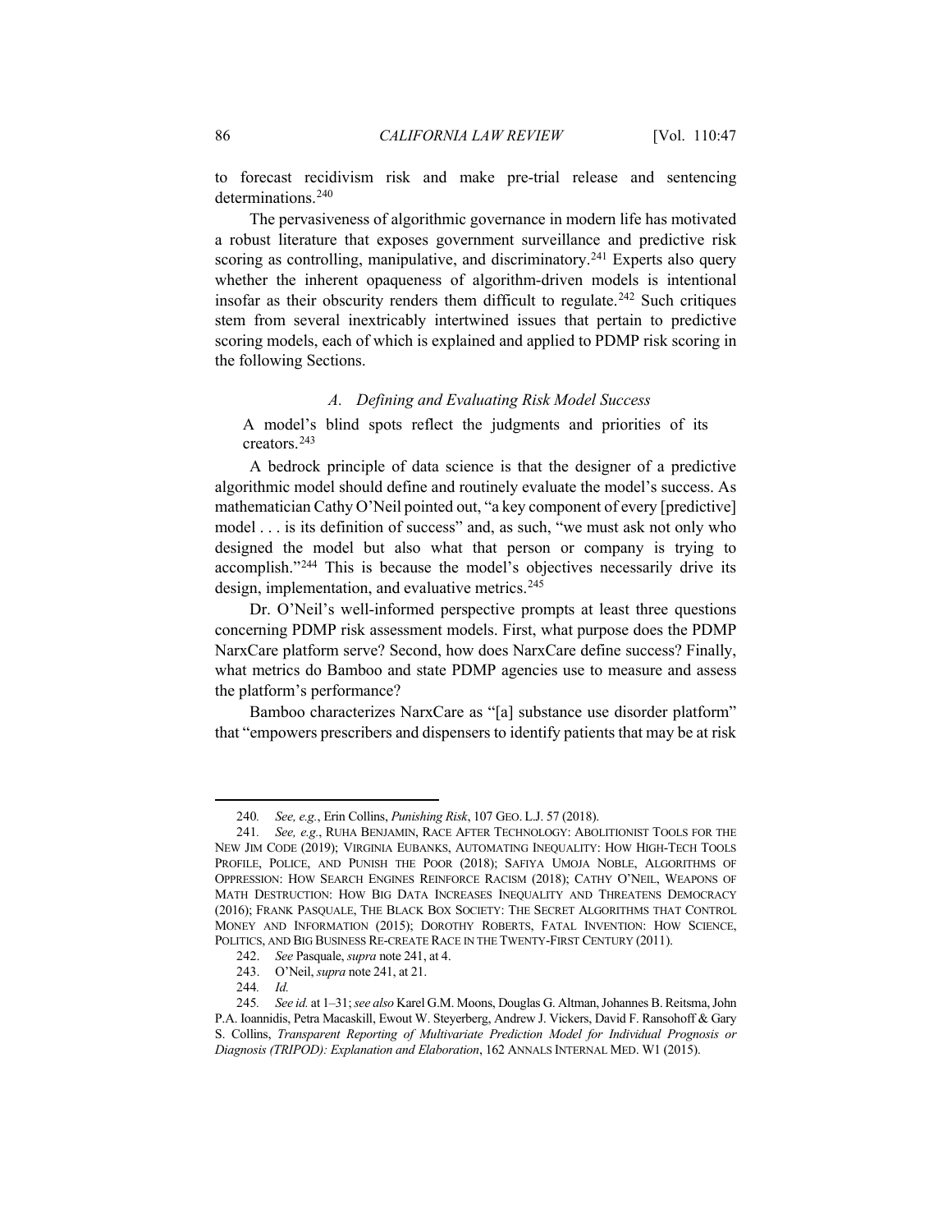to forecast recidivism risk and make pre-trial release and sentencing determinations.[240]

The pervasiveness of algorithmic governance in modern life has motivated a robust literature that exposes government surveillance and predictive risk scoring as controlling, manipulative, and discriminatory.[241] Experts also query whether the inherent opaqueness of algorithm-driven models is intentional insofar as their obscurity renders them difficult to regulate.[242] Such critiques stem from several inextricably intertwined issues that pertain to predictive scoring models, each of which is explained and applied to PDMP risk scoring in the following Sections.

### *A. Defining and Evaluating Risk Model Success*

> A model's blind spots reflect the judgments and priorities of its creators.[243]

A bedrock principle of data science is that the designer of a predictive algorithmic model should define and routinely evaluate the model's success. As mathematician Cathy O'Neil pointed out, "a key component of every [predictive] model . . . is its definition of success" and, as such, "we must ask not only who designed the model but also what that person or company is trying to accomplish."[244] This is because the model's objectives necessarily drive its design, implementation, and evaluative metrics.[245]

Dr. O'Neil's well-informed perspective prompts at least three questions concerning PDMP risk assessment models. First, what purpose does the PDMP NarxCare platform serve? Second, how does NarxCare define success? Finally, what metrics do Bamboo and state PDMP agencies use to measure and assess the platform's performance?

Bamboo characterizes NarxCare as "[a] substance use disorder platform" that "empowers prescribers and dispensers to identify patients that may be at risk

---

240. *See, e.g.*, Erin Collins, *Punishing Risk*, 107 GEO. L.J. 57 (2018).

241. *See, e.g.*, RUHA BENJAMIN, RACE AFTER TECHNOLOGY: ABOLITIONIST TOOLS FOR THE NEW JIM CODE (2019); VIRGINIA EUBANKS, AUTOMATING INEQUALITY: HOW HIGH-TECH TOOLS PROFILE, POLICE, AND PUNISH THE POOR (2018); SAFIYA UMOJA NOBLE, ALGORITHMS OF OPPRESSION: HOW SEARCH ENGINES REINFORCE RACISM (2018); CATHY O'NEIL, WEAPONS OF MATH DESTRUCTION: HOW BIG DATA INCREASES INEQUALITY AND THREATENS DEMOCRACY (2016); FRANK PASQUALE, THE BLACK BOX SOCIETY: THE SECRET ALGORITHMS THAT CONTROL MONEY AND INFORMATION (2015); DOROTHY ROBERTS, FATAL INVENTION: HOW SCIENCE, POLITICS, AND BIG BUSINESS RE-CREATE RACE IN THE TWENTY-FIRST CENTURY (2011).

242. *See* Pasquale, *supra* note 241, at 4.

243. O'Neil, *supra* note 241, at 21.

244. *Id.*

245. *See id.* at 1–31; *see also* Karel G.M. Moons, Douglas G. Altman, Johannes B. Reitsma, John P.A. Ioannidis, Petra Macaskill, Ewout W. Steyerberg, Andrew J. Vickers, David F. Ransohoff & Gary S. Collins, *Transparent Reporting of Multivariate Prediction Model for Individual Prognosis or Diagnosis (TRIPOD): Explanation and Elaboration*, 162 ANNALS INTERNAL MED. W1 (2015).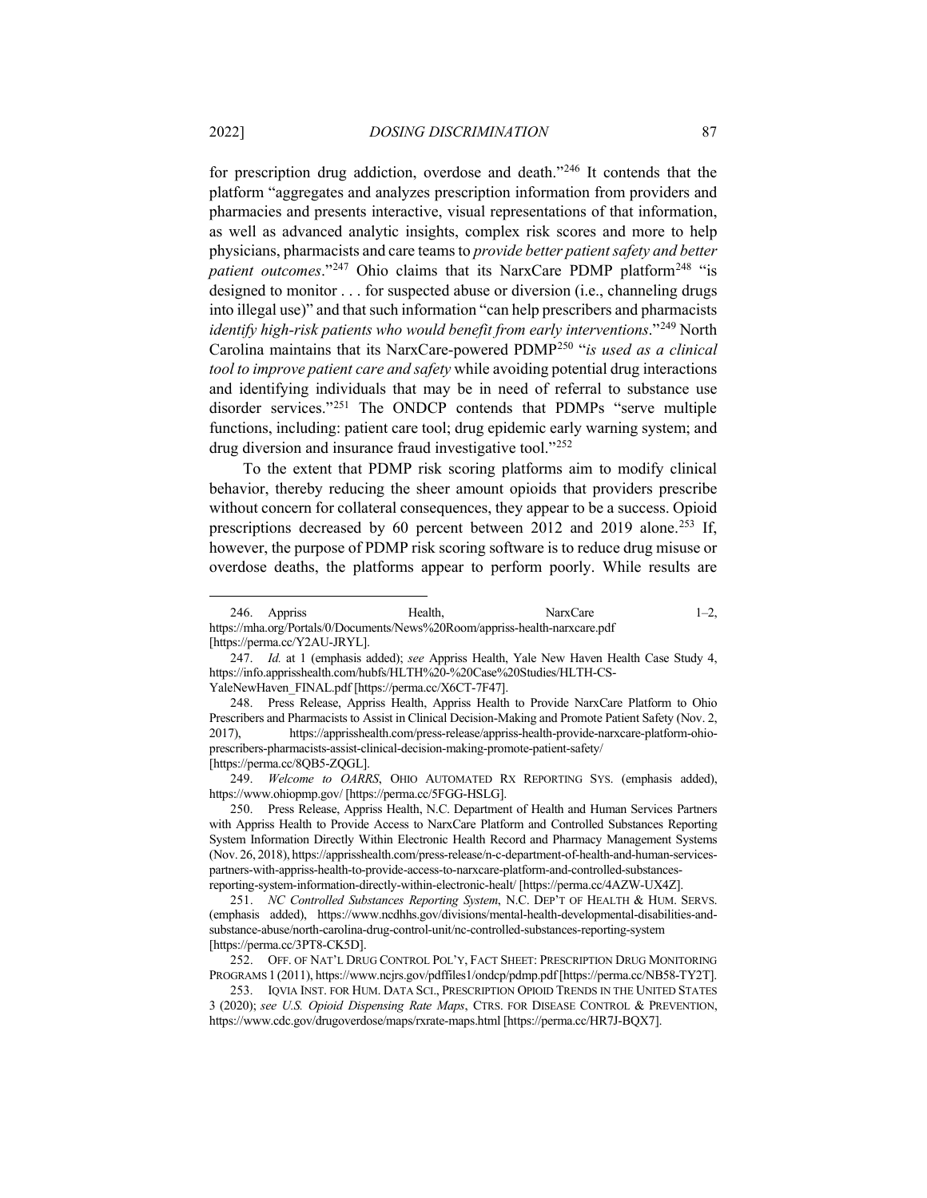for prescription drug addiction, overdose and death."[246] It contends that the platform "aggregates and analyzes prescription information from providers and pharmacies and presents interactive, visual representations of that information, as well as advanced analytic insights, complex risk scores and more to help physicians, pharmacists and care teams to *provide better patient safety and better patient outcomes*."[247] Ohio claims that its NarxCare PDMP platform[248] "is designed to monitor . . . for suspected abuse or diversion (i.e., channeling drugs into illegal use)" and that such information "can help prescribers and pharmacists *identify high-risk patients who would benefit from early interventions*."[249] North Carolina maintains that its NarxCare-powered PDMP[250] "*is used as a clinical tool to improve patient care and safety* while avoiding potential drug interactions and identifying individuals that may be in need of referral to substance use disorder services."[251] The ONDCP contends that PDMPs "serve multiple functions, including: patient care tool; drug epidemic early warning system; and drug diversion and insurance fraud investigative tool."[252]

To the extent that PDMP risk scoring platforms aim to modify clinical behavior, thereby reducing the sheer amount opioids that providers prescribe without concern for collateral consequences, they appear to be a success. Opioid prescriptions decreased by 60 percent between 2012 and 2019 alone.[253] If, however, the purpose of PDMP risk scoring software is to reduce drug misuse or overdose deaths, the platforms appear to perform poorly. While results are

---

246. Appriss Health, NarxCare 1–2, https://mha.org/Portals/0/Documents/News%20Room/appriss-health-narxcare.pdf [https://perma.cc/Y2AU-JRYL].

247. *Id.* at 1 (emphasis added); *see* Appriss Health, Yale New Haven Health Case Study 4, https://info.apprisshealth.com/hubfs/HLTH%20-%20Case%20Studies/HLTH-CS-YaleNewHaven_FINAL.pdf [https://perma.cc/X6CT-7F47].

248. Press Release, Appriss Health, Appriss Health to Provide NarxCare Platform to Ohio Prescribers and Pharmacists to Assist in Clinical Decision-Making and Promote Patient Safety (Nov. 2, 2017), https://apprisshealth.com/press-release/appriss-health-provide-narxcare-platform-ohio-prescribers-pharmacists-assist-clinical-decision-making-promote-patient-safety/ [https://perma.cc/8QB5-ZQGL].

249. *Welcome to OARRS*, OHIO AUTOMATED RX REPORTING SYS. (emphasis added), https://www.ohiopmp.gov/ [https://perma.cc/5FGG-HSLG].

250. Press Release, Appriss Health, N.C. Department of Health and Human Services Partners with Appriss Health to Provide Access to NarxCare Platform and Controlled Substances Reporting System Information Directly Within Electronic Health Record and Pharmacy Management Systems (Nov. 26, 2018), https://apprisshealth.com/press-release/n-c-department-of-health-and-human-services-partners-with-appriss-health-to-provide-access-to-narxcare-platform-and-controlled-substances-reporting-system-information-directly-within-electronic-healt/ [https://perma.cc/4AZW-UX4Z].

251. *NC Controlled Substances Reporting System*, N.C. DEP'T OF HEALTH & HUM. SERVS. (emphasis added), https://www.ncdhhs.gov/divisions/mental-health-developmental-disabilities-and-substance-abuse/north-carolina-drug-control-unit/nc-controlled-substances-reporting-system [https://perma.cc/3PT8-CK5D].

252. OFF. OF NAT'L DRUG CONTROL POL'Y, FACT SHEET: PRESCRIPTION DRUG MONITORING PROGRAMS 1 (2011), https://www.ncjrs.gov/pdffiles1/ondcp/pdmp.pdf [https://perma.cc/NB58-TY2T].

253. IQVIA INST. FOR HUM. DATA SCI., PRESCRIPTION OPIOID TRENDS IN THE UNITED STATES 3 (2020); *see U.S. Opioid Dispensing Rate Maps*, CTRS. FOR DISEASE CONTROL & PREVENTION, https://www.cdc.gov/drugoverdose/maps/rxrate-maps.html [https://perma.cc/HR7J-BQX7].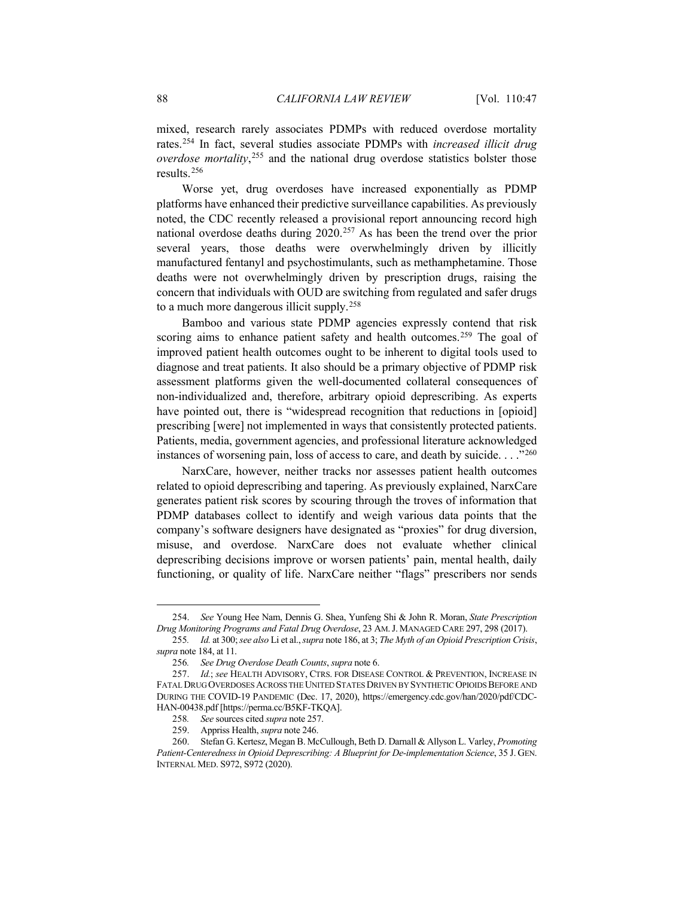mixed, research rarely associates PDMPs with reduced overdose mortality rates.[254] In fact, several studies associate PDMPs with *increased illicit drug overdose mortality*,[255] and the national drug overdose statistics bolster those results.[256]

Worse yet, drug overdoses have increased exponentially as PDMP platforms have enhanced their predictive surveillance capabilities. As previously noted, the CDC recently released a provisional report announcing record high national overdose deaths during 2020.[257] As has been the trend over the prior several years, those deaths were overwhelmingly driven by illicitly manufactured fentanyl and psychostimulants, such as methamphetamine. Those deaths were not overwhelmingly driven by prescription drugs, raising the concern that individuals with OUD are switching from regulated and safer drugs to a much more dangerous illicit supply.[258]

Bamboo and various state PDMP agencies expressly contend that risk scoring aims to enhance patient safety and health outcomes.[259] The goal of improved patient health outcomes ought to be inherent to digital tools used to diagnose and treat patients. It also should be a primary objective of PDMP risk assessment platforms given the well-documented collateral consequences of non-individualized and, therefore, arbitrary opioid deprescribing. As experts have pointed out, there is "widespread recognition that reductions in [opioid] prescribing [were] not implemented in ways that consistently protected patients. Patients, media, government agencies, and professional literature acknowledged instances of worsening pain, loss of access to care, and death by suicide. . . ."[260]

NarxCare, however, neither tracks nor assesses patient health outcomes related to opioid deprescribing and tapering. As previously explained, NarxCare generates patient risk scores by scouring through the troves of information that PDMP databases collect to identify and weigh various data points that the company's software designers have designated as "proxies" for drug diversion, misuse, and overdose. NarxCare does not evaluate whether clinical deprescribing decisions improve or worsen patients' pain, mental health, daily functioning, or quality of life. NarxCare neither "flags" prescribers nor sends

---

254. *See* Young Hee Nam, Dennis G. Shea, Yunfeng Shi & John R. Moran, *State Prescription Drug Monitoring Programs and Fatal Drug Overdose*, 23 AM. J. MANAGED CARE 297, 298 (2017).

255. *Id.* at 300; *see also* Li et al., *supra* note 186, at 3; *The Myth of an Opioid Prescription Crisis*, *supra* note 184, at 11.

256. *See Drug Overdose Death Counts*, *supra* note 6.

257. *Id.*; *see* HEALTH ADVISORY, CTRS. FOR DISEASE CONTROL & PREVENTION, INCREASE IN FATAL DRUG OVERDOSES ACROSS THE UNITED STATES DRIVEN BY SYNTHETIC OPIOIDS BEFORE AND DURING THE COVID-19 PANDEMIC (Dec. 17, 2020), https://emergency.cdc.gov/han/2020/pdf/CDC-HAN-00438.pdf [https://perma.cc/B5KF-TKQA].

258. *See* sources cited *supra* note 257.

259. Appriss Health, *supra* note 246.

260. Stefan G. Kertesz, Megan B. McCullough, Beth D. Darnall & Allyson L. Varley, *Promoting Patient-Centeredness in Opioid Deprescribing: A Blueprint for De-implementation Science*, 35 J. GEN. INTERNAL MED. S972, S972 (2020).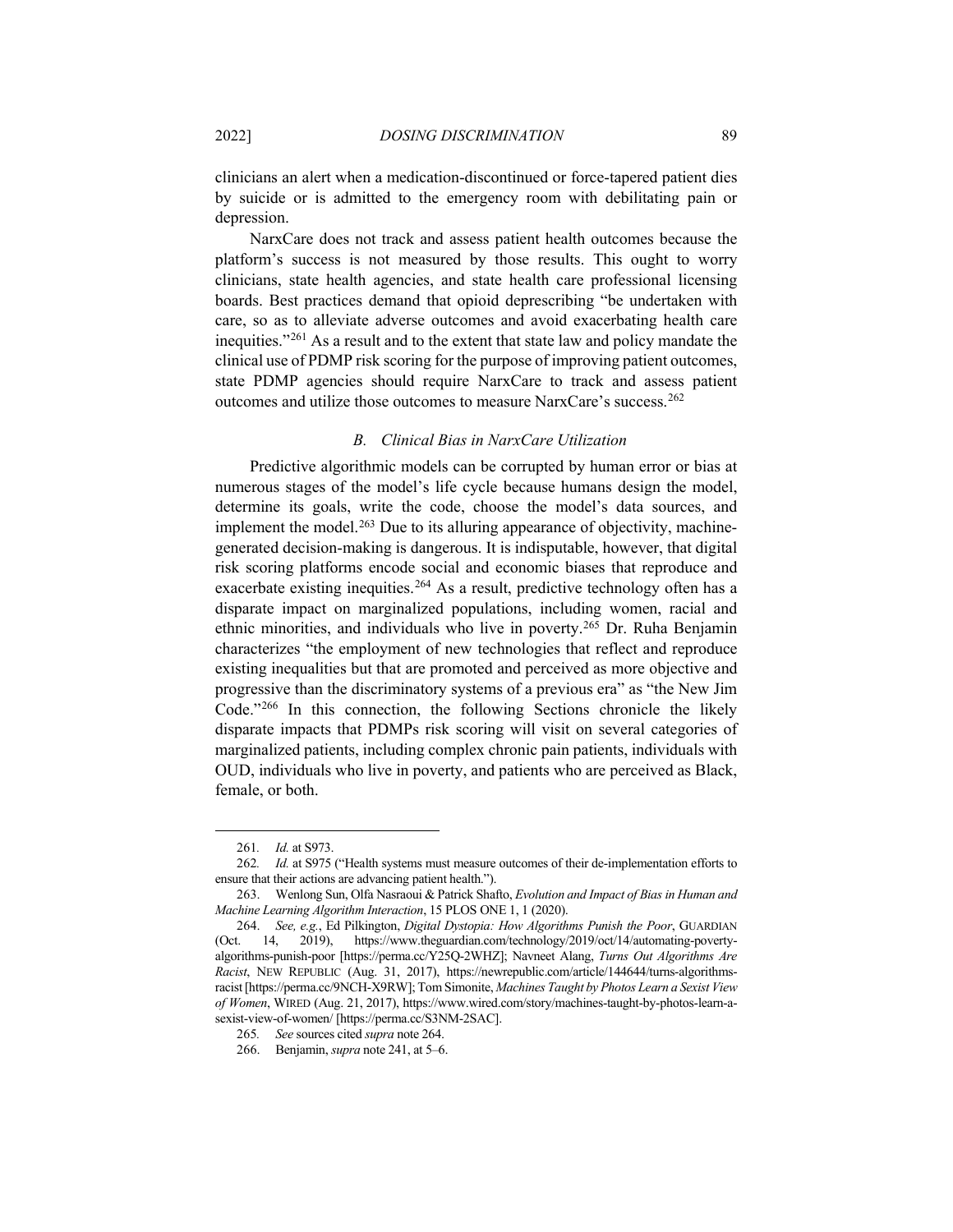clinicians an alert when a medication-discontinued or force-tapered patient dies by suicide or is admitted to the emergency room with debilitating pain or depression.

NarxCare does not track and assess patient health outcomes because the platform's success is not measured by those results. This ought to worry clinicians, state health agencies, and state health care professional licensing boards. Best practices demand that opioid deprescribing "be undertaken with care, so as to alleviate adverse outcomes and avoid exacerbating health care inequities."[261] As a result and to the extent that state law and policy mandate the clinical use of PDMP risk scoring for the purpose of improving patient outcomes, state PDMP agencies should require NarxCare to track and assess patient outcomes and utilize those outcomes to measure NarxCare's success.[262]

### *B. Clinical Bias in NarxCare Utilization*

Predictive algorithmic models can be corrupted by human error or bias at numerous stages of the model's life cycle because humans design the model, determine its goals, write the code, choose the model's data sources, and implement the model.[263] Due to its alluring appearance of objectivity, machine-generated decision-making is dangerous. It is indisputable, however, that digital risk scoring platforms encode social and economic biases that reproduce and exacerbate existing inequities.[264] As a result, predictive technology often has a disparate impact on marginalized populations, including women, racial and ethnic minorities, and individuals who live in poverty.[265] Dr. Ruha Benjamin characterizes "the employment of new technologies that reflect and reproduce existing inequalities but that are promoted and perceived as more objective and progressive than the discriminatory systems of a previous era" as "the New Jim Code."[266] In this connection, the following Sections chronicle the likely disparate impacts that PDMPs risk scoring will visit on several categories of marginalized patients, including complex chronic pain patients, individuals with OUD, individuals who live in poverty, and patients who are perceived as Black, female, or both.

---

261. *Id.* at S973.

262. *Id.* at S975 ("Health systems must measure outcomes of their de-implementation efforts to ensure that their actions are advancing patient health.").

263. Wenlong Sun, Olfa Nasraoui & Patrick Shafto, *Evolution and Impact of Bias in Human and Machine Learning Algorithm Interaction*, 15 PLOS ONE 1, 1 (2020).

264. *See, e.g.*, Ed Pilkington, *Digital Dystopia: How Algorithms Punish the Poor*, GUARDIAN (Oct. 14, 2019), https://www.theguardian.com/technology/2019/oct/14/automating-poverty-algorithms-punish-poor [https://perma.cc/Y25Q-2WHZ]; Navneet Alang, *Turns Out Algorithms Are Racist*, NEW REPUBLIC (Aug. 31, 2017), https://newrepublic.com/article/144644/turns-algorithms-racist [https://perma.cc/9NCH-X9RW]; Tom Simonite, *Machines Taught by Photos Learn a Sexist View of Women*, WIRED (Aug. 21, 2017), https://www.wired.com/story/machines-taught-by-photos-learn-a-sexist-view-of-women/ [https://perma.cc/S3NM-2SAC].

265. *See* sources cited *supra* note 264.

266. Benjamin, *supra* note 241, at 5–6.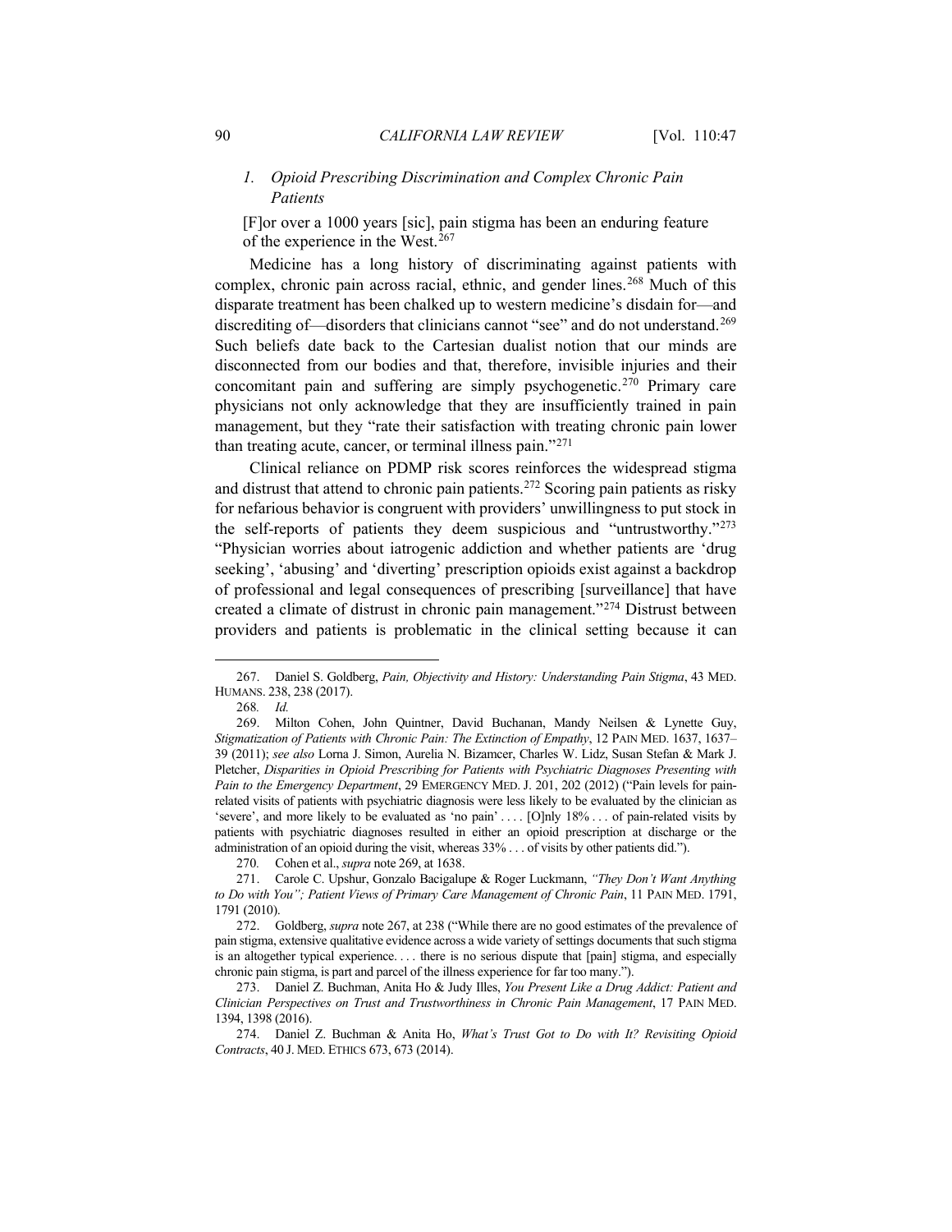### *1. Opioid Prescribing Discrimination and Complex Chronic Pain Patients*

> [F]or over a 1000 years [sic], pain stigma has been an enduring feature of the experience in the West.[267]

Medicine has a long history of discriminating against patients with complex, chronic pain across racial, ethnic, and gender lines.[268] Much of this disparate treatment has been chalked up to western medicine's disdain for—and discrediting of—disorders that clinicians cannot "see" and do not understand.[269] Such beliefs date back to the Cartesian dualist notion that our minds are disconnected from our bodies and that, therefore, invisible injuries and their concomitant pain and suffering are simply psychogenetic.[270] Primary care physicians not only acknowledge that they are insufficiently trained in pain management, but they "rate their satisfaction with treating chronic pain lower than treating acute, cancer, or terminal illness pain."[271]

Clinical reliance on PDMP risk scores reinforces the widespread stigma and distrust that attend to chronic pain patients.[272] Scoring pain patients as risky for nefarious behavior is congruent with providers' unwillingness to put stock in the self-reports of patients they deem suspicious and "untrustworthy."[273] "Physician worries about iatrogenic addiction and whether patients are 'drug seeking', 'abusing' and 'diverting' prescription opioids exist against a backdrop of professional and legal consequences of prescribing [surveillance] that have created a climate of distrust in chronic pain management."[274] Distrust between providers and patients is problematic in the clinical setting because it can

---

267. Daniel S. Goldberg, *Pain, Objectivity and History: Understanding Pain Stigma*, 43 MED. HUMANS. 238, 238 (2017).

268. *Id.*

269. Milton Cohen, John Quintner, David Buchanan, Mandy Neilsen & Lynette Guy, *Stigmatization of Patients with Chronic Pain: The Extinction of Empathy*, 12 PAIN MED. 1637, 1637–39 (2011); *see also* Lorna J. Simon, Aurelia N. Bizamcer, Charles W. Lidz, Susan Stefan & Mark J. Pletcher, *Disparities in Opioid Prescribing for Patients with Psychiatric Diagnoses Presenting with Pain to the Emergency Department*, 29 EMERGENCY MED. J. 201, 202 (2012) ("Pain levels for pain-related visits of patients with psychiatric diagnosis were less likely to be evaluated by the clinician as 'severe', and more likely to be evaluated as 'no pain' . . . . [O]nly 18% . . . of pain-related visits by patients with psychiatric diagnoses resulted in either an opioid prescription at discharge or the administration of an opioid during the visit, whereas 33% . . . of visits by other patients did.").

270. Cohen et al., *supra* note 269, at 1638.

271. Carole C. Upshur, Gonzalo Bacigalupe & Roger Luckmann, *"They Don't Want Anything to Do with You"; Patient Views of Primary Care Management of Chronic Pain*, 11 PAIN MED. 1791, 1791 (2010).

272. Goldberg, *supra* note 267, at 238 ("While there are no good estimates of the prevalence of pain stigma, extensive qualitative evidence across a wide variety of settings documents that such stigma is an altogether typical experience. . . . there is no serious dispute that [pain] stigma, and especially chronic pain stigma, is part and parcel of the illness experience for far too many.").

273. Daniel Z. Buchman, Anita Ho & Judy Illes, *You Present Like a Drug Addict: Patient and Clinician Perspectives on Trust and Trustworthiness in Chronic Pain Management*, 17 PAIN MED. 1394, 1398 (2016).

274. Daniel Z. Buchman & Anita Ho, *What's Trust Got to Do with It? Revisiting Opioid Contracts*, 40 J. MED. ETHICS 673, 673 (2014).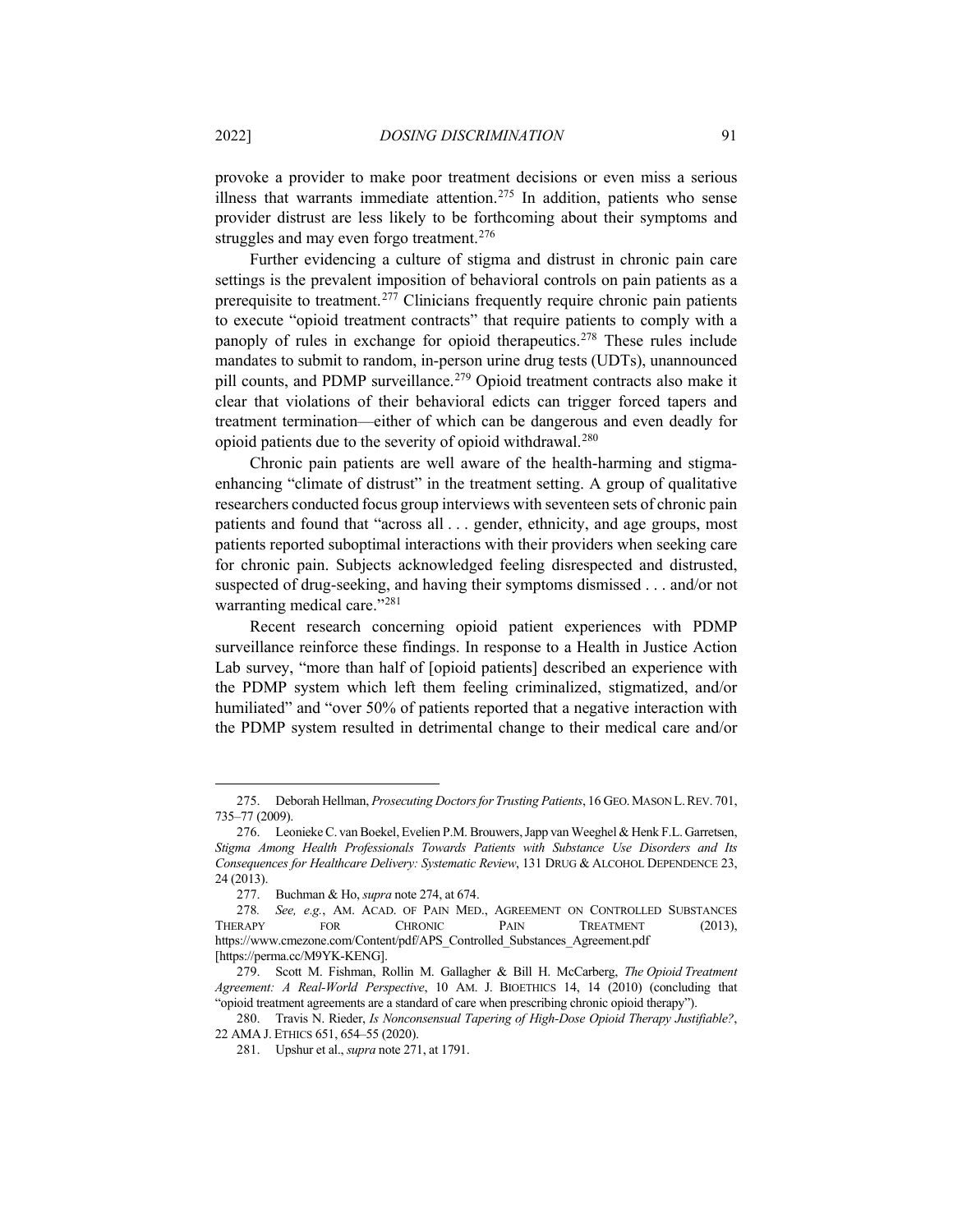provoke a provider to make poor treatment decisions or even miss a serious illness that warrants immediate attention.[275] In addition, patients who sense provider distrust are less likely to be forthcoming about their symptoms and struggles and may even forgo treatment.[276]

Further evidencing a culture of stigma and distrust in chronic pain care settings is the prevalent imposition of behavioral controls on pain patients as a prerequisite to treatment.[277] Clinicians frequently require chronic pain patients to execute "opioid treatment contracts" that require patients to comply with a panoply of rules in exchange for opioid therapeutics.[278] These rules include mandates to submit to random, in-person urine drug tests (UDTs), unannounced pill counts, and PDMP surveillance.[279] Opioid treatment contracts also make it clear that violations of their behavioral edicts can trigger forced tapers and treatment termination—either of which can be dangerous and even deadly for opioid patients due to the severity of opioid withdrawal.[280]

Chronic pain patients are well aware of the health-harming and stigma-enhancing "climate of distrust" in the treatment setting. A group of qualitative researchers conducted focus group interviews with seventeen sets of chronic pain patients and found that "across all . . . gender, ethnicity, and age groups, most patients reported suboptimal interactions with their providers when seeking care for chronic pain. Subjects acknowledged feeling disrespected and distrusted, suspected of drug-seeking, and having their symptoms dismissed . . . and/or not warranting medical care."[281]

Recent research concerning opioid patient experiences with PDMP surveillance reinforce these findings. In response to a Health in Justice Action Lab survey, "more than half of [opioid patients] described an experience with the PDMP system which left them feeling criminalized, stigmatized, and/or humiliated" and "over 50% of patients reported that a negative interaction with the PDMP system resulted in detrimental change to their medical care and/or

---

275. Deborah Hellman, *Prosecuting Doctors for Trusting Patients*, 16 GEO. MASON L. REV. 701, 735–77 (2009).

276. Leonieke C. van Boekel, Evelien P.M. Brouwers, Japp van Weeghel & Henk F.L. Garretsen, *Stigma Among Health Professionals Towards Patients with Substance Use Disorders and Its Consequences for Healthcare Delivery: Systematic Review*, 131 DRUG & ALCOHOL DEPENDENCE 23, 24 (2013).

277. Buchman & Ho, *supra* note 274, at 674.

278. *See, e.g.*, AM. ACAD. OF PAIN MED., AGREEMENT ON CONTROLLED SUBSTANCES THERAPY FOR CHRONIC PAIN TREATMENT (2013), https://www.cmezone.com/Content/pdf/APS_Controlled_Substances_Agreement.pdf [https://perma.cc/M9YK-KENG].

279. Scott M. Fishman, Rollin M. Gallagher & Bill H. McCarberg, *The Opioid Treatment Agreement: A Real-World Perspective*, 10 AM. J. BIOETHICS 14, 14 (2010) (concluding that "opioid treatment agreements are a standard of care when prescribing chronic opioid therapy").

280. Travis N. Rieder, *Is Nonconsensual Tapering of High-Dose Opioid Therapy Justifiable?*, 22 AMA J. ETHICS 651, 654–55 (2020).

281. Upshur et al., *supra* note 271, at 1791.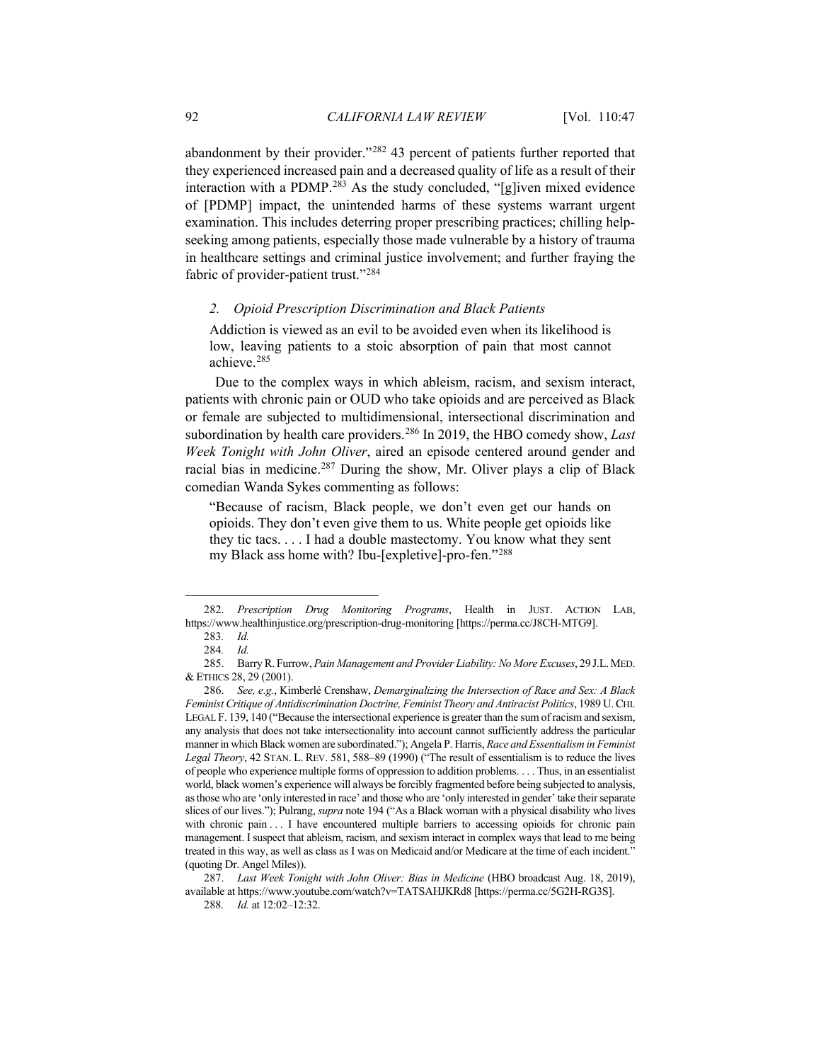abandonment by their provider."[282] 43 percent of patients further reported that they experienced increased pain and a decreased quality of life as a result of their interaction with a PDMP.[283] As the study concluded, "[g]iven mixed evidence of [PDMP] impact, the unintended harms of these systems warrant urgent examination. This includes deterring proper prescribing practices; chilling help-seeking among patients, especially those made vulnerable by a history of trauma in healthcare settings and criminal justice involvement; and further fraying the fabric of provider-patient trust."[284]

### *2. Opioid Prescription Discrimination and Black Patients*

> Addiction is viewed as an evil to be avoided even when its likelihood is low, leaving patients to a stoic absorption of pain that most cannot achieve.[285]

Due to the complex ways in which ableism, racism, and sexism interact, patients with chronic pain or OUD who take opioids and are perceived as Black or female are subjected to multidimensional, intersectional discrimination and subordination by health care providers.[286] In 2019, the HBO comedy show, *Last Week Tonight with John Oliver*, aired an episode centered around gender and racial bias in medicine.[287] During the show, Mr. Oliver plays a clip of Black comedian Wanda Sykes commenting as follows:

> "Because of racism, Black people, we don't even get our hands on opioids. They don't even give them to us. White people get opioids like they tic tacs. . . . I had a double mastectomy. You know what they sent my Black ass home with? Ibu-[expletive]-pro-fen."[288]

---

282. *Prescription Drug Monitoring Programs*, Health in JUST. ACTION LAB, https://www.healthinjustice.org/prescription-drug-monitoring [https://perma.cc/J8CH-MTG9].

283. *Id.*

284. *Id.*

285. Barry R. Furrow, *Pain Management and Provider Liability: No More Excuses*, 29 J.L. MED. & ETHICS 28, 29 (2001).

286. *See, e.g.*, Kimberlé Crenshaw, *Demarginalizing the Intersection of Race and Sex: A Black Feminist Critique of Antidiscrimination Doctrine, Feminist Theory and Antiracist Politics*, 1989 U. CHI. LEGAL F. 139, 140 ("Because the intersectional experience is greater than the sum of racism and sexism, any analysis that does not take intersectionality into account cannot sufficiently address the particular manner in which Black women are subordinated."); Angela P. Harris, *Race and Essentialism in Feminist Legal Theory*, 42 STAN. L. REV. 581, 588–89 (1990) ("The result of essentialism is to reduce the lives of people who experience multiple forms of oppression to addition problems. . . . Thus, in an essentialist world, black women's experience will always be forcibly fragmented before being subjected to analysis, as those who are 'only interested in race' and those who are 'only interested in gender' take their separate slices of our lives."); Pulrang, *supra* note 194 ("As a Black woman with a physical disability who lives with chronic pain . . . I have encountered multiple barriers to accessing opioids for chronic pain management. I suspect that ableism, racism, and sexism interact in complex ways that lead to me being treated in this way, as well as class as I was on Medicaid and/or Medicare at the time of each incident." (quoting Dr. Angel Miles)).

287. *Last Week Tonight with John Oliver: Bias in Medicine* (HBO broadcast Aug. 18, 2019), available at https://www.youtube.com/watch?v=TATSAHJKRd8 [https://perma.cc/5G2H-RG3S].

288. *Id.* at 12:02–12:32.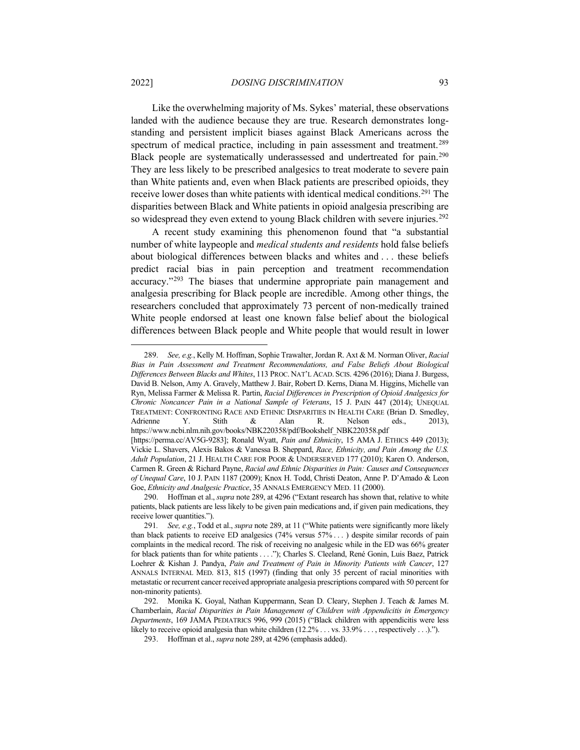Like the overwhelming majority of Ms. Sykes' material, these observations landed with the audience because they are true. Research demonstrates long-standing and persistent implicit biases against Black Americans across the spectrum of medical practice, including in pain assessment and treatment.[289] Black people are systematically underassessed and undertreated for pain.[290] They are less likely to be prescribed analgesics to treat moderate to severe pain than White patients and, even when Black patients are prescribed opioids, they receive lower doses than white patients with identical medical conditions.[291] The disparities between Black and White patients in opioid analgesia prescribing are so widespread they even extend to young Black children with severe injuries.[292]

A recent study examining this phenomenon found that "a substantial number of white laypeople and *medical students and residents* hold false beliefs about biological differences between blacks and whites and . . . these beliefs predict racial bias in pain perception and treatment recommendation accuracy."[293] The biases that undermine appropriate pain management and analgesia prescribing for Black people are incredible. Among other things, the researchers concluded that approximately 73 percent of non-medically trained White people endorsed at least one known false belief about the biological differences between Black people and White people that would result in lower

---

289. *See, e.g.*, Kelly M. Hoffman, Sophie Trawalter, Jordan R. Axt & M. Norman Oliver, *Racial Bias in Pain Assessment and Treatment Recommendations, and False Beliefs About Biological Differences Between Blacks and Whites*, 113 PROC. NAT'L ACAD. SCIS. 4296 (2016); Diana J. Burgess, David B. Nelson, Amy A. Gravely, Matthew J. Bair, Robert D. Kerns, Diana M. Higgins, Michelle van Ryn, Melissa Farmer & Melissa R. Partin, *Racial Differences in Prescription of Opioid Analgesics for Chronic Noncancer Pain in a National Sample of Veterans*, 15 J. PAIN 447 (2014); UNEQUAL TREATMENT: CONFRONTING RACE AND ETHNIC DISPARITIES IN HEALTH CARE (Brian D. Smedley, Adrienne Y. Stith & Alan R. Nelson eds., 2013), https://www.ncbi.nlm.nih.gov/books/NBK220358/pdf/Bookshelf_NBK220358.pdf [https://perma.cc/AV5G-9283]; Ronald Wyatt, *Pain and Ethnicity*, 15 AMA J. ETHICS 449 (2013); Vickie L. Shavers, Alexis Bakos & Vanessa B. Sheppard, *Race, Ethnicity, and Pain Among the U.S. Adult Population*, 21 J. HEALTH CARE FOR POOR & UNDERSERVED 177 (2010); Karen O. Anderson, Carmen R. Green & Richard Payne, *Racial and Ethnic Disparities in Pain: Causes and Consequences of Unequal Care*, 10 J. PAIN 1187 (2009); Knox H. Todd, Christi Deaton, Anne P. D'Amado & Leon Goe, *Ethnicity and Analgesic Practice*, 35 ANNALS EMERGENCY MED. 11 (2000).

290. Hoffman et al., *supra* note 289, at 4296 ("Extant research has shown that, relative to white patients, black patients are less likely to be given pain medications and, if given pain medications, they receive lower quantities.").

291. *See, e.g.*, Todd et al., *supra* note 289, at 11 ("White patients were significantly more likely than black patients to receive ED analgesics (74% versus 57% . . . ) despite similar records of pain complaints in the medical record. The risk of receiving no analgesic while in the ED was 66% greater for black patients than for white patients . . . ."); Charles S. Cleeland, René Gonin, Luis Baez, Patrick Loehrer & Kishan J. Pandya, *Pain and Treatment of Pain in Minority Patients with Cancer*, 127 ANNALS INTERNAL MED. 813, 815 (1997) (finding that only 35 percent of racial minorities with metastatic or recurrent cancer received appropriate analgesia prescriptions compared with 50 percent for non-minority patients).

292. Monika K. Goyal, Nathan Kuppermann, Sean D. Cleary, Stephen J. Teach & James M. Chamberlain, *Racial Disparities in Pain Management of Children with Appendicitis in Emergency Departments*, 169 JAMA PEDIATRICS 996, 999 (2015) ("Black children with appendicitis were less likely to receive opioid analgesia than white children (12.2% . . . vs. 33.9% . . . , respectively . . .).").

293. Hoffman et al., *supra* note 289, at 4296 (emphasis added).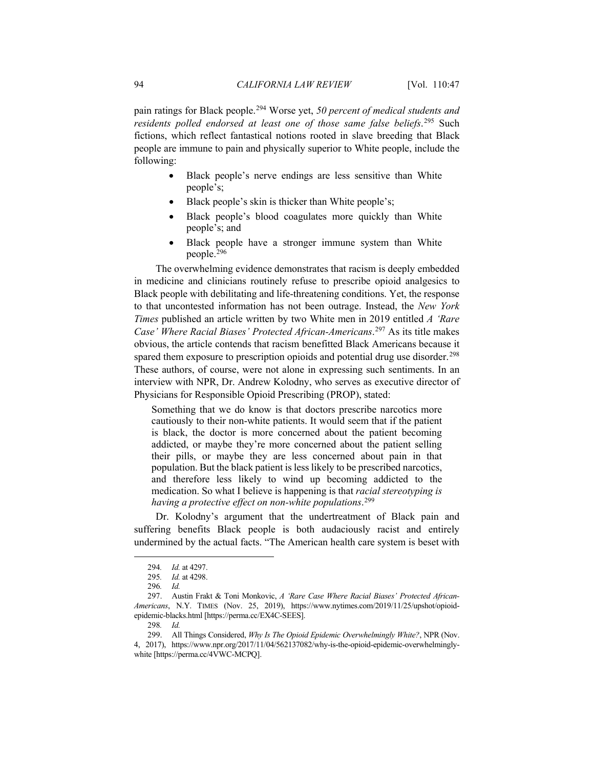pain ratings for Black people.[294] Worse yet, *50 percent of medical students and residents polled endorsed at least one of those same false beliefs*.[295] Such fictions, which reflect fantastical notions rooted in slave breeding that Black people are immune to pain and physically superior to White people, include the following:

- Black people's nerve endings are less sensitive than White people's;
- Black people's skin is thicker than White people's;
- Black people's blood coagulates more quickly than White people's; and
- Black people have a stronger immune system than White people.[296]

The overwhelming evidence demonstrates that racism is deeply embedded in medicine and clinicians routinely refuse to prescribe opioid analgesics to Black people with debilitating and life-threatening conditions. Yet, the response to that uncontested information has not been outrage. Instead, the *New York Times* published an article written by two White men in 2019 entitled *A 'Rare Case' Where Racial Biases' Protected African-Americans*.[297] As its title makes obvious, the article contends that racism benefitted Black Americans because it spared them exposure to prescription opioids and potential drug use disorder.[298] These authors, of course, were not alone in expressing such sentiments. In an interview with NPR, Dr. Andrew Kolodny, who serves as executive director of Physicians for Responsible Opioid Prescribing (PROP), stated:

> Something that we do know is that doctors prescribe narcotics more cautiously to their non-white patients. It would seem that if the patient is black, the doctor is more concerned about the patient becoming addicted, or maybe they're more concerned about the patient selling their pills, or maybe they are less concerned about pain in that population. But the black patient is less likely to be prescribed narcotics, and therefore less likely to wind up becoming addicted to the medication. So what I believe is happening is that *racial stereotyping is having a protective effect on non-white populations*.[299]

Dr. Kolodny's argument that the undertreatment of Black pain and suffering benefits Black people is both audaciously racist and entirely undermined by the actual facts. "The American health care system is beset with

---

294. *Id.* at 4297.

295. *Id.* at 4298.

296. *Id.*

297. Austin Frakt & Toni Monkovic, *A 'Rare Case Where Racial Biases' Protected African-Americans*, N.Y. TIMES (Nov. 25, 2019), https://www.nytimes.com/2019/11/25/upshot/opioid-epidemic-blacks.html [https://perma.cc/EX4C-SEES].

298. *Id.*

299. All Things Considered, *Why Is The Opioid Epidemic Overwhelmingly White?*, NPR (Nov. 4, 2017), https://www.npr.org/2017/11/04/562137082/why-is-the-opioid-epidemic-overwhelmingly-white [https://perma.cc/4VWC-MCPQ].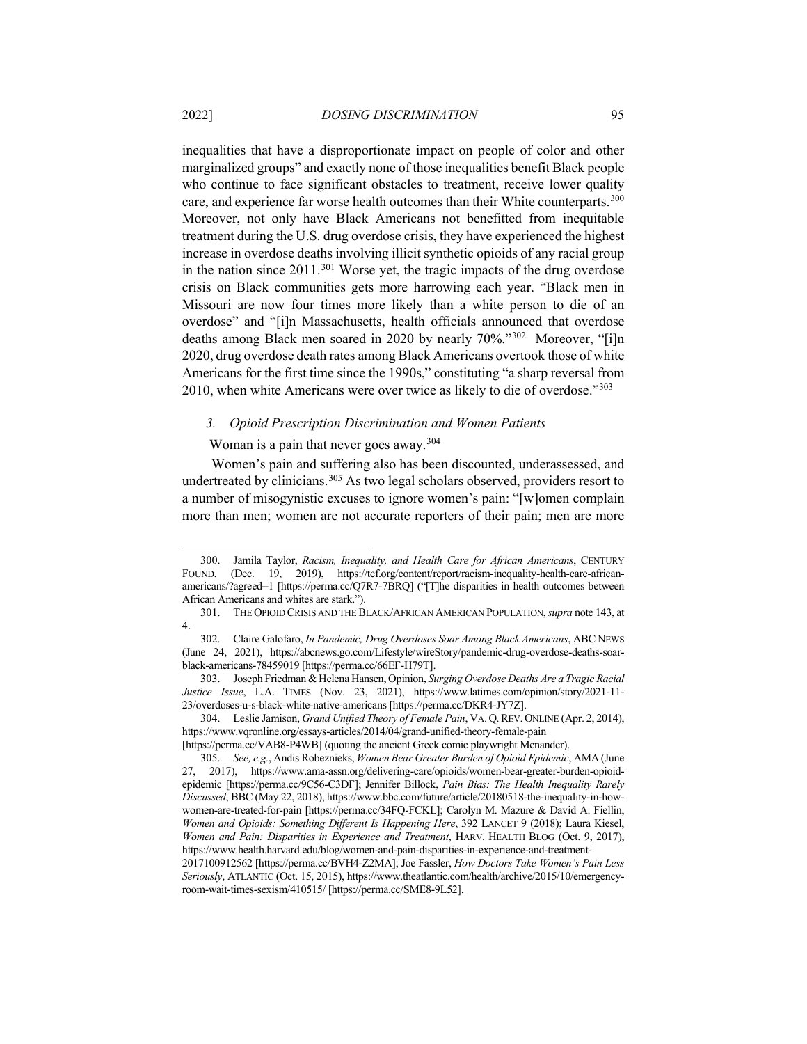inequalities that have a disproportionate impact on people of color and other marginalized groups" and exactly none of those inequalities benefit Black people who continue to face significant obstacles to treatment, receive lower quality care, and experience far worse health outcomes than their White counterparts.[300] Moreover, not only have Black Americans not benefitted from inequitable treatment during the U.S. drug overdose crisis, they have experienced the highest increase in overdose deaths involving illicit synthetic opioids of any racial group in the nation since 2011.[301] Worse yet, the tragic impacts of the drug overdose crisis on Black communities gets more harrowing each year. "Black men in Missouri are now four times more likely than a white person to die of an overdose" and "[i]n Massachusetts, health officials announced that overdose deaths among Black men soared in 2020 by nearly 70%."[302] Moreover, "[i]n 2020, drug overdose death rates among Black Americans overtook those of white Americans for the first time since the 1990s," constituting "a sharp reversal from 2010, when white Americans were over twice as likely to die of overdose."[303]

### *3. Opioid Prescription Discrimination and Women Patients*

Woman is a pain that never goes away.[304]

Women's pain and suffering also has been discounted, underassessed, and undertreated by clinicians.[305] As two legal scholars observed, providers resort to a number of misogynistic excuses to ignore women's pain: "[w]omen complain more than men; women are not accurate reporters of their pain; men are more

---

300. Jamila Taylor, *Racism, Inequality, and Health Care for African Americans*, CENTURY FOUND. (Dec. 19, 2019), https://tcf.org/content/report/racism-inequality-health-care-african-americans/?agreed=1 [https://perma.cc/Q7R7-7BRQ] ("[T]he disparities in health outcomes between African Americans and whites are stark.").

301. THE OPIOID CRISIS AND THE BLACK/AFRICAN AMERICAN POPULATION, *supra* note 143, at 4.

302. Claire Galofaro, *In Pandemic, Drug Overdoses Soar Among Black Americans*, ABC NEWS (June 24, 2021), https://abcnews.go.com/Lifestyle/wireStory/pandemic-drug-overdose-deaths-soar-black-americans-78459019 [https://perma.cc/66EF-H79T].

303. Joseph Friedman & Helena Hansen, Opinion, *Surging Overdose Deaths Are a Tragic Racial Justice Issue*, L.A. TIMES (Nov. 23, 2021), https://www.latimes.com/opinion/story/2021-11-23/overdoses-u-s-black-white-native-americans [https://perma.cc/DKR4-JY7Z].

304. Leslie Jamison, *Grand Unified Theory of Female Pain*, VA. Q. REV. ONLINE (Apr. 2, 2014), https://www.vqronline.org/essays-articles/2014/04/grand-unified-theory-female-pain [https://perma.cc/VAB8-P4WB] (quoting the ancient Greek comic playwright Menander).

305. *See, e.g.*, Andis Robeznieks, *Women Bear Greater Burden of Opioid Epidemic*, AMA (June 27, 2017), https://www.ama-assn.org/delivering-care/opioids/women-bear-greater-burden-opioid-epidemic [https://perma.cc/9C56-C3DF]; Jennifer Billock, *Pain Bias: The Health Inequality Rarely Discussed*, BBC (May 22, 2018), https://www.bbc.com/future/article/20180518-the-inequality-in-how-women-are-treated-for-pain [https://perma.cc/34FQ-FCKL]; Carolyn M. Mazure & David A. Fiellin, *Women and Opioids: Something Different Is Happening Here*, 392 LANCET 9 (2018); Laura Kiesel, *Women and Pain: Disparities in Experience and Treatment*, HARV. HEALTH BLOG (Oct. 9, 2017), https://www.health.harvard.edu/blog/women-and-pain-disparities-in-experience-and-treatment-2017100912562 [https://perma.cc/BVH4-Z2MA]; Joe Fassler, *How Doctors Take Women's Pain Less Seriously*, ATLANTIC (Oct. 15, 2015), https://www.theatlantic.com/health/archive/2015/10/emergency-room-wait-times-sexism/410515/ [https://perma.cc/SME8-9L52].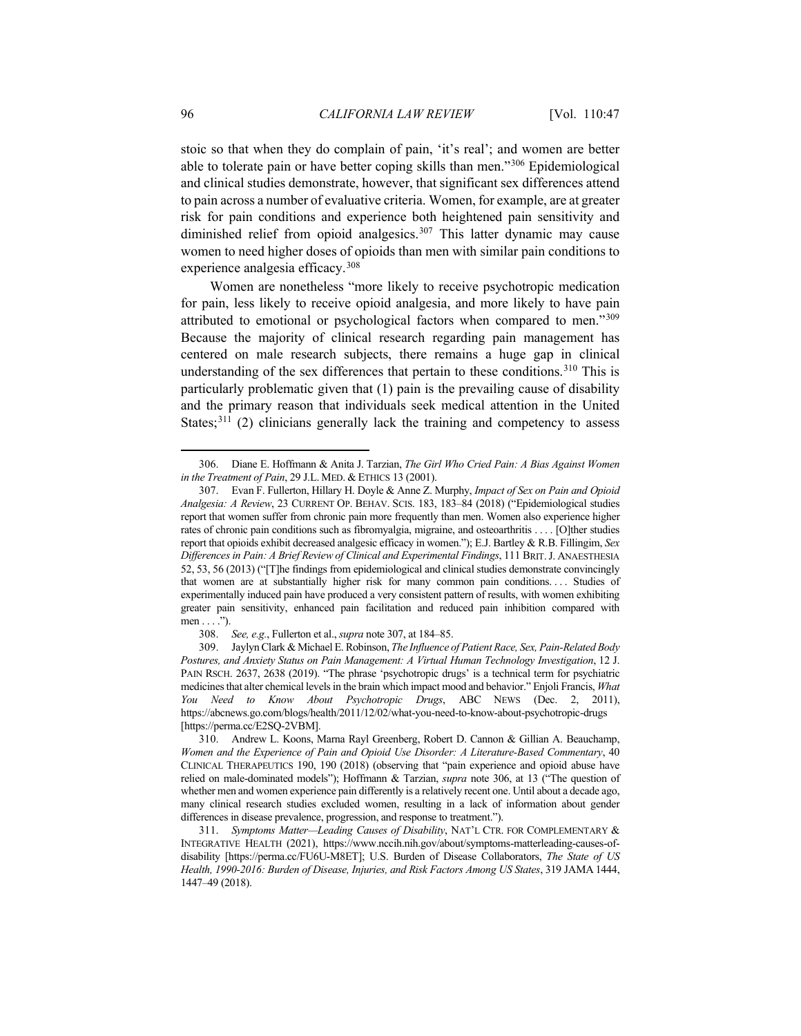stoic so that when they do complain of pain, 'it's real'; and women are better able to tolerate pain or have better coping skills than men."[306] Epidemiological and clinical studies demonstrate, however, that significant sex differences attend to pain across a number of evaluative criteria. Women, for example, are at greater risk for pain conditions and experience both heightened pain sensitivity and diminished relief from opioid analgesics.[307] This latter dynamic may cause women to need higher doses of opioids than men with similar pain conditions to experience analgesia efficacy.[308]

Women are nonetheless "more likely to receive psychotropic medication for pain, less likely to receive opioid analgesia, and more likely to have pain attributed to emotional or psychological factors when compared to men."[309] Because the majority of clinical research regarding pain management has centered on male research subjects, there remains a huge gap in clinical understanding of the sex differences that pertain to these conditions.[310] This is particularly problematic given that (1) pain is the prevailing cause of disability and the primary reason that individuals seek medical attention in the United States;[311] (2) clinicians generally lack the training and competency to assess

---

306. Diane E. Hoffmann & Anita J. Tarzian, *The Girl Who Cried Pain: A Bias Against Women in the Treatment of Pain*, 29 J.L. MED. & ETHICS 13 (2001).

307. Evan F. Fullerton, Hillary H. Doyle & Anne Z. Murphy, *Impact of Sex on Pain and Opioid Analgesia: A Review*, 23 CURRENT OP. BEHAV. SCIS. 183, 183–84 (2018) ("Epidemiological studies report that women suffer from chronic pain more frequently than men. Women also experience higher rates of chronic pain conditions such as fibromyalgia, migraine, and osteoarthritis . . . . [O]ther studies report that opioids exhibit decreased analgesic efficacy in women."); E.J. Bartley & R.B. Fillingim, *Sex Differences in Pain: A Brief Review of Clinical and Experimental Findings*, 111 BRIT. J. ANAESTHESIA 52, 53, 56 (2013) ("[T]he findings from epidemiological and clinical studies demonstrate convincingly that women are at substantially higher risk for many common pain conditions. . . . Studies of experimentally induced pain have produced a very consistent pattern of results, with women exhibiting greater pain sensitivity, enhanced pain facilitation and reduced pain inhibition compared with men . . . .").

308. *See, e.g.*, Fullerton et al., *supra* note 307, at 184–85.

309. Jaylyn Clark & Michael E. Robinson, *The Influence of Patient Race, Sex, Pain-Related Body Postures, and Anxiety Status on Pain Management: A Virtual Human Technology Investigation*, 12 J. PAIN RSCH. 2637, 2638 (2019). "The phrase 'psychotropic drugs' is a technical term for psychiatric medicines that alter chemical levels in the brain which impact mood and behavior." Enjoli Francis, *What You Need to Know About Psychotropic Drugs*, ABC NEWS (Dec. 2, 2011), https://abcnews.go.com/blogs/health/2011/12/02/what-you-need-to-know-about-psychotropic-drugs [https://perma.cc/E2SQ-2VBM].

310. Andrew L. Koons, Marna Rayl Greenberg, Robert D. Cannon & Gillian A. Beauchamp, *Women and the Experience of Pain and Opioid Use Disorder: A Literature-Based Commentary*, 40 CLINICAL THERAPEUTICS 190, 190 (2018) (observing that "pain experience and opioid abuse have relied on male-dominated models"); Hoffmann & Tarzian, *supra* note 306, at 13 ("The question of whether men and women experience pain differently is a relatively recent one. Until about a decade ago, many clinical research studies excluded women, resulting in a lack of information about gender differences in disease prevalence, progression, and response to treatment.").

311. *Symptoms Matter—Leading Causes of Disability*, NAT'L CTR. FOR COMPLEMENTARY & INTEGRATIVE HEALTH (2021), https://www.nccih.nih.gov/about/symptoms-matterleading-causes-of-disability [https://perma.cc/FU6U-M8ET]; U.S. Burden of Disease Collaborators, *The State of US Health, 1990-2016: Burden of Disease, Injuries, and Risk Factors Among US States*, 319 JAMA 1444, 1447–49 (2018).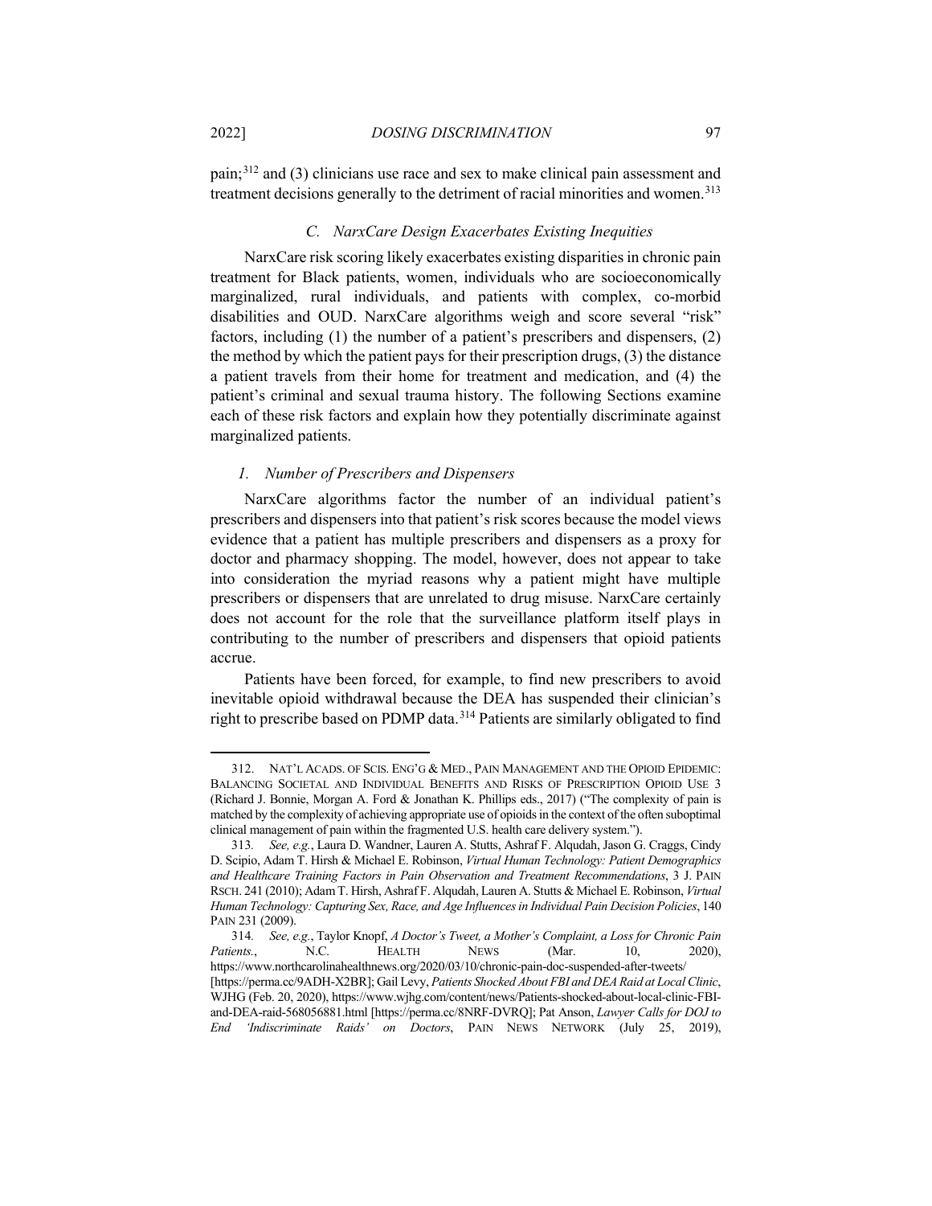pain;[312] and (3) clinicians use race and sex to make clinical pain assessment and treatment decisions generally to the detriment of racial minorities and women.[313]

### *C. NarxCare Design Exacerbates Existing Inequities*

NarxCare risk scoring likely exacerbates existing disparities in chronic pain treatment for Black patients, women, individuals who are socioeconomically marginalized, rural individuals, and patients with complex, co-morbid disabilities and OUD. NarxCare algorithms weigh and score several "risk" factors, including (1) the number of a patient's prescribers and dispensers, (2) the method by which the patient pays for their prescription drugs, (3) the distance a patient travels from their home for treatment and medication, and (4) the patient's criminal and sexual trauma history. The following Sections examine each of these risk factors and explain how they potentially discriminate against marginalized patients.

#### *1. Number of Prescribers and Dispensers*

NarxCare algorithms factor the number of an individual patient's prescribers and dispensers into that patient's risk scores because the model views evidence that a patient has multiple prescribers and dispensers as a proxy for doctor and pharmacy shopping. The model, however, does not appear to take into consideration the myriad reasons why a patient might have multiple prescribers or dispensers that are unrelated to drug misuse. NarxCare certainly does not account for the role that the surveillance platform itself plays in contributing to the number of prescribers and dispensers that opioid patients accrue.

Patients have been forced, for example, to find new prescribers to avoid inevitable opioid withdrawal because the DEA has suspended their clinician's right to prescribe based on PDMP data.[314] Patients are similarly obligated to find

---

312. NAT'L ACADS. OF SCIS. ENG'G & MED., PAIN MANAGEMENT AND THE OPIOID EPIDEMIC: BALANCING SOCIETAL AND INDIVIDUAL BENEFITS AND RISKS OF PRESCRIPTION OPIOID USE 3 (Richard J. Bonnie, Morgan A. Ford & Jonathan K. Phillips eds., 2017) ("The complexity of pain is matched by the complexity of achieving appropriate use of opioids in the context of the often suboptimal clinical management of pain within the fragmented U.S. health care delivery system.").

313. *See, e.g.*, Laura D. Wandner, Lauren A. Stutts, Ashraf F. Alqudah, Jason G. Craggs, Cindy D. Scipio, Adam T. Hirsh & Michael E. Robinson, *Virtual Human Technology: Patient Demographics and Healthcare Training Factors in Pain Observation and Treatment Recommendations*, 3 J. PAIN RSCH. 241 (2010); Adam T. Hirsh, Ashraf F. Alqudah, Lauren A. Stutts & Michael E. Robinson, *Virtual Human Technology: Capturing Sex, Race, and Age Influences in Individual Pain Decision Policies*, 140 PAIN 231 (2009).

314. *See, e.g.*, Taylor Knopf, *A Doctor's Tweet, a Mother's Complaint, a Loss for Chronic Pain Patients.*, N.C. HEALTH NEWS (Mar. 10, 2020), https://www.northcarolinahealthnews.org/2020/03/10/chronic-pain-doc-suspended-after-tweets/ [https://perma.cc/9ADH-X2BR]; Gail Levy, *Patients Shocked About FBI and DEA Raid at Local Clinic*, WJHG (Feb. 20, 2020), https://www.wjhg.com/content/news/Patients-shocked-about-local-clinic-FBI-and-DEA-raid-568056881.html [https://perma.cc/8NRF-DVRQ]; Pat Anson, *Lawyer Calls for DOJ to End 'Indiscriminate Raids' on Doctors*, PAIN NEWS NETWORK (July 25, 2019),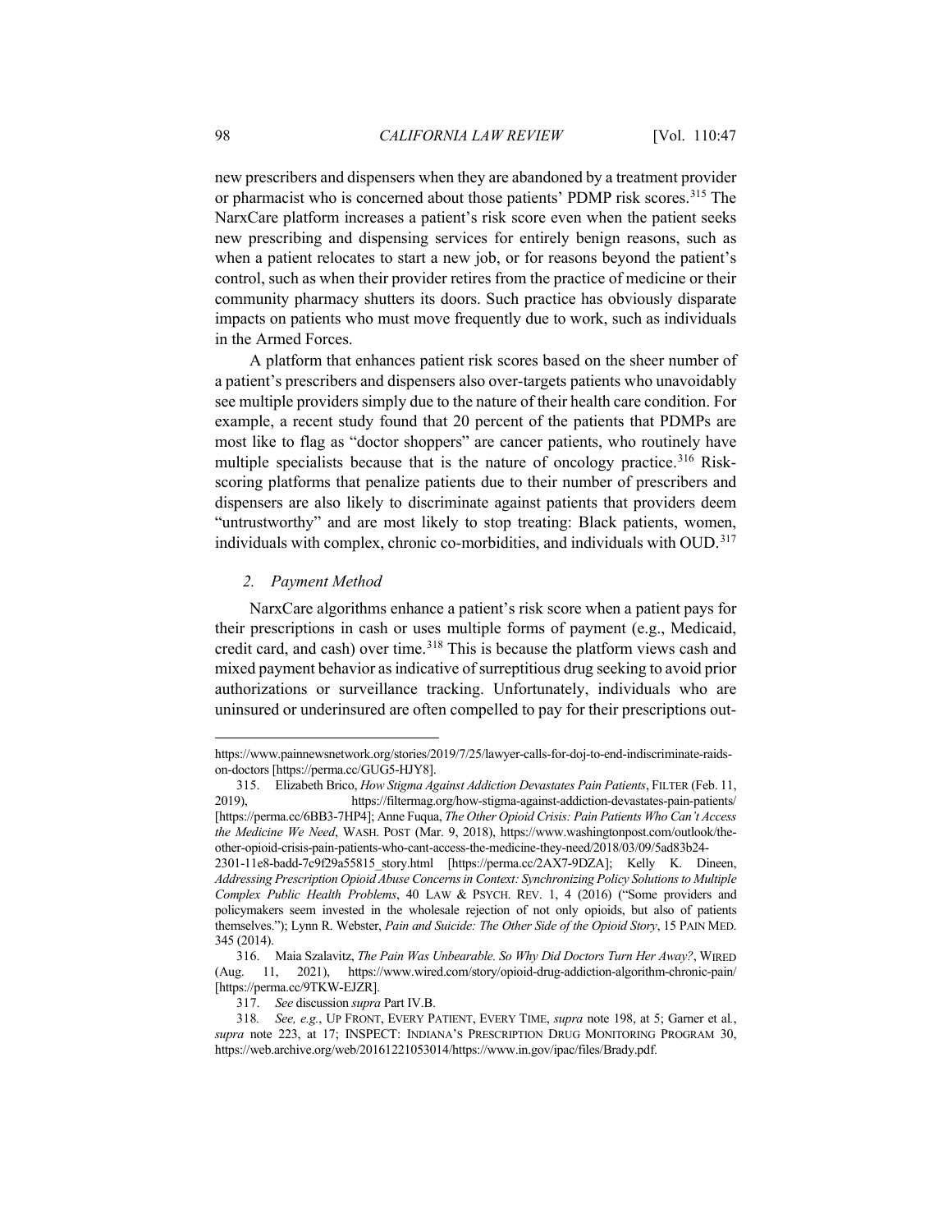new prescribers and dispensers when they are abandoned by a treatment provider or pharmacist who is concerned about those patients' PDMP risk scores.[315] The NarxCare platform increases a patient's risk score even when the patient seeks new prescribing and dispensing services for entirely benign reasons, such as when a patient relocates to start a new job, or for reasons beyond the patient's control, such as when their provider retires from the practice of medicine or their community pharmacy shutters its doors. Such practice has obviously disparate impacts on patients who must move frequently due to work, such as individuals in the Armed Forces.

A platform that enhances patient risk scores based on the sheer number of a patient's prescribers and dispensers also over-targets patients who unavoidably see multiple providers simply due to the nature of their health care condition. For example, a recent study found that 20 percent of the patients that PDMPs are most like to flag as "doctor shoppers" are cancer patients, who routinely have multiple specialists because that is the nature of oncology practice.[316] Risk-scoring platforms that penalize patients due to their number of prescribers and dispensers are also likely to discriminate against patients that providers deem "untrustworthy" and are most likely to stop treating: Black patients, women, individuals with complex, chronic co-morbidities, and individuals with OUD.[317]

### *2. Payment Method*

NarxCare algorithms enhance a patient's risk score when a patient pays for their prescriptions in cash or uses multiple forms of payment (e.g., Medicaid, credit card, and cash) over time.[318] This is because the platform views cash and mixed payment behavior as indicative of surreptitious drug seeking to avoid prior authorizations or surveillance tracking. Unfortunately, individuals who are uninsured or underinsured are often compelled to pay for their prescriptions out-

---

https://www.painnewsnetwork.org/stories/2019/7/25/lawyer-calls-for-doj-to-end-indiscriminate-raids-on-doctors [https://perma.cc/GUG5-HJY8].

315. Elizabeth Brico, *How Stigma Against Addiction Devastates Pain Patients*, FILTER (Feb. 11, 2019), https://filtermag.org/how-stigma-against-addiction-devastates-pain-patients/ [https://perma.cc/6BB3-7HP4]; Anne Fuqua, *The Other Opioid Crisis: Pain Patients Who Can't Access the Medicine We Need*, WASH. POST (Mar. 9, 2018), https://www.washingtonpost.com/outlook/the-other-opioid-crisis-pain-patients-who-cant-access-the-medicine-they-need/2018/03/09/5ad83b24-2301-11e8-badd-7c9f29a55815_story.html [https://perma.cc/2AX7-9DZA]; Kelly K. Dineen, *Addressing Prescription Opioid Abuse Concerns in Context: Synchronizing Policy Solutions to Multiple Complex Public Health Problems*, 40 LAW & PSYCH. REV. 1, 4 (2016) ("Some providers and policymakers seem invested in the wholesale rejection of not only opioids, but also of patients themselves."); Lynn R. Webster, *Pain and Suicide: The Other Side of the Opioid Story*, 15 PAIN MED. 345 (2014).

316. Maia Szalavitz, *The Pain Was Unbearable. So Why Did Doctors Turn Her Away?*, WIRED (Aug. 11, 2021), https://www.wired.com/story/opioid-drug-addiction-algorithm-chronic-pain/ [https://perma.cc/9TKW-EJZR].

317. *See* discussion *supra* Part IV.B.

318. *See, e.g.*, UP FRONT, EVERY PATIENT, EVERY TIME, *supra* note 198, at 5; Garner et al., *supra* note 223, at 17; INSPECT: INDIANA'S PRESCRIPTION DRUG MONITORING PROGRAM 30, https://web.archive.org/web/20161221053014/https://www.in.gov/ipac/files/Brady.pdf.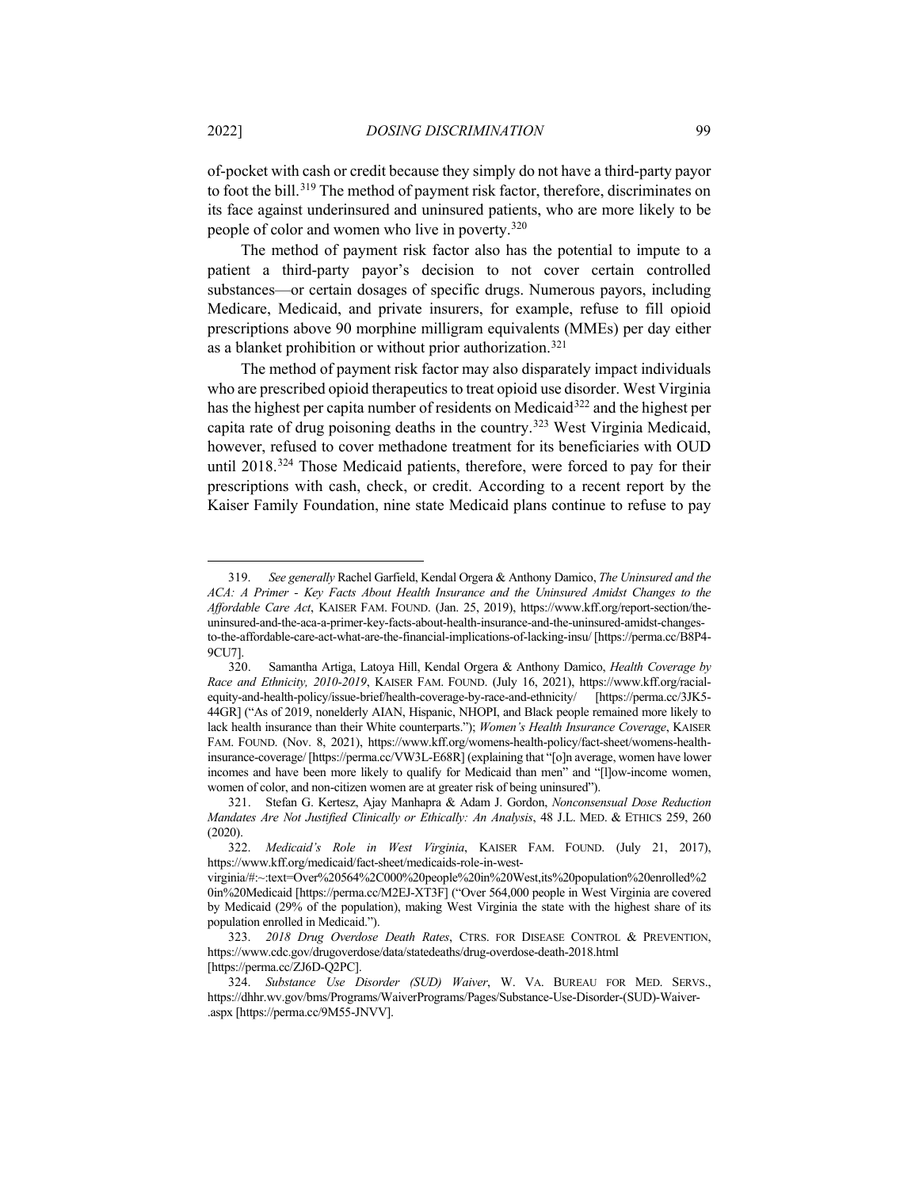of-pocket with cash or credit because they simply do not have a third-party payor to foot the bill.[319] The method of payment risk factor, therefore, discriminates on its face against underinsured and uninsured patients, who are more likely to be people of color and women who live in poverty.[320]

The method of payment risk factor also has the potential to impute to a patient a third-party payor's decision to not cover certain controlled substances—or certain dosages of specific drugs. Numerous payors, including Medicare, Medicaid, and private insurers, for example, refuse to fill opioid prescriptions above 90 morphine milligram equivalents (MMEs) per day either as a blanket prohibition or without prior authorization.[321]

The method of payment risk factor may also disparately impact individuals who are prescribed opioid therapeutics to treat opioid use disorder. West Virginia has the highest per capita number of residents on Medicaid[322] and the highest per capita rate of drug poisoning deaths in the country.[323] West Virginia Medicaid, however, refused to cover methadone treatment for its beneficiaries with OUD until 2018.[324] Those Medicaid patients, therefore, were forced to pay for their prescriptions with cash, check, or credit. According to a recent report by the Kaiser Family Foundation, nine state Medicaid plans continue to refuse to pay

---

319. *See generally* Rachel Garfield, Kendal Orgera & Anthony Damico, *The Uninsured and the ACA: A Primer - Key Facts About Health Insurance and the Uninsured Amidst Changes to the Affordable Care Act*, KAISER FAM. FOUND. (Jan. 25, 2019), https://www.kff.org/report-section/the-uninsured-and-the-aca-a-primer-key-facts-about-health-insurance-and-the-uninsured-amidst-changes-to-the-affordable-care-act-what-are-the-financial-implications-of-lacking-insu/ [https://perma.cc/B8P4-9CU7].

320. Samantha Artiga, Latoya Hill, Kendal Orgera & Anthony Damico, *Health Coverage by Race and Ethnicity, 2010-2019*, KAISER FAM. FOUND. (July 16, 2021), https://www.kff.org/racial-equity-and-health-policy/issue-brief/health-coverage-by-race-and-ethnicity/ [https://perma.cc/3JK5-44GR] ("As of 2019, nonelderly AIAN, Hispanic, NHOPI, and Black people remained more likely to lack health insurance than their White counterparts."); *Women's Health Insurance Coverage*, KAISER FAM. FOUND. (Nov. 8, 2021), https://www.kff.org/womens-health-policy/fact-sheet/womens-health-insurance-coverage/ [https://perma.cc/VW3L-E68R] (explaining that "[o]n average, women have lower incomes and have been more likely to qualify for Medicaid than men" and "[l]ow-income women, women of color, and non-citizen women are at greater risk of being uninsured").

321. Stefan G. Kertesz, Ajay Manhapra & Adam J. Gordon, *Nonconsensual Dose Reduction Mandates Are Not Justified Clinically or Ethically: An Analysis*, 48 J.L. MED. & ETHICS 259, 260 (2020).

322. *Medicaid's Role in West Virginia*, KAISER FAM. FOUND. (July 21, 2017), https://www.kff.org/medicaid/fact-sheet/medicaids-role-in-west-virginia/#:~:text=Over%20564%2C000%20people%20in%20West,its%20population%20enrolled%20in%20Medicaid [https://perma.cc/M2EJ-XT3F] ("Over 564,000 people in West Virginia are covered by Medicaid (29% of the population), making West Virginia the state with the highest share of its population enrolled in Medicaid.").

323. *2018 Drug Overdose Death Rates*, CTRS. FOR DISEASE CONTROL & PREVENTION, https://www.cdc.gov/drugoverdose/data/statedeaths/drug-overdose-death-2018.html [https://perma.cc/ZJ6D-Q2PC].

324. *Substance Use Disorder (SUD) Waiver*, W. VA. BUREAU FOR MED. SERVS., https://dhhr.wv.gov/bms/Programs/WaiverPrograms/Pages/Substance-Use-Disorder-(SUD)-Waiver-.aspx [https://perma.cc/9M55-JNVV].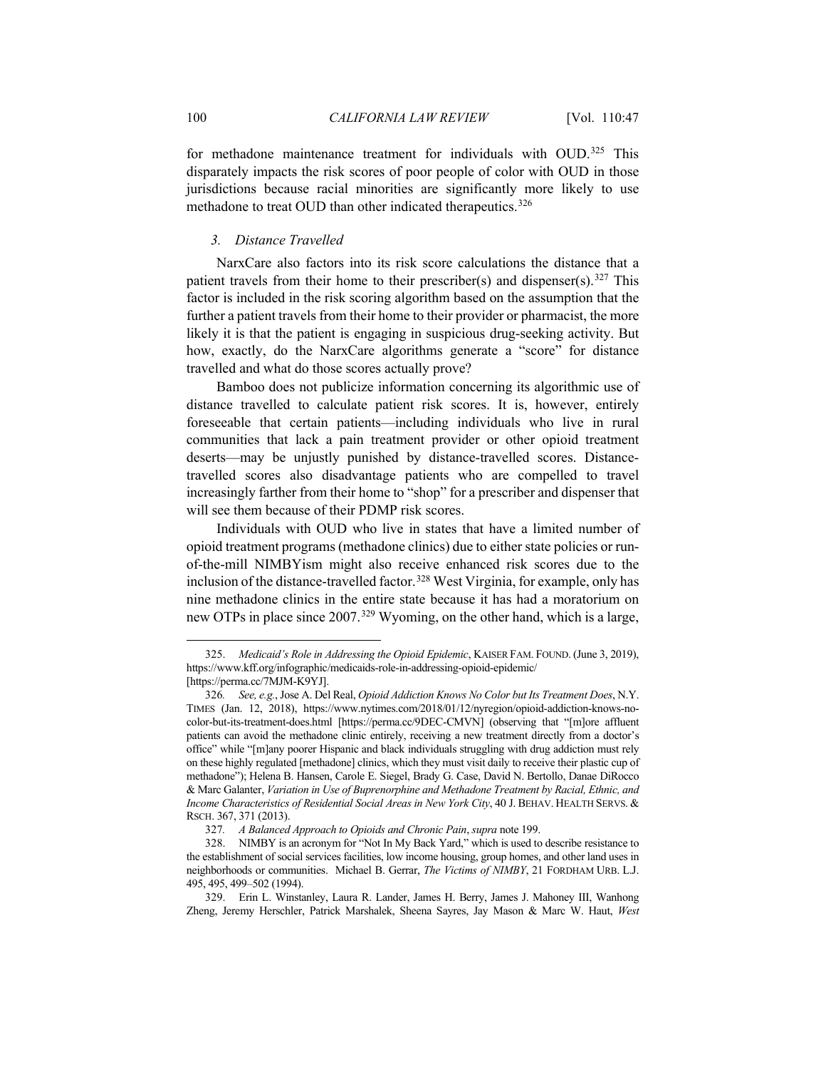for methadone maintenance treatment for individuals with OUD.[325] This disparately impacts the risk scores of poor people of color with OUD in those jurisdictions because racial minorities are significantly more likely to use methadone to treat OUD than other indicated therapeutics.[326]

### *3. Distance Travelled*

NarxCare also factors into its risk score calculations the distance that a patient travels from their home to their prescriber(s) and dispenser(s).[327] This factor is included in the risk scoring algorithm based on the assumption that the further a patient travels from their home to their provider or pharmacist, the more likely it is that the patient is engaging in suspicious drug-seeking activity. But how, exactly, do the NarxCare algorithms generate a "score" for distance travelled and what do those scores actually prove?

Bamboo does not publicize information concerning its algorithmic use of distance travelled to calculate patient risk scores. It is, however, entirely foreseeable that certain patients—including individuals who live in rural communities that lack a pain treatment provider or other opioid treatment deserts—may be unjustly punished by distance-travelled scores. Distance-travelled scores also disadvantage patients who are compelled to travel increasingly farther from their home to "shop" for a prescriber and dispenser that will see them because of their PDMP risk scores.

Individuals with OUD who live in states that have a limited number of opioid treatment programs (methadone clinics) due to either state policies or run-of-the-mill NIMBYism might also receive enhanced risk scores due to the inclusion of the distance-travelled factor.[328] West Virginia, for example, only has nine methadone clinics in the entire state because it has had a moratorium on new OTPs in place since 2007.[329] Wyoming, on the other hand, which is a large,

---

325. *Medicaid's Role in Addressing the Opioid Epidemic*, KAISER FAM. FOUND. (June 3, 2019), https://www.kff.org/infographic/medicaids-role-in-addressing-opioid-epidemic/ [https://perma.cc/7MJM-K9YJ].

326. *See, e.g.*, Jose A. Del Real, *Opioid Addiction Knows No Color but Its Treatment Does*, N.Y. TIMES (Jan. 12, 2018), https://www.nytimes.com/2018/01/12/nyregion/opioid-addiction-knows-no-color-but-its-treatment-does.html [https://perma.cc/9DEC-CMVN] (observing that "[m]ore affluent patients can avoid the methadone clinic entirely, receiving a new treatment directly from a doctor's office" while "[m]any poorer Hispanic and black individuals struggling with drug addiction must rely on these highly regulated [methadone] clinics, which they must visit daily to receive their plastic cup of methadone"); Helena B. Hansen, Carole E. Siegel, Brady G. Case, David N. Bertollo, Danae DiRocco & Marc Galanter, *Variation in Use of Buprenorphine and Methadone Treatment by Racial, Ethnic, and Income Characteristics of Residential Social Areas in New York City*, 40 J. BEHAV. HEALTH SERVS. & RSCH. 367, 371 (2013).

327. *A Balanced Approach to Opioids and Chronic Pain*, *supra* note 199.

328. NIMBY is an acronym for "Not In My Back Yard," which is used to describe resistance to the establishment of social services facilities, low income housing, group homes, and other land uses in neighborhoods or communities. Michael B. Gerrar, *The Victims of NIMBY*, 21 FORDHAM URB. L.J. 495, 495, 499–502 (1994).

329. Erin L. Winstanley, Laura R. Lander, James H. Berry, James J. Mahoney III, Wanhong Zheng, Jeremy Herschler, Patrick Marshalek, Sheena Sayres, Jay Mason & Marc W. Haut, *West*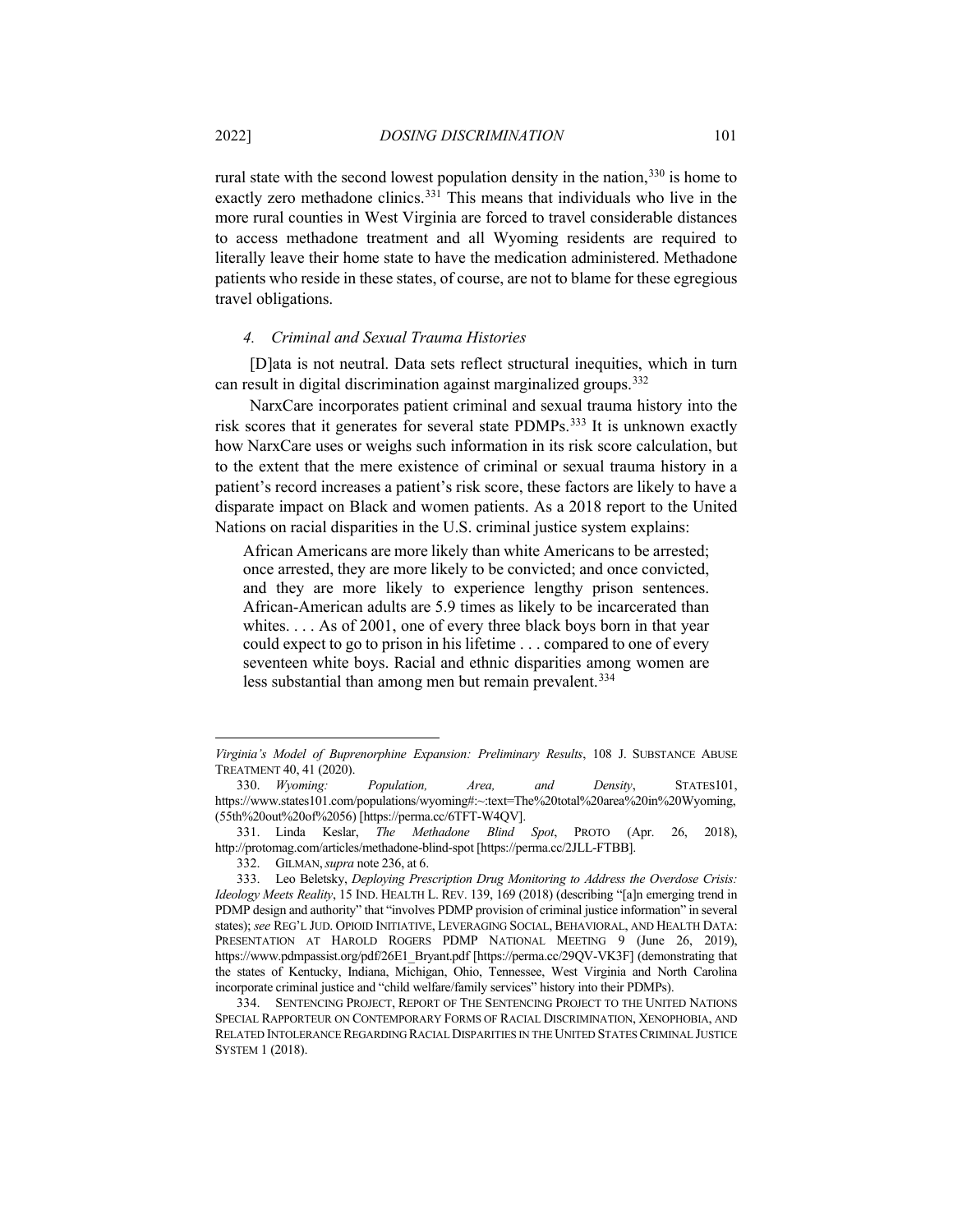rural state with the second lowest population density in the nation,[330] is home to exactly zero methadone clinics.[331] This means that individuals who live in the more rural counties in West Virginia are forced to travel considerable distances to access methadone treatment and all Wyoming residents are required to literally leave their home state to have the medication administered. Methadone patients who reside in these states, of course, are not to blame for these egregious travel obligations.

#### *4. Criminal and Sexual Trauma Histories*

[D]ata is not neutral. Data sets reflect structural inequities, which in turn can result in digital discrimination against marginalized groups.[332]

NarxCare incorporates patient criminal and sexual trauma history into the risk scores that it generates for several state PDMPs.[333] It is unknown exactly how NarxCare uses or weighs such information in its risk score calculation, but to the extent that the mere existence of criminal or sexual trauma history in a patient's record increases a patient's risk score, these factors are likely to have a disparate impact on Black and women patients. As a 2018 report to the United Nations on racial disparities in the U.S. criminal justice system explains:

> African Americans are more likely than white Americans to be arrested; once arrested, they are more likely to be convicted; and once convicted, and they are more likely to experience lengthy prison sentences. African-American adults are 5.9 times as likely to be incarcerated than whites. . . . As of 2001, one of every three black boys born in that year could expect to go to prison in his lifetime . . . compared to one of every seventeen white boys. Racial and ethnic disparities among women are less substantial than among men but remain prevalent.[334]

---

*Virginia's Model of Buprenorphine Expansion: Preliminary Results*, 108 J. SUBSTANCE ABUSE TREATMENT 40, 41 (2020).

330. *Wyoming: Population, Area, and Density*, STATES101, https://www.states101.com/populations/wyoming#:~:text=The%20total%20area%20in%20Wyoming,(55th%20out%20of%2056) [https://perma.cc/6TFT-W4QV].

331. Linda Keslar, *The Methadone Blind Spot*, PROTO (Apr. 26, 2018), http://protomag.com/articles/methadone-blind-spot [https://perma.cc/2JLL-FTBB].

332. GILMAN, *supra* note 236, at 6.

333. Leo Beletsky, *Deploying Prescription Drug Monitoring to Address the Overdose Crisis: Ideology Meets Reality*, 15 IND. HEALTH L. REV. 139, 169 (2018) (describing "[a]n emerging trend in PDMP design and authority" that "involves PDMP provision of criminal justice information" in several states); *see* REG'L JUD. OPIOID INITIATIVE, LEVERAGING SOCIAL, BEHAVIORAL, AND HEALTH DATA: PRESENTATION AT HAROLD ROGERS PDMP NATIONAL MEETING 9 (June 26, 2019), https://www.pdmpassist.org/pdf/26E1_Bryant.pdf [https://perma.cc/29QV-VK3F] (demonstrating that the states of Kentucky, Indiana, Michigan, Ohio, Tennessee, West Virginia and North Carolina incorporate criminal justice and "child welfare/family services" history into their PDMPs).

334. SENTENCING PROJECT, REPORT OF THE SENTENCING PROJECT TO THE UNITED NATIONS SPECIAL RAPPORTEUR ON CONTEMPORARY FORMS OF RACIAL DISCRIMINATION, XENOPHOBIA, AND RELATED INTOLERANCE REGARDING RACIAL DISPARITIES IN THE UNITED STATES CRIMINAL JUSTICE SYSTEM 1 (2018).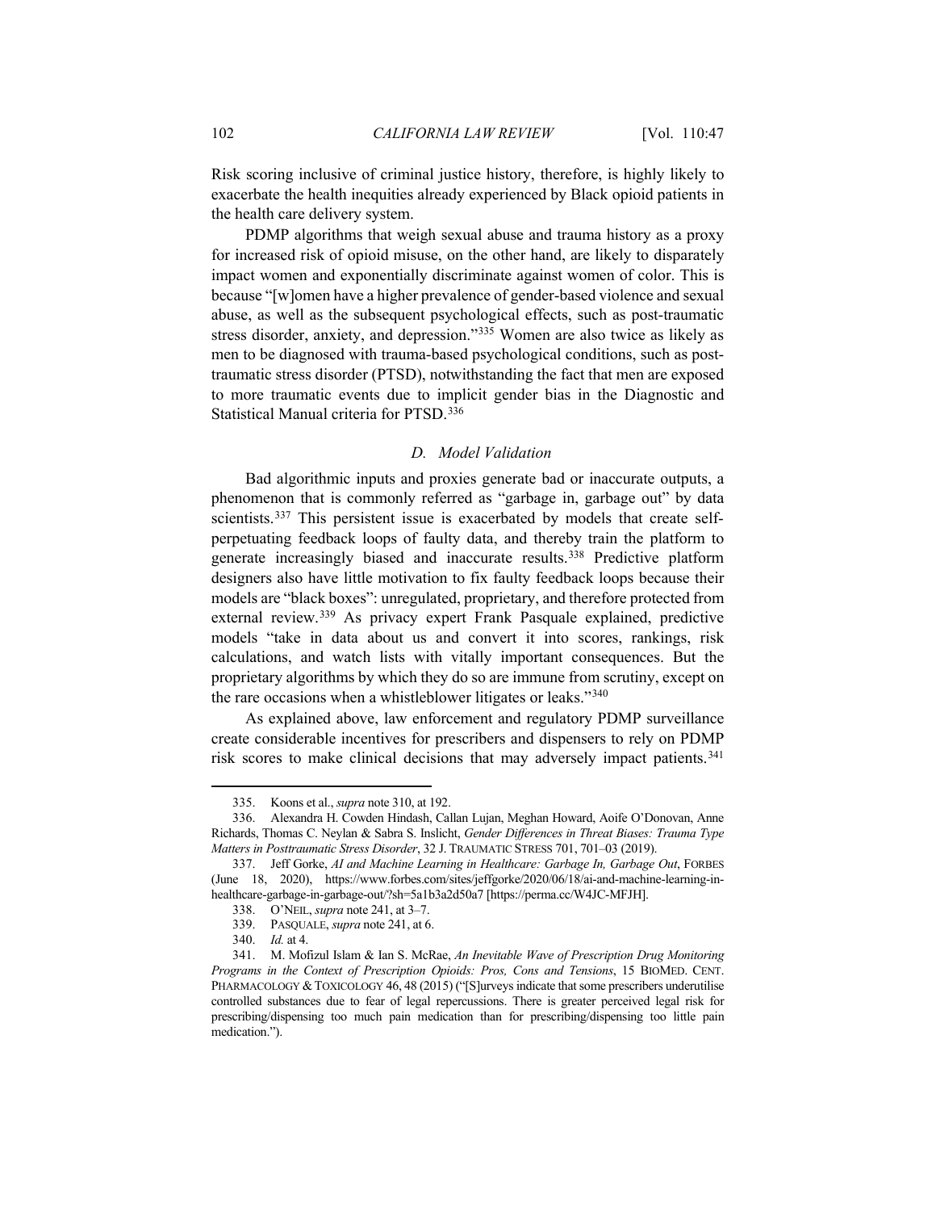Risk scoring inclusive of criminal justice history, therefore, is highly likely to exacerbate the health inequities already experienced by Black opioid patients in the health care delivery system.

PDMP algorithms that weigh sexual abuse and trauma history as a proxy for increased risk of opioid misuse, on the other hand, are likely to disparately impact women and exponentially discriminate against women of color. This is because "[w]omen have a higher prevalence of gender-based violence and sexual abuse, as well as the subsequent psychological effects, such as post-traumatic stress disorder, anxiety, and depression."[335] Women are also twice as likely as men to be diagnosed with trauma-based psychological conditions, such as post-traumatic stress disorder (PTSD), notwithstanding the fact that men are exposed to more traumatic events due to implicit gender bias in the Diagnostic and Statistical Manual criteria for PTSD.[336]

### *D. Model Validation*

Bad algorithmic inputs and proxies generate bad or inaccurate outputs, a phenomenon that is commonly referred as "garbage in, garbage out" by data scientists.[337] This persistent issue is exacerbated by models that create self-perpetuating feedback loops of faulty data, and thereby train the platform to generate increasingly biased and inaccurate results.[338] Predictive platform designers also have little motivation to fix faulty feedback loops because their models are "black boxes": unregulated, proprietary, and therefore protected from external review.[339] As privacy expert Frank Pasquale explained, predictive models "take in data about us and convert it into scores, rankings, risk calculations, and watch lists with vitally important consequences. But the proprietary algorithms by which they do so are immune from scrutiny, except on the rare occasions when a whistleblower litigates or leaks."[340]

As explained above, law enforcement and regulatory PDMP surveillance create considerable incentives for prescribers and dispensers to rely on PDMP risk scores to make clinical decisions that may adversely impact patients.[341]

---

335. Koons et al., *supra* note 310, at 192.

336. Alexandra H. Cowden Hindash, Callan Lujan, Meghan Howard, Aoife O'Donovan, Anne Richards, Thomas C. Neylan & Sabra S. Inslicht, *Gender Differences in Threat Biases: Trauma Type Matters in Posttraumatic Stress Disorder*, 32 J. TRAUMATIC STRESS 701, 701–03 (2019).

337. Jeff Gorke, *AI and Machine Learning in Healthcare: Garbage In, Garbage Out*, FORBES (June 18, 2020), https://www.forbes.com/sites/jeffgorke/2020/06/18/ai-and-machine-learning-in-healthcare-garbage-in-garbage-out/?sh=5a1b3a2d50a7 [https://perma.cc/W4JC-MFJH].

338. O'NEIL, *supra* note 241, at 3–7.

339. PASQUALE, *supra* note 241, at 6.

340. *Id.* at 4.

341. M. Mofizul Islam & Ian S. McRae, *An Inevitable Wave of Prescription Drug Monitoring Programs in the Context of Prescription Opioids: Pros, Cons and Tensions*, 15 BIOMED. CENT. PHARMACOLOGY & TOXICOLOGY 46, 48 (2015) ("[S]urveys indicate that some prescribers underutilise controlled substances due to fear of legal repercussions. There is greater perceived legal risk for prescribing/dispensing too much pain medication than for prescribing/dispensing too little pain medication.").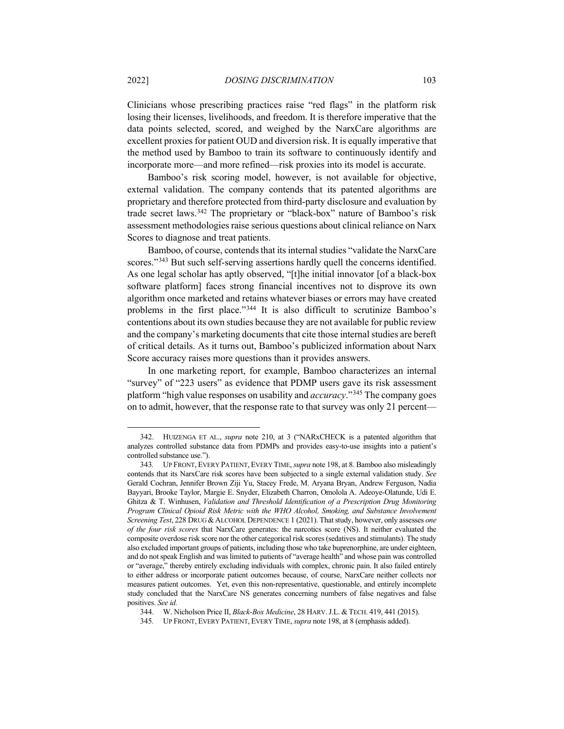Clinicians whose prescribing practices raise "red flags" in the platform risk losing their licenses, livelihoods, and freedom. It is therefore imperative that the data points selected, scored, and weighed by the NarxCare algorithms are excellent proxies for patient OUD and diversion risk. It is equally imperative that the method used by Bamboo to train its software to continuously identify and incorporate more—and more refined—risk proxies into its model is accurate.

Bamboo's risk scoring model, however, is not available for objective, external validation. The company contends that its patented algorithms are proprietary and therefore protected from third-party disclosure and evaluation by trade secret laws.[342] The proprietary or "black-box" nature of Bamboo's risk assessment methodologies raise serious questions about clinical reliance on Narx Scores to diagnose and treat patients.

Bamboo, of course, contends that its internal studies "validate the NarxCare scores."[343] But such self-serving assertions hardly quell the concerns identified. As one legal scholar has aptly observed, "[t]he initial innovator [of a black-box software platform] faces strong financial incentives not to disprove its own algorithm once marketed and retains whatever biases or errors may have created problems in the first place."[344] It is also difficult to scrutinize Bamboo's contentions about its own studies because they are not available for public review and the company's marketing documents that cite those internal studies are bereft of critical details. As it turns out, Bamboo's publicized information about Narx Score accuracy raises more questions than it provides answers.

In one marketing report, for example, Bamboo characterizes an internal "survey" of "223 users" as evidence that PDMP users gave its risk assessment platform "high value responses on usability and *accuracy*."[345] The company goes on to admit, however, that the response rate to that survey was only 21 percent—

---

342. HUIZENGA ET AL., *supra* note 210, at 3 ("NARxCHECK is a patented algorithm that analyzes controlled substance data from PDMPs and provides easy-to-use insights into a patient's controlled substance use.").

343. UP FRONT, EVERY PATIENT, EVERY TIME, *supra* note 198, at 8. Bamboo also misleadingly contends that its NarxCare risk scores have been subjected to a single external validation study. *See* Gerald Cochran, Jennifer Brown Ziji Yu, Stacey Frede, M. Aryana Bryan, Andrew Ferguson, Nadia Bayyari, Brooke Taylor, Margie E. Snyder, Elizabeth Charron, Omolola A. Adeoye-Olatunde, Udi E. Ghitza & T. Winhusen, *Validation and Threshold Identification of a Prescription Drug Monitoring Program Clinical Opioid Risk Metric with the WHO Alcohol, Smoking, and Substance Involvement Screening Test*, 228 DRUG & ALCOHOL DEPENDENCE 1 (2021). That study, however, only assesses *one of the four risk scores* that NarxCare generates: the narcotics score (NS). It neither evaluated the composite overdose risk score nor the other categorical risk scores (sedatives and stimulants). The study also excluded important groups of patients, including those who take buprenorphine, are under eighteen, and do not speak English and was limited to patients of "average health" and whose pain was controlled or "average," thereby entirely excluding individuals with complex, chronic pain. It also failed entirely to either address or incorporate patient outcomes because, of course, NarxCare neither collects nor measures patient outcomes. Yet, even this non-representative, questionable, and entirely incomplete study concluded that the NarxCare NS generates concerning numbers of false negatives and false positives. *See id.*

344. W. Nicholson Price II, *Black-Box Medicine*, 28 HARV. J.L. & TECH. 419, 441 (2015).

345. UP FRONT, EVERY PATIENT, EVERY TIME, *supra* note 198, at 8 (emphasis added).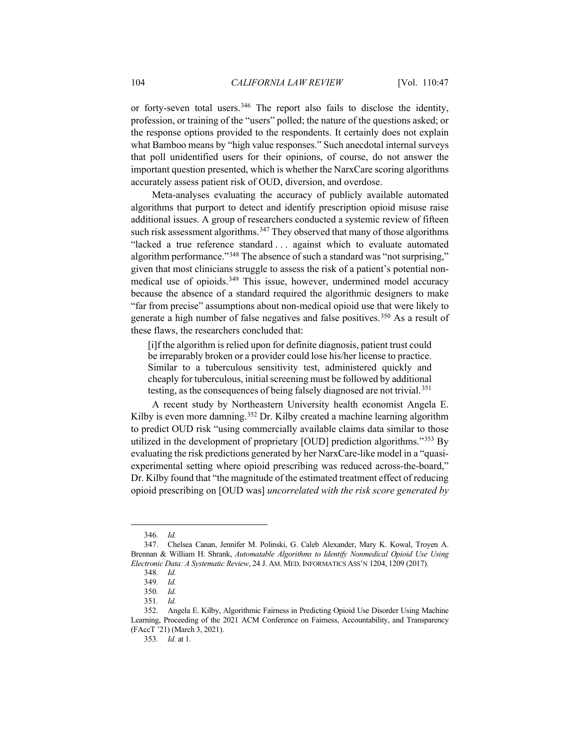or forty-seven total users.[346] The report also fails to disclose the identity, profession, or training of the "users" polled; the nature of the questions asked; or the response options provided to the respondents. It certainly does not explain what Bamboo means by "high value responses." Such anecdotal internal surveys that poll unidentified users for their opinions, of course, do not answer the important question presented, which is whether the NarxCare scoring algorithms accurately assess patient risk of OUD, diversion, and overdose.

Meta-analyses evaluating the accuracy of publicly available automated algorithms that purport to detect and identify prescription opioid misuse raise additional issues. A group of researchers conducted a systemic review of fifteen such risk assessment algorithms.[347] They observed that many of those algorithms "lacked a true reference standard . . . against which to evaluate automated algorithm performance."[348] The absence of such a standard was "not surprising," given that most clinicians struggle to assess the risk of a patient's potential non-medical use of opioids.[349] This issue, however, undermined model accuracy because the absence of a standard required the algorithmic designers to make "far from precise" assumptions about non-medical opioid use that were likely to generate a high number of false negatives and false positives.[350] As a result of these flaws, the researchers concluded that:

> [i]f the algorithm is relied upon for definite diagnosis, patient trust could be irreparably broken or a provider could lose his/her license to practice. Similar to a tuberculous sensitivity test, administered quickly and cheaply for tuberculous, initial screening must be followed by additional testing, as the consequences of being falsely diagnosed are not trivial.[351]

A recent study by Northeastern University health economist Angela E. Kilby is even more damning.[352] Dr. Kilby created a machine learning algorithm to predict OUD risk "using commercially available claims data similar to those utilized in the development of proprietary [OUD] prediction algorithms."[353] By evaluating the risk predictions generated by her NarxCare-like model in a "quasi-experimental setting where opioid prescribing was reduced across-the-board," Dr. Kilby found that "the magnitude of the estimated treatment effect of reducing opioid prescribing on [OUD was] *uncorrelated with the risk score generated by*

---

346. *Id.*

347. Chelsea Canan, Jennifer M. Polinski, G. Caleb Alexander, Mary K. Kowal, Troyen A. Brennan & William H. Shrank, *Automatable Algorithms to Identify Nonmedical Opioid Use Using Electronic Data: A Systematic Review*, 24 J. AM. MED. INFORMATICS ASS'N 1204, 1209 (2017).

348. *Id.*

349. *Id.*

350. *Id.*

351. *Id.*

352. Angela E. Kilby, Algorithmic Fairness in Predicting Opioid Use Disorder Using Machine Learning, Proceeding of the 2021 ACM Conference on Fairness, Accountability, and Transparency (FAccT '21) (March 3, 2021).

353. *Id.* at 1.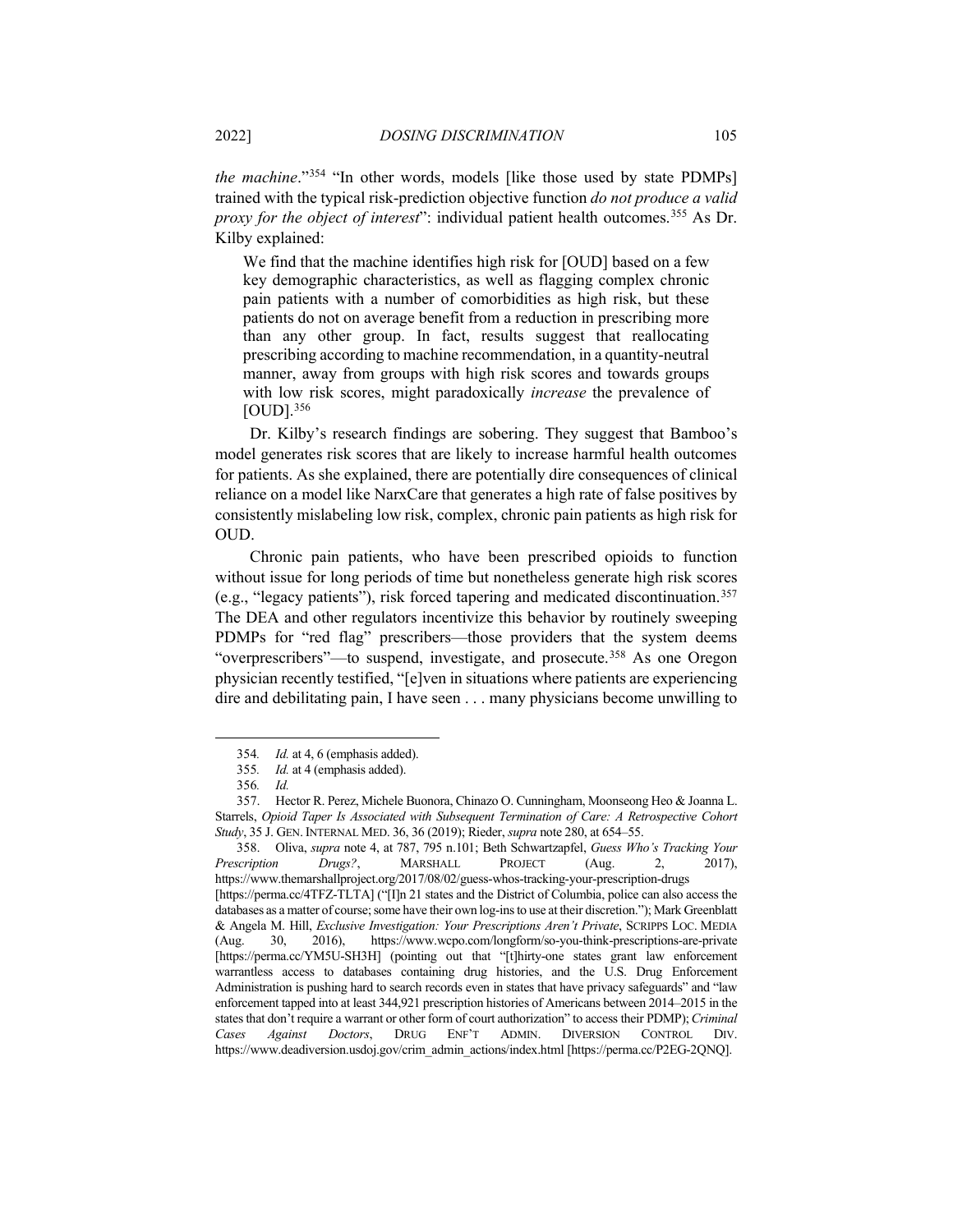*the machine*."[354] "In other words, models [like those used by state PDMPs] trained with the typical risk-prediction objective function *do not produce a valid proxy for the object of interest*": individual patient health outcomes.[355] As Dr. Kilby explained:

> We find that the machine identifies high risk for [OUD] based on a few key demographic characteristics, as well as flagging complex chronic pain patients with a number of comorbidities as high risk, but these patients do not on average benefit from a reduction in prescribing more than any other group. In fact, results suggest that reallocating prescribing according to machine recommendation, in a quantity-neutral manner, away from groups with high risk scores and towards groups with low risk scores, might paradoxically *increase* the prevalence of [OUD].[356]

Dr. Kilby's research findings are sobering. They suggest that Bamboo's model generates risk scores that are likely to increase harmful health outcomes for patients. As she explained, there are potentially dire consequences of clinical reliance on a model like NarxCare that generates a high rate of false positives by consistently mislabeling low risk, complex, chronic pain patients as high risk for OUD.

Chronic pain patients, who have been prescribed opioids to function without issue for long periods of time but nonetheless generate high risk scores (e.g., "legacy patients"), risk forced tapering and medicated discontinuation.[357] The DEA and other regulators incentivize this behavior by routinely sweeping PDMPs for "red flag" prescribers—those providers that the system deems "overprescribers"—to suspend, investigate, and prosecute.[358] As one Oregon physician recently testified, "[e]ven in situations where patients are experiencing dire and debilitating pain, I have seen . . . many physicians become unwilling to

---

354. *Id.* at 4, 6 (emphasis added).

355. *Id.* at 4 (emphasis added).

356. *Id.*

357. Hector R. Perez, Michele Buonora, Chinazo O. Cunningham, Moonseong Heo & Joanna L. Starrels, *Opioid Taper Is Associated with Subsequent Termination of Care: A Retrospective Cohort Study*, 35 J. GEN. INTERNAL MED. 36, 36 (2019); Rieder, *supra* note 280, at 654–55.

358. Oliva, *supra* note 4, at 787, 795 n.101; Beth Schwartzapfel, *Guess Who's Tracking Your Prescription Drugs?*, MARSHALL PROJECT (Aug. 2, 2017), https://www.themarshallproject.org/2017/08/02/guess-whos-tracking-your-prescription-drugs [https://perma.cc/4TFZ-TLTA] ("[I]n 21 states and the District of Columbia, police can also access the databases as a matter of course; some have their own log-ins to use at their discretion."); Mark Greenblatt & Angela M. Hill, *Exclusive Investigation: Your Prescriptions Aren't Private*, SCRIPPS LOC. MEDIA (Aug. 30, 2016), https://www.wcpo.com/longform/so-you-think-prescriptions-are-private [https://perma.cc/YM5U-SH3H] (pointing out that "[t]hirty-one states grant law enforcement warrantless access to databases containing drug histories, and the U.S. Drug Enforcement Administration is pushing hard to search records even in states that have privacy safeguards" and "law enforcement tapped into at least 344,921 prescription histories of Americans between 2014–2015 in the states that don't require a warrant or other form of court authorization" to access their PDMP); *Criminal Cases Against Doctors*, DRUG ENF'T ADMIN. DIVERSION CONTROL DIV. https://www.deadiversion.usdoj.gov/crim_admin_actions/index.html [https://perma.cc/P2EG-2QNQ].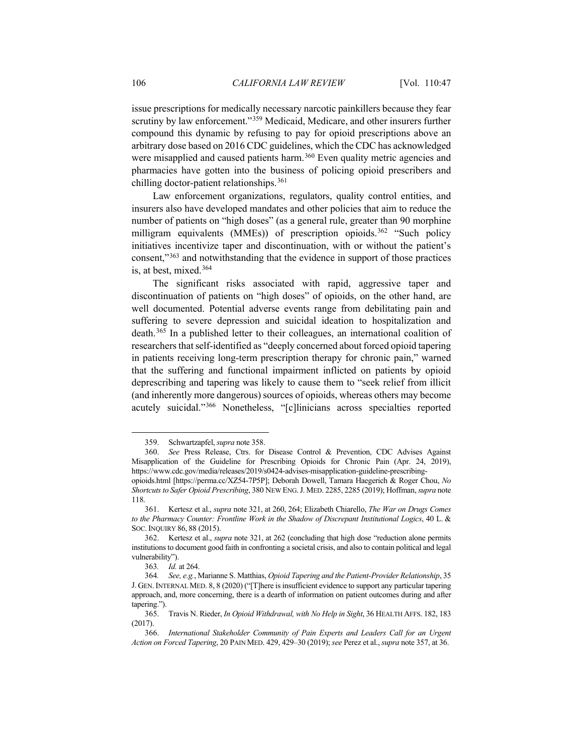issue prescriptions for medically necessary narcotic painkillers because they fear scrutiny by law enforcement."[359] Medicaid, Medicare, and other insurers further compound this dynamic by refusing to pay for opioid prescriptions above an arbitrary dose based on 2016 CDC guidelines, which the CDC has acknowledged were misapplied and caused patients harm.[360] Even quality metric agencies and pharmacies have gotten into the business of policing opioid prescribers and chilling doctor-patient relationships.[361]

Law enforcement organizations, regulators, quality control entities, and insurers also have developed mandates and other policies that aim to reduce the number of patients on "high doses" (as a general rule, greater than 90 morphine milligram equivalents (MMEs)) of prescription opioids.[362] "Such policy initiatives incentivize taper and discontinuation, with or without the patient's consent,"[363] and notwithstanding that the evidence in support of those practices is, at best, mixed.[364]

The significant risks associated with rapid, aggressive taper and discontinuation of patients on "high doses" of opioids, on the other hand, are well documented. Potential adverse events range from debilitating pain and suffering to severe depression and suicidal ideation to hospitalization and death.[365] In a published letter to their colleagues, an international coalition of researchers that self-identified as "deeply concerned about forced opioid tapering in patients receiving long-term prescription therapy for chronic pain," warned that the suffering and functional impairment inflicted on patients by opioid deprescribing and tapering was likely to cause them to "seek relief from illicit (and inherently more dangerous) sources of opioids, whereas others may become acutely suicidal."[366] Nonetheless, "[c]linicians across specialties reported

---

359. Schwartzapfel, *supra* note 358.

360. *See* Press Release, Ctrs. for Disease Control & Prevention, CDC Advises Against Misapplication of the Guideline for Prescribing Opioids for Chronic Pain (Apr. 24, 2019), https://www.cdc.gov/media/releases/2019/s0424-advises-misapplication-guideline-prescribing-opioids.html [https://perma.cc/XZ54-7P5P]; Deborah Dowell, Tamara Haegerich & Roger Chou, *No Shortcuts to Safer Opioid Prescribing*, 380 NEW ENG. J. MED. 2285, 2285 (2019); Hoffman, *supra* note 118.

361. Kertesz et al., *supra* note 321, at 260, 264; Elizabeth Chiarello, *The War on Drugs Comes to the Pharmacy Counter: Frontline Work in the Shadow of Discrepant Institutional Logics*, 40 L. & SOC. INQUIRY 86, 88 (2015).

362. Kertesz et al., *supra* note 321, at 262 (concluding that high dose "reduction alone permits institutions to document good faith in confronting a societal crisis, and also to contain political and legal vulnerability").

363. *Id.* at 264.

364. *See, e.g.*, Marianne S. Matthias, *Opioid Tapering and the Patient-Provider Relationship*, 35 J. GEN. INTERNAL MED. 8, 8 (2020) ("[T]here is insufficient evidence to support any particular tapering approach, and, more concerning, there is a dearth of information on patient outcomes during and after tapering.").

365. Travis N. Rieder, *In Opioid Withdrawal, with No Help in Sight*, 36 HEALTH AFFS. 182, 183 (2017).

366. *International Stakeholder Community of Pain Experts and Leaders Call for an Urgent Action on Forced Tapering*, 20 PAIN MED. 429, 429–30 (2019); *see* Perez et al., *supra* note 357, at 36.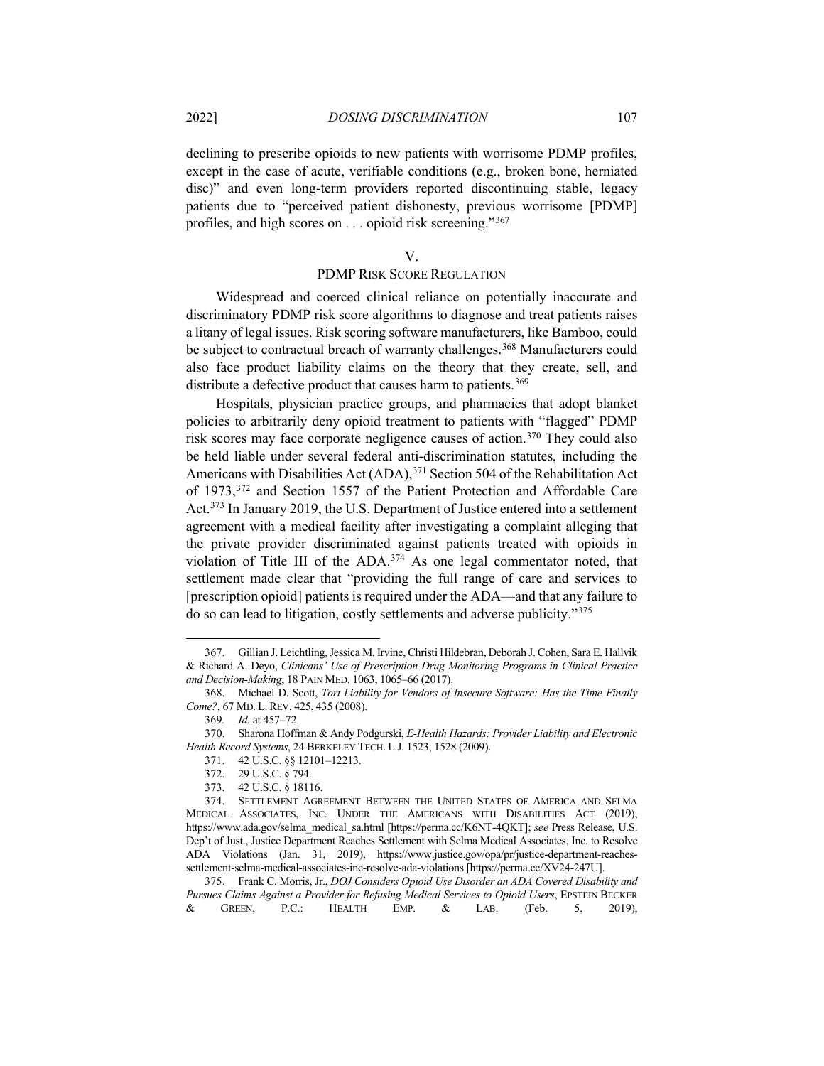declining to prescribe opioids to new patients with worrisome PDMP profiles, except in the case of acute, verifiable conditions (e.g., broken bone, herniated disc)" and even long-term providers reported discontinuing stable, legacy patients due to "perceived patient dishonesty, previous worrisome [PDMP] profiles, and high scores on . . . opioid risk screening."[367]

## V. PDMP RISK SCORE REGULATION

Widespread and coerced clinical reliance on potentially inaccurate and discriminatory PDMP risk score algorithms to diagnose and treat patients raises a litany of legal issues. Risk scoring software manufacturers, like Bamboo, could be subject to contractual breach of warranty challenges.[368] Manufacturers could also face product liability claims on the theory that they create, sell, and distribute a defective product that causes harm to patients.[369]

Hospitals, physician practice groups, and pharmacies that adopt blanket policies to arbitrarily deny opioid treatment to patients with "flagged" PDMP risk scores may face corporate negligence causes of action.[370] They could also be held liable under several federal anti-discrimination statutes, including the Americans with Disabilities Act (ADA),[371] Section 504 of the Rehabilitation Act of 1973,[372] and Section 1557 of the Patient Protection and Affordable Care Act.[373] In January 2019, the U.S. Department of Justice entered into a settlement agreement with a medical facility after investigating a complaint alleging that the private provider discriminated against patients treated with opioids in violation of Title III of the ADA.[374] As one legal commentator noted, that settlement made clear that "providing the full range of care and services to [prescription opioid] patients is required under the ADA—and that any failure to do so can lead to litigation, costly settlements and adverse publicity."[375]

---

367. Gillian J. Leichtling, Jessica M. Irvine, Christi Hildebran, Deborah J. Cohen, Sara E. Hallvik & Richard A. Deyo, *Clinicians' Use of Prescription Drug Monitoring Programs in Clinical Practice and Decision-Making*, 18 PAIN MED. 1063, 1065–66 (2017).

368. Michael D. Scott, *Tort Liability for Vendors of Insecure Software: Has the Time Finally Come?*, 67 MD. L. REV. 425, 435 (2008).

369. *Id.* at 457–72.

370. Sharona Hoffman & Andy Podgurski, *E-Health Hazards: Provider Liability and Electronic Health Record Systems*, 24 BERKELEY TECH. L.J. 1523, 1528 (2009).

371. 42 U.S.C. §§ 12101–12213.

372. 29 U.S.C. § 794.

373. 42 U.S.C. § 18116.

374. SETTLEMENT AGREEMENT BETWEEN THE UNITED STATES OF AMERICA AND SELMA MEDICAL ASSOCIATES, INC. UNDER THE AMERICANS WITH DISABILITIES ACT (2019), https://www.ada.gov/selma_medical_sa.html [https://perma.cc/K6NT-4QKT]; *see* Press Release, U.S. Dep't of Just., Justice Department Reaches Settlement with Selma Medical Associates, Inc. to Resolve ADA Violations (Jan. 31, 2019), https://www.justice.gov/opa/pr/justice-department-reaches-settlement-selma-medical-associates-inc-resolve-ada-violations [https://perma.cc/XV24-247U].

375. Frank C. Morris, Jr., *DOJ Considers Opioid Use Disorder an ADA Covered Disability and Pursues Claims Against a Provider for Refusing Medical Services to Opioid Users*, EPSTEIN BECKER & GREEN, P.C.: HEALTH EMP. & LAB. (Feb. 5, 2019),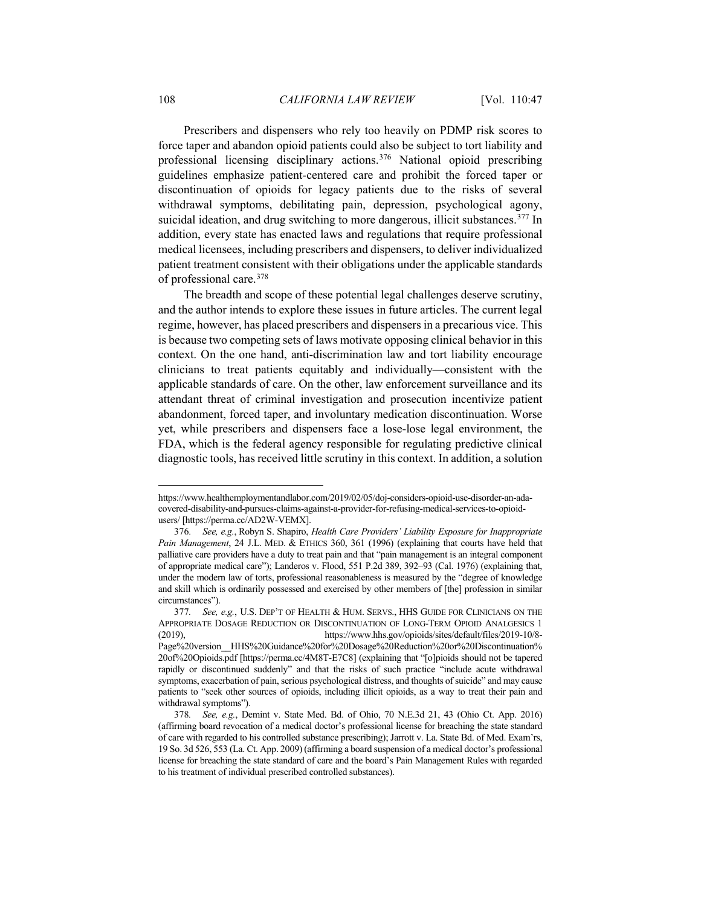Prescribers and dispensers who rely too heavily on PDMP risk scores to force taper and abandon opioid patients could also be subject to tort liability and professional licensing disciplinary actions.[376] National opioid prescribing guidelines emphasize patient-centered care and prohibit the forced taper or discontinuation of opioids for legacy patients due to the risks of several withdrawal symptoms, debilitating pain, depression, psychological agony, suicidal ideation, and drug switching to more dangerous, illicit substances.[377] In addition, every state has enacted laws and regulations that require professional medical licensees, including prescribers and dispensers, to deliver individualized patient treatment consistent with their obligations under the applicable standards of professional care.[378]

The breadth and scope of these potential legal challenges deserve scrutiny, and the author intends to explore these issues in future articles. The current legal regime, however, has placed prescribers and dispensers in a precarious vice. This is because two competing sets of laws motivate opposing clinical behavior in this context. On the one hand, anti-discrimination law and tort liability encourage clinicians to treat patients equitably and individually—consistent with the applicable standards of care. On the other, law enforcement surveillance and its attendant threat of criminal investigation and prosecution incentivize patient abandonment, forced taper, and involuntary medication discontinuation. Worse yet, while prescribers and dispensers face a lose-lose legal environment, the FDA, which is the federal agency responsible for regulating predictive clinical diagnostic tools, has received little scrutiny in this context. In addition, a solution

---

https://www.healthemploymentandlabor.com/2019/02/05/doj-considers-opioid-use-disorder-an-ada-covered-disability-and-pursues-claims-against-a-provider-for-refusing-medical-services-to-opioid-users/ [https://perma.cc/AD2W-VEMX].

376. *See, e.g.*, Robyn S. Shapiro, *Health Care Providers' Liability Exposure for Inappropriate Pain Management*, 24 J.L. MED. & ETHICS 360, 361 (1996) (explaining that courts have held that palliative care providers have a duty to treat pain and that "pain management is an integral component of appropriate medical care"); Landeros v. Flood, 551 P.2d 389, 392–93 (Cal. 1976) (explaining that, under the modern law of torts, professional reasonableness is measured by the "degree of knowledge and skill which is ordinarily possessed and exercised by other members of [the] profession in similar circumstances").

377. *See, e.g.*, U.S. DEP'T OF HEALTH & HUM. SERVS., HHS GUIDE FOR CLINICIANS ON THE APPROPRIATE DOSAGE REDUCTION OR DISCONTINUATION OF LONG-TERM OPIOID ANALGESICS 1 (2019), https://www.hhs.gov/opioids/sites/default/files/2019-10/8-Page%20version__HHS%20Guidance%20for%20Dosage%20Reduction%20or%20Discontinuation%20of%20Opioids.pdf [https://perma.cc/4M8T-E7C8] (explaining that "[o]pioids should not be tapered rapidly or discontinued suddenly" and that the risks of such practice "include acute withdrawal symptoms, exacerbation of pain, serious psychological distress, and thoughts of suicide" and may cause patients to "seek other sources of opioids, including illicit opioids, as a way to treat their pain and withdrawal symptoms").

378. *See, e.g.*, Demint v. State Med. Bd. of Ohio, 70 N.E.3d 21, 43 (Ohio Ct. App. 2016) (affirming board revocation of a medical doctor's professional license for breaching the state standard of care with regarded to his controlled substance prescribing); Jarrott v. La. State Bd. of Med. Exam'rs, 19 So. 3d 526, 553 (La. Ct. App. 2009) (affirming a board suspension of a medical doctor's professional license for breaching the state standard of care and the board's Pain Management Rules with regarded to his treatment of individual prescribed controlled substances).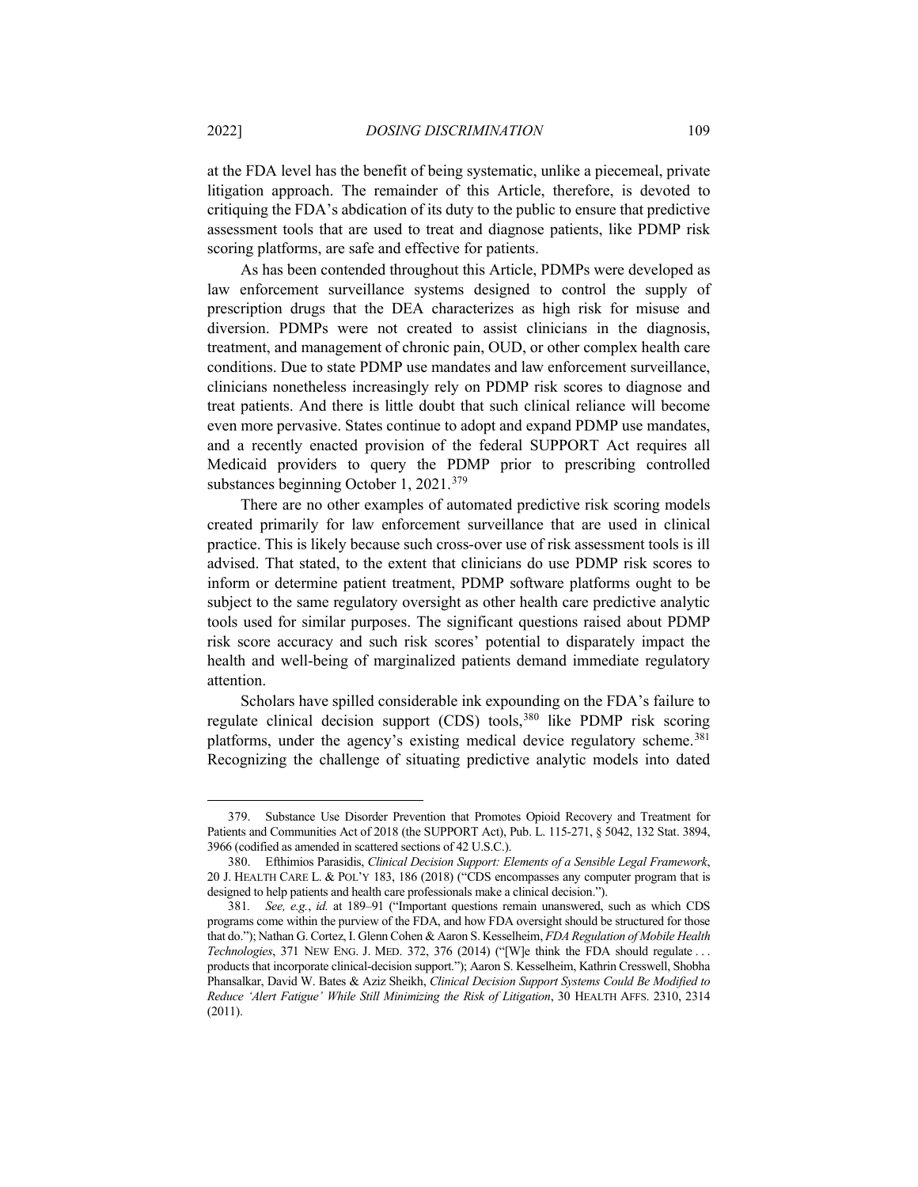at the FDA level has the benefit of being systematic, unlike a piecemeal, private litigation approach. The remainder of this Article, therefore, is devoted to critiquing the FDA's abdication of its duty to the public to ensure that predictive assessment tools that are used to treat and diagnose patients, like PDMP risk scoring platforms, are safe and effective for patients.

As has been contended throughout this Article, PDMPs were developed as law enforcement surveillance systems designed to control the supply of prescription drugs that the DEA characterizes as high risk for misuse and diversion. PDMPs were not created to assist clinicians in the diagnosis, treatment, and management of chronic pain, OUD, or other complex health care conditions. Due to state PDMP use mandates and law enforcement surveillance, clinicians nonetheless increasingly rely on PDMP risk scores to diagnose and treat patients. And there is little doubt that such clinical reliance will become even more pervasive. States continue to adopt and expand PDMP use mandates, and a recently enacted provision of the federal SUPPORT Act requires all Medicaid providers to query the PDMP prior to prescribing controlled substances beginning October 1, 2021.[379]

There are no other examples of automated predictive risk scoring models created primarily for law enforcement surveillance that are used in clinical practice. This is likely because such cross-over use of risk assessment tools is ill advised. That stated, to the extent that clinicians do use PDMP risk scores to inform or determine patient treatment, PDMP software platforms ought to be subject to the same regulatory oversight as other health care predictive analytic tools used for similar purposes. The significant questions raised about PDMP risk score accuracy and such risk scores' potential to disparately impact the health and well-being of marginalized patients demand immediate regulatory attention.

Scholars have spilled considerable ink expounding on the FDA's failure to regulate clinical decision support (CDS) tools,[380] like PDMP risk scoring platforms, under the agency's existing medical device regulatory scheme.[381] Recognizing the challenge of situating predictive analytic models into dated

---

379. Substance Use Disorder Prevention that Promotes Opioid Recovery and Treatment for Patients and Communities Act of 2018 (the SUPPORT Act), Pub. L. 115-271, § 5042, 132 Stat. 3894, 3966 (codified as amended in scattered sections of 42 U.S.C.).

380. Efthimios Parasidis, *Clinical Decision Support: Elements of a Sensible Legal Framework*, 20 J. HEALTH CARE L. & POL'Y 183, 186 (2018) ("CDS encompasses any computer program that is designed to help patients and health care professionals make a clinical decision.").

381. *See, e.g.*, *id.* at 189–91 ("Important questions remain unanswered, such as which CDS programs come within the purview of the FDA, and how FDA oversight should be structured for those that do."); Nathan G. Cortez, I. Glenn Cohen & Aaron S. Kesselheim, *FDA Regulation of Mobile Health Technologies*, 371 NEW ENG. J. MED. 372, 376 (2014) ("[W]e think the FDA should regulate . . . products that incorporate clinical-decision support."); Aaron S. Kesselheim, Kathrin Cresswell, Shobha Phansalkar, David W. Bates & Aziz Sheikh, *Clinical Decision Support Systems Could Be Modified to Reduce 'Alert Fatigue' While Still Minimizing the Risk of Litigation*, 30 HEALTH AFFS. 2310, 2314 (2011).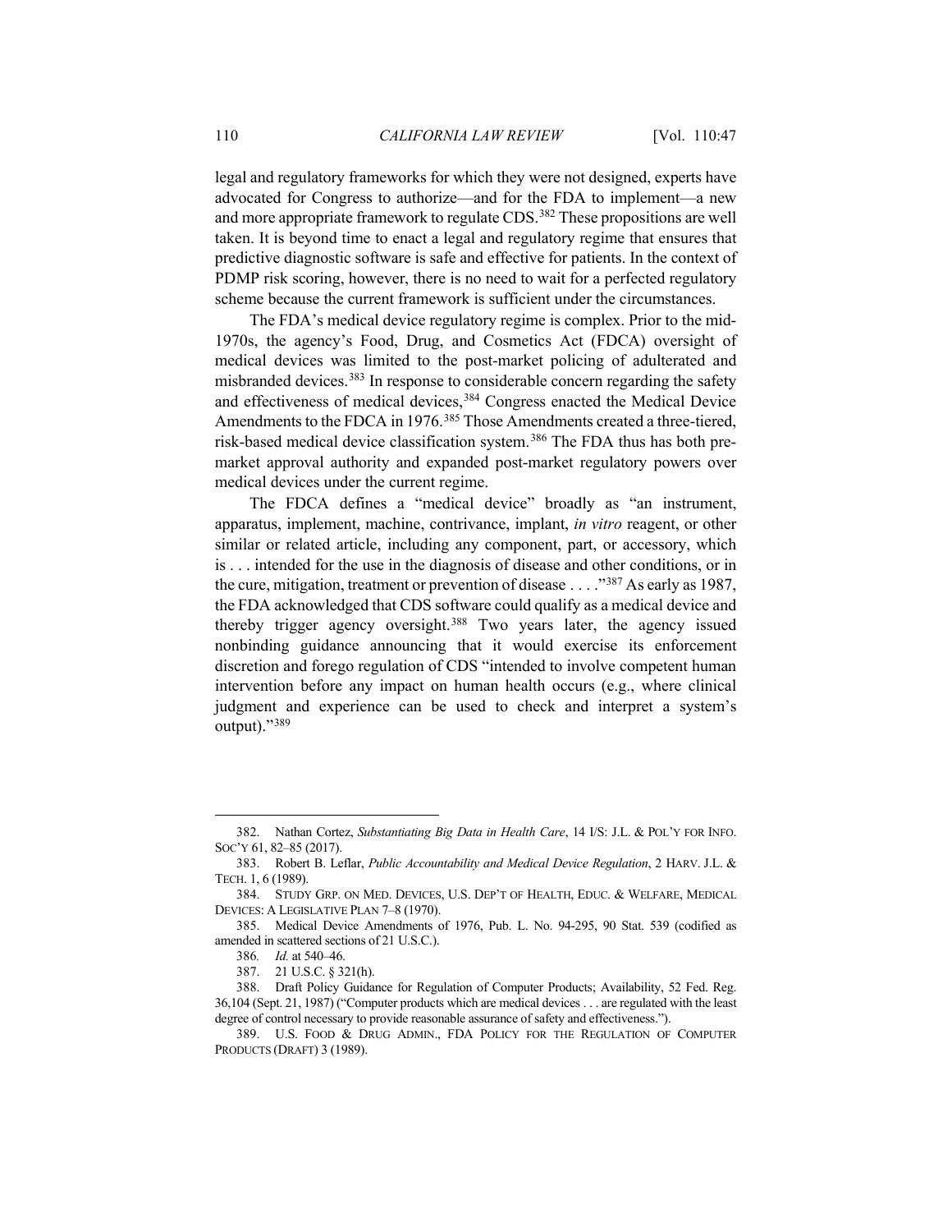legal and regulatory frameworks for which they were not designed, experts have advocated for Congress to authorize—and for the FDA to implement—a new and more appropriate framework to regulate CDS.[382] These propositions are well taken. It is beyond time to enact a legal and regulatory regime that ensures that predictive diagnostic software is safe and effective for patients. In the context of PDMP risk scoring, however, there is no need to wait for a perfected regulatory scheme because the current framework is sufficient under the circumstances.

The FDA's medical device regulatory regime is complex. Prior to the mid-1970s, the agency's Food, Drug, and Cosmetics Act (FDCA) oversight of medical devices was limited to the post-market policing of adulterated and misbranded devices.[383] In response to considerable concern regarding the safety and effectiveness of medical devices,[384] Congress enacted the Medical Device Amendments to the FDCA in 1976.[385] Those Amendments created a three-tiered, risk-based medical device classification system.[386] The FDA thus has both pre-market approval authority and expanded post-market regulatory powers over medical devices under the current regime.

The FDCA defines a "medical device" broadly as "an instrument, apparatus, implement, machine, contrivance, implant, *in vitro* reagent, or other similar or related article, including any component, part, or accessory, which is . . . intended for the use in the diagnosis of disease and other conditions, or in the cure, mitigation, treatment or prevention of disease . . . ."[387] As early as 1987, the FDA acknowledged that CDS software could qualify as a medical device and thereby trigger agency oversight.[388] Two years later, the agency issued nonbinding guidance announcing that it would exercise its enforcement discretion and forego regulation of CDS "intended to involve competent human intervention before any impact on human health occurs (e.g., where clinical judgment and experience can be used to check and interpret a system's output)."[389]

---

382. Nathan Cortez, *Substantiating Big Data in Health Care*, 14 I/S: J.L. & POL'Y FOR INFO. SOC'Y 61, 82–85 (2017).

383. Robert B. Leflar, *Public Accountability and Medical Device Regulation*, 2 HARV. J.L. & TECH. 1, 6 (1989).

384. STUDY GRP. ON MED. DEVICES, U.S. DEP'T OF HEALTH, EDUC. & WELFARE, MEDICAL DEVICES: A LEGISLATIVE PLAN 7–8 (1970).

385. Medical Device Amendments of 1976, Pub. L. No. 94-295, 90 Stat. 539 (codified as amended in scattered sections of 21 U.S.C.).

386. *Id.* at 540–46.

387. 21 U.S.C. § 321(h).

388. Draft Policy Guidance for Regulation of Computer Products; Availability, 52 Fed. Reg. 36,104 (Sept. 21, 1987) ("Computer products which are medical devices . . . are regulated with the least degree of control necessary to provide reasonable assurance of safety and effectiveness.").

389. U.S. FOOD & DRUG ADMIN., FDA POLICY FOR THE REGULATION OF COMPUTER PRODUCTS (DRAFT) 3 (1989).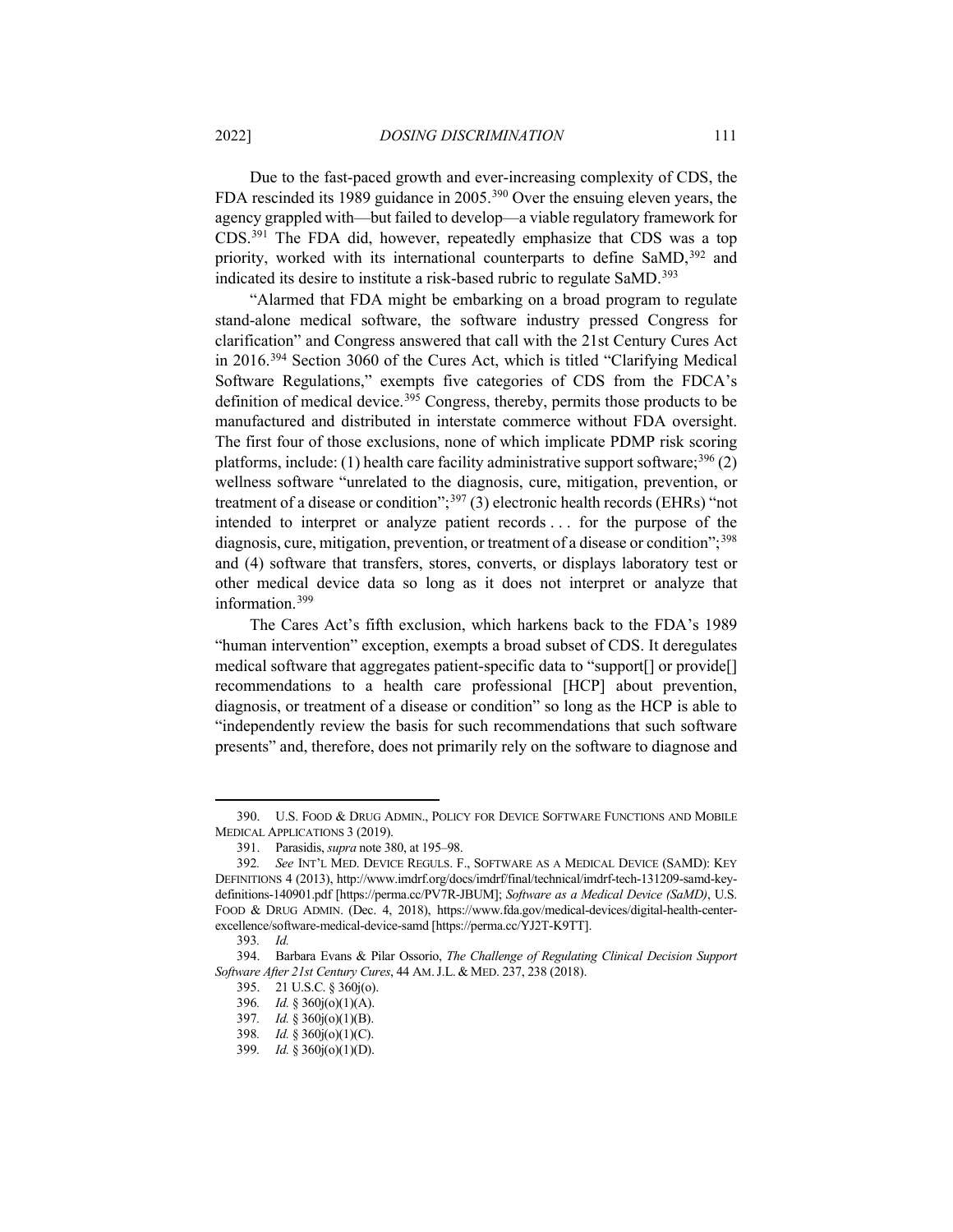Due to the fast-paced growth and ever-increasing complexity of CDS, the FDA rescinded its 1989 guidance in 2005.[390] Over the ensuing eleven years, the agency grappled with—but failed to develop—a viable regulatory framework for CDS.[391] The FDA did, however, repeatedly emphasize that CDS was a top priority, worked with its international counterparts to define SaMD,[392] and indicated its desire to institute a risk-based rubric to regulate SaMD.[393]

"Alarmed that FDA might be embarking on a broad program to regulate stand-alone medical software, the software industry pressed Congress for clarification" and Congress answered that call with the 21st Century Cures Act in 2016.[394] Section 3060 of the Cures Act, which is titled "Clarifying Medical Software Regulations," exempts five categories of CDS from the FDCA's definition of medical device.[395] Congress, thereby, permits those products to be manufactured and distributed in interstate commerce without FDA oversight. The first four of those exclusions, none of which implicate PDMP risk scoring platforms, include: (1) health care facility administrative support software;[396] (2) wellness software "unrelated to the diagnosis, cure, mitigation, prevention, or treatment of a disease or condition";[397] (3) electronic health records (EHRs) "not intended to interpret or analyze patient records . . . for the purpose of the diagnosis, cure, mitigation, prevention, or treatment of a disease or condition";[398] and (4) software that transfers, stores, converts, or displays laboratory test or other medical device data so long as it does not interpret or analyze that information.[399]

The Cares Act's fifth exclusion, which harkens back to the FDA's 1989 "human intervention" exception, exempts a broad subset of CDS. It deregulates medical software that aggregates patient-specific data to "support[] or provide[] recommendations to a health care professional [HCP] about prevention, diagnosis, or treatment of a disease or condition" so long as the HCP is able to "independently review the basis for such recommendations that such software presents" and, therefore, does not primarily rely on the software to diagnose and

---

390. U.S. FOOD & DRUG ADMIN., POLICY FOR DEVICE SOFTWARE FUNCTIONS AND MOBILE MEDICAL APPLICATIONS 3 (2019).

391. Parasidis, *supra* note 380, at 195–98.

392. *See* INT'L MED. DEVICE REGULS. F., SOFTWARE AS A MEDICAL DEVICE (SAMD): KEY DEFINITIONS 4 (2013), http://www.imdrf.org/docs/imdrf/final/technical/imdrf-tech-131209-samd-key-definitions-140901.pdf [https://perma.cc/PV7R-JBUM]; *Software as a Medical Device (SaMD)*, U.S. FOOD & DRUG ADMIN. (Dec. 4, 2018), https://www.fda.gov/medical-devices/digital-health-center-excellence/software-medical-device-samd [https://perma.cc/YJ2T-K9TT].

393. *Id.*

394. Barbara Evans & Pilar Ossorio, *The Challenge of Regulating Clinical Decision Support Software After 21st Century Cures*, 44 AM. J.L. & MED. 237, 238 (2018).

395. 21 U.S.C. § 360j(o).

396. *Id.* § 360j(o)(1)(A).

397. *Id.* § 360j(o)(1)(B).

398. *Id.* § 360j(o)(1)(C).

399. *Id.* § 360j(o)(1)(D).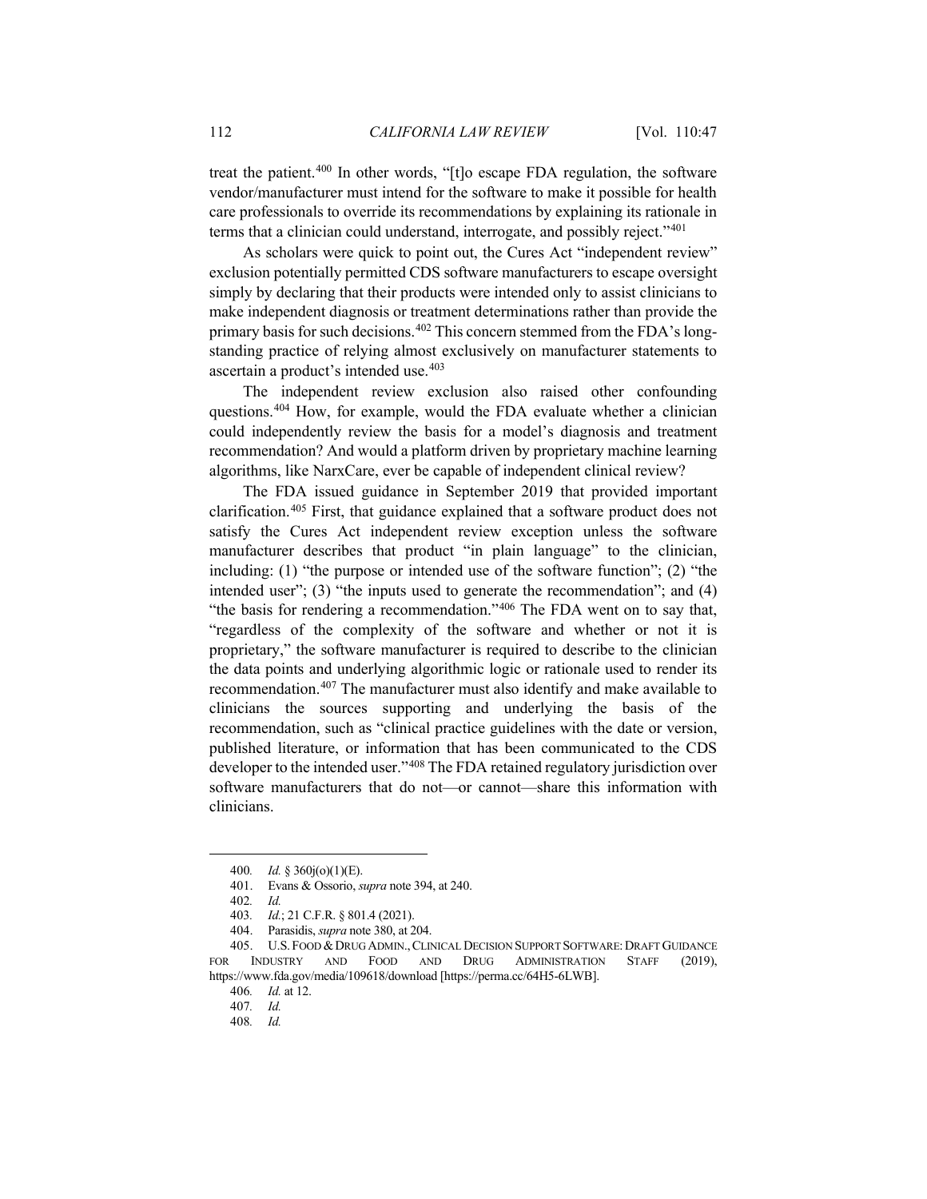treat the patient.[400] In other words, "[t]o escape FDA regulation, the software vendor/manufacturer must intend for the software to make it possible for health care professionals to override its recommendations by explaining its rationale in terms that a clinician could understand, interrogate, and possibly reject."[401]

As scholars were quick to point out, the Cures Act "independent review" exclusion potentially permitted CDS software manufacturers to escape oversight simply by declaring that their products were intended only to assist clinicians to make independent diagnosis or treatment determinations rather than provide the primary basis for such decisions.[402] This concern stemmed from the FDA's long-standing practice of relying almost exclusively on manufacturer statements to ascertain a product's intended use.[403]

The independent review exclusion also raised other confounding questions.[404] How, for example, would the FDA evaluate whether a clinician could independently review the basis for a model's diagnosis and treatment recommendation? And would a platform driven by proprietary machine learning algorithms, like NarxCare, ever be capable of independent clinical review?

The FDA issued guidance in September 2019 that provided important clarification.[405] First, that guidance explained that a software product does not satisfy the Cures Act independent review exception unless the software manufacturer describes that product "in plain language" to the clinician, including: (1) "the purpose or intended use of the software function"; (2) "the intended user"; (3) "the inputs used to generate the recommendation"; and (4) "the basis for rendering a recommendation."[406] The FDA went on to say that, "regardless of the complexity of the software and whether or not it is proprietary," the software manufacturer is required to describe to the clinician the data points and underlying algorithmic logic or rationale used to render its recommendation.[407] The manufacturer must also identify and make available to clinicians the sources supporting and underlying the basis of the recommendation, such as "clinical practice guidelines with the date or version, published literature, or information that has been communicated to the CDS developer to the intended user."[408] The FDA retained regulatory jurisdiction over software manufacturers that do not—or cannot—share this information with clinicians.

---

400. *Id.* § 360j(o)(1)(E).

401. Evans & Ossorio, *supra* note 394, at 240.

402. *Id.*

403. *Id.*; 21 C.F.R. § 801.4 (2021).

404. Parasidis, *supra* note 380, at 204.

405. U.S. FOOD & DRUG ADMIN., CLINICAL DECISION SUPPORT SOFTWARE: DRAFT GUIDANCE FOR INDUSTRY AND FOOD AND DRUG ADMINISTRATION STAFF (2019), https://www.fda.gov/media/109618/download [https://perma.cc/64H5-6LWB].

406. *Id.* at 12.

407. *Id.*

408. *Id.*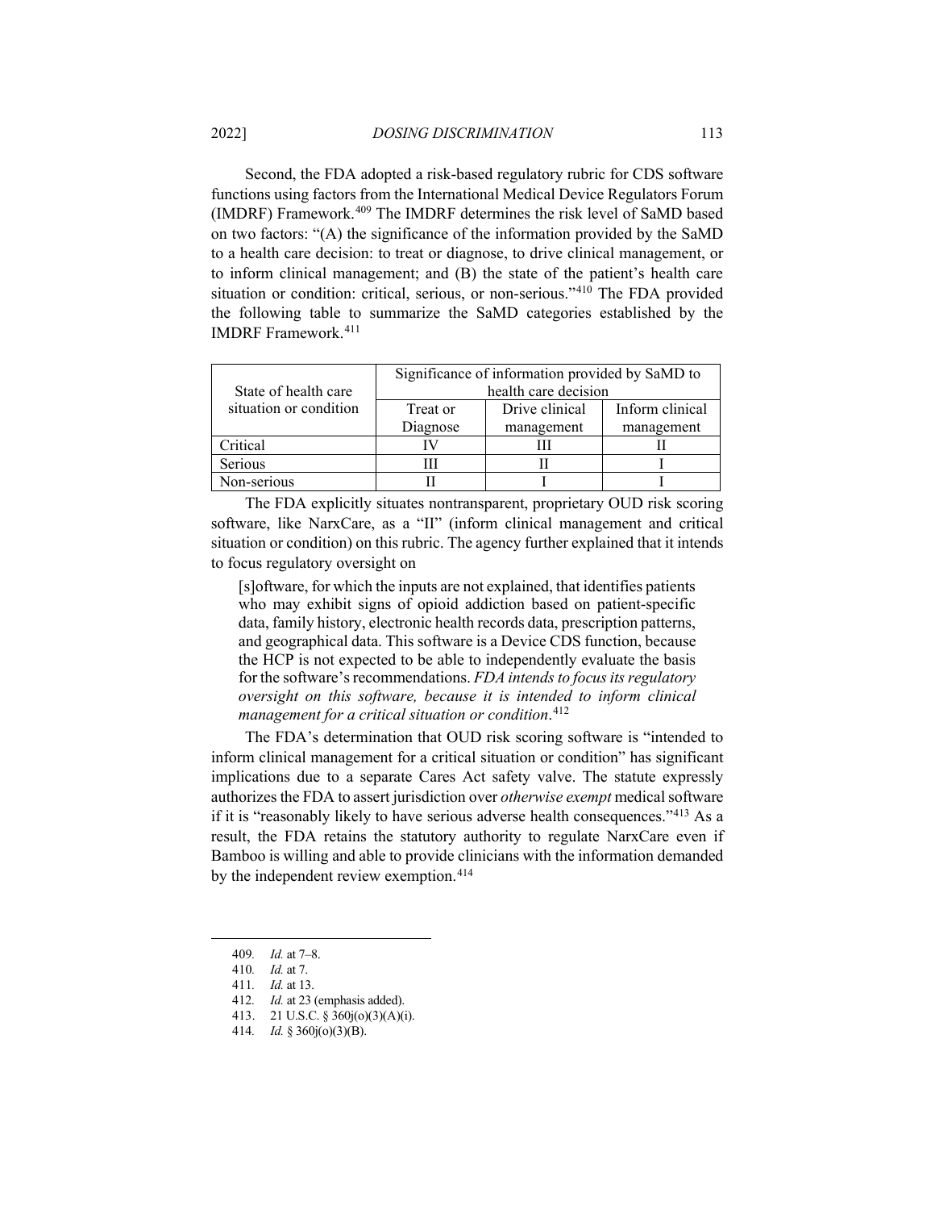Second, the FDA adopted a risk-based regulatory rubric for CDS software functions using factors from the International Medical Device Regulators Forum (IMDRF) Framework.[409] The IMDRF determines the risk level of SaMD based on two factors: "(A) the significance of the information provided by the SaMD to a health care decision: to treat or diagnose, to drive clinical management, or to inform clinical management; and (B) the state of the patient's health care situation or condition: critical, serious, or non-serious."[410] The FDA provided the following table to summarize the SaMD categories established by the IMDRF Framework.[411]

| State of health care situation or condition | Significance of information provided by SaMD to health care decision | | |
|---|---|---|---|
| | Treat or Diagnose | Drive clinical management | Inform clinical management |
| Critical | IV | III | II |
| Serious | III | II | I |
| Non-serious | II | I | I |

The FDA explicitly situates nontransparent, proprietary OUD risk scoring software, like NarxCare, as a "II" (inform clinical management and critical situation or condition) on this rubric. The agency further explained that it intends to focus regulatory oversight on

> [s]oftware, for which the inputs are not explained, that identifies patients who may exhibit signs of opioid addiction based on patient-specific data, family history, electronic health records data, prescription patterns, and geographical data. This software is a Device CDS function, because the HCP is not expected to be able to independently evaluate the basis for the software's recommendations. *FDA intends to focus its regulatory oversight on this software, because it is intended to inform clinical management for a critical situation or condition*.[412]

The FDA's determination that OUD risk scoring software is "intended to inform clinical management for a critical situation or condition" has significant implications due to a separate Cares Act safety valve. The statute expressly authorizes the FDA to assert jurisdiction over *otherwise exempt* medical software if it is "reasonably likely to have serious adverse health consequences."[413] As a result, the FDA retains the statutory authority to regulate NarxCare even if Bamboo is willing and able to provide clinicians with the information demanded by the independent review exemption.[414]

---

409. *Id.* at 7–8.

410. *Id.* at 7.

411. *Id.* at 13.

412. *Id.* at 23 (emphasis added).

413. 21 U.S.C. § 360j(o)(3)(A)(i).

414. *Id.* § 360j(o)(3)(B).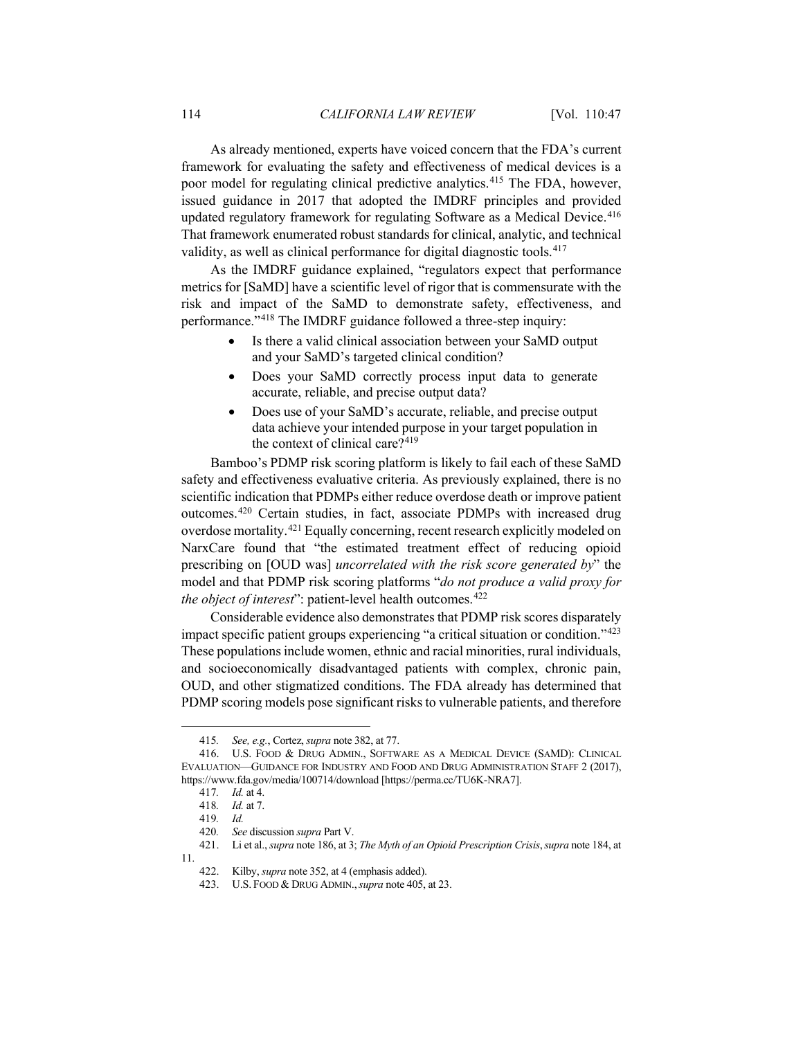As already mentioned, experts have voiced concern that the FDA's current framework for evaluating the safety and effectiveness of medical devices is a poor model for regulating clinical predictive analytics.[415] The FDA, however, issued guidance in 2017 that adopted the IMDRF principles and provided updated regulatory framework for regulating Software as a Medical Device.[416] That framework enumerated robust standards for clinical, analytic, and technical validity, as well as clinical performance for digital diagnostic tools.[417]

As the IMDRF guidance explained, "regulators expect that performance metrics for [SaMD] have a scientific level of rigor that is commensurate with the risk and impact of the SaMD to demonstrate safety, effectiveness, and performance."[418] The IMDRF guidance followed a three-step inquiry:

- Is there a valid clinical association between your SaMD output and your SaMD's targeted clinical condition?
- Does your SaMD correctly process input data to generate accurate, reliable, and precise output data?
- Does use of your SaMD's accurate, reliable, and precise output data achieve your intended purpose in your target population in the context of clinical care?[419]

Bamboo's PDMP risk scoring platform is likely to fail each of these SaMD safety and effectiveness evaluative criteria. As previously explained, there is no scientific indication that PDMPs either reduce overdose death or improve patient outcomes.[420] Certain studies, in fact, associate PDMPs with increased drug overdose mortality.[421] Equally concerning, recent research explicitly modeled on NarxCare found that "the estimated treatment effect of reducing opioid prescribing on [OUD was] *uncorrelated with the risk score generated by*" the model and that PDMP risk scoring platforms "*do not produce a valid proxy for the object of interest*": patient-level health outcomes.[422]

Considerable evidence also demonstrates that PDMP risk scores disparately impact specific patient groups experiencing "a critical situation or condition."[423] These populations include women, ethnic and racial minorities, rural individuals, and socioeconomically disadvantaged patients with complex, chronic pain, OUD, and other stigmatized conditions. The FDA already has determined that PDMP scoring models pose significant risks to vulnerable patients, and therefore

---

415. *See, e.g.*, Cortez, *supra* note 382, at 77.

416. U.S. FOOD & DRUG ADMIN., SOFTWARE AS A MEDICAL DEVICE (SAMD): CLINICAL EVALUATION—GUIDANCE FOR INDUSTRY AND FOOD AND DRUG ADMINISTRATION STAFF 2 (2017), https://www.fda.gov/media/100714/download [https://perma.cc/TU6K-NRA7].

417. *Id.* at 4.

418. *Id.* at 7.

419. *Id.*

420. *See* discussion *supra* Part V.

421. Li et al., *supra* note 186, at 3; *The Myth of an Opioid Prescription Crisis*, *supra* note 184, at 11.

422. Kilby, *supra* note 352, at 4 (emphasis added).

423. U.S. FOOD & DRUG ADMIN., *supra* note 405, at 23.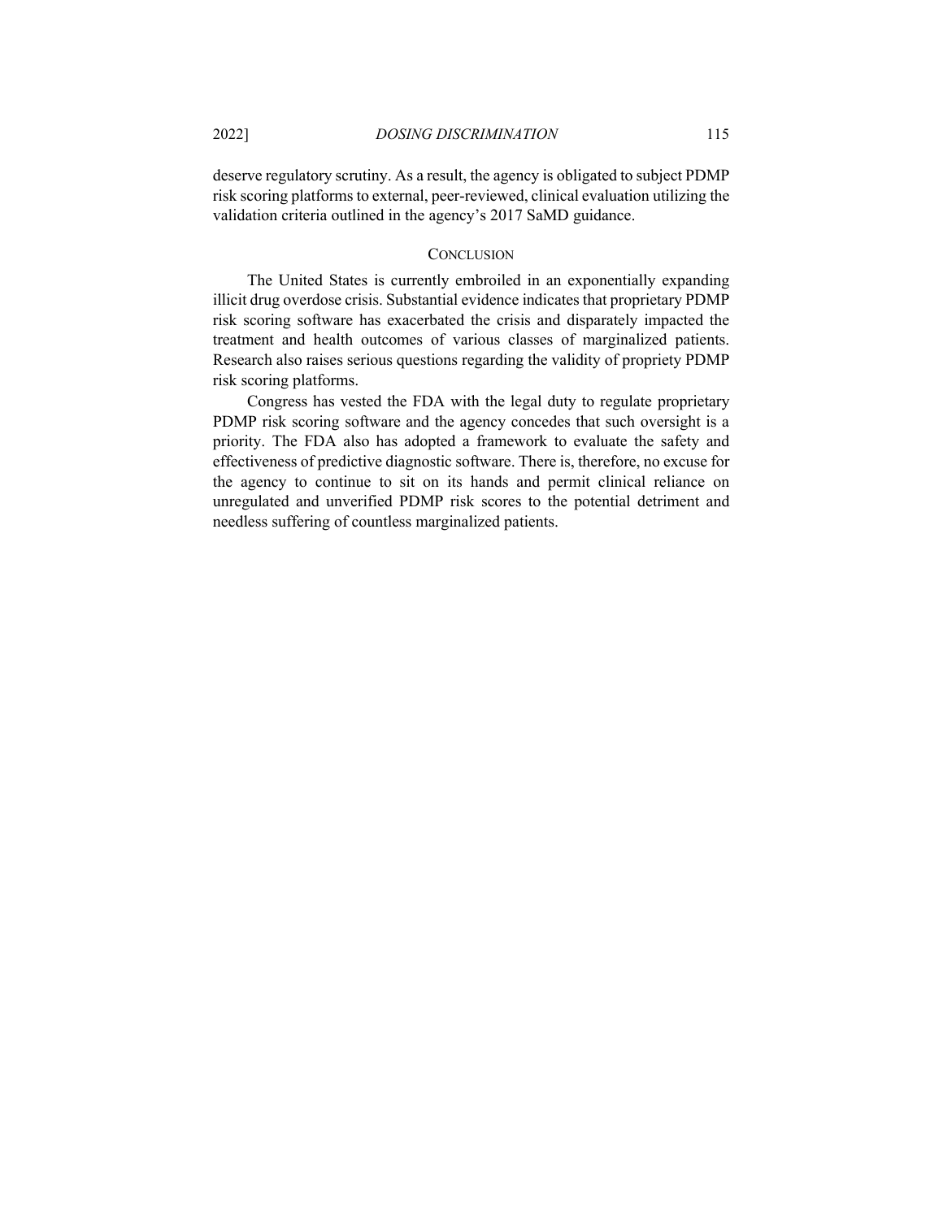deserve regulatory scrutiny. As a result, the agency is obligated to subject PDMP risk scoring platforms to external, peer-reviewed, clinical evaluation utilizing the validation criteria outlined in the agency's 2017 SaMD guidance.

## CONCLUSION

The United States is currently embroiled in an exponentially expanding illicit drug overdose crisis. Substantial evidence indicates that proprietary PDMP risk scoring software has exacerbated the crisis and disparately impacted the treatment and health outcomes of various classes of marginalized patients. Research also raises serious questions regarding the validity of propriety PDMP risk scoring platforms.

Congress has vested the FDA with the legal duty to regulate proprietary PDMP risk scoring software and the agency concedes that such oversight is a priority. The FDA also has adopted a framework to evaluate the safety and effectiveness of predictive diagnostic software. There is, therefore, no excuse for the agency to continue to sit on its hands and permit clinical reliance on unregulated and unverified PDMP risk scores to the potential detriment and needless suffering of countless marginalized patients.